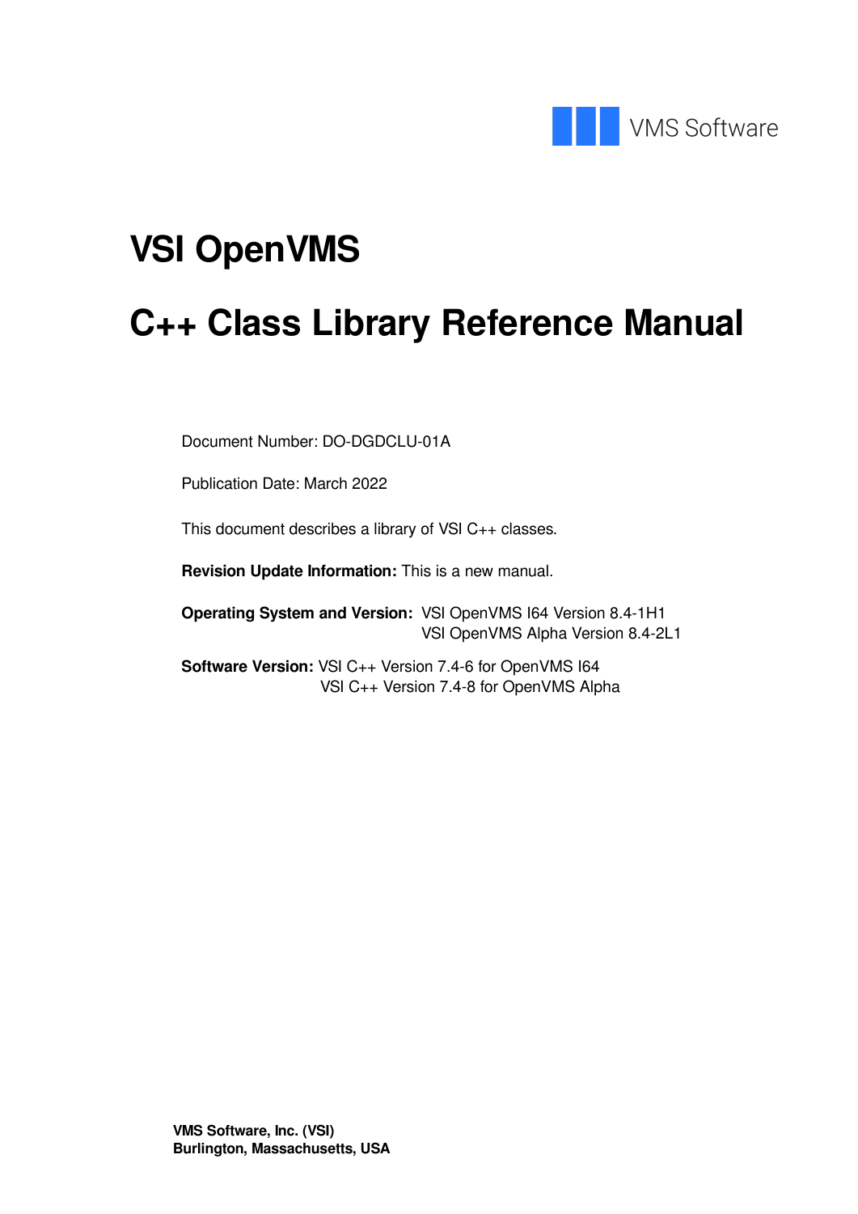VMS Software

# VSI OpenVMS

# C++ Class Library Reference Manual

Document Number: DO-DGDCLU-01A

Publication Date: March 2022

This document describes a library of VSI C++ classes.

**Revision Update Information:** This is a new manual.

**Operating System and Version:** VSI OpenVMS I64 Version 8.4-1H1
VSI OpenVMS Alpha Version 8.4-2L1

**Software Version:** VSI C++ Version 7.4-6 for OpenVMS I64
VSI C++ Version 7.4-8 for OpenVMS Alpha

**VMS Software, Inc. (VSI)**
**Burlington, Massachusetts, USA**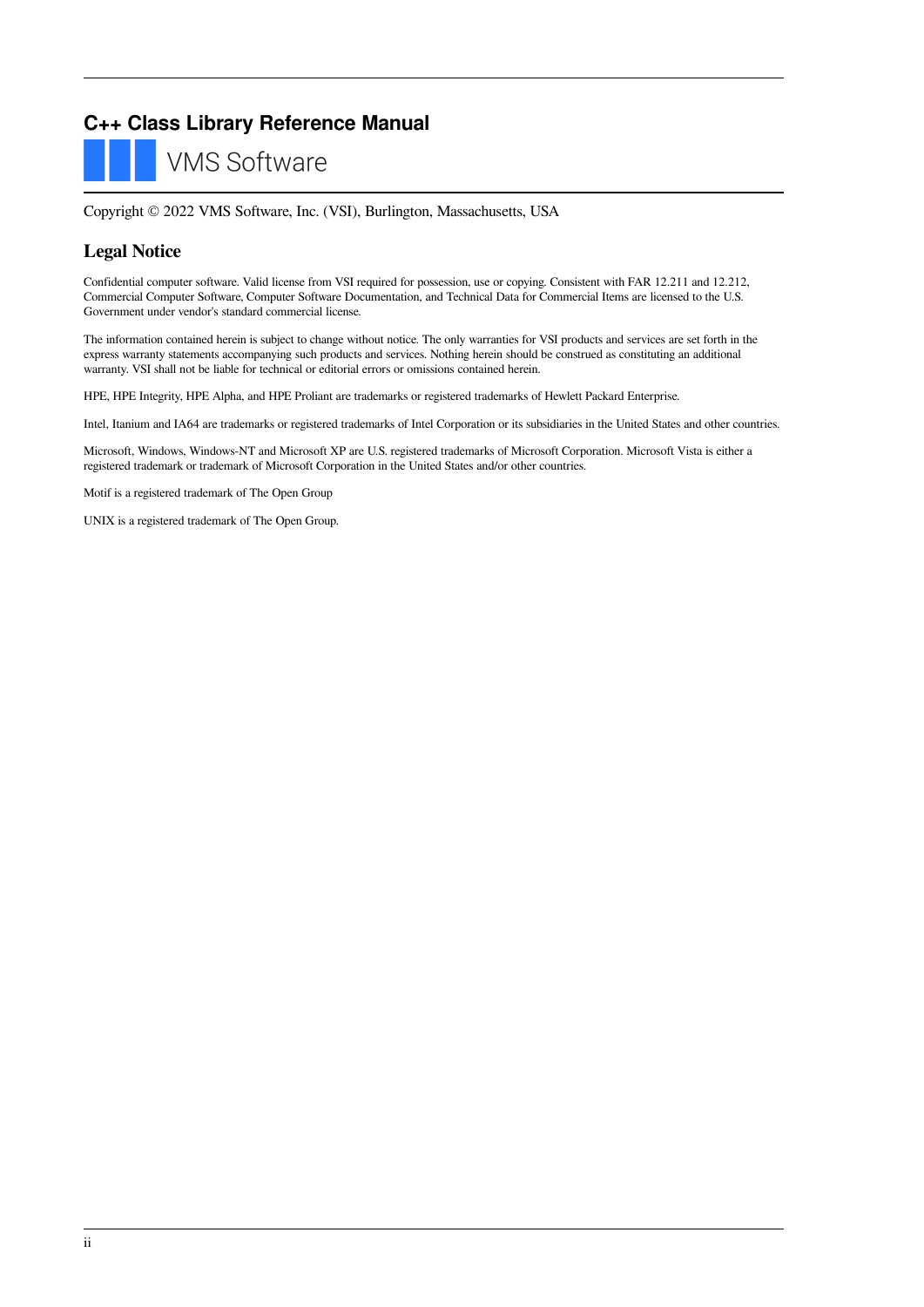# C++ Class Library Reference Manual

VMS Software

Copyright © 2022 VMS Software, Inc. (VSI), Burlington, Massachusetts, USA

## Legal Notice

Confidential computer software. Valid license from VSI required for possession, use or copying. Consistent with FAR 12.211 and 12.212, Commercial Computer Software, Computer Software Documentation, and Technical Data for Commercial Items are licensed to the U.S. Government under vendor's standard commercial license.

The information contained herein is subject to change without notice. The only warranties for VSI products and services are set forth in the express warranty statements accompanying such products and services. Nothing herein should be construed as constituting an additional warranty. VSI shall not be liable for technical or editorial errors or omissions contained herein.

HPE, HPE Integrity, HPE Alpha, and HPE Proliant are trademarks or registered trademarks of Hewlett Packard Enterprise.

Intel, Itanium and IA64 are trademarks or registered trademarks of Intel Corporation or its subsidiaries in the United States and other countries.

Microsoft, Windows, Windows-NT and Microsoft XP are U.S. registered trademarks of Microsoft Corporation. Microsoft Vista is either a registered trademark or trademark of Microsoft Corporation in the United States and/or other countries.

Motif is a registered trademark of The Open Group

UNIX is a registered trademark of The Open Group.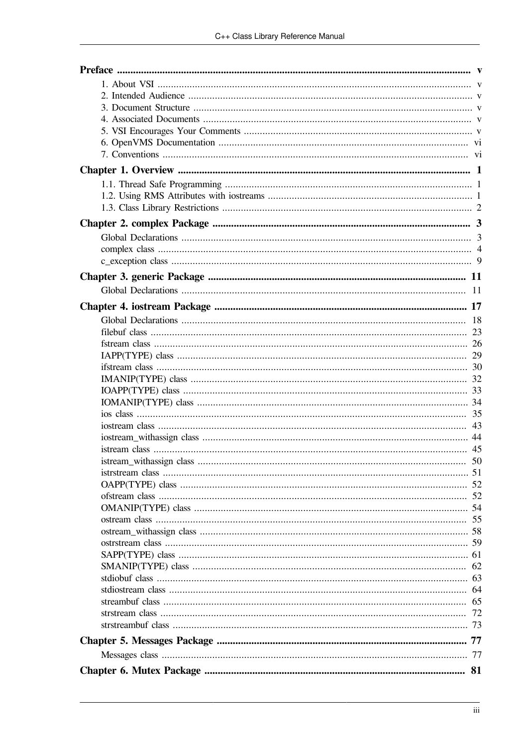**Preface** ..... v

1. About VSI ..... v
2. Intended Audience ..... v
3. Document Structure ..... v
4. Associated Documents ..... v
5. VSI Encourages Your Comments ..... v
6. OpenVMS Documentation ..... vi
7. Conventions ..... vi

**Chapter 1. Overview** ..... 1

1.1. Thread Safe Programming ..... 1
1.2. Using RMS Attributes with iostreams ..... 1
1.3. Class Library Restrictions ..... 2

**Chapter 2. complex Package** ..... 3

Global Declarations ..... 3
complex class ..... 4
c_exception class ..... 9

**Chapter 3. generic Package** ..... 11

Global Declarations ..... 11

**Chapter 4. iostream Package** ..... 17

Global Declarations ..... 18
filebuf class ..... 23
fstream class ..... 26
IAPP(TYPE) class ..... 29
ifstream class ..... 30
IMANIP(TYPE) class ..... 32
IOAPP(TYPE) class ..... 33
IOMANIP(TYPE) class ..... 34
ios class ..... 35
iostream class ..... 43
iostream_withassign class ..... 44
istream class ..... 45
istream_withassign class ..... 50
istrstream class ..... 51
OAPP(TYPE) class ..... 52
ofstream class ..... 52
OMANIP(TYPE) class ..... 54
ostream class ..... 55
ostream_withassign class ..... 58
ostrstream class ..... 59
SAPP(TYPE) class ..... 61
SMANIP(TYPE) class ..... 62
stdiobuf class ..... 63
stdiostream class ..... 64
streambuf class ..... 65
strstream class ..... 72
strstreambuf class ..... 73

**Chapter 5. Messages Package** ..... 77

Messages class ..... 77

**Chapter 6. Mutex Package** ..... 81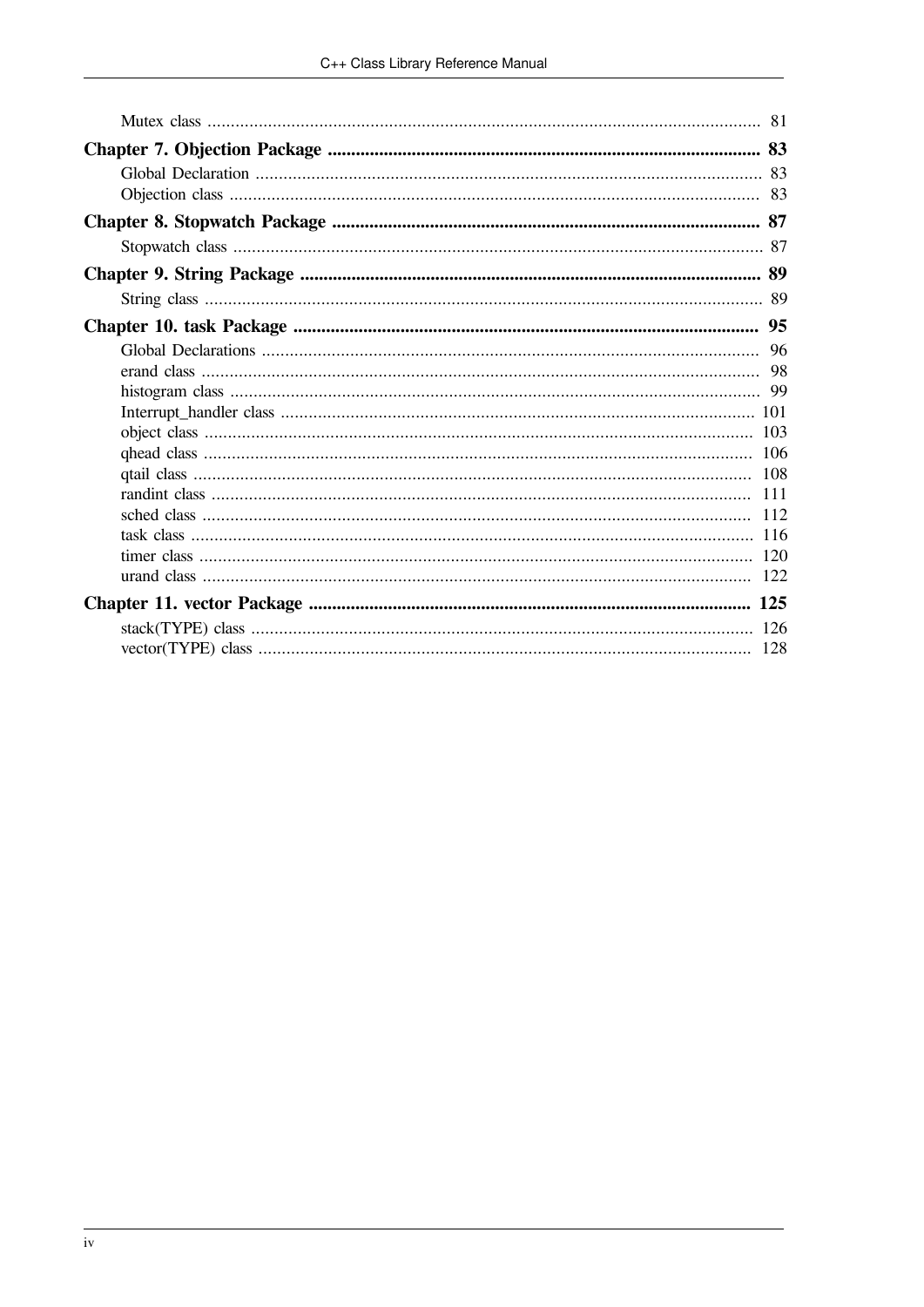Mutex class ..... 81

**Chapter 7. Objection Package ..... 83**

Global Declaration ..... 83

Objection class ..... 83

**Chapter 8. Stopwatch Package ..... 87**

Stopwatch class ..... 87

**Chapter 9. String Package ..... 89**

String class ..... 89

**Chapter 10. task Package ..... 95**

Global Declarations ..... 96

erand class ..... 98

histogram class ..... 99

Interrupt_handler class ..... 101

object class ..... 103

qhead class ..... 106

qtail class ..... 108

randint class ..... 111

sched class ..... 112

task class ..... 116

timer class ..... 120

urand class ..... 122

**Chapter 11. vector Package ..... 125**

stack(TYPE) class ..... 126

vector(TYPE) class ..... 128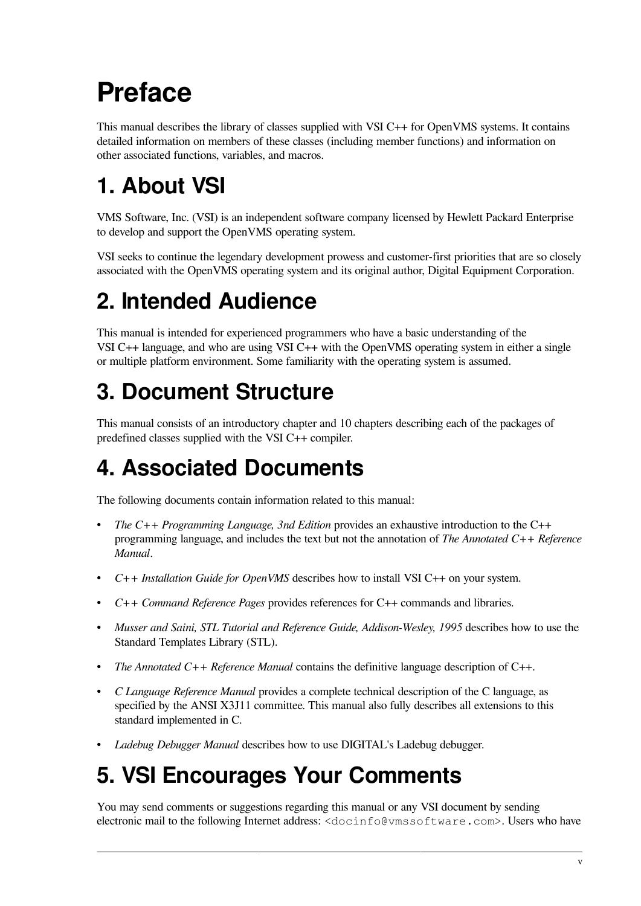# Preface

This manual describes the library of classes supplied with VSI C++ for OpenVMS systems. It contains detailed information on members of these classes (including member functions) and information on other associated functions, variables, and macros.

# 1. About VSI

VMS Software, Inc. (VSI) is an independent software company licensed by Hewlett Packard Enterprise to develop and support the OpenVMS operating system.

VSI seeks to continue the legendary development prowess and customer-first priorities that are so closely associated with the OpenVMS operating system and its original author, Digital Equipment Corporation.

# 2. Intended Audience

This manual is intended for experienced programmers who have a basic understanding of the VSI C++ language, and who are using VSI C++ with the OpenVMS operating system in either a single or multiple platform environment. Some familiarity with the operating system is assumed.

# 3. Document Structure

This manual consists of an introductory chapter and 10 chapters describing each of the packages of predefined classes supplied with the VSI C++ compiler.

# 4. Associated Documents

The following documents contain information related to this manual:

- *The C++ Programming Language, 3nd Edition* provides an exhaustive introduction to the C++ programming language, and includes the text but not the annotation of *The Annotated C++ Reference Manual*.
- *C++ Installation Guide for OpenVMS* describes how to install VSI C++ on your system.
- *C++ Command Reference Pages* provides references for C++ commands and libraries.
- *Musser and Saini, STL Tutorial and Reference Guide, Addison-Wesley, 1995* describes how to use the Standard Templates Library (STL).
- *The Annotated C++ Reference Manual* contains the definitive language description of C++.
- *C Language Reference Manual* provides a complete technical description of the C language, as specified by the ANSI X3J11 committee. This manual also fully describes all extensions to this standard implemented in C.
- *Ladebug Debugger Manual* describes how to use DIGITAL's Ladebug debugger.

# 5. VSI Encourages Your Comments

You may send comments or suggestions regarding this manual or any VSI document by sending electronic mail to the following Internet address: `<docinfo@vmssoftware.com>`. Users who have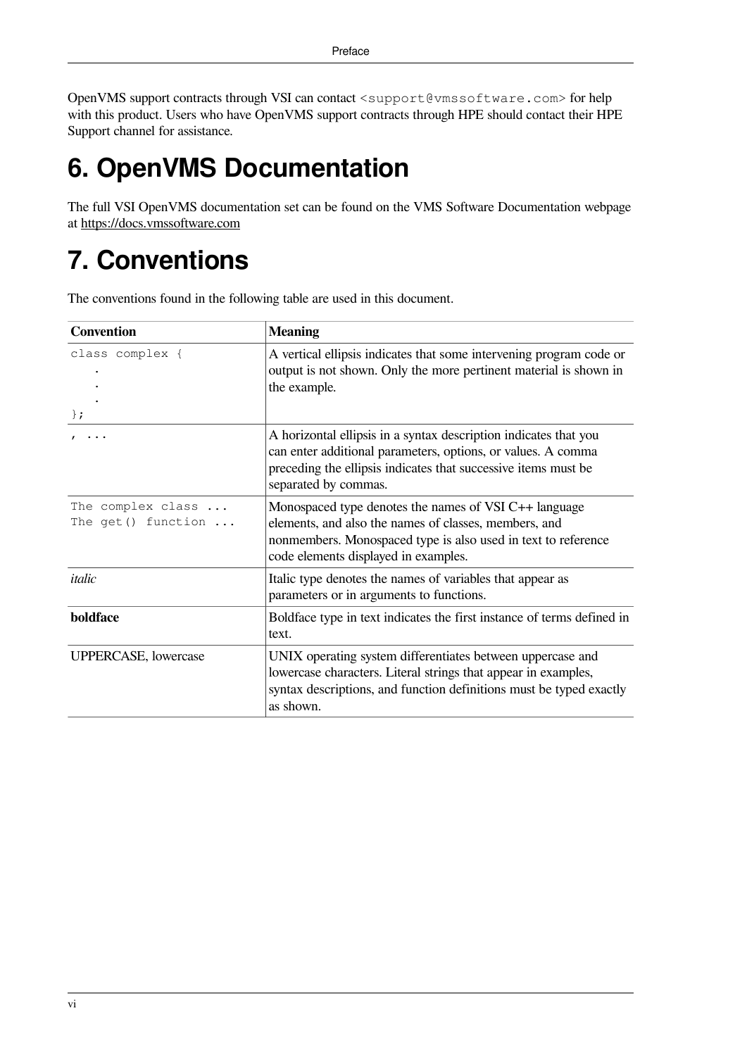OpenVMS support contracts through VSI can contact `<support@vmssoftware.com>` for help with this product. Users who have OpenVMS support contracts through HPE should contact their HPE Support channel for assistance.

# 6. OpenVMS Documentation

The full VSI OpenVMS documentation set can be found on the VMS Software Documentation webpage at https://docs.vmssoftware.com

# 7. Conventions

The conventions found in the following table are used in this document.

| Convention | Meaning |
|---|---|
| `class complex {`<br>`    .`<br>`    .`<br>`    .`<br>`};` | A vertical ellipsis indicates that some intervening program code or output is not shown. Only the more pertinent material is shown in the example. |
| `, ...` | A horizontal ellipsis in a syntax description indicates that you can enter additional parameters, options, or values. A comma preceding the ellipsis indicates that successive items must be separated by commas. |
| `The complex class ...`<br>`The get() function ...` | Monospaced type denotes the names of VSI C++ language elements, and also the names of classes, members, and nonmembers. Monospaced type is also used in text to reference code elements displayed in examples. |
| *italic* | Italic type denotes the names of variables that appear as parameters or in arguments to functions. |
| **boldface** | Boldface type in text indicates the first instance of terms defined in text. |
| UPPERCASE, lowercase | UNIX operating system differentiates between uppercase and lowercase characters. Literal strings that appear in examples, syntax descriptions, and function definitions must be typed exactly as shown. |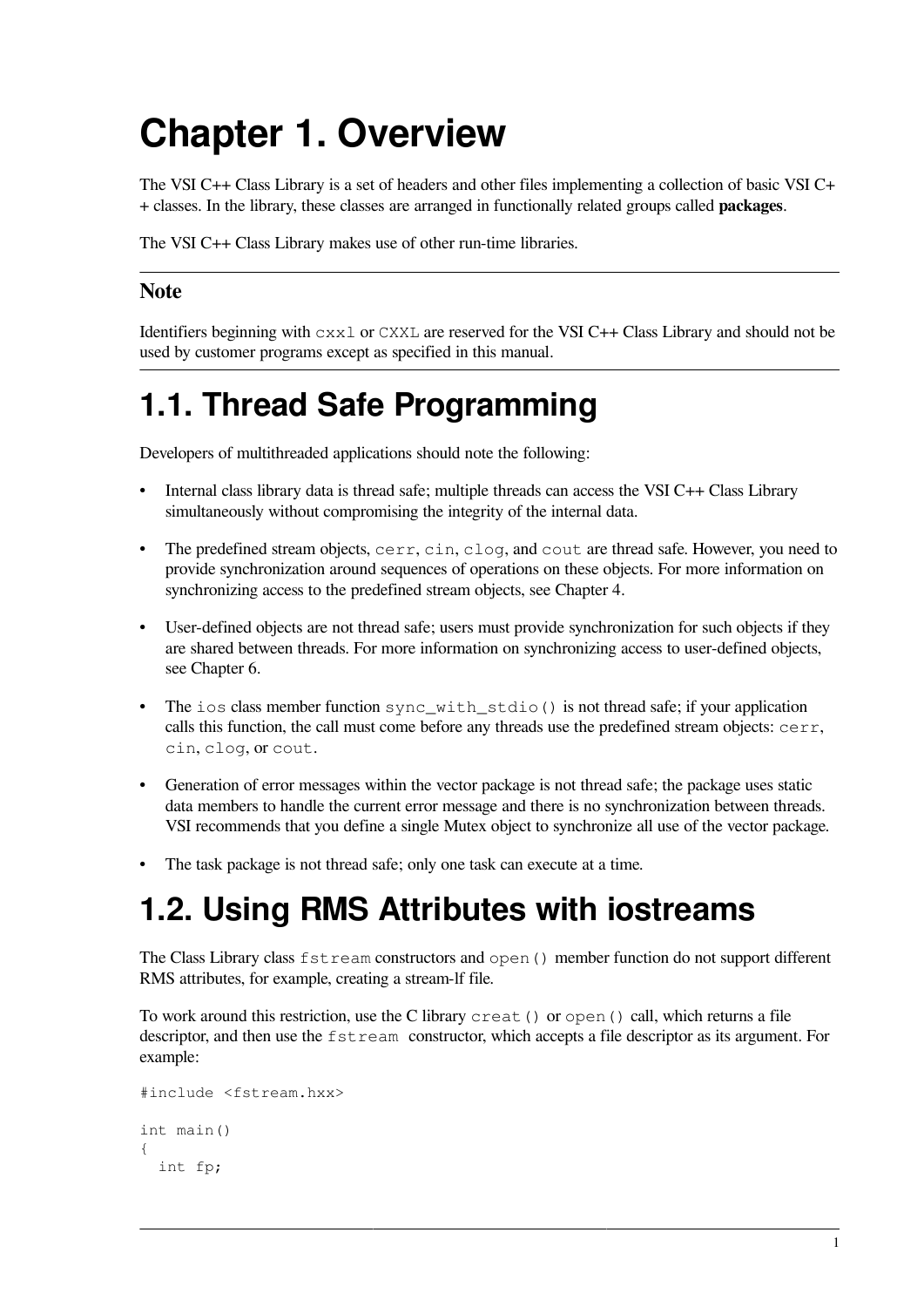# Chapter 1. Overview

The VSI C++ Class Library is a set of headers and other files implementing a collection of basic VSI C++ classes. In the library, these classes are arranged in functionally related groups called **packages**.

The VSI C++ Class Library makes use of other run-time libraries.

---

### Note

Identifiers beginning with `cxxl` or `CXXL` are reserved for the VSI C++ Class Library and should not be used by customer programs except as specified in this manual.

---

## 1.1. Thread Safe Programming

Developers of multithreaded applications should note the following:

- Internal class library data is thread safe; multiple threads can access the VSI C++ Class Library simultaneously without compromising the integrity of the internal data.
- The predefined stream objects, `cerr`, `cin`, `clog`, and `cout` are thread safe. However, you need to provide synchronization around sequences of operations on these objects. For more information on synchronizing access to the predefined stream objects, see Chapter 4.
- User-defined objects are not thread safe; users must provide synchronization for such objects if they are shared between threads. For more information on synchronizing access to user-defined objects, see Chapter 6.
- The `ios` class member function `sync_with_stdio()` is not thread safe; if your application calls this function, the call must come before any threads use the predefined stream objects: `cerr`, `cin`, `clog`, or `cout`.
- Generation of error messages within the vector package is not thread safe; the package uses static data members to handle the current error message and there is no synchronization between threads. VSI recommends that you define a single Mutex object to synchronize all use of the vector package.
- The task package is not thread safe; only one task can execute at a time.

## 1.2. Using RMS Attributes with iostreams

The Class Library class `fstream` constructors and `open()` member function do not support different RMS attributes, for example, creating a stream-lf file.

To work around this restriction, use the C library `creat()` or `open()` call, which returns a file descriptor, and then use the `fstream` constructor, which accepts a file descriptor as its argument. For example:

```
#include <fstream.hxx>

int main()
{
  int fp;
```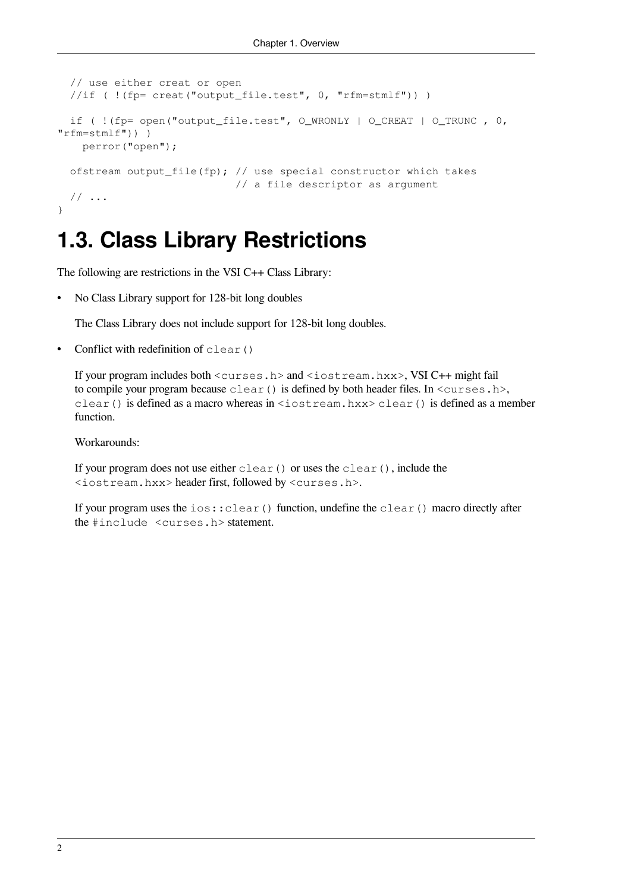```
  // use either creat or open
  //if ( !(fp= creat("output_file.test", 0, "rfm=stmlf")) )

  if ( !(fp= open("output_file.test", O_WRONLY | O_CREAT | O_TRUNC , 0,
"rfm=stmlf")) )
    perror("open");

  ofstream output_file(fp); // use special constructor which takes
                            // a file descriptor as argument
  // ...
}
```

## 1.3. Class Library Restrictions

The following are restrictions in the VSI C++ Class Library:

- No Class Library support for 128-bit long doubles

  The Class Library does not include support for 128-bit long doubles.

- Conflict with redefinition of `clear()`

  If your program includes both `<curses.h>` and `<iostream.hxx>`, VSI C++ might fail to compile your program because `clear()` is defined by both header files. In `<curses.h>`, `clear()` is defined as a macro whereas in `<iostream.hxx>` `clear()` is defined as a member function.

  Workarounds:

  If your program does not use either `clear()` or uses the `clear()`, include the `<iostream.hxx>` header first, followed by `<curses.h>`.

  If your program uses the `ios::clear()` function, undefine the `clear()` macro directly after the `#include <curses.h>` statement.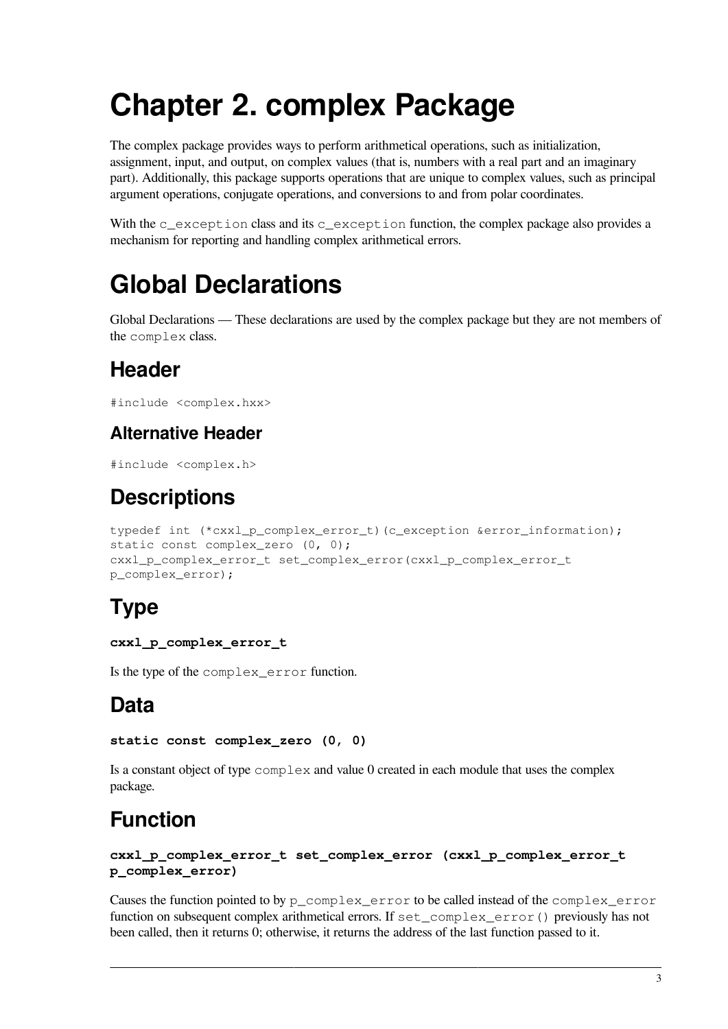# Chapter 2. complex Package

The complex package provides ways to perform arithmetical operations, such as initialization, assignment, input, and output, on complex values (that is, numbers with a real part and an imaginary part). Additionally, this package supports operations that are unique to complex values, such as principal argument operations, conjugate operations, and conversions to and from polar coordinates.

With the `c_exception` class and its `c_exception` function, the complex package also provides a mechanism for reporting and handling complex arithmetical errors.

# Global Declarations

Global Declarations — These declarations are used by the complex package but they are not members of the `complex` class.

## Header

```
#include <complex.hxx>
```

### Alternative Header

```
#include <complex.h>
```

## Descriptions

```
typedef int (*cxxl_p_complex_error_t)(c_exception &error_information);
static const complex_zero (0, 0);
cxxl_p_complex_error_t set_complex_error(cxxl_p_complex_error_t
p_complex_error);
```

## Type

**`cxxl_p_complex_error_t`**

Is the type of the `complex_error` function.

## Data

**`static const complex_zero (0, 0)`**

Is a constant object of type `complex` and value 0 created in each module that uses the complex package.

## Function

**`cxxl_p_complex_error_t set_complex_error (cxxl_p_complex_error_t p_complex_error)`**

Causes the function pointed to by `p_complex_error` to be called instead of the `complex_error` function on subsequent complex arithmetical errors. If `set_complex_error()` previously has not been called, then it returns 0; otherwise, it returns the address of the last function passed to it.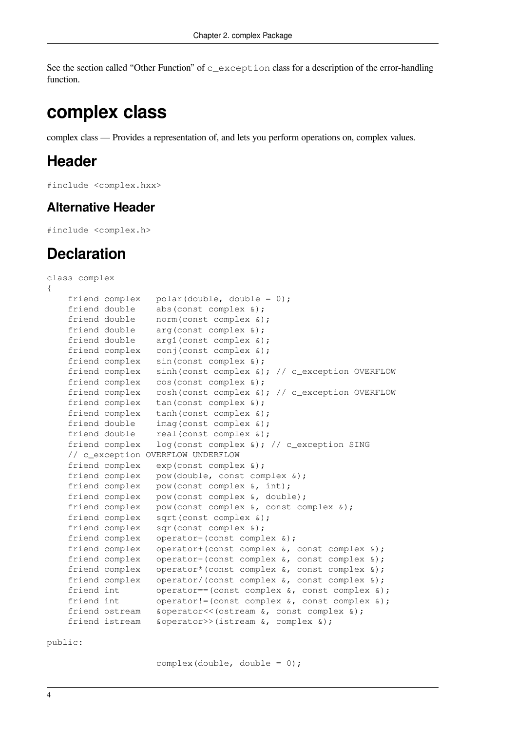See the section called “Other Function” of `c_exception` class for a description of the error-handling function.

# complex class

complex class — Provides a representation of, and lets you perform operations on, complex values.

## Header

```
#include <complex.hxx>
```

### Alternative Header

```
#include <complex.h>
```

## Declaration

```
class complex
{
    friend complex   polar(double, double = 0);
    friend double    abs(const complex &);
    friend double    norm(const complex &);
    friend double    arg(const complex &);
    friend double    arg1(const complex &);
    friend complex   conj(const complex &);
    friend complex   sin(const complex &);
    friend complex   sinh(const complex &); // c_exception OVERFLOW
    friend complex   cos(const complex &);
    friend complex   cosh(const complex &); // c_exception OVERFLOW
    friend complex   tan(const complex &);
    friend complex   tanh(const complex &);
    friend double    imag(const complex &);
    friend double    real(const complex &);
    friend complex   log(const complex &); // c_exception SING
    // c_exception OVERFLOW UNDERFLOW
    friend complex   exp(const complex &);
    friend complex   pow(double, const complex &);
    friend complex   pow(const complex &, int);
    friend complex   pow(const complex &, double);
    friend complex   pow(const complex &, const complex &);
    friend complex   sqrt(const complex &);
    friend complex   sqr(const complex &);
    friend complex   operator-(const complex &);
    friend complex   operator+(const complex &, const complex &);
    friend complex   operator-(const complex &, const complex &);
    friend complex   operator*(const complex &, const complex &);
    friend complex   operator/(const complex &, const complex &);
    friend int       operator==(const complex &, const complex &);
    friend int       operator!=(const complex &, const complex &);
    friend ostream   &operator<<(ostream &, const complex &);
    friend istream   &operator>>(istream &, complex &);

public:

                     complex(double, double = 0);
```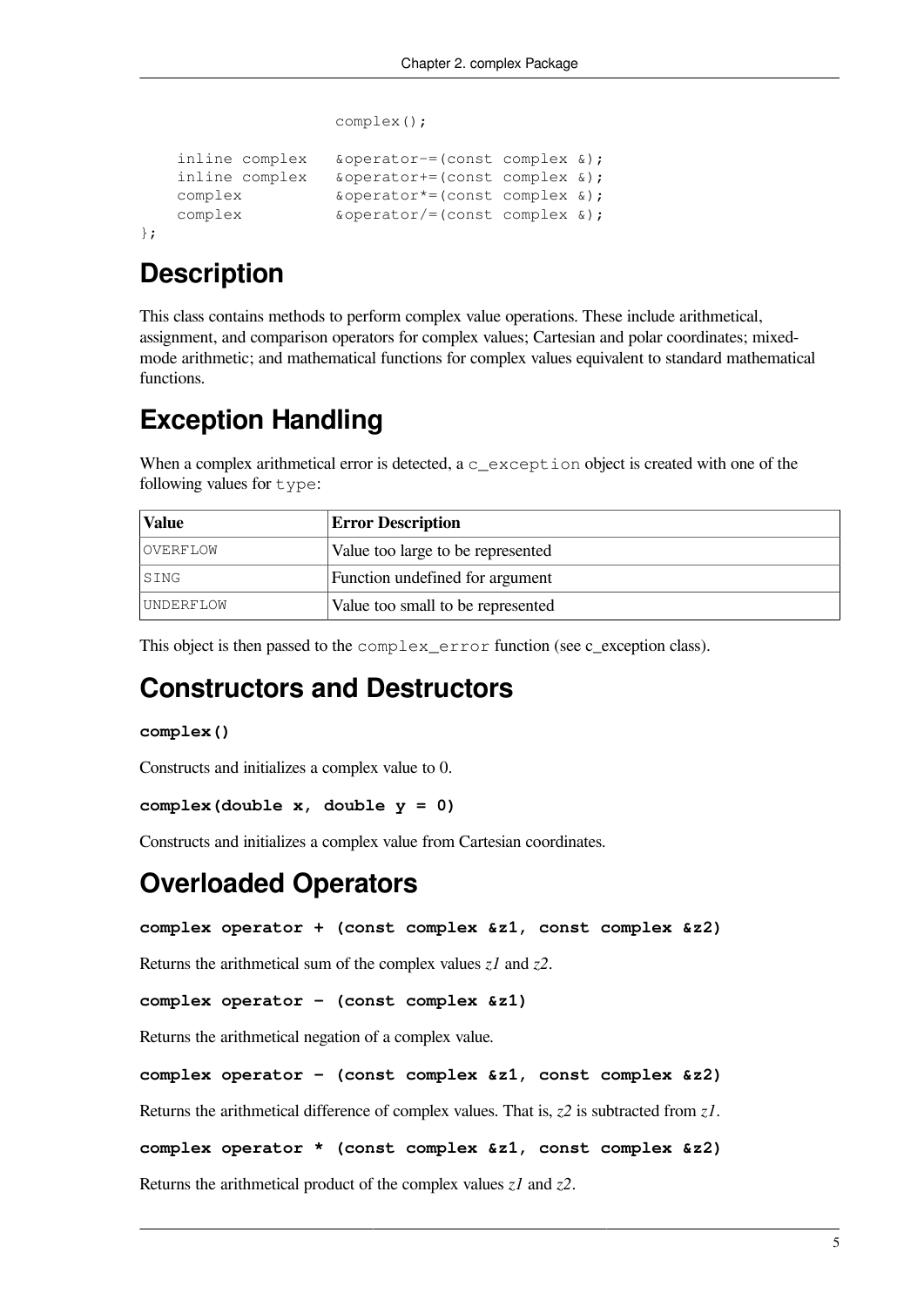```
                    complex();

    inline complex   &operator-=(const complex &);
    inline complex   &operator+=(const complex &);
    complex          &operator*=(const complex &);
    complex          &operator/=(const complex &);
};
```

## Description

This class contains methods to perform complex value operations. These include arithmetical, assignment, and comparison operators for complex values; Cartesian and polar coordinates; mixed-mode arithmetic; and mathematical functions for complex values equivalent to standard mathematical functions.

## Exception Handling

When a complex arithmetical error is detected, a `c_exception` object is created with one of the following values for `type`:

| Value | Error Description |
|---|---|
| `OVERFLOW` | Value too large to be represented |
| `SING` | Function undefined for argument |
| `UNDERFLOW` | Value too small to be represented |

This object is then passed to the `complex_error` function (see c_exception class).

## Constructors and Destructors

**`complex()`**

Constructs and initializes a complex value to 0.

**`complex(double x, double y = 0)`**

Constructs and initializes a complex value from Cartesian coordinates.

## Overloaded Operators

**`complex operator + (const complex &z1, const complex &z2)`**

Returns the arithmetical sum of the complex values *z1* and *z2*.

**`complex operator - (const complex &z1)`**

Returns the arithmetical negation of a complex value.

**`complex operator - (const complex &z1, const complex &z2)`**

Returns the arithmetical difference of complex values. That is, *z2* is subtracted from *z1*.

**`complex operator * (const complex &z1, const complex &z2)`**

Returns the arithmetical product of the complex values *z1* and *z2*.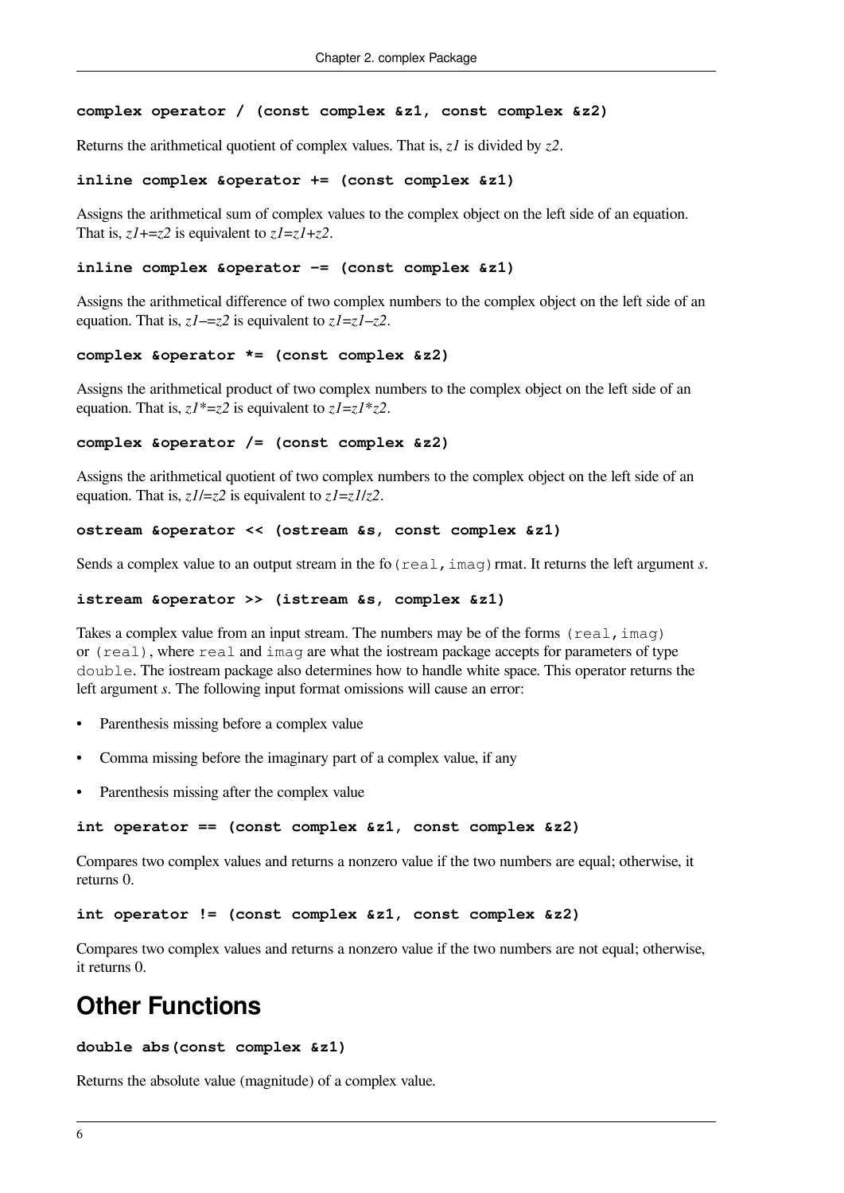**complex operator / (const complex &z1, const complex &z2)**

Returns the arithmetical quotient of complex values. That is, *z1* is divided by *z2*.

**inline complex &operator += (const complex &z1)**

Assigns the arithmetical sum of complex values to the complex object on the left side of an equation. That is, *z1+=z2* is equivalent to *z1=z1+z2*.

**inline complex &operator −= (const complex &z1)**

Assigns the arithmetical difference of two complex numbers to the complex object on the left side of an equation. That is, *z1−=z2* is equivalent to *z1=z1−z2*.

**complex &operator *= (const complex &z2)**

Assigns the arithmetical product of two complex numbers to the complex object on the left side of an equation. That is, *z1*=z2* is equivalent to *z1=z1*z2*.

**complex &operator /= (const complex &z2)**

Assigns the arithmetical quotient of two complex numbers to the complex object on the left side of an equation. That is, *z1/=z2* is equivalent to *z1=z1/z2*.

**ostream &operator << (ostream &s, const complex &z1)**

Sends a complex value to an output stream in the fo `(real,imag)` rmat. It returns the left argument *s*.

**istream &operator >> (istream &s, complex &z1)**

Takes a complex value from an input stream. The numbers may be of the forms `(real,imag)` or `(real)`, where `real` and `imag` are what the iostream package accepts for parameters of type `double`. The iostream package also determines how to handle white space. This operator returns the left argument *s*. The following input format omissions will cause an error:

- Parenthesis missing before a complex value
- Comma missing before the imaginary part of a complex value, if any
- Parenthesis missing after the complex value

**int operator == (const complex &z1, const complex &z2)**

Compares two complex values and returns a nonzero value if the two numbers are equal; otherwise, it returns 0.

**int operator != (const complex &z1, const complex &z2)**

Compares two complex values and returns a nonzero value if the two numbers are not equal; otherwise, it returns 0.

## Other Functions

**double abs(const complex &z1)**

Returns the absolute value (magnitude) of a complex value.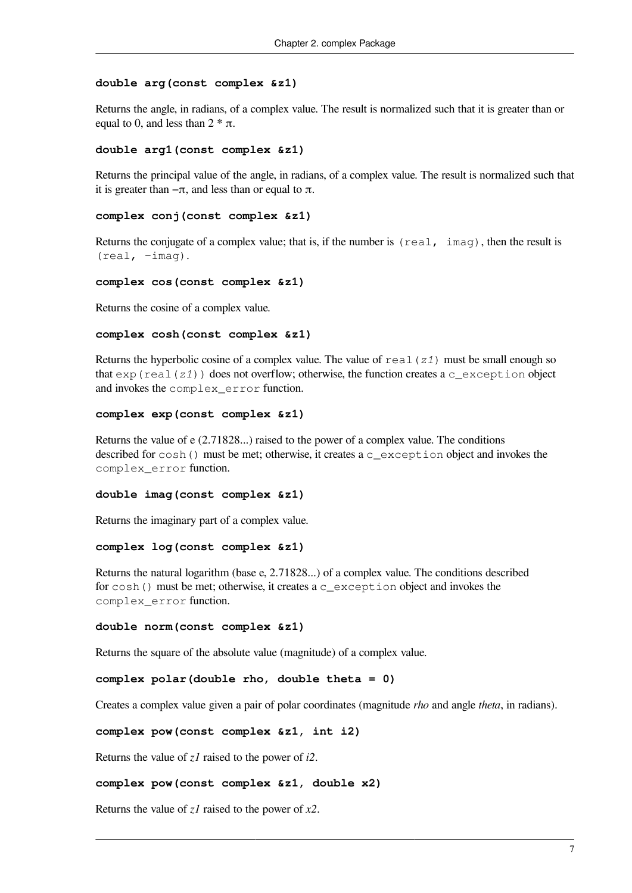**double arg(const complex &z1)**

Returns the angle, in radians, of a complex value. The result is normalized such that it is greater than or equal to 0, and less than 2 * π.

**double arg1(const complex &z1)**

Returns the principal value of the angle, in radians, of a complex value. The result is normalized such that it is greater than −π, and less than or equal to π.

**complex conj(const complex &z1)**

Returns the conjugate of a complex value; that is, if the number is `(real, imag)`, then the result is `(real, -imag)`.

**complex cos(const complex &z1)**

Returns the cosine of a complex value.

**complex cosh(const complex &z1)**

Returns the hyperbolic cosine of a complex value. The value of `real(z1)` must be small enough so that `exp(real(z1))` does not overflow; otherwise, the function creates a `c_exception` object and invokes the `complex_error` function.

**complex exp(const complex &z1)**

Returns the value of e (2.71828...) raised to the power of a complex value. The conditions described for `cosh()` must be met; otherwise, it creates a `c_exception` object and invokes the `complex_error` function.

**double imag(const complex &z1)**

Returns the imaginary part of a complex value.

**complex log(const complex &z1)**

Returns the natural logarithm (base e, 2.71828...) of a complex value. The conditions described for `cosh()` must be met; otherwise, it creates a `c_exception` object and invokes the `complex_error` function.

**double norm(const complex &z1)**

Returns the square of the absolute value (magnitude) of a complex value.

**complex polar(double rho, double theta = 0)**

Creates a complex value given a pair of polar coordinates (magnitude *rho* and angle *theta*, in radians).

**complex pow(const complex &z1, int i2)**

Returns the value of *z1* raised to the power of *i2*.

**complex pow(const complex &z1, double x2)**

Returns the value of *z1* raised to the power of *x2*.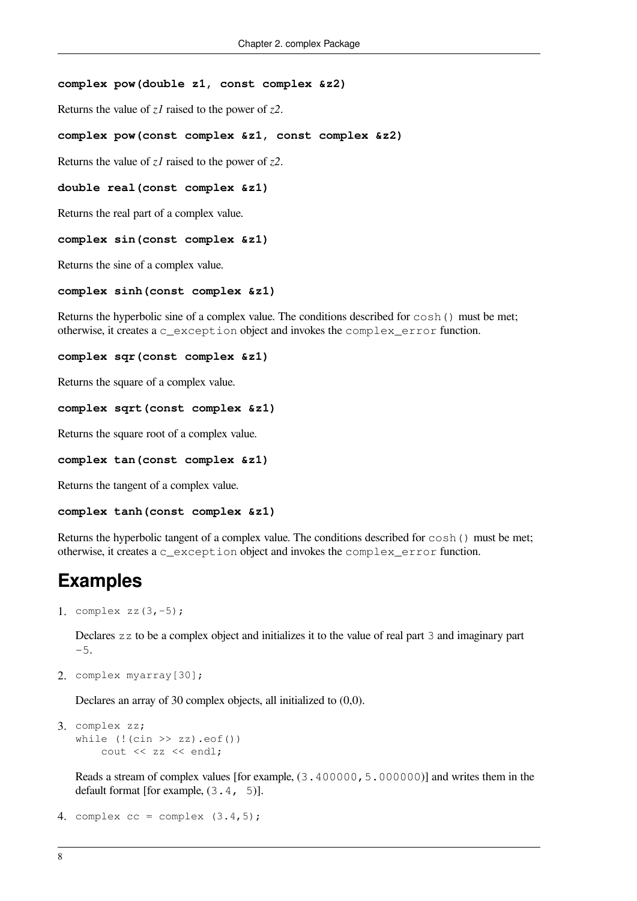**complex pow(double z1, const complex &z2)**

Returns the value of *z1* raised to the power of *z2*.

**complex pow(const complex &z1, const complex &z2)**

Returns the value of *z1* raised to the power of *z2*.

**double real(const complex &z1)**

Returns the real part of a complex value.

**complex sin(const complex &z1)**

Returns the sine of a complex value.

**complex sinh(const complex &z1)**

Returns the hyperbolic sine of a complex value. The conditions described for `cosh()` must be met; otherwise, it creates a `c_exception` object and invokes the `complex_error` function.

**complex sqr(const complex &z1)**

Returns the square of a complex value.

**complex sqrt(const complex &z1)**

Returns the square root of a complex value.

**complex tan(const complex &z1)**

Returns the tangent of a complex value.

**complex tanh(const complex &z1)**

Returns the hyperbolic tangent of a complex value. The conditions described for `cosh()` must be met; otherwise, it creates a `c_exception` object and invokes the `complex_error` function.

## Examples

1. ```
   complex zz(3,-5);
   ```

   Declares `zz` to be a complex object and initializes it to the value of real part `3` and imaginary part `-5`.

2. ```
   complex myarray[30];
   ```

   Declares an array of 30 complex objects, all initialized to (0,0).

3. ```
   complex zz;
   while (!(cin >> zz).eof())
       cout << zz << endl;
   ```

   Reads a stream of complex values [for example, `(3.400000,5.000000)`] and writes them in the default format [for example, `(3.4, 5)`].

4. ```
   complex cc = complex (3.4,5);
   ```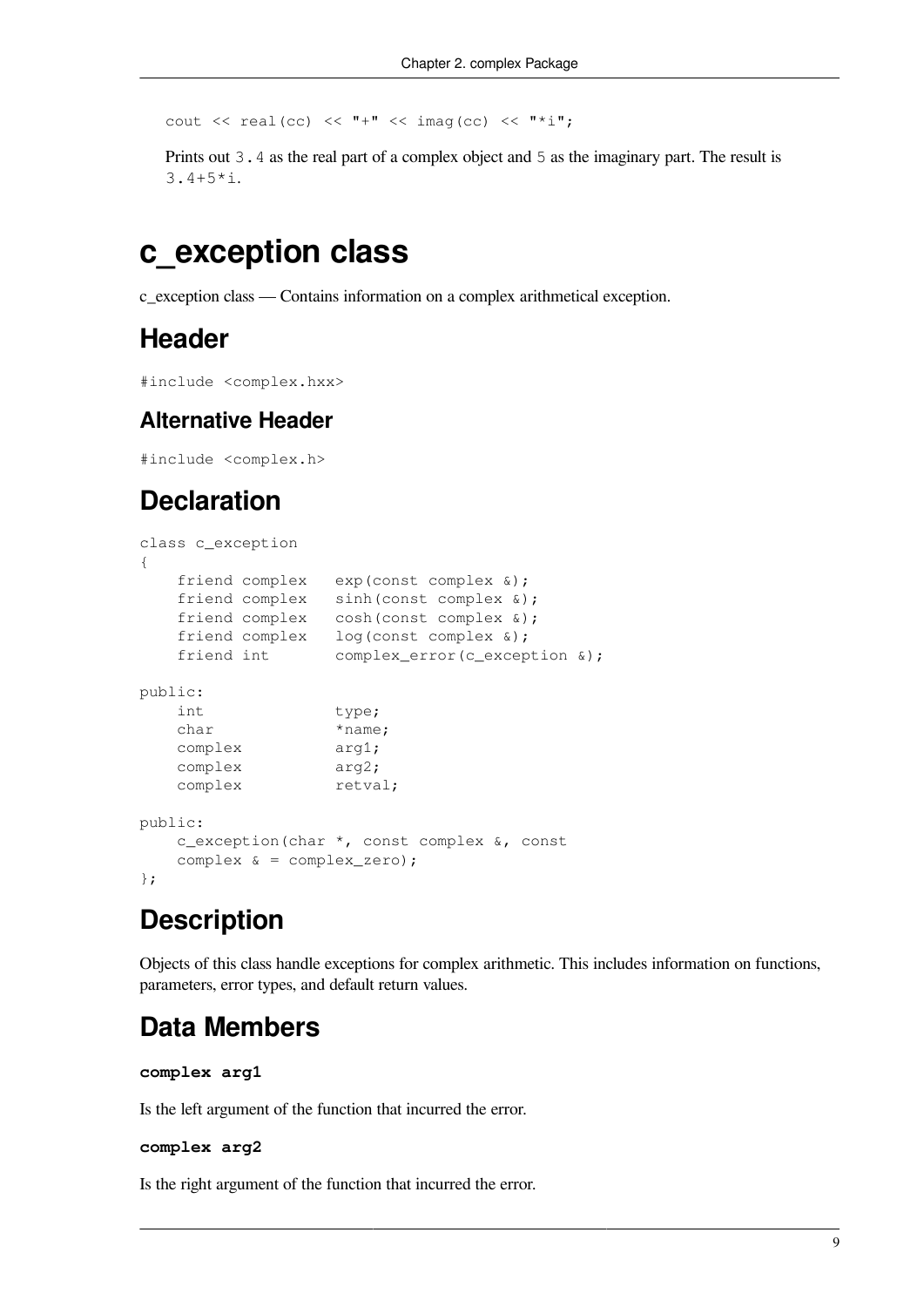```
cout << real(cc) << "+" << imag(cc) << "*i";
```

Prints out `3.4` as the real part of a complex object and `5` as the imaginary part. The result is `3.4+5*i`.

# c_exception class

c_exception class — Contains information on a complex arithmetical exception.

## Header

```
#include <complex.hxx>
```

### Alternative Header

```
#include <complex.h>
```

## Declaration

```
class c_exception
{
    friend complex   exp(const complex &);
    friend complex   sinh(const complex &);
    friend complex   cosh(const complex &);
    friend complex   log(const complex &);
    friend int       complex_error(c_exception &);

public:
    int              type;
    char             *name;
    complex          arg1;
    complex          arg2;
    complex          retval;

public:
    c_exception(char *, const complex &, const
    complex & = complex_zero);
};
```

## Description

Objects of this class handle exceptions for complex arithmetic. This includes information on functions, parameters, error types, and default return values.

## Data Members

**`complex arg1`**

Is the left argument of the function that incurred the error.

**`complex arg2`**

Is the right argument of the function that incurred the error.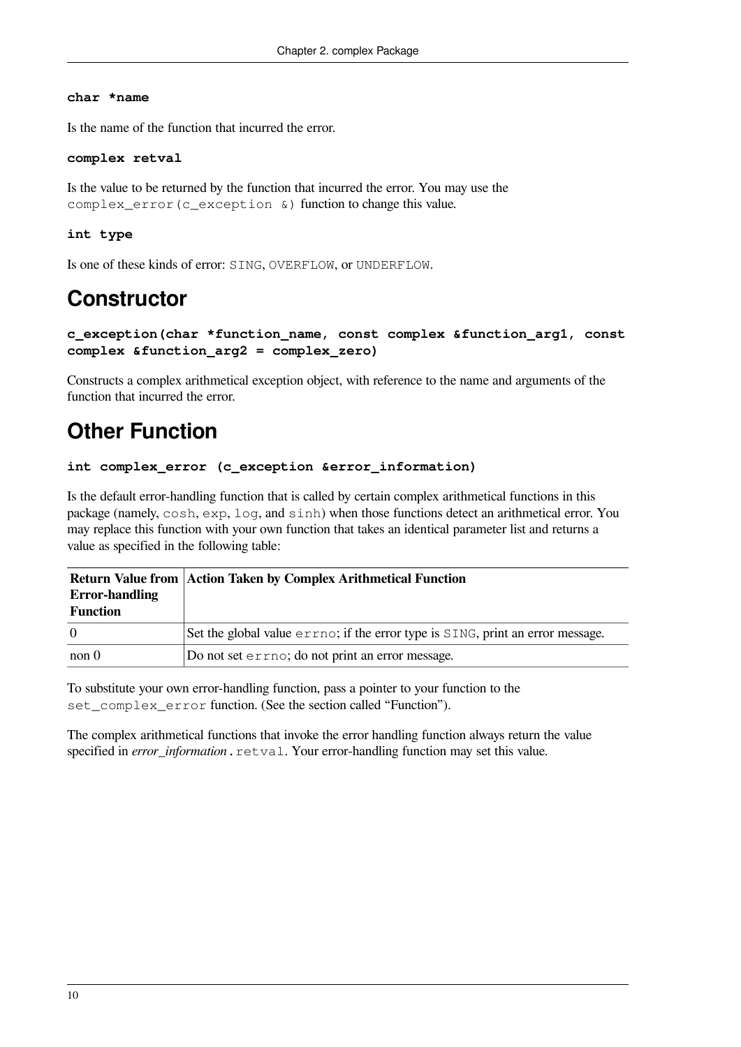**char *name**

Is the name of the function that incurred the error.

**complex retval**

Is the value to be returned by the function that incurred the error. You may use the `complex_error(c_exception &)` function to change this value.

**int type**

Is one of these kinds of error: `SING`, `OVERFLOW`, or `UNDERFLOW`.

# Constructor

**c_exception(char *function_name, const complex &function_arg1, const complex &function_arg2 = complex_zero)**

Constructs a complex arithmetical exception object, with reference to the name and arguments of the function that incurred the error.

# Other Function

**int complex_error (c_exception &error_information)**

Is the default error-handling function that is called by certain complex arithmetical functions in this package (namely, `cosh`, `exp`, `log`, and `sinh`) when those functions detect an arithmetical error. You may replace this function with your own function that takes an identical parameter list and returns a value as specified in the following table:

| Return Value from Error-handling Function | Action Taken by Complex Arithmetical Function |
|---|---|
| 0 | Set the global value `errno`; if the error type is `SING`, print an error message. |
| non 0 | Do not set `errno`; do not print an error message. |

To substitute your own error-handling function, pass a pointer to your function to the `set_complex_error` function. (See the section called "Function").

The complex arithmetical functions that invoke the error handling function always return the value specified in *error_information*`.retval`. Your error-handling function may set this value.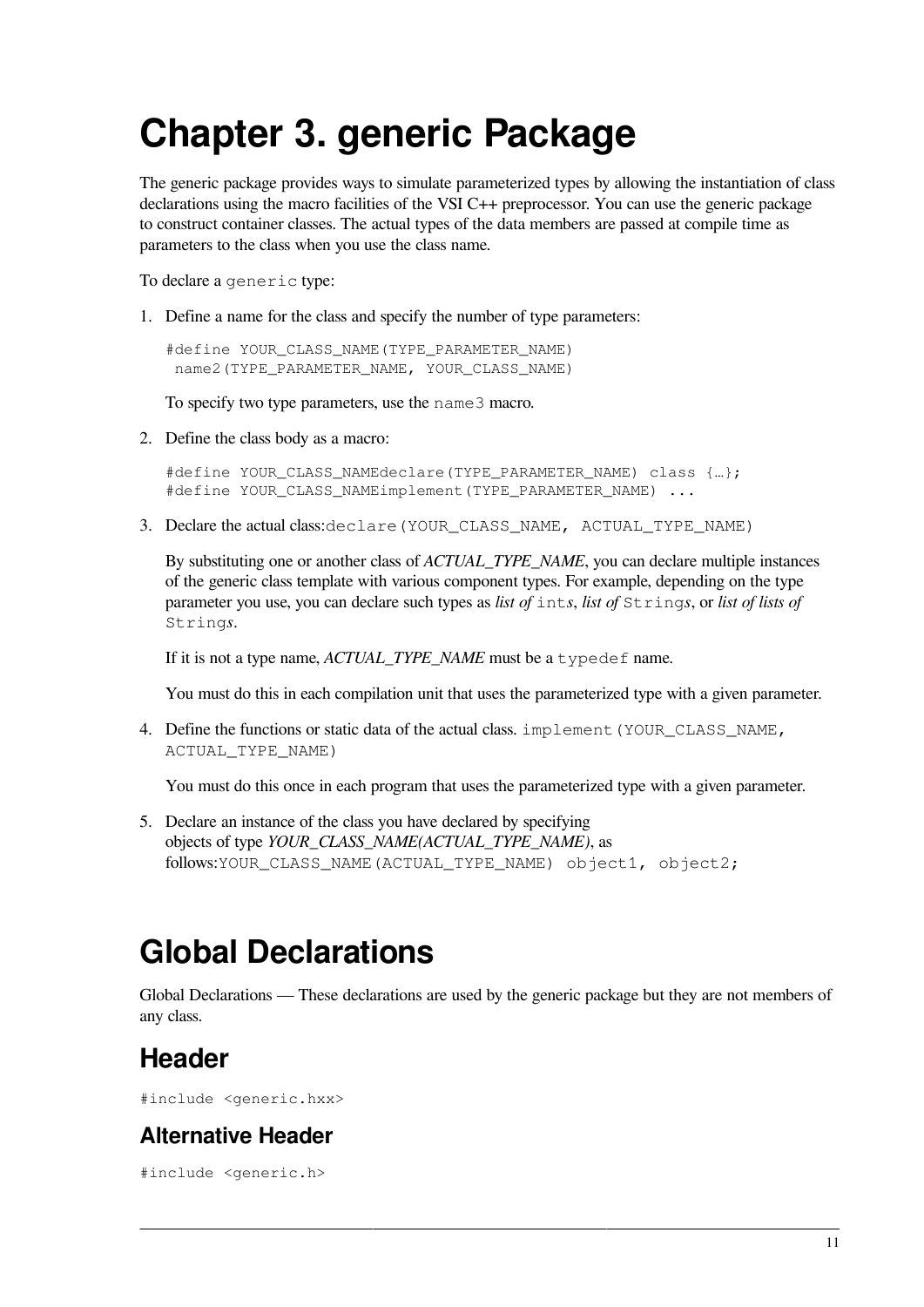# Chapter 3. generic Package

The generic package provides ways to simulate parameterized types by allowing the instantiation of class declarations using the macro facilities of the VSI C++ preprocessor. You can use the generic package to construct container classes. The actual types of the data members are passed at compile time as parameters to the class when you use the class name.

To declare a `generic` type:

1. Define a name for the class and specify the number of type parameters:

   ```
   #define YOUR_CLASS_NAME(TYPE_PARAMETER_NAME)
    name2(TYPE_PARAMETER_NAME, YOUR_CLASS_NAME)
   ```

   To specify two type parameters, use the `name3` macro.

2. Define the class body as a macro:

   ```
   #define YOUR_CLASS_NAMEdeclare(TYPE_PARAMETER_NAME) class {…};
   #define YOUR_CLASS_NAMEimplement(TYPE_PARAMETER_NAME) ...
   ```

3. Declare the actual class:`declare(YOUR_CLASS_NAME, ACTUAL_TYPE_NAME)`

   By substituting one or another class of *ACTUAL_TYPE_NAME*, you can declare multiple instances of the generic class template with various component types. For example, depending on the type parameter you use, you can declare such types as *list of* `int`*s*, *list of* `String`*s*, or *list of lists of* `String`*s*.

   If it is not a type name, *ACTUAL_TYPE_NAME* must be a `typedef` name.

   You must do this in each compilation unit that uses the parameterized type with a given parameter.

4. Define the functions or static data of the actual class. `implement(YOUR_CLASS_NAME, ACTUAL_TYPE_NAME)`

   You must do this once in each program that uses the parameterized type with a given parameter.

5. Declare an instance of the class you have declared by specifying objects of type *YOUR_CLASS_NAME(ACTUAL_TYPE_NAME)*, as follows:`YOUR_CLASS_NAME(ACTUAL_TYPE_NAME) object1, object2;`

# Global Declarations

Global Declarations — These declarations are used by the generic package but they are not members of any class.

## Header

```
#include <generic.hxx>
```

### Alternative Header

```
#include <generic.h>
```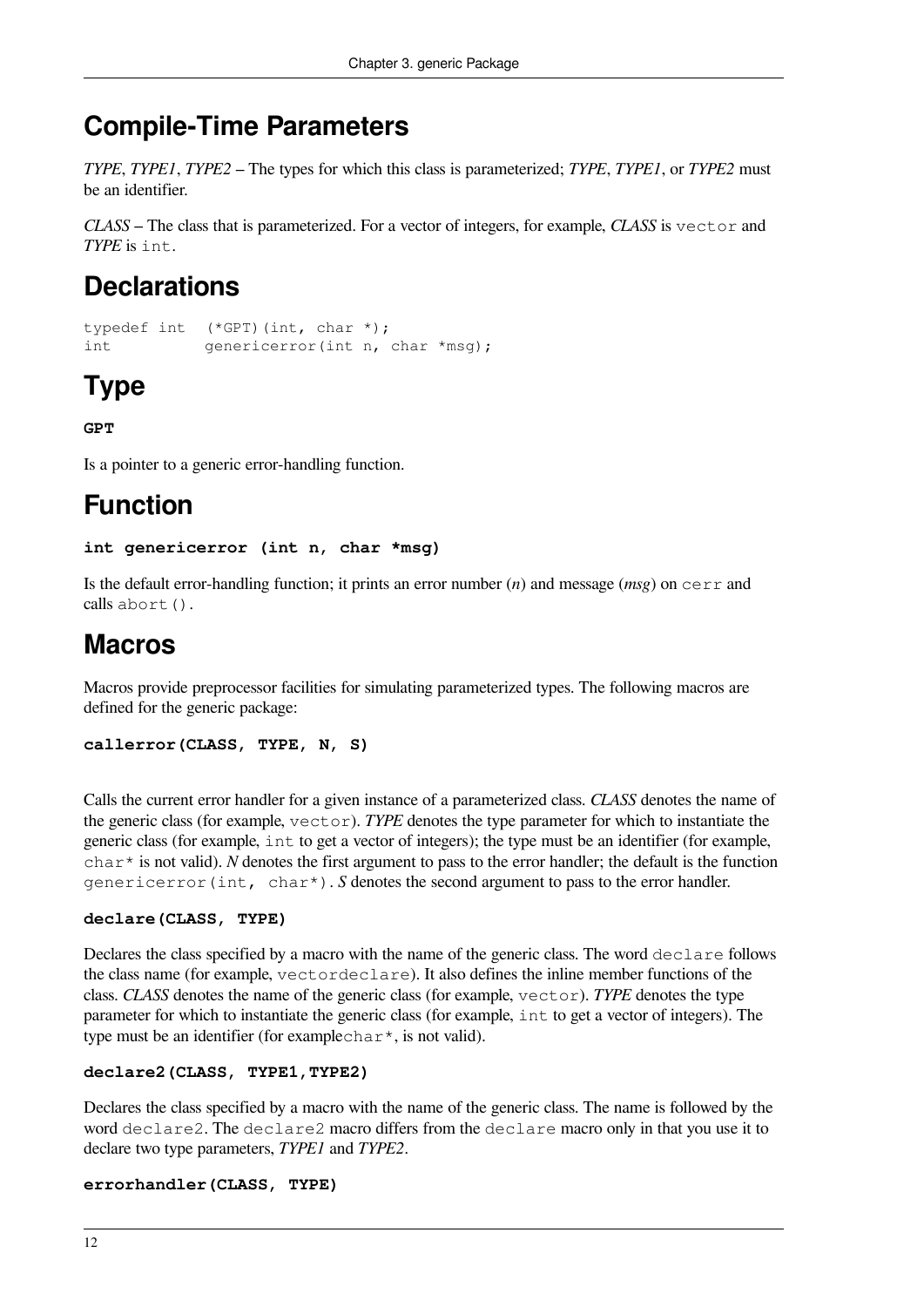## Compile-Time Parameters

*TYPE*, *TYPE1*, *TYPE2* – The types for which this class is parameterized; *TYPE*, *TYPE1*, or *TYPE2* must be an identifier.

*CLASS* – The class that is parameterized. For a vector of integers, for example, *CLASS* is `vector` and *TYPE* is `int`.

## Declarations

```
typedef int  (*GPT)(int, char *);
int          genericerror(int n, char *msg);
```

## Type

**GPT**

Is a pointer to a generic error-handling function.

## Function

**int genericerror (int n, char *msg)**

Is the default error-handling function; it prints an error number (*n*) and message (*msg*) on `cerr` and calls `abort()`.

## Macros

Macros provide preprocessor facilities for simulating parameterized types. The following macros are defined for the generic package:

**callerror(CLASS, TYPE, N, S)**

Calls the current error handler for a given instance of a parameterized class. *CLASS* denotes the name of the generic class (for example, `vector`). *TYPE* denotes the type parameter for which to instantiate the generic class (for example, `int` to get a vector of integers); the type must be an identifier (for example, `char*` is not valid). *N* denotes the first argument to pass to the error handler; the default is the function `genericerror(int, char*)`. *S* denotes the second argument to pass to the error handler.

**declare(CLASS, TYPE)**

Declares the class specified by a macro with the name of the generic class. The word `declare` follows the class name (for example, `vectordeclare`). It also defines the inline member functions of the class. *CLASS* denotes the name of the generic class (for example, `vector`). *TYPE* denotes the type parameter for which to instantiate the generic class (for example, `int` to get a vector of integers). The type must be an identifier (for example`char*`, is not valid).

**declare2(CLASS, TYPE1,TYPE2)**

Declares the class specified by a macro with the name of the generic class. The name is followed by the word `declare2`. The `declare2` macro differs from the `declare` macro only in that you use it to declare two type parameters, *TYPE1* and *TYPE2*.

**errorhandler(CLASS, TYPE)**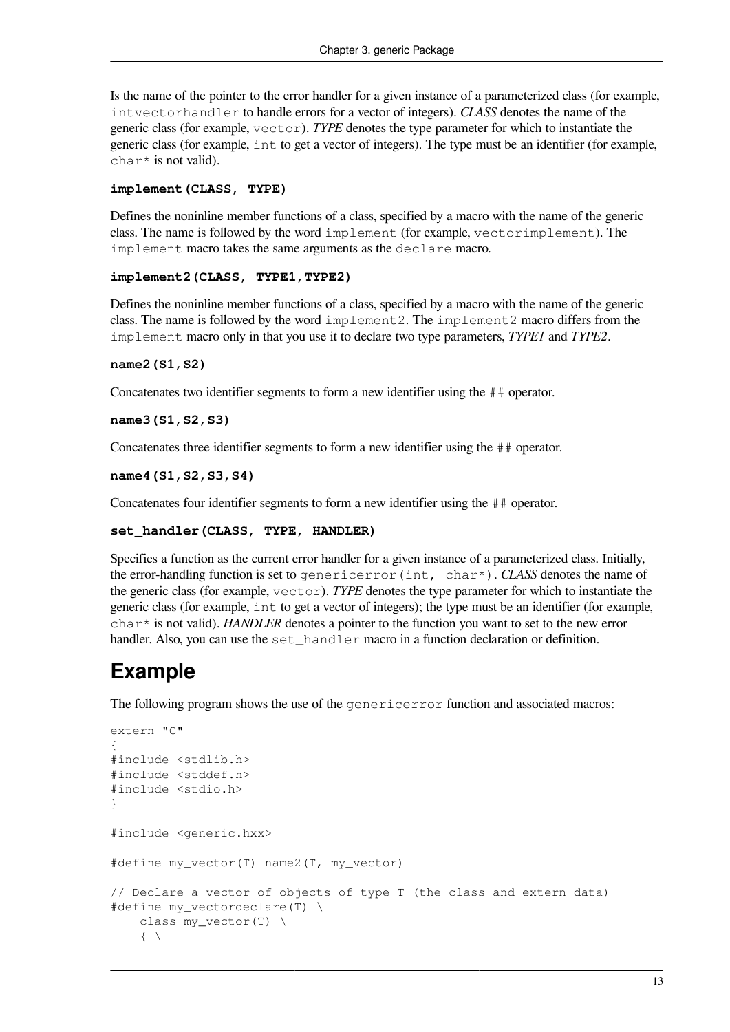Is the name of the pointer to the error handler for a given instance of a parameterized class (for example, `intvectorhandler` to handle errors for a vector of integers). *CLASS* denotes the name of the generic class (for example, `vector`). *TYPE* denotes the type parameter for which to instantiate the generic class (for example, `int` to get a vector of integers). The type must be an identifier (for example, `char*` is not valid).

**implement(CLASS, TYPE)**

Defines the noninline member functions of a class, specified by a macro with the name of the generic class. The name is followed by the word `implement` (for example, `vectorimplement`). The `implement` macro takes the same arguments as the `declare` macro.

**implement2(CLASS, TYPE1,TYPE2)**

Defines the noninline member functions of a class, specified by a macro with the name of the generic class. The name is followed by the word `implement2`. The `implement2` macro differs from the `implement` macro only in that you use it to declare two type parameters, *TYPE1* and *TYPE2*.

**name2(S1,S2)**

Concatenates two identifier segments to form a new identifier using the `##` operator.

**name3(S1,S2,S3)**

Concatenates three identifier segments to form a new identifier using the `##` operator.

**name4(S1,S2,S3,S4)**

Concatenates four identifier segments to form a new identifier using the `##` operator.

**set_handler(CLASS, TYPE, HANDLER)**

Specifies a function as the current error handler for a given instance of a parameterized class. Initially, the error-handling function is set to `genericerror(int, char*)`. *CLASS* denotes the name of the generic class (for example, `vector`). *TYPE* denotes the type parameter for which to instantiate the generic class (for example, `int` to get a vector of integers); the type must be an identifier (for example, `char*` is not valid). *HANDLER* denotes a pointer to the function you want to set to the new error handler. Also, you can use the `set_handler` macro in a function declaration or definition.

## Example

The following program shows the use of the `genericerror` function and associated macros:

```
extern "C"
{
#include <stdlib.h>
#include <stddef.h>
#include <stdio.h>
}

#include <generic.hxx>

#define my_vector(T) name2(T, my_vector)

// Declare a vector of objects of type T (the class and extern data)
#define my_vectordeclare(T) \
    class my_vector(T) \
    { \
```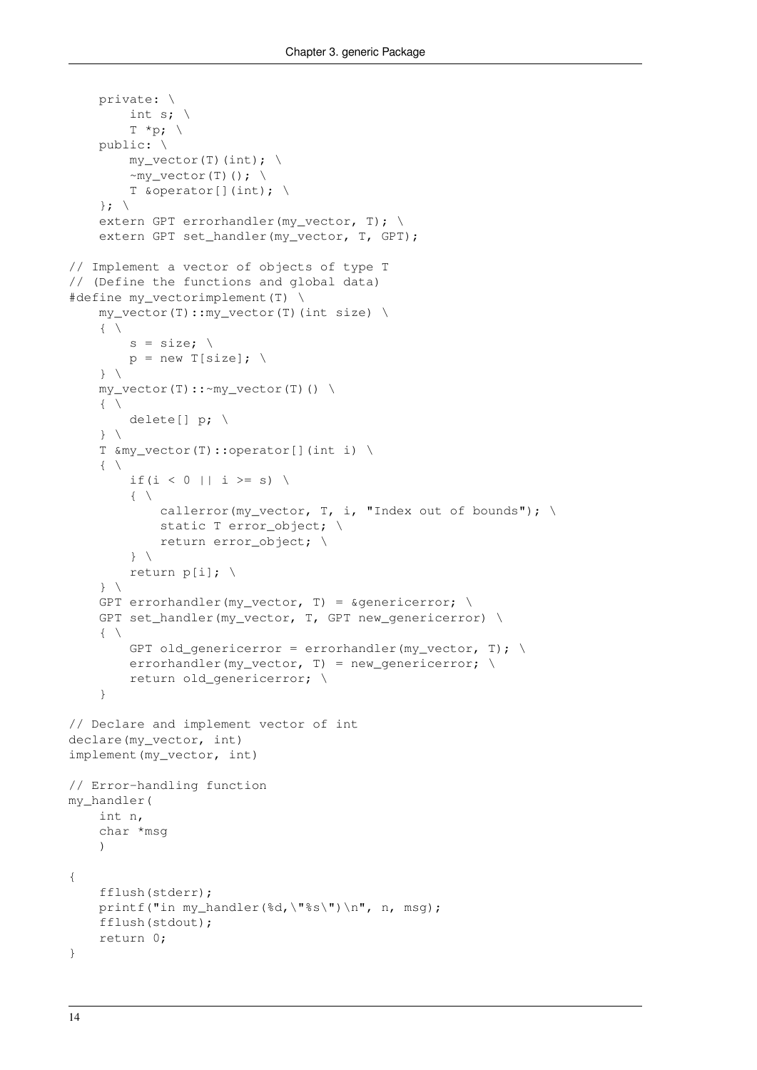```
    private: \
        int s; \
        T *p; \
    public: \
        my_vector(T)(int); \
        ~my_vector(T)(); \
        T &operator[](int); \
    }; \
    extern GPT errorhandler(my_vector, T); \
    extern GPT set_handler(my_vector, T, GPT);

// Implement a vector of objects of type T
// (Define the functions and global data)
#define my_vectorimplement(T) \
    my_vector(T)::my_vector(T)(int size) \
    { \
        s = size; \
        p = new T[size]; \
    } \
    my_vector(T)::~my_vector(T)() \
    { \
        delete[] p; \
    } \
    T &my_vector(T)::operator[](int i) \
    { \
        if(i < 0 || i >= s) \
        { \
            callerror(my_vector, T, i, "Index out of bounds"); \
            static T error_object; \
            return error_object; \
        } \
        return p[i]; \
    } \
    GPT errorhandler(my_vector, T) = &genericerror; \
    GPT set_handler(my_vector, T, GPT new_genericerror) \
    { \
        GPT old_genericerror = errorhandler(my_vector, T); \
        errorhandler(my_vector, T) = new_genericerror; \
        return old_genericerror; \
    }

// Declare and implement vector of int
declare(my_vector, int)
implement(my_vector, int)

// Error-handling function
my_handler(
    int n,
    char *msg
    )

{
    fflush(stderr);
    printf("in my_handler(%d,\"%s\")\n", n, msg);
    fflush(stdout);
    return 0;
}
```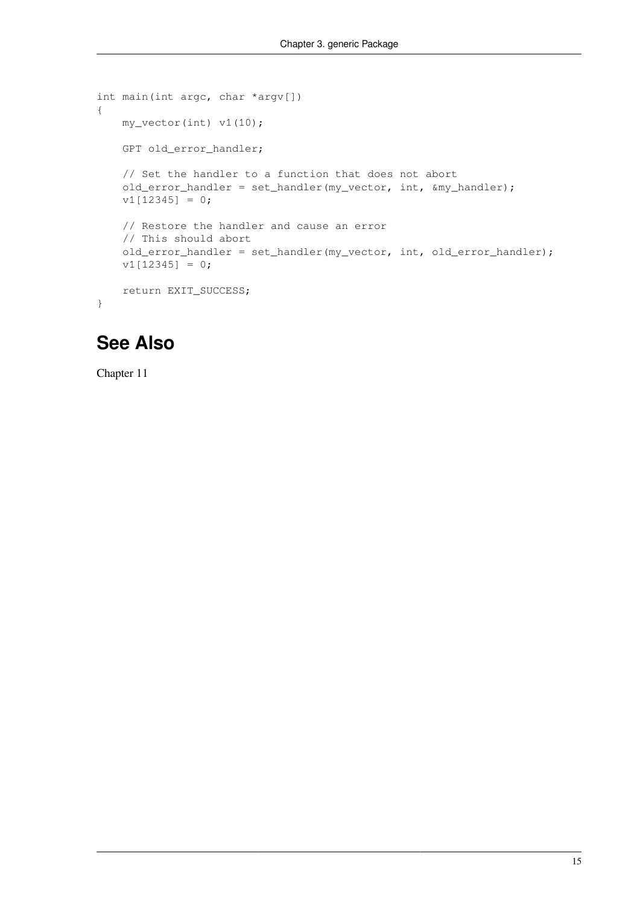```
int main(int argc, char *argv[])
{
    my_vector(int) v1(10);

    GPT old_error_handler;

    // Set the handler to a function that does not abort
    old_error_handler = set_handler(my_vector, int, &my_handler);
    v1[12345] = 0;

    // Restore the handler and cause an error
    // This should abort
    old_error_handler = set_handler(my_vector, int, old_error_handler);
    v1[12345] = 0;

    return EXIT_SUCCESS;
}
```

## See Also

Chapter 11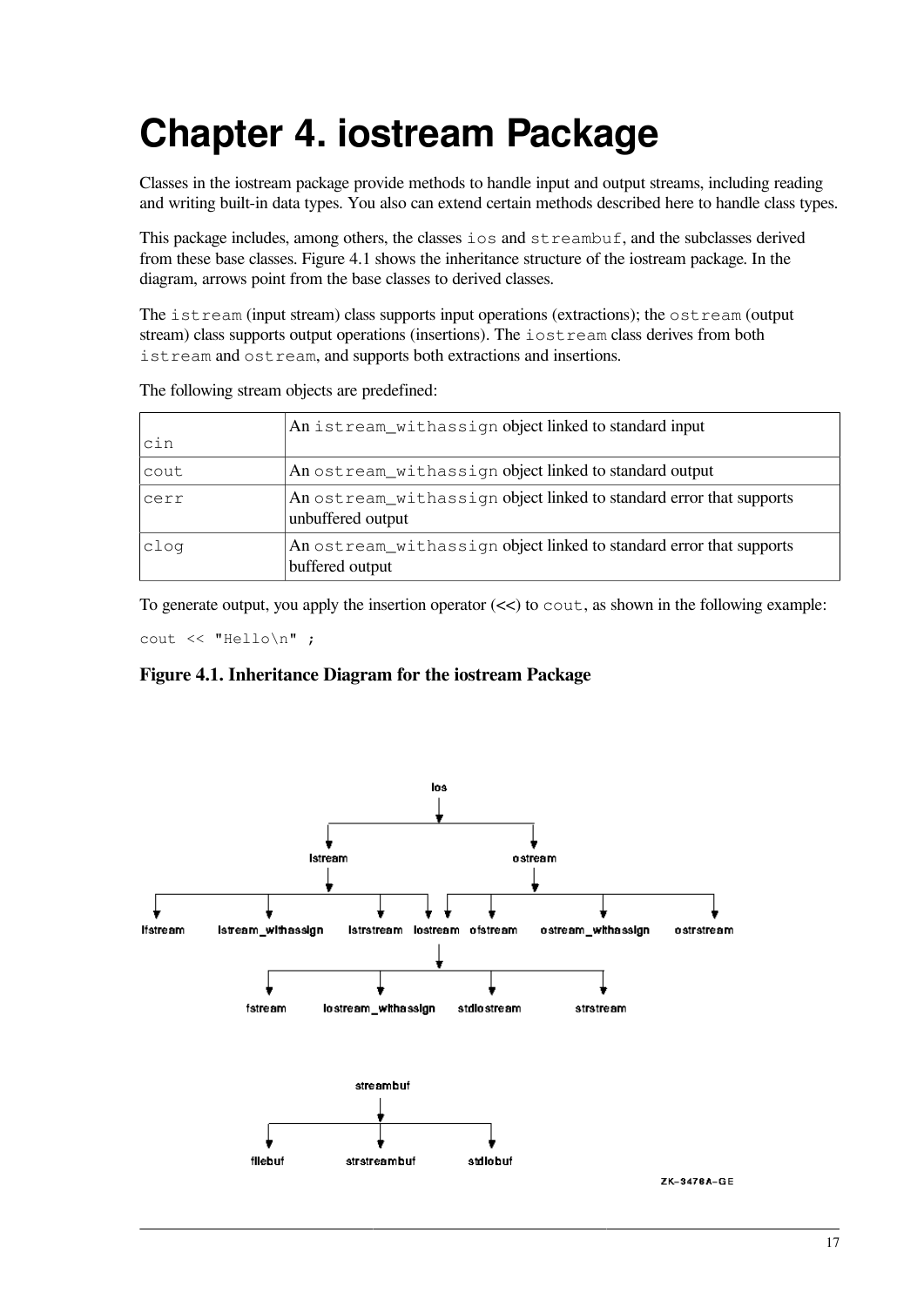# Chapter 4. iostream Package

Classes in the iostream package provide methods to handle input and output streams, including reading and writing built-in data types. You also can extend certain methods described here to handle class types.

This package includes, among others, the classes `ios` and `streambuf`, and the subclasses derived from these base classes. Figure 4.1 shows the inheritance structure of the iostream package. In the diagram, arrows point from the base classes to derived classes.

The `istream` (input stream) class supports input operations (extractions); the `ostream` (output stream) class supports output operations (insertions). The `iostream` class derives from both `istream` and `ostream`, and supports both extractions and insertions.

The following stream objects are predefined:

| | |
|---|---|
| `cin` | An `istream_withassign` object linked to standard input |
| `cout` | An `ostream_withassign` object linked to standard output |
| `cerr` | An `ostream_withassign` object linked to standard error that supports unbuffered output |
| `clog` | An `ostream_withassign` object linked to standard error that supports buffered output |

To generate output, you apply the insertion operator (<<) to `cout`, as shown in the following example:

```
cout << "Hello\n" ;
```

**Figure 4.1. Inheritance Diagram for the iostream Package**

ios
- istream
  - ifstream
  - istream_withassign
  - istrstream
  - iostream
- ostream
  - iostream
  - ofstream
  - ostream_withassign
  - ostrstream

iostream
- fstream
- iostream_withassign
- stdiostream
- strstream

streambuf
- filebuf
- strstreambuf
- stdiobuf

ZK-3476A-GE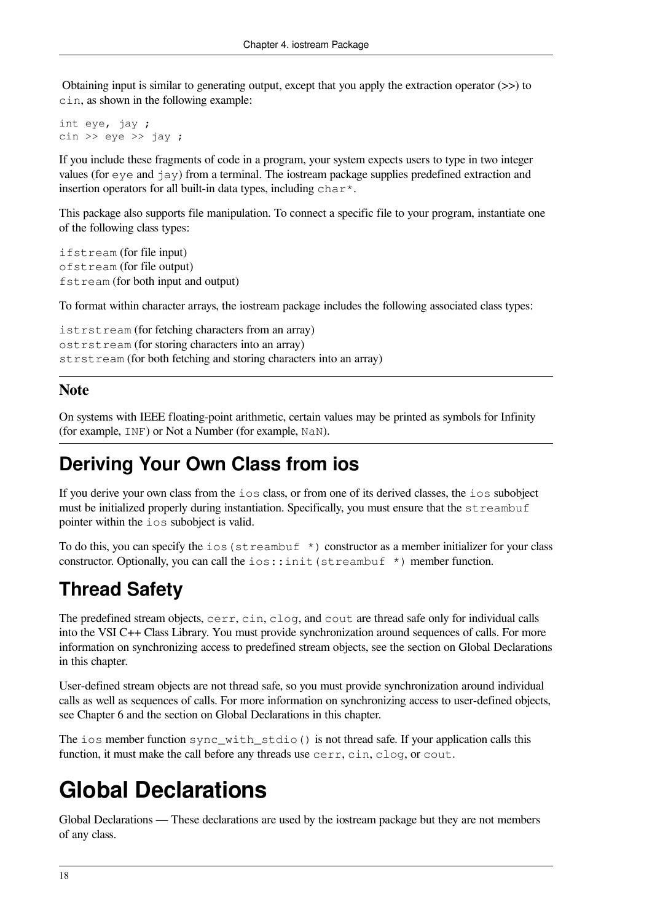Obtaining input is similar to generating output, except that you apply the extraction operator (>>) to `cin`, as shown in the following example:

```
int eye, jay ;
cin >> eye >> jay ;
```

If you include these fragments of code in a program, your system expects users to type in two integer values (for `eye` and `jay`) from a terminal. The iostream package supplies predefined extraction and insertion operators for all built-in data types, including `char*`.

This package also supports file manipulation. To connect a specific file to your program, instantiate one of the following class types:

`ifstream` (for file input)
`ofstream` (for file output)
`fstream` (for both input and output)

To format within character arrays, the iostream package includes the following associated class types:

`istrstream` (for fetching characters from an array)
`ostrstream` (for storing characters into an array)
`strstream` (for both fetching and storing characters into an array)

**Note**

On systems with IEEE floating-point arithmetic, certain values may be printed as symbols for Infinity (for example, `INF`) or Not a Number (for example, `NaN`).

## Deriving Your Own Class from ios

If you derive your own class from the `ios` class, or from one of its derived classes, the `ios` subobject must be initialized properly during instantiation. Specifically, you must ensure that the `streambuf` pointer within the `ios` subobject is valid.

To do this, you can specify the `ios(streambuf *)` constructor as a member initializer for your class constructor. Optionally, you can call the `ios::init(streambuf *)` member function.

## Thread Safety

The predefined stream objects, `cerr`, `cin`, `clog`, and `cout` are thread safe only for individual calls into the VSI C++ Class Library. You must provide synchronization around sequences of calls. For more information on synchronizing access to predefined stream objects, see the section on Global Declarations in this chapter.

User-defined stream objects are not thread safe, so you must provide synchronization around individual calls as well as sequences of calls. For more information on synchronizing access to user-defined objects, see Chapter 6 and the section on Global Declarations in this chapter.

The `ios` member function `sync_with_stdio()` is not thread safe. If your application calls this function, it must make the call before any threads use `cerr`, `cin`, `clog`, or `cout`.

# Global Declarations

Global Declarations — These declarations are used by the iostream package but they are not members of any class.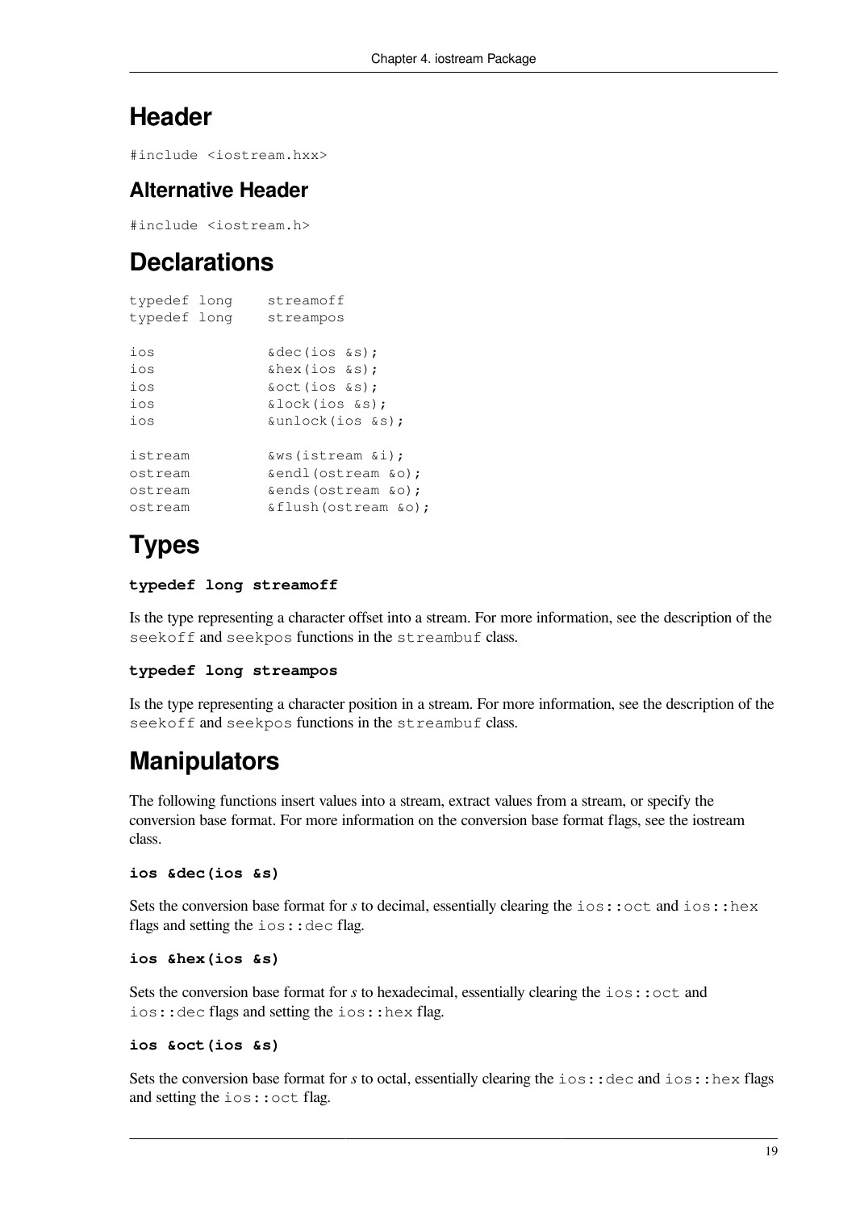## Header

```
#include <iostream.hxx>
```

### Alternative Header

```
#include <iostream.h>
```

## Declarations

```
typedef long    streamoff
typedef long    streampos

ios             &dec(ios &s);
ios             &hex(ios &s);
ios             &oct(ios &s);
ios             &lock(ios &s);
ios             &unlock(ios &s);

istream         &ws(istream &i);
ostream         &endl(ostream &o);
ostream         &ends(ostream &o);
ostream         &flush(ostream &o);
```

## Types

**`typedef long streamoff`**

Is the type representing a character offset into a stream. For more information, see the description of the `seekoff` and `seekpos` functions in the `streambuf` class.

**`typedef long streampos`**

Is the type representing a character position in a stream. For more information, see the description of the `seekoff` and `seekpos` functions in the `streambuf` class.

## Manipulators

The following functions insert values into a stream, extract values from a stream, or specify the conversion base format. For more information on the conversion base format flags, see the iostream class.

**`ios &dec(ios &s)`**

Sets the conversion base format for *s* to decimal, essentially clearing the `ios::oct` and `ios::hex` flags and setting the `ios::dec` flag.

**`ios &hex(ios &s)`**

Sets the conversion base format for *s* to hexadecimal, essentially clearing the `ios::oct` and `ios::dec` flags and setting the `ios::hex` flag.

**`ios &oct(ios &s)`**

Sets the conversion base format for *s* to octal, essentially clearing the `ios::dec` and `ios::hex` flags and setting the `ios::oct` flag.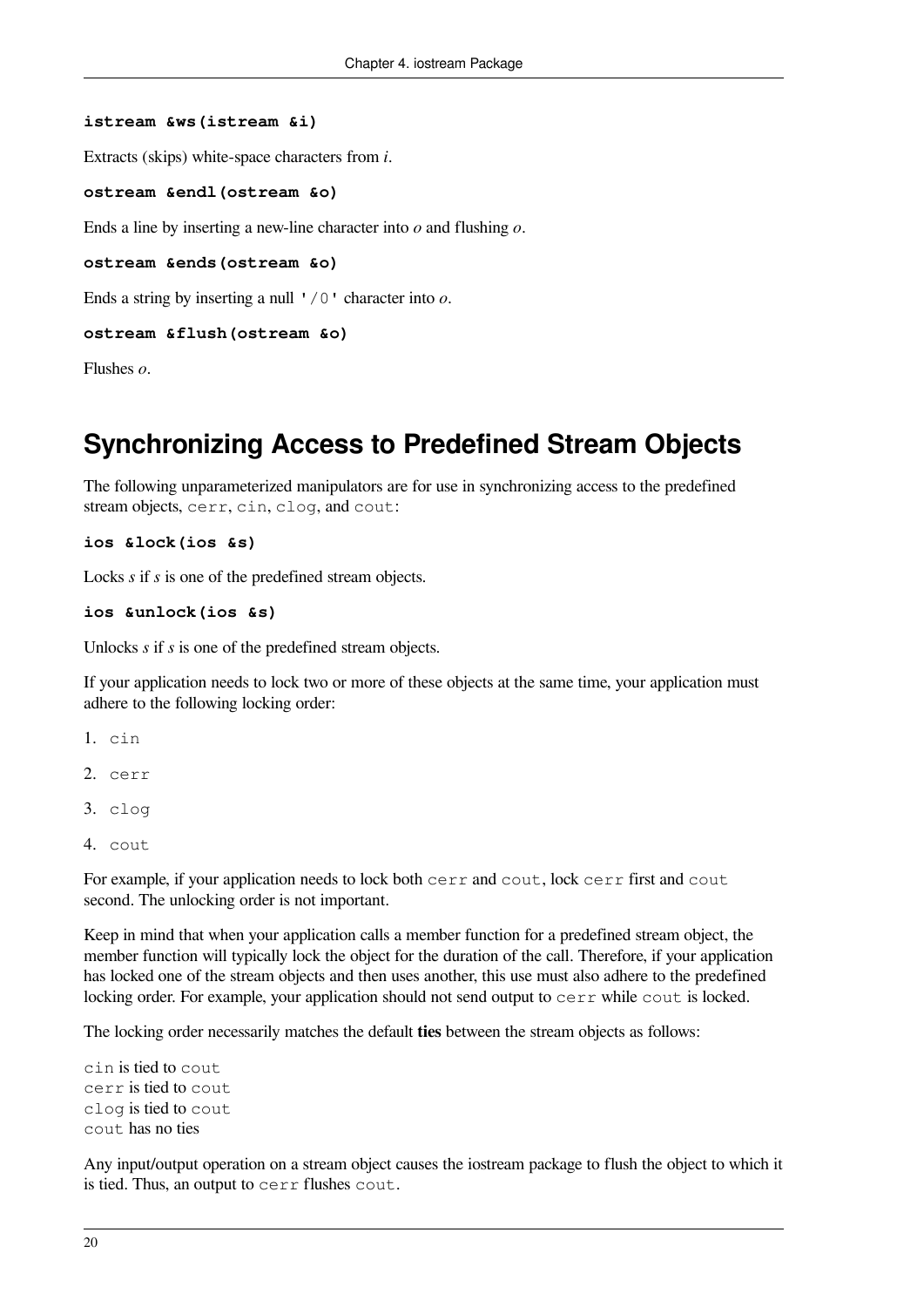**istream &ws(istream &i)**

Extracts (skips) white-space characters from *i*.

**ostream &endl(ostream &o)**

Ends a line by inserting a new-line character into *o* and flushing *o*.

**ostream &ends(ostream &o)**

Ends a string by inserting a null `'/0'` character into *o*.

**ostream &flush(ostream &o)**

Flushes *o*.

## Synchronizing Access to Predefined Stream Objects

The following unparameterized manipulators are for use in synchronizing access to the predefined stream objects, `cerr`, `cin`, `clog`, and `cout`:

**ios &lock(ios &s)**

Locks *s* if *s* is one of the predefined stream objects.

**ios &unlock(ios &s)**

Unlocks *s* if *s* is one of the predefined stream objects.

If your application needs to lock two or more of these objects at the same time, your application must adhere to the following locking order:

1. `cin`
2. `cerr`
3. `clog`
4. `cout`

For example, if your application needs to lock both `cerr` and `cout`, lock `cerr` first and `cout` second. The unlocking order is not important.

Keep in mind that when your application calls a member function for a predefined stream object, the member function will typically lock the object for the duration of the call. Therefore, if your application has locked one of the stream objects and then uses another, this use must also adhere to the predefined locking order. For example, your application should not send output to `cerr` while `cout` is locked.

The locking order necessarily matches the default **ties** between the stream objects as follows:

`cin` is tied to `cout`
`cerr` is tied to `cout`
`clog` is tied to `cout`
`cout` has no ties

Any input/output operation on a stream object causes the iostream package to flush the object to which it is tied. Thus, an output to `cerr` flushes `cout`.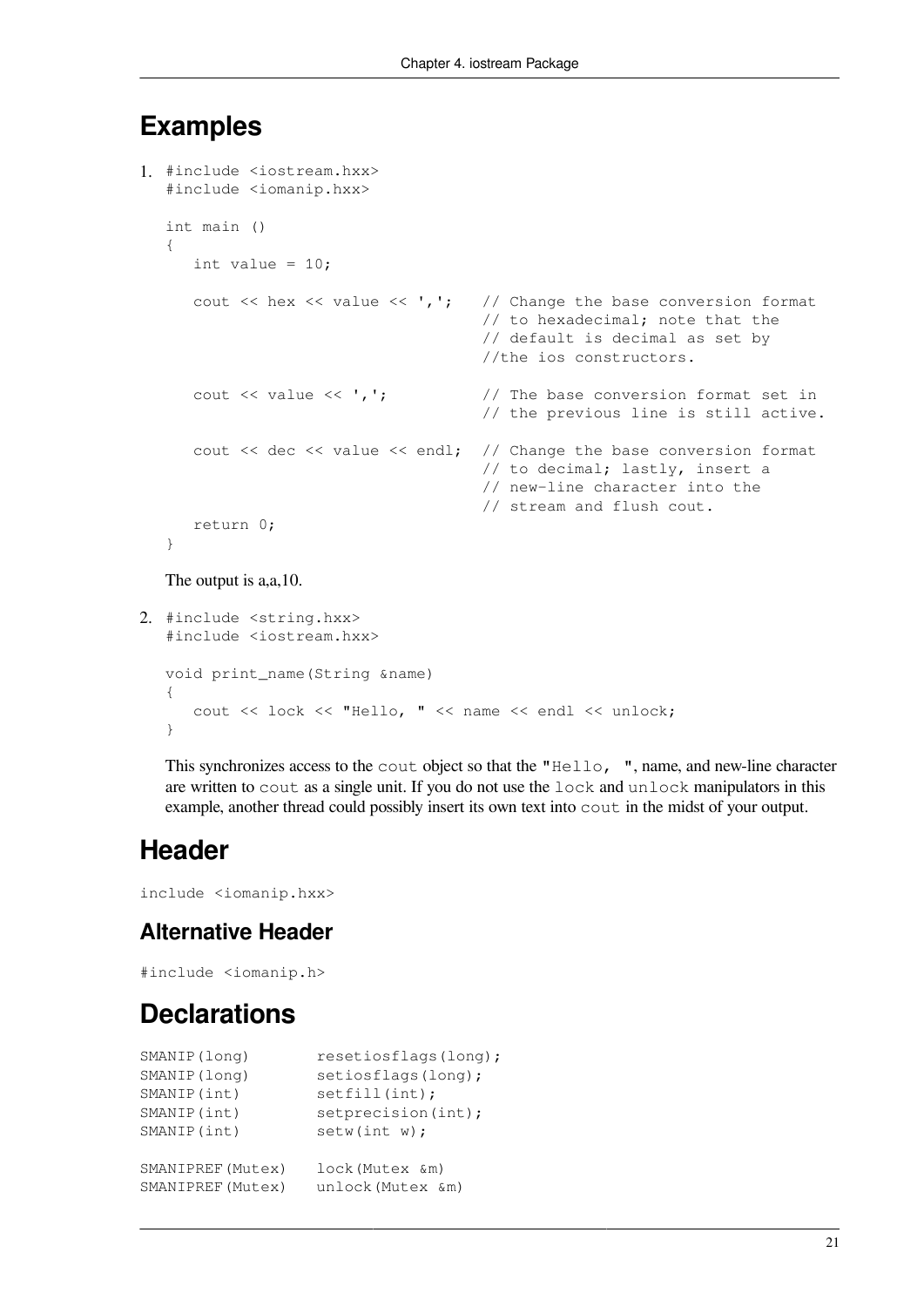## Examples

1. ```
   #include <iostream.hxx>
   #include <iomanip.hxx>

   int main ()
   {
      int value = 10;

      cout << hex << value << ',';   // Change the base conversion format
                                     // to hexadecimal; note that the
                                     // default is decimal as set by
                                     //the ios constructors.

      cout << value << ',';          // The base conversion format set in
                                     // the previous line is still active.

      cout << dec << value << endl;  // Change the base conversion format
                                     // to decimal; lastly, insert a
                                     // new-line character into the
                                     // stream and flush cout.
      return 0;
   }
   ```

   The output is a,a,10.

2. ```
   #include <string.hxx>
   #include <iostream.hxx>

   void print_name(String &name)
   {
      cout << lock << "Hello, " << name << endl << unlock;
   }
   ```

   This synchronizes access to the `cout` object so that the `"Hello, "`, name, and new-line character are written to `cout` as a single unit. If you do not use the `lock` and `unlock` manipulators in this example, another thread could possibly insert its own text into `cout` in the midst of your output.

## Header

```
include <iomanip.hxx>
```

### Alternative Header

```
#include <iomanip.h>
```

## Declarations

```
SMANIP(long)       resetiosflags(long);
SMANIP(long)       setiosflags(long);
SMANIP(int)        setfill(int);
SMANIP(int)        setprecision(int);
SMANIP(int)        setw(int w);

SMANIPREF(Mutex)   lock(Mutex &m)
SMANIPREF(Mutex)   unlock(Mutex &m)
```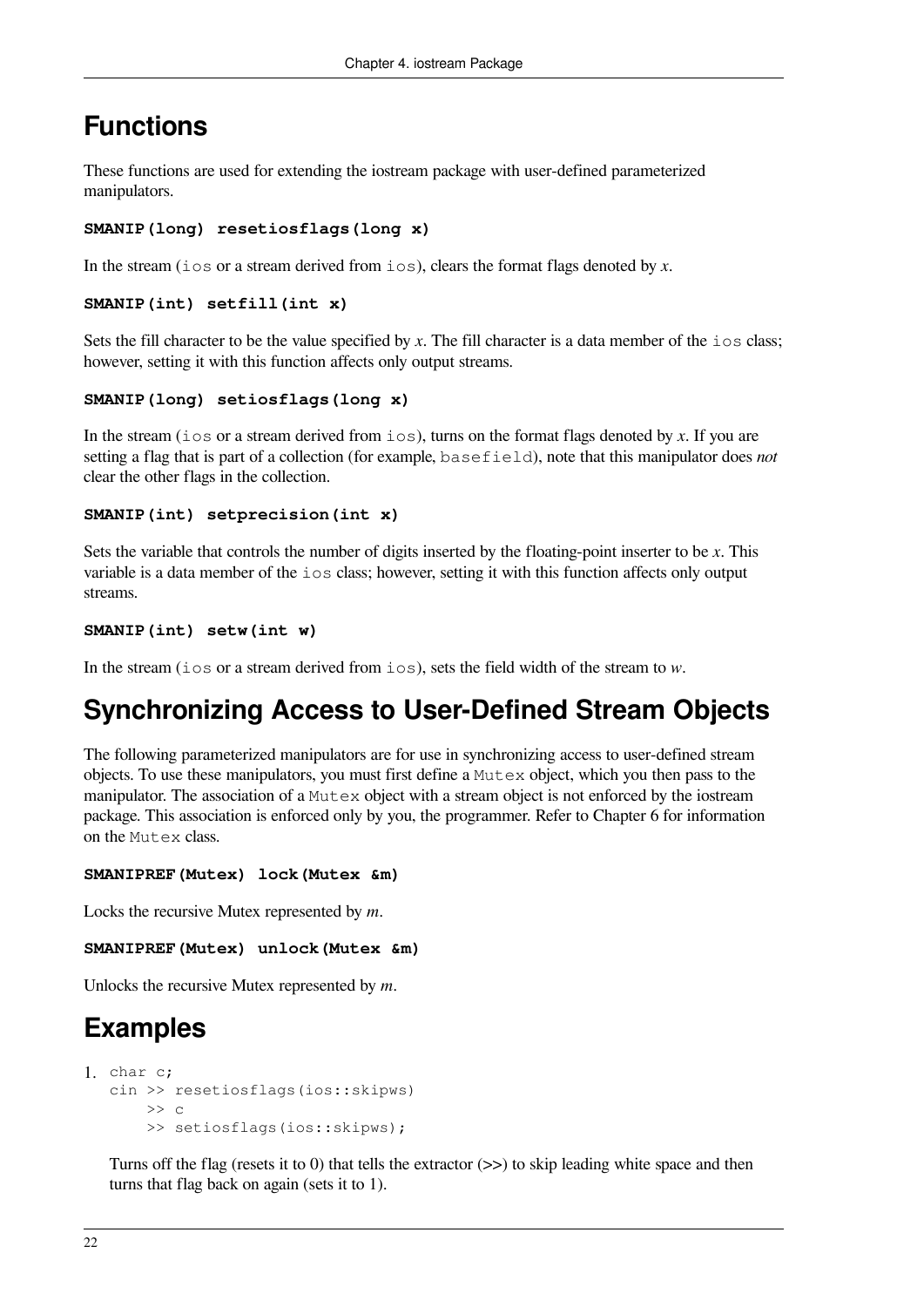## Functions

These functions are used for extending the iostream package with user-defined parameterized manipulators.

**SMANIP(long) resetiosflags(long x)**

In the stream (`ios` or a stream derived from `ios`), clears the format flags denoted by *x*.

**SMANIP(int) setfill(int x)**

Sets the fill character to be the value specified by *x*. The fill character is a data member of the `ios` class; however, setting it with this function affects only output streams.

**SMANIP(long) setiosflags(long x)**

In the stream (`ios` or a stream derived from `ios`), turns on the format flags denoted by *x*. If you are setting a flag that is part of a collection (for example, `basefield`), note that this manipulator does *not* clear the other flags in the collection.

**SMANIP(int) setprecision(int x)**

Sets the variable that controls the number of digits inserted by the floating-point inserter to be *x*. This variable is a data member of the `ios` class; however, setting it with this function affects only output streams.

**SMANIP(int) setw(int w)**

In the stream (`ios` or a stream derived from `ios`), sets the field width of the stream to *w*.

## Synchronizing Access to User-Defined Stream Objects

The following parameterized manipulators are for use in synchronizing access to user-defined stream objects. To use these manipulators, you must first define a `Mutex` object, which you then pass to the manipulator. The association of a `Mutex` object with a stream object is not enforced by the iostream package. This association is enforced only by you, the programmer. Refer to Chapter 6 for information on the `Mutex` class.

**SMANIPREF(Mutex) lock(Mutex &m)**

Locks the recursive Mutex represented by *m*.

**SMANIPREF(Mutex) unlock(Mutex &m)**

Unlocks the recursive Mutex represented by *m*.

## Examples

1. 
```
char c;
cin >> resetiosflags(ios::skipws)
    >> c
    >> setiosflags(ios::skipws);
```

   Turns off the flag (resets it to 0) that tells the extractor (>>) to skip leading white space and then turns that flag back on again (sets it to 1).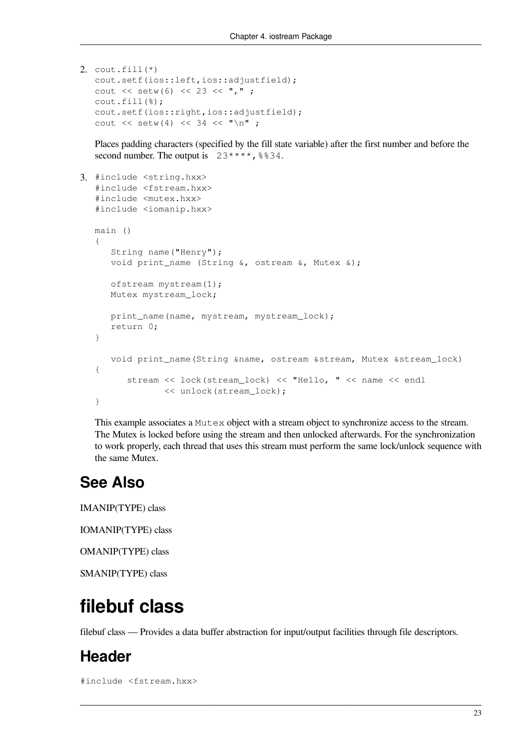2. 
```
cout.fill(*)
cout.setf(ios::left,ios::adjustfield);
cout << setw(6) << 23 << "," ;
cout.fill(%);
cout.setf(ios::right,ios::adjustfield);
cout << setw(4) << 34 << "\n" ;
```

   Places padding characters (specified by the fill state variable) after the first number and before the second number. The output is `23****,%%34`.

3. 
```
#include <string.hxx>
#include <fstream.hxx>
#include <mutex.hxx>
#include <iomanip.hxx>

main ()
{
   String name("Henry");
   void print_name (String &, ostream &, Mutex &);

   ofstream mystream(1);
   Mutex mystream_lock;

   print_name(name, mystream, mystream_lock);
   return 0;
}

   void print_name(String &name, ostream &stream, Mutex &stream_lock)
{
      stream << lock(stream_lock) << "Hello, " << name << endl
             << unlock(stream_lock);
}
```

   This example associates a `Mutex` object with a stream object to synchronize access to the stream. The Mutex is locked before using the stream and then unlocked afterwards. For the synchronization to work properly, each thread that uses this stream must perform the same lock/unlock sequence with the same Mutex.

## See Also

IMANIP(TYPE) class

IOMANIP(TYPE) class

OMANIP(TYPE) class

SMANIP(TYPE) class

# filebuf class

filebuf class — Provides a data buffer abstraction for input/output facilities through file descriptors.

## Header

```
#include <fstream.hxx>
```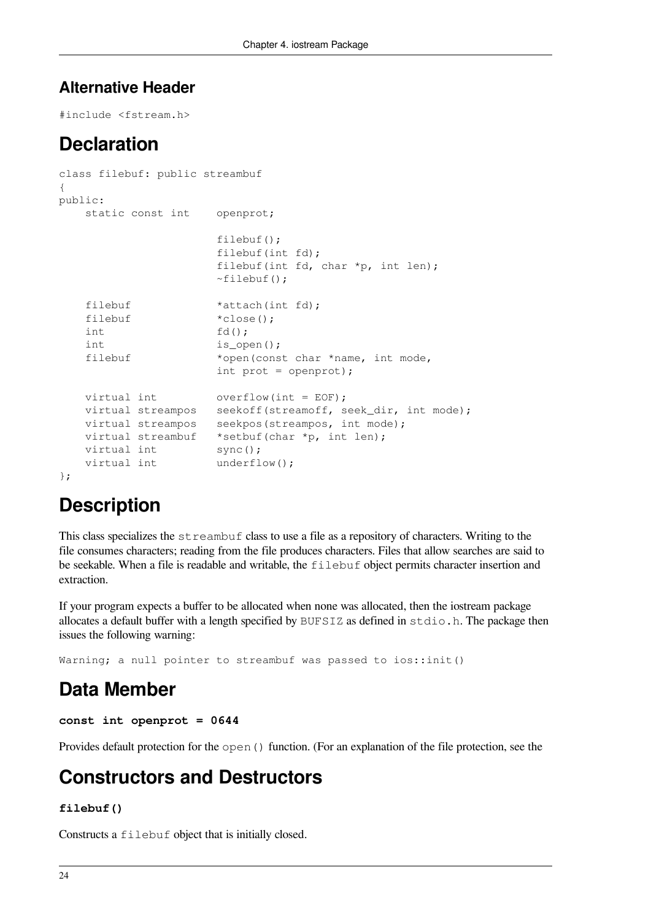## Alternative Header

```
#include <fstream.h>
```

# Declaration

```
class filebuf: public streambuf
{
public:
    static const int    openprot;

                        filebuf();
                        filebuf(int fd);
                        filebuf(int fd, char *p, int len);
                        ~filebuf();

    filebuf             *attach(int fd);
    filebuf             *close();
    int                 fd();
    int                 is_open();
    filebuf             *open(const char *name, int mode,
                        int prot = openprot);

    virtual int         overflow(int = EOF);
    virtual streampos   seekoff(streamoff, seek_dir, int mode);
    virtual streampos   seekpos(streampos, int mode);
    virtual streambuf   *setbuf(char *p, int len);
    virtual int         sync();
    virtual int         underflow();
};
```

# Description

This class specializes the `streambuf` class to use a file as a repository of characters. Writing to the file consumes characters; reading from the file produces characters. Files that allow searches are said to be seekable. When a file is readable and writable, the `filebuf` object permits character insertion and extraction.

If your program expects a buffer to be allocated when none was allocated, then the iostream package allocates a default buffer with a length specified by `BUFSIZ` as defined in `stdio.h`. The package then issues the following warning:

```
Warning; a null pointer to streambuf was passed to ios::init()
```

# Data Member

**`const int openprot = 0644`**

Provides default protection for the `open()` function. (For an explanation of the file protection, see the

# Constructors and Destructors

**`filebuf()`**

Constructs a `filebuf` object that is initially closed.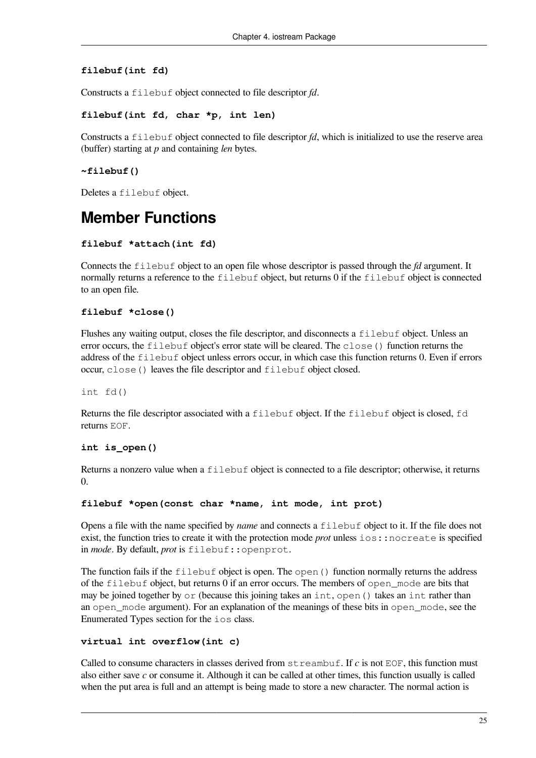**filebuf(int fd)**

Constructs a `filebuf` object connected to file descriptor *fd*.

**filebuf(int fd, char *p, int len)**

Constructs a `filebuf` object connected to file descriptor *fd*, which is initialized to use the reserve area (buffer) starting at *p* and containing *len* bytes.

**~filebuf()**

Deletes a `filebuf` object.

## Member Functions

**filebuf *attach(int fd)**

Connects the `filebuf` object to an open file whose descriptor is passed through the *fd* argument. It normally returns a reference to the `filebuf` object, but returns 0 if the `filebuf` object is connected to an open file.

**filebuf *close()**

Flushes any waiting output, closes the file descriptor, and disconnects a `filebuf` object. Unless an error occurs, the `filebuf` object's error state will be cleared. The `close()` function returns the address of the `filebuf` object unless errors occur, in which case this function returns 0. Even if errors occur, `close()` leaves the file descriptor and `filebuf` object closed.

`int fd()`

Returns the file descriptor associated with a `filebuf` object. If the `filebuf` object is closed, `fd` returns `EOF`.

**int is_open()**

Returns a nonzero value when a `filebuf` object is connected to a file descriptor; otherwise, it returns 0.

**filebuf *open(const char *name, int mode, int prot)**

Opens a file with the name specified by *name* and connects a `filebuf` object to it. If the file does not exist, the function tries to create it with the protection mode *prot* unless `ios::nocreate` is specified in *mode*. By default, *prot* is `filebuf::openprot`.

The function fails if the `filebuf` object is open. The `open()` function normally returns the address of the `filebuf` object, but returns 0 if an error occurs. The members of `open_mode` are bits that may be joined together by `or` (because this joining takes an `int`, `open()` takes an `int` rather than an `open_mode` argument). For an explanation of the meanings of these bits in `open_mode`, see the Enumerated Types section for the `ios` class.

**virtual int overflow(int c)**

Called to consume characters in classes derived from `streambuf`. If *c* is not `EOF`, this function must also either save *c* or consume it. Although it can be called at other times, this function usually is called when the put area is full and an attempt is being made to store a new character. The normal action is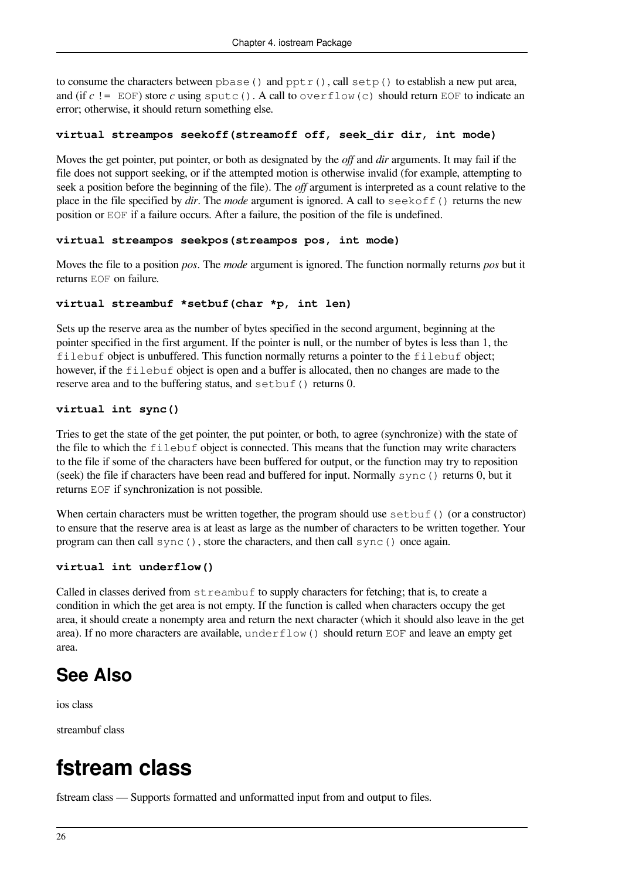to consume the characters between `pbase()` and `pptr()`, call `setp()` to establish a new put area, and (if *c* `!= EOF`) store *c* using `sputc()`. A call to `overflow(c)` should return `EOF` to indicate an error; otherwise, it should return something else.

**virtual streampos seekoff(streamoff off, seek_dir dir, int mode)**

Moves the get pointer, put pointer, or both as designated by the *off* and *dir* arguments. It may fail if the file does not support seeking, or if the attempted motion is otherwise invalid (for example, attempting to seek a position before the beginning of the file). The *off* argument is interpreted as a count relative to the place in the file specified by *dir*. The *mode* argument is ignored. A call to `seekoff()` returns the new position or `EOF` if a failure occurs. After a failure, the position of the file is undefined.

**virtual streampos seekpos(streampos pos, int mode)**

Moves the file to a position *pos*. The *mode* argument is ignored. The function normally returns *pos* but it returns `EOF` on failure.

**virtual streambuf *setbuf(char *p, int len)**

Sets up the reserve area as the number of bytes specified in the second argument, beginning at the pointer specified in the first argument. If the pointer is null, or the number of bytes is less than 1, the `filebuf` object is unbuffered. This function normally returns a pointer to the `filebuf` object; however, if the `filebuf` object is open and a buffer is allocated, then no changes are made to the reserve area and to the buffering status, and `setbuf()` returns 0.

**virtual int sync()**

Tries to get the state of the get pointer, the put pointer, or both, to agree (synchronize) with the state of the file to which the `filebuf` object is connected. This means that the function may write characters to the file if some of the characters have been buffered for output, or the function may try to reposition (seek) the file if characters have been read and buffered for input. Normally `sync()` returns 0, but it returns `EOF` if synchronization is not possible.

When certain characters must be written together, the program should use `setbuf()` (or a constructor) to ensure that the reserve area is at least as large as the number of characters to be written together. Your program can then call `sync()`, store the characters, and then call `sync()` once again.

**virtual int underflow()**

Called in classes derived from `streambuf` to supply characters for fetching; that is, to create a condition in which the get area is not empty. If the function is called when characters occupy the get area, it should create a nonempty area and return the next character (which it should also leave in the get area). If no more characters are available, `underflow()` should return `EOF` and leave an empty get area.

## See Also

ios class

streambuf class

# fstream class

fstream class — Supports formatted and unformatted input from and output to files.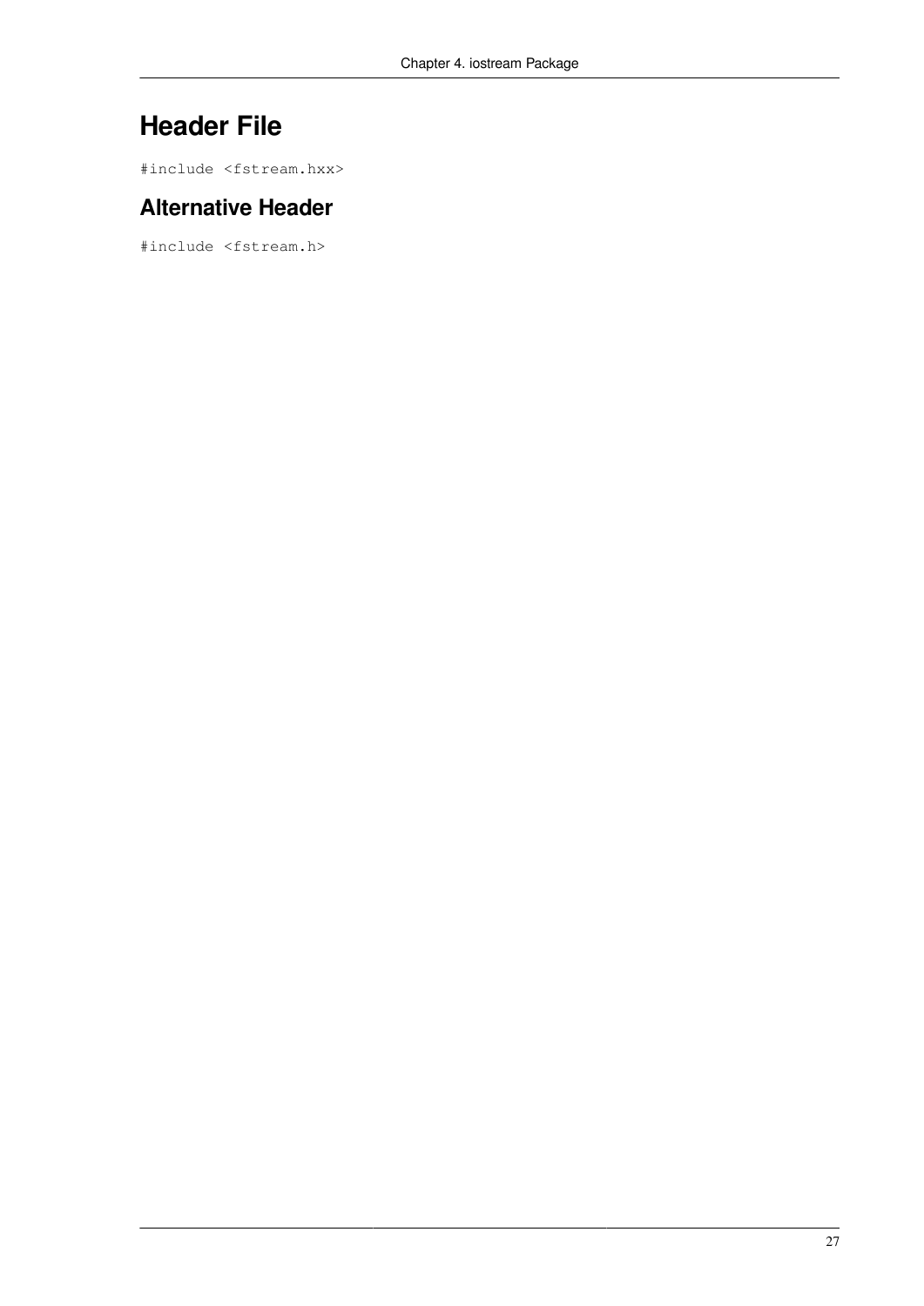## Header File

```
#include <fstream.hxx>
```

### Alternative Header

```
#include <fstream.h>
```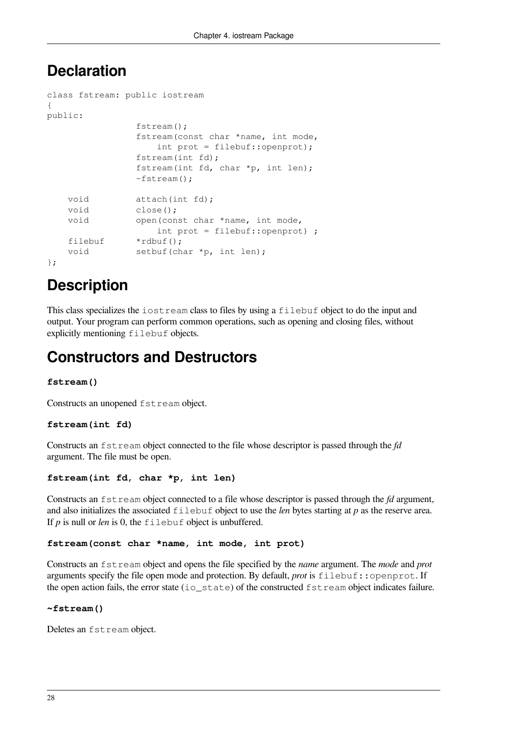## Declaration

```
class fstream: public iostream
{
public:
                fstream();
                fstream(const char *name, int mode,
                    int prot = filebuf::openprot);
                fstream(int fd);
                fstream(int fd, char *p, int len);
                ~fstream();

    void        attach(int fd);
    void        close();
    void        open(const char *name, int mode,
                    int prot = filebuf::openprot) ;
    filebuf     *rdbuf();
    void        setbuf(char *p, int len);
};
```

## Description

This class specializes the `iostream` class to files by using a `filebuf` object to do the input and output. Your program can perform common operations, such as opening and closing files, without explicitly mentioning `filebuf` objects.

## Constructors and Destructors

**`fstream()`**

Constructs an unopened `fstream` object.

**`fstream(int fd)`**

Constructs an `fstream` object connected to the file whose descriptor is passed through the *fd* argument. The file must be open.

**`fstream(int fd, char *p, int len)`**

Constructs an `fstream` object connected to a file whose descriptor is passed through the *fd* argument, and also initializes the associated `filebuf` object to use the *len* bytes starting at *p* as the reserve area. If *p* is null or *len* is 0, the `filebuf` object is unbuffered.

**`fstream(const char *name, int mode, int prot)`**

Constructs an `fstream` object and opens the file specified by the *name* argument. The *mode* and *prot* arguments specify the file open mode and protection. By default, *prot* is `filebuf::openprot`. If the open action fails, the error state (`io_state`) of the constructed `fstream` object indicates failure.

**`~fstream()`**

Deletes an `fstream` object.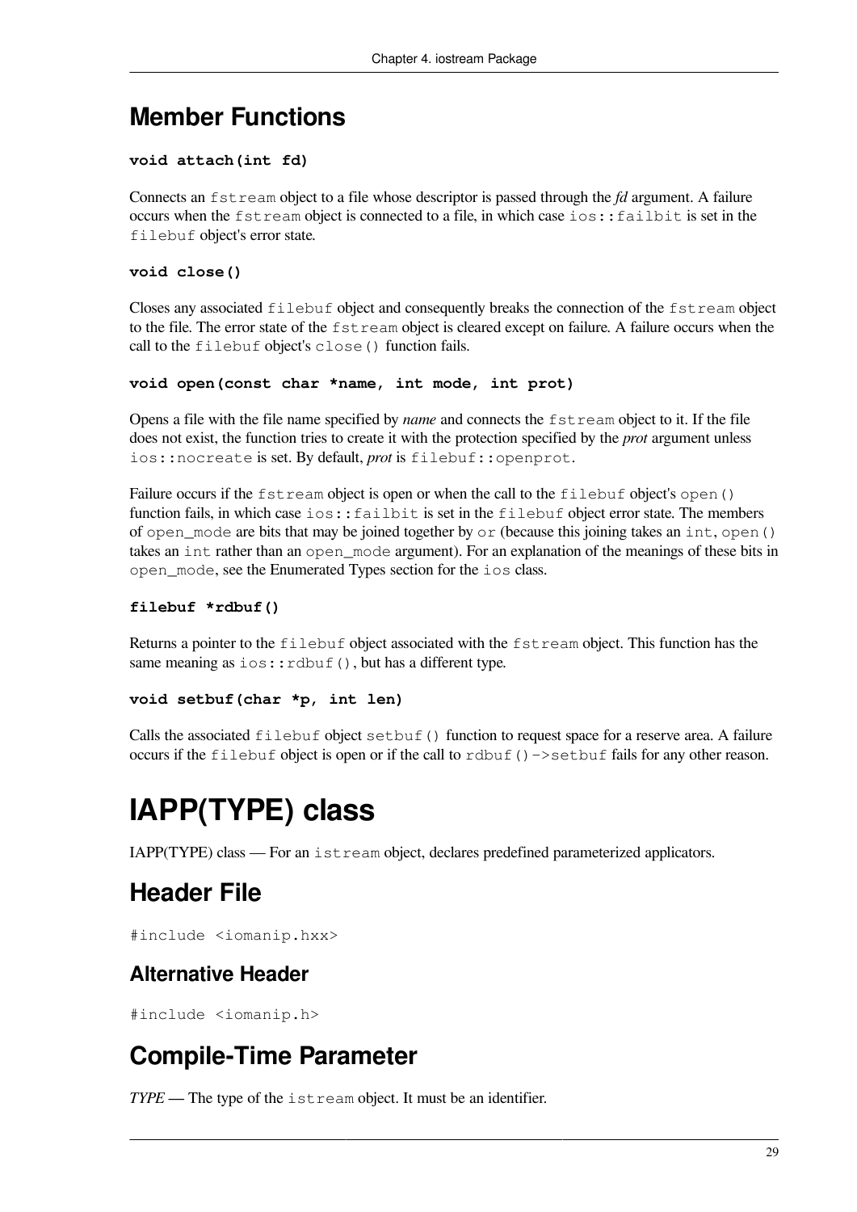## Member Functions

**`void attach(int fd)`**

Connects an `fstream` object to a file whose descriptor is passed through the *fd* argument. A failure occurs when the `fstream` object is connected to a file, in which case `ios::failbit` is set in the `filebuf` object's error state.

**`void close()`**

Closes any associated `filebuf` object and consequently breaks the connection of the `fstream` object to the file. The error state of the `fstream` object is cleared except on failure. A failure occurs when the call to the `filebuf` object's `close()` function fails.

**`void open(const char *name, int mode, int prot)`**

Opens a file with the file name specified by *name* and connects the `fstream` object to it. If the file does not exist, the function tries to create it with the protection specified by the *prot* argument unless `ios::nocreate` is set. By default, *prot* is `filebuf::openprot`.

Failure occurs if the `fstream` object is open or when the call to the `filebuf` object's `open()` function fails, in which case `ios::failbit` is set in the `filebuf` object error state. The members of `open_mode` are bits that may be joined together by `or` (because this joining takes an `int`, `open()` takes an `int` rather than an `open_mode` argument). For an explanation of the meanings of these bits in `open_mode`, see the Enumerated Types section for the `ios` class.

**`filebuf *rdbuf()`**

Returns a pointer to the `filebuf` object associated with the `fstream` object. This function has the same meaning as `ios::rdbuf()`, but has a different type.

**`void setbuf(char *p, int len)`**

Calls the associated `filebuf` object `setbuf()` function to request space for a reserve area. A failure occurs if the `filebuf` object is open or if the call to `rdbuf()->setbuf` fails for any other reason.

# IAPP(TYPE) class

IAPP(TYPE) class — For an `istream` object, declares predefined parameterized applicators.

## Header File

```
#include <iomanip.hxx>
```

### Alternative Header

```
#include <iomanip.h>
```

## Compile-Time Parameter

*TYPE* — The type of the `istream` object. It must be an identifier.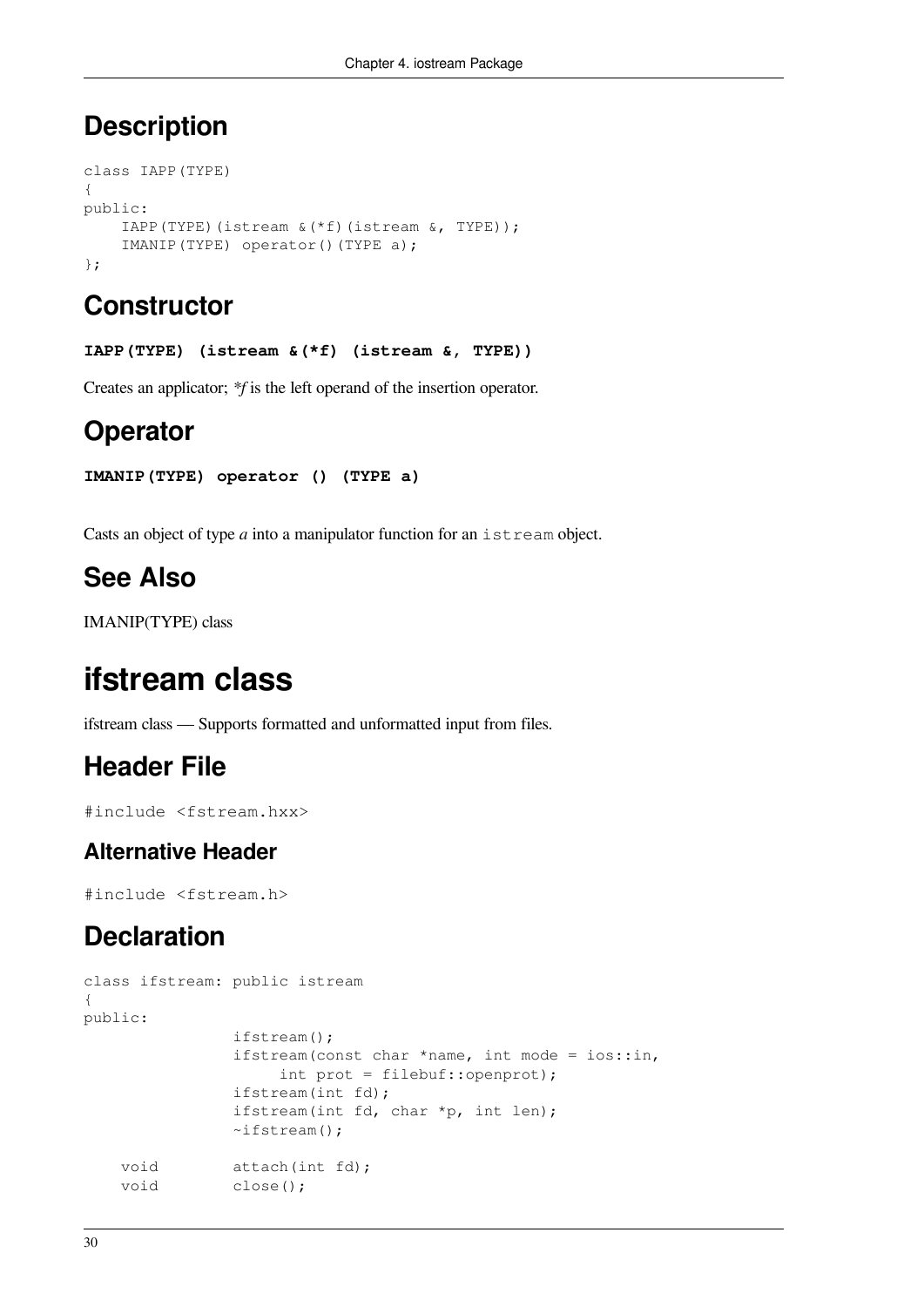## Description

```
class IAPP(TYPE)
{
public:
    IAPP(TYPE)(istream &(*f)(istream &, TYPE));
    IMANIP(TYPE) operator()(TYPE a);
};
```

## Constructor

**IAPP(TYPE) (istream &(*f) (istream &, TYPE))**

Creates an applicator; *\*f* is the left operand of the insertion operator.

## Operator

**IMANIP(TYPE) operator () (TYPE a)**

Casts an object of type *a* into a manipulator function for an `istream` object.

## See Also

IMANIP(TYPE) class

# ifstream class

ifstream class — Supports formatted and unformatted input from files.

## Header File

```
#include <fstream.hxx>
```

### Alternative Header

```
#include <fstream.h>
```

## Declaration

```
class ifstream: public istream
{
public:
                ifstream();
                ifstream(const char *name, int mode = ios::in,
                     int prot = filebuf::openprot);
                ifstream(int fd);
                ifstream(int fd, char *p, int len);
                ~ifstream();

    void        attach(int fd);
    void        close();
```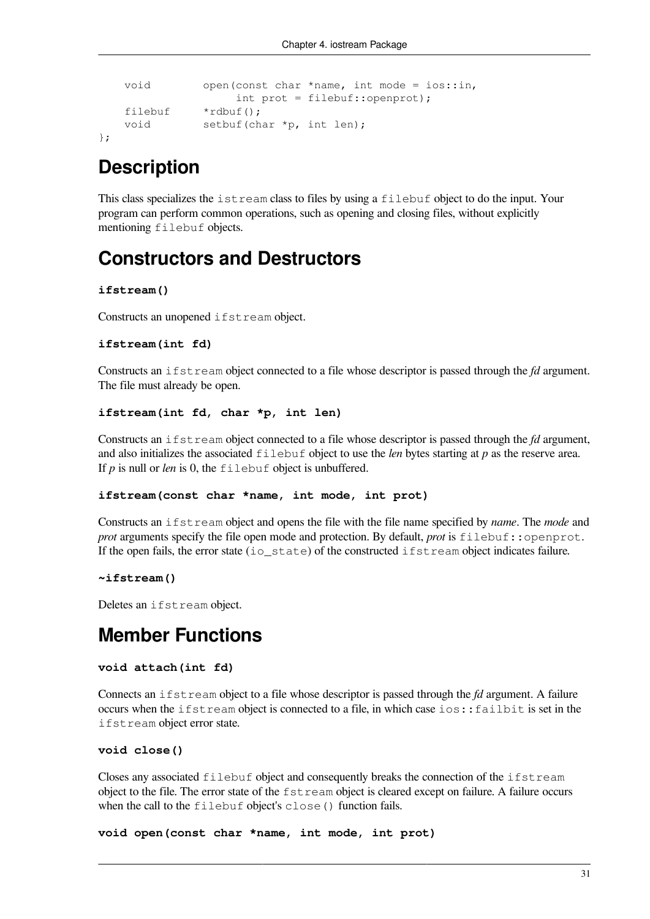```
    void        open(const char *name, int mode = ios::in,
                     int prot = filebuf::openprot);
    filebuf     *rdbuf();
    void        setbuf(char *p, int len);
};
```

## Description

This class specializes the `istream` class to files by using a `filebuf` object to do the input. Your program can perform common operations, such as opening and closing files, without explicitly mentioning `filebuf` objects.

## Constructors and Destructors

**`ifstream()`**

Constructs an unopened `ifstream` object.

**`ifstream(int fd)`**

Constructs an `ifstream` object connected to a file whose descriptor is passed through the *fd* argument. The file must already be open.

**`ifstream(int fd, char *p, int len)`**

Constructs an `ifstream` object connected to a file whose descriptor is passed through the *fd* argument, and also initializes the associated `filebuf` object to use the *len* bytes starting at *p* as the reserve area. If *p* is null or *len* is 0, the `filebuf` object is unbuffered.

**`ifstream(const char *name, int mode, int prot)`**

Constructs an `ifstream` object and opens the file with the file name specified by *name*. The *mode* and *prot* arguments specify the file open mode and protection. By default, *prot* is `filebuf::openprot`. If the open fails, the error state (`io_state`) of the constructed `ifstream` object indicates failure.

**`~ifstream()`**

Deletes an `ifstream` object.

## Member Functions

**`void attach(int fd)`**

Connects an `ifstream` object to a file whose descriptor is passed through the *fd* argument. A failure occurs when the `ifstream` object is connected to a file, in which case `ios::failbit` is set in the `ifstream` object error state.

**`void close()`**

Closes any associated `filebuf` object and consequently breaks the connection of the `ifstream` object to the file. The error state of the `fstream` object is cleared except on failure. A failure occurs when the call to the `filebuf` object's `close()` function fails.

**`void open(const char *name, int mode, int prot)`**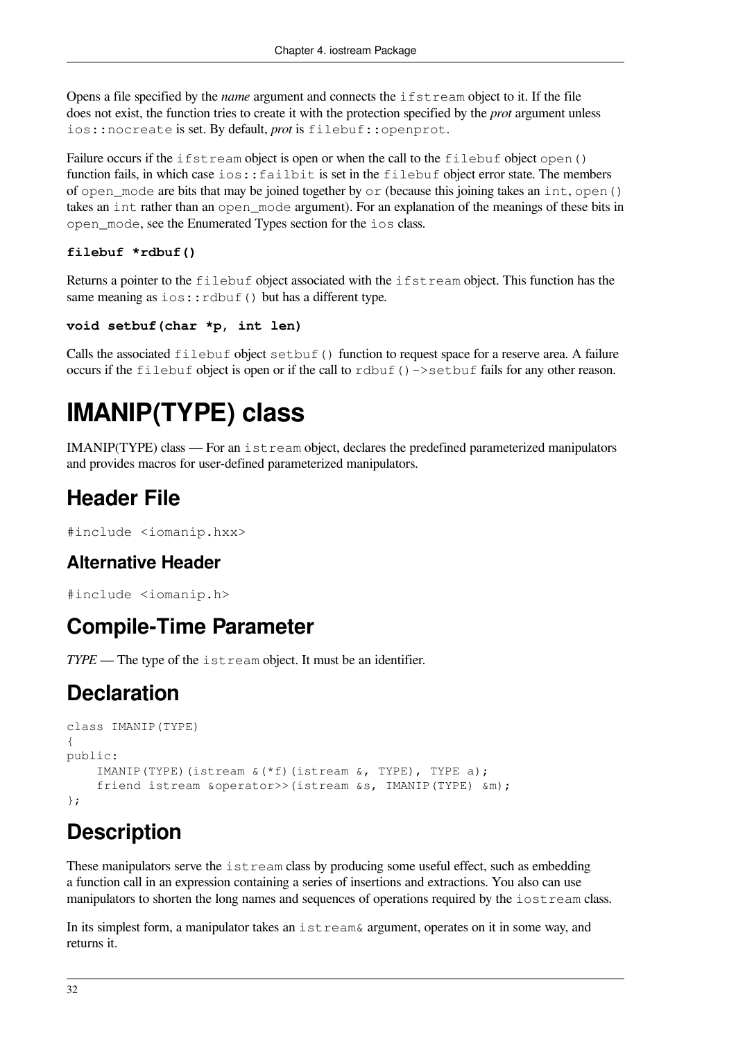Opens a file specified by the *name* argument and connects the `ifstream` object to it. If the file does not exist, the function tries to create it with the protection specified by the *prot* argument unless `ios::nocreate` is set. By default, *prot* is `filebuf::openprot`.

Failure occurs if the `ifstream` object is open or when the call to the `filebuf` object `open()` function fails, in which case `ios::failbit` is set in the `filebuf` object error state. The members of `open_mode` are bits that may be joined together by `or` (because this joining takes an `int`, `open()` takes an `int` rather than an `open_mode` argument). For an explanation of the meanings of these bits in `open_mode`, see the Enumerated Types section for the `ios` class.

**`filebuf *rdbuf()`**

Returns a pointer to the `filebuf` object associated with the `ifstream` object. This function has the same meaning as `ios::rdbuf()` but has a different type.

**`void setbuf(char *p, int len)`**

Calls the associated `filebuf` object `setbuf()` function to request space for a reserve area. A failure occurs if the `filebuf` object is open or if the call to `rdbuf()->setbuf` fails for any other reason.

# IMANIP(TYPE) class

IMANIP(TYPE) class — For an `istream` object, declares the predefined parameterized manipulators and provides macros for user-defined parameterized manipulators.

## Header File

```
#include <iomanip.hxx>
```

### Alternative Header

```
#include <iomanip.h>
```

## Compile-Time Parameter

*TYPE* — The type of the `istream` object. It must be an identifier.

## Declaration

```
class IMANIP(TYPE)
{
public:
    IMANIP(TYPE)(istream &(*f)(istream &, TYPE), TYPE a);
    friend istream &operator>>(istream &s, IMANIP(TYPE) &m);
};
```

## Description

These manipulators serve the `istream` class by producing some useful effect, such as embedding a function call in an expression containing a series of insertions and extractions. You also can use manipulators to shorten the long names and sequences of operations required by the `iostream` class.

In its simplest form, a manipulator takes an `istream&` argument, operates on it in some way, and returns it.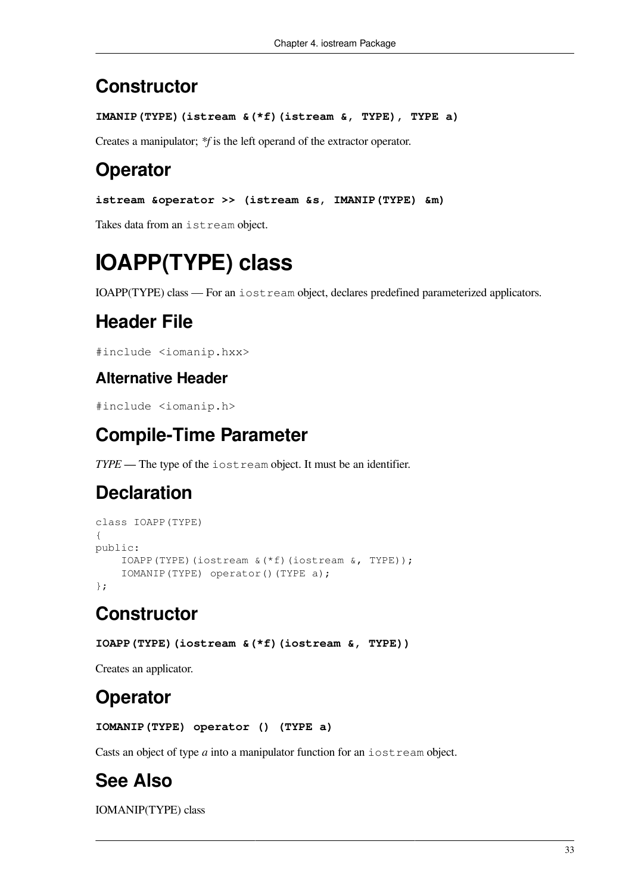## Constructor

**`IMANIP(TYPE)(istream &(*f)(istream &, TYPE), TYPE a)`**

Creates a manipulator; *\*f* is the left operand of the extractor operator.

## Operator

**`istream &operator >> (istream &s, IMANIP(TYPE) &m)`**

Takes data from an `istream` object.

# IOAPP(TYPE) class

IOAPP(TYPE) class — For an `iostream` object, declares predefined parameterized applicators.

## Header File

`#include <iomanip.hxx>`

### Alternative Header

`#include <iomanip.h>`

## Compile-Time Parameter

*TYPE* — The type of the `iostream` object. It must be an identifier.

## Declaration

```
class IOAPP(TYPE)
{
public:
    IOAPP(TYPE)(iostream &(*f)(iostream &, TYPE));
    IOMANIP(TYPE) operator()(TYPE a);
};
```

## Constructor

**`IOAPP(TYPE)(iostream &(*f)(iostream &, TYPE))`**

Creates an applicator.

## Operator

**`IOMANIP(TYPE) operator () (TYPE a)`**

Casts an object of type *a* into a manipulator function for an `iostream` object.

## See Also

IOMANIP(TYPE) class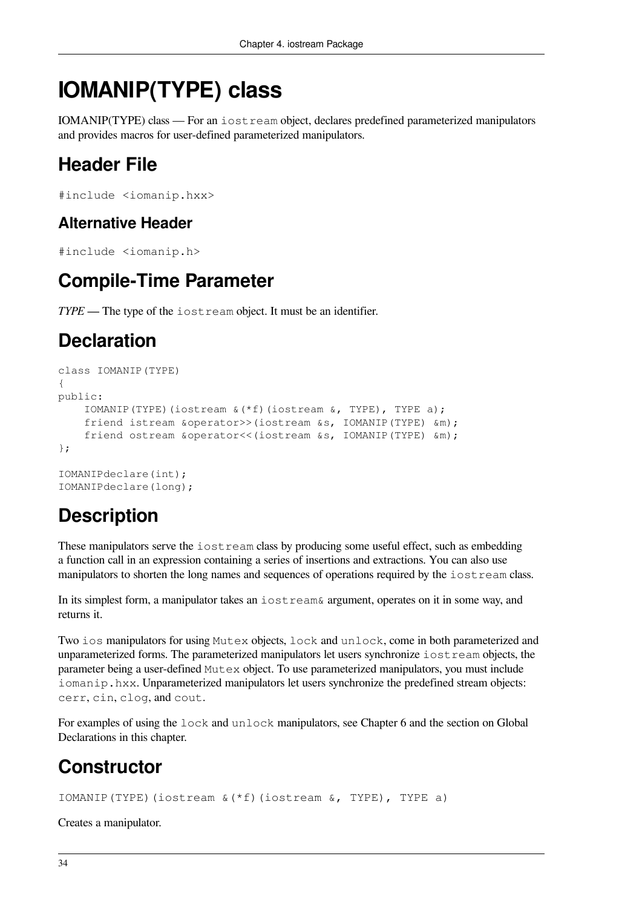# IOMANIP(TYPE) class

IOMANIP(TYPE) class — For an `iostream` object, declares predefined parameterized manipulators and provides macros for user-defined parameterized manipulators.

## Header File

```
#include <iomanip.hxx>
```

### Alternative Header

```
#include <iomanip.h>
```

## Compile-Time Parameter

***TYPE*** — The type of the `iostream` object. It must be an identifier.

## Declaration

```
class IOMANIP(TYPE)
{
public:
    IOMANIP(TYPE)(iostream &(*f)(iostream &, TYPE), TYPE a);
    friend istream &operator>>(iostream &s, IOMANIP(TYPE) &m);
    friend ostream &operator<<(iostream &s, IOMANIP(TYPE) &m);
};

IOMANIPdeclare(int);
IOMANIPdeclare(long);
```

## Description

These manipulators serve the `iostream` class by producing some useful effect, such as embedding a function call in an expression containing a series of insertions and extractions. You can also use manipulators to shorten the long names and sequences of operations required by the `iostream` class.

In its simplest form, a manipulator takes an `iostream&` argument, operates on it in some way, and returns it.

Two `ios` manipulators for using `Mutex` objects, `lock` and `unlock`, come in both parameterized and unparameterized forms. The parameterized manipulators let users synchronize `iostream` objects, the parameter being a user-defined `Mutex` object. To use parameterized manipulators, you must include `iomanip.hxx`. Unparameterized manipulators let users synchronize the predefined stream objects: `cerr`, `cin`, `clog`, and `cout`.

For examples of using the `lock` and `unlock` manipulators, see Chapter 6 and the section on Global Declarations in this chapter.

## Constructor

```
IOMANIP(TYPE)(iostream &(*f)(iostream &, TYPE), TYPE a)
```

Creates a manipulator.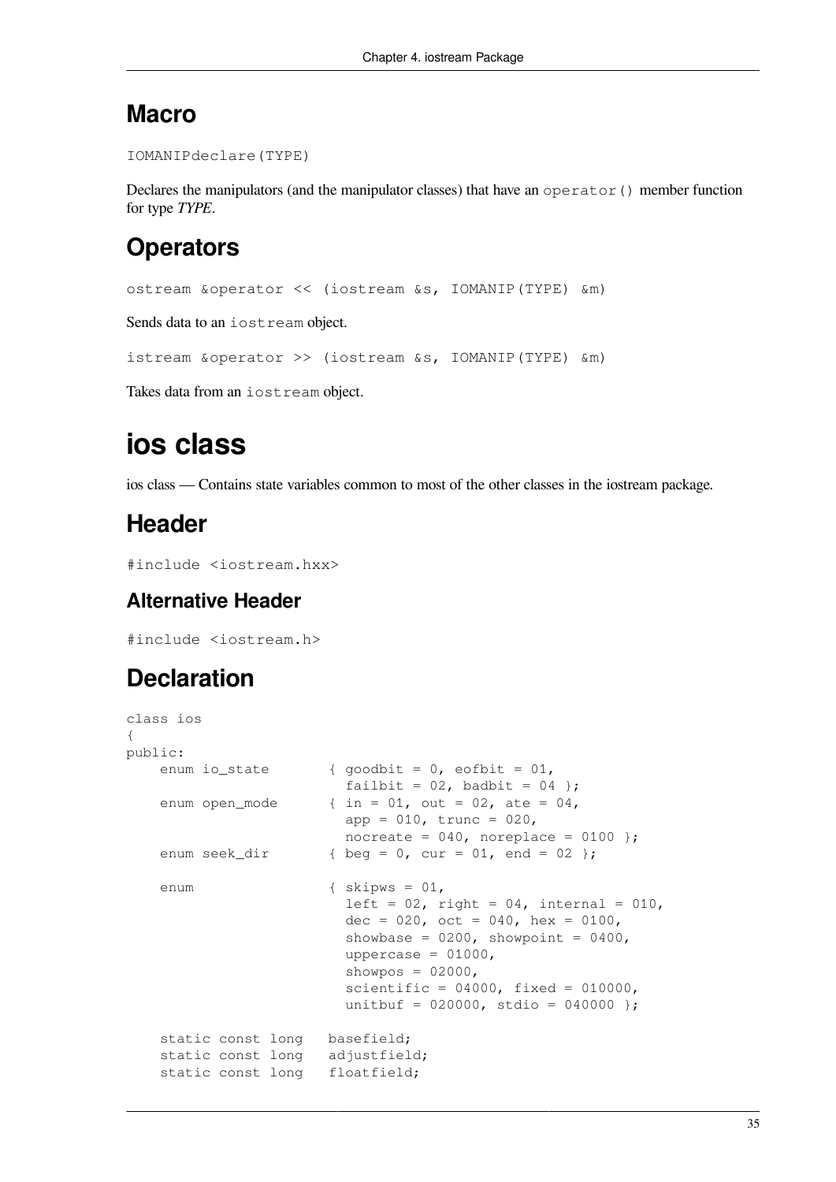## Macro

`IOMANIPdeclare(TYPE)`

Declares the manipulators (and the manipulator classes) that have an `operator()` member function for type *TYPE*.

## Operators

`ostream &operator << (iostream &s, IOMANIP(TYPE) &m)`

Sends data to an `iostream` object.

`istream &operator >> (iostream &s, IOMANIP(TYPE) &m)`

Takes data from an `iostream` object.

# ios class

ios class — Contains state variables common to most of the other classes in the iostream package.

## Header

`#include <iostream.hxx>`

### Alternative Header

`#include <iostream.h>`

## Declaration

```
class ios
{
public:
    enum io_state       { goodbit = 0, eofbit = 01,
                          failbit = 02, badbit = 04 };
    enum open_mode      { in = 01, out = 02, ate = 04,
                          app = 010, trunc = 020,
                          nocreate = 040, noreplace = 0100 };
    enum seek_dir       { beg = 0, cur = 01, end = 02 };

    enum                { skipws = 01,
                          left = 02, right = 04, internal = 010,
                          dec = 020, oct = 040, hex = 0100,
                          showbase = 0200, showpoint = 0400,
                          uppercase = 01000,
                          showpos = 02000,
                          scientific = 04000, fixed = 010000,
                          unitbuf = 020000, stdio = 040000 };

    static const long   basefield;
    static const long   adjustfield;
    static const long   floatfield;
```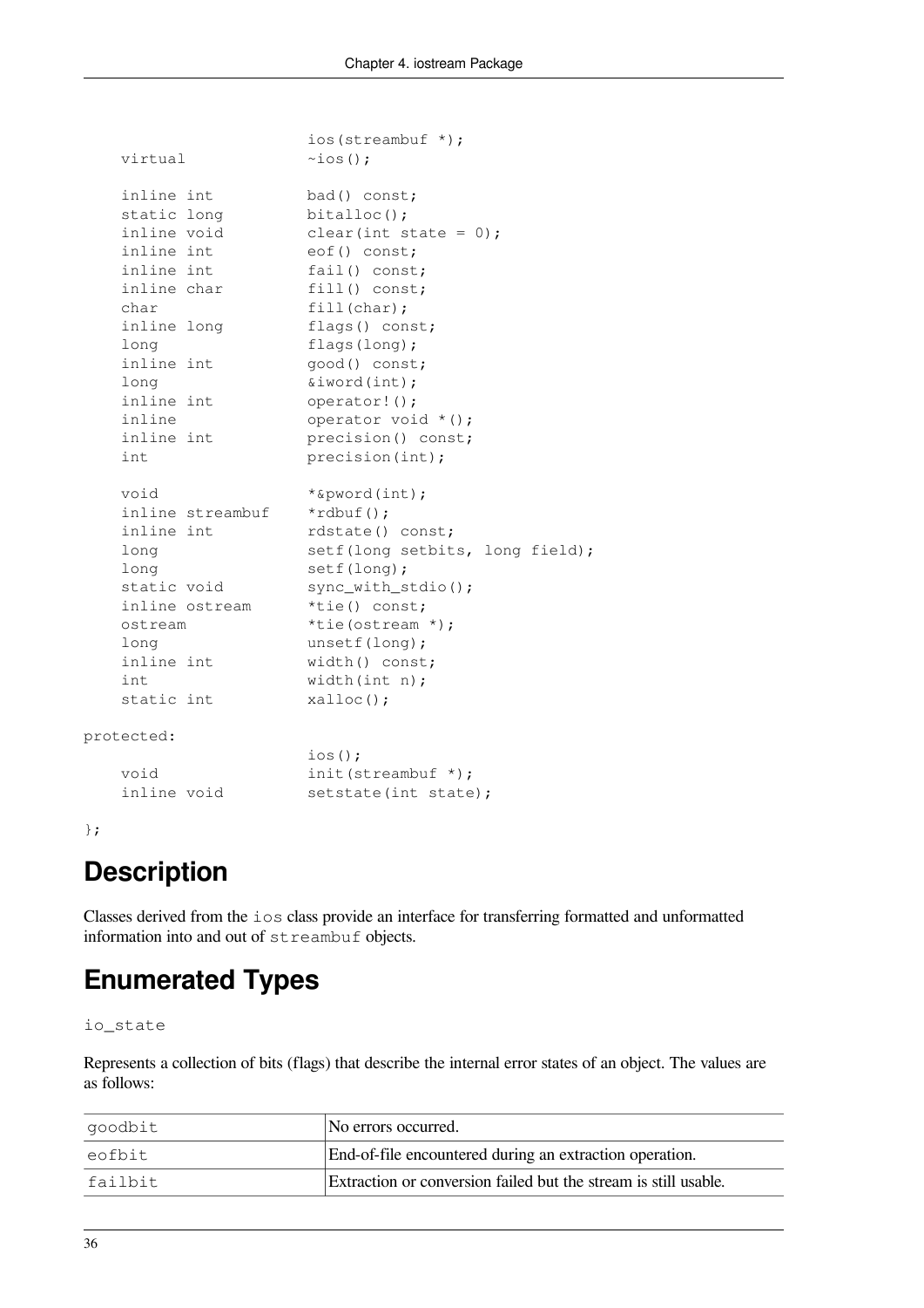```
                        ios(streambuf *);
    virtual             ~ios();

    inline int          bad() const;
    static long         bitalloc();
    inline void         clear(int state = 0);
    inline int          eof() const;
    inline int          fail() const;
    inline char         fill() const;
    char                fill(char);
    inline long         flags() const;
    long                flags(long);
    inline int          good() const;
    long                &iword(int);
    inline int          operator!();
    inline              operator void *();
    inline int          precision() const;
    int                 precision(int);

    void                *&pword(int);
    inline streambuf    *rdbuf();
    inline int          rdstate() const;
    long                setf(long setbits, long field);
    long                setf(long);
    static void         sync_with_stdio();
    inline ostream      *tie() const;
    ostream             *tie(ostream *);
    long                unsetf(long);
    inline int          width() const;
    int                 width(int n);
    static int          xalloc();

protected:
                        ios();
    void                init(streambuf *);
    inline void         setstate(int state);

};
```

## Description

Classes derived from the `ios` class provide an interface for transferring formatted and unformatted information into and out of `streambuf` objects.

## Enumerated Types

`io_state`

Represents a collection of bits (flags) that describe the internal error states of an object. The values are as follows:

| | |
|---|---|
| `goodbit` | No errors occurred. |
| `eofbit` | End-of-file encountered during an extraction operation. |
| `failbit` | Extraction or conversion failed but the stream is still usable. |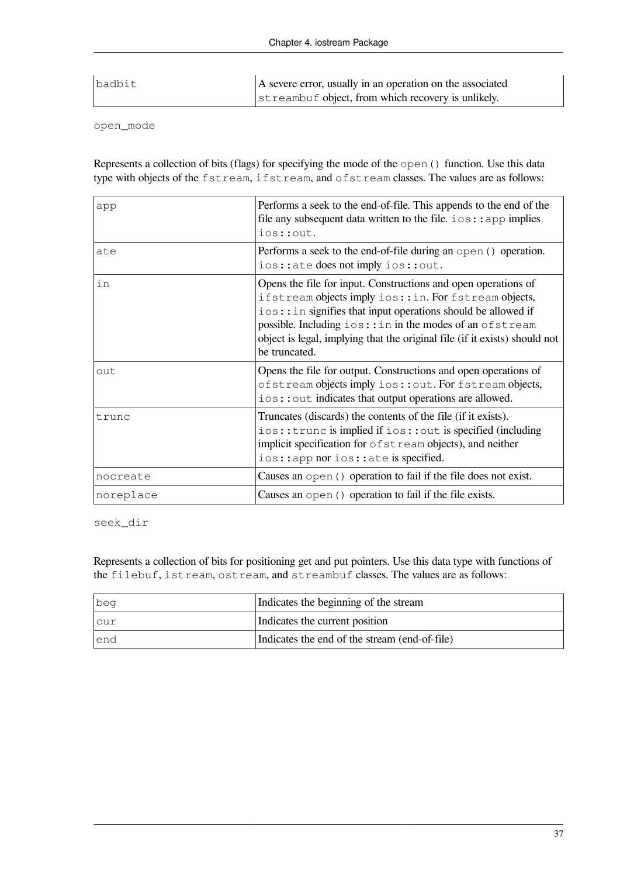| badbit | A severe error, usually in an operation on the associated `streambuf` object, from which recovery is unlikely. |
|---|---|

`open_mode`

Represents a collection of bits (flags) for specifying the mode of the `open()` function. Use this data type with objects of the `fstream`, `ifstream`, and `ofstream` classes. The values are as follows:

| | |
|---|---|
| app | Performs a seek to the end-of-file. This appends to the end of the file any subsequent data written to the file. `ios::app` implies `ios::out`. |
| ate | Performs a seek to the end-of-file during an `open()` operation. `ios::ate` does not imply `ios::out`. |
| in | Opens the file for input. Constructions and open operations of `ifstream` objects imply `ios::in`. For `fstream` objects, `ios::in` signifies that input operations should be allowed if possible. Including `ios::in` in the modes of an `ofstream` object is legal, implying that the original file (if it exists) should not be truncated. |
| out | Opens the file for output. Constructions and open operations of `ofstream` objects imply `ios::out`. For `fstream` objects, `ios::out` indicates that output operations are allowed. |
| trunc | Truncates (discards) the contents of the file (if it exists). `ios::trunc` is implied if `ios::out` is specified (including implicit specification for `ofstream` objects), and neither `ios::app` nor `ios::ate` is specified. |
| nocreate | Causes an `open()` operation to fail if the file does not exist. |
| noreplace | Causes an `open()` operation to fail if the file exists. |

`seek_dir`

Represents a collection of bits for positioning get and put pointers. Use this data type with functions of the `filebuf`, `istream`, `ostream`, and `streambuf` classes. The values are as follows:

| | |
|---|---|
| beg | Indicates the beginning of the stream |
| cur | Indicates the current position |
| end | Indicates the end of the stream (end-of-file) |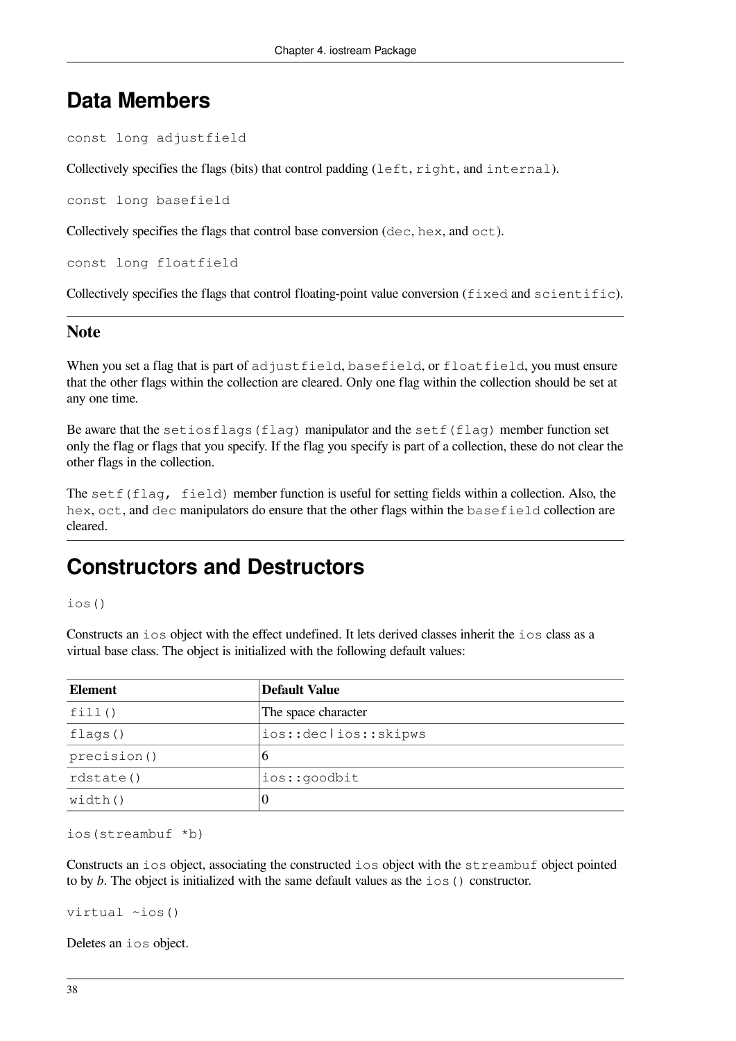## Data Members

```
const long adjustfield
```

Collectively specifies the flags (bits) that control padding (`left`, `right`, and `internal`).

```
const long basefield
```

Collectively specifies the flags that control base conversion (`dec`, `hex`, and `oct`).

```
const long floatfield
```

Collectively specifies the flags that control floating-point value conversion (`fixed` and `scientific`).

### Note

When you set a flag that is part of `adjustfield`, `basefield`, or `floatfield`, you must ensure that the other flags within the collection are cleared. Only one flag within the collection should be set at any one time.

Be aware that the `setiosflags(flag)` manipulator and the `setf(flag)` member function set only the flag or flags that you specify. If the flag you specify is part of a collection, these do not clear the other flags in the collection.

The `setf(flag, field)` member function is useful for setting fields within a collection. Also, the `hex`, `oct`, and `dec` manipulators do ensure that the other flags within the `basefield` collection are cleared.

## Constructors and Destructors

```
ios()
```

Constructs an `ios` object with the effect undefined. It lets derived classes inherit the `ios` class as a virtual base class. The object is initialized with the following default values:

| Element | Default Value |
|---|---|
| `fill()` | The space character |
| `flags()` | `ios::dec|ios::skipws` |
| `precision()` | 6 |
| `rdstate()` | `ios::goodbit` |
| `width()` | 0 |

```
ios(streambuf *b)
```

Constructs an `ios` object, associating the constructed `ios` object with the `streambuf` object pointed to by *b*. The object is initialized with the same default values as the `ios()` constructor.

```
virtual ~ios()
```

Deletes an `ios` object.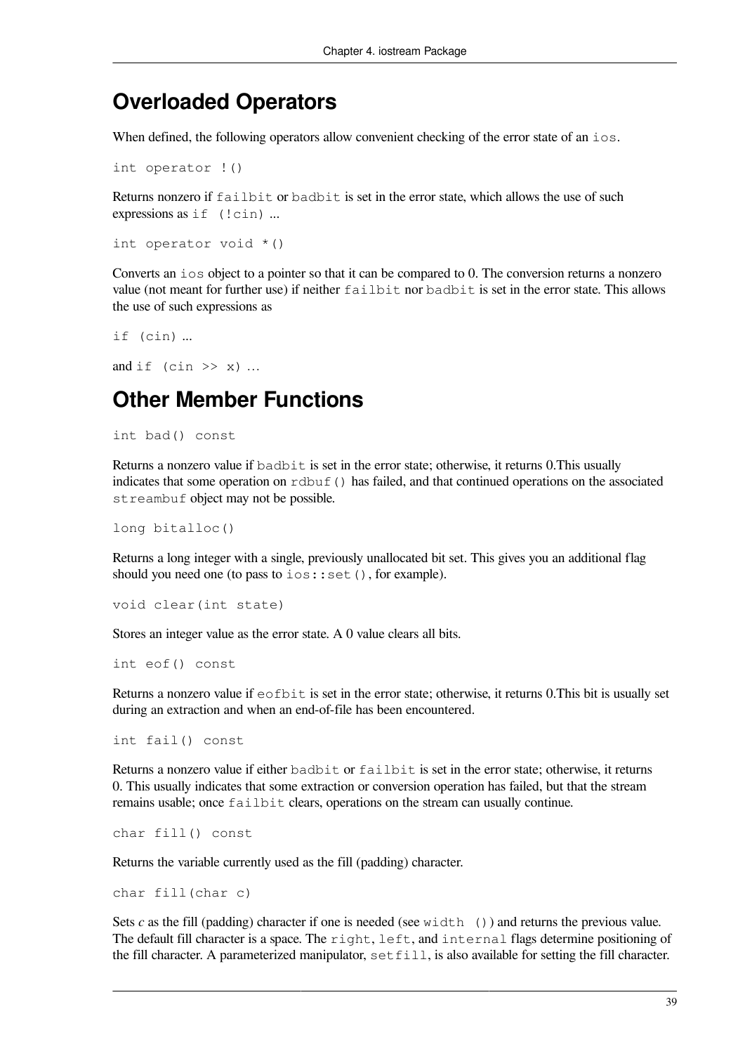## Overloaded Operators

When defined, the following operators allow convenient checking of the error state of an `ios`.

```
int operator !()
```

Returns nonzero if `failbit` or `badbit` is set in the error state, which allows the use of such expressions as `if (!cin)` ...

```
int operator void *()
```

Converts an `ios` object to a pointer so that it can be compared to 0. The conversion returns a nonzero value (not meant for further use) if neither `failbit` nor `badbit` is set in the error state. This allows the use of such expressions as

`if (cin)` ...

and `if (cin >> x)` …

## Other Member Functions

```
int bad() const
```

Returns a nonzero value if `badbit` is set in the error state; otherwise, it returns 0.This usually indicates that some operation on `rdbuf()` has failed, and that continued operations on the associated `streambuf` object may not be possible.

```
long bitalloc()
```

Returns a long integer with a single, previously unallocated bit set. This gives you an additional flag should you need one (to pass to `ios::set()`, for example).

```
void clear(int state)
```

Stores an integer value as the error state. A 0 value clears all bits.

```
int eof() const
```

Returns a nonzero value if `eofbit` is set in the error state; otherwise, it returns 0.This bit is usually set during an extraction and when an end-of-file has been encountered.

```
int fail() const
```

Returns a nonzero value if either `badbit` or `failbit` is set in the error state; otherwise, it returns 0. This usually indicates that some extraction or conversion operation has failed, but that the stream remains usable; once `failbit` clears, operations on the stream can usually continue.

```
char fill() const
```

Returns the variable currently used as the fill (padding) character.

```
char fill(char c)
```

Sets *c* as the fill (padding) character if one is needed (see `width ()`) and returns the previous value. The default fill character is a space. The `right`, `left`, and `internal` flags determine positioning of the fill character. A parameterized manipulator, `setfill`, is also available for setting the fill character.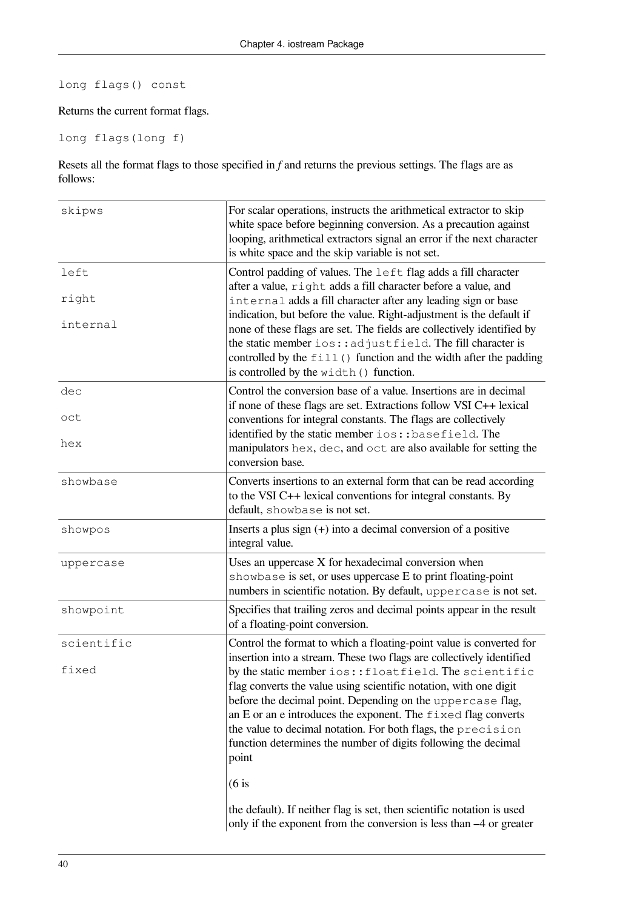```
long flags() const
```

Returns the current format flags.

```
long flags(long f)
```

Resets all the format flags to those specified in *f* and returns the previous settings. The flags are as follows:

| | |
|---|---|
| `skipws` | For scalar operations, instructs the arithmetical extractor to skip white space before beginning conversion. As a precaution against looping, arithmetical extractors signal an error if the next character is white space and the skip variable is not set. |
| `left`<br><br>`right`<br><br>`internal` | Control padding of values. The `left` flag adds a fill character after a value, `right` adds a fill character before a value, and `internal` adds a fill character after any leading sign or base indication, but before the value. Right-adjustment is the default if none of these flags are set. The fields are collectively identified by the static member `ios::adjustfield`. The fill character is controlled by the `fill()` function and the width after the padding is controlled by the `width()` function. |
| `dec`<br><br>`oct`<br><br>`hex` | Control the conversion base of a value. Insertions are in decimal if none of these flags are set. Extractions follow VSI C++ lexical conventions for integral constants. The flags are collectively identified by the static member `ios::basefield`. The manipulators `hex`, `dec`, and `oct` are also available for setting the conversion base. |
| `showbase` | Converts insertions to an external form that can be read according to the VSI C++ lexical conventions for integral constants. By default, `showbase` is not set. |
| `showpos` | Inserts a plus sign (+) into a decimal conversion of a positive integral value. |
| `uppercase` | Uses an uppercase X for hexadecimal conversion when `showbase` is set, or uses uppercase E to print floating-point numbers in scientific notation. By default, `uppercase` is not set. |
| `showpoint` | Specifies that trailing zeros and decimal points appear in the result of a floating-point conversion. |
| `scientific`<br><br>`fixed` | Control the format to which a floating-point value is converted for insertion into a stream. These two flags are collectively identified by the static member `ios::floatfield`. The `scientific` flag converts the value using scientific notation, with one digit before the decimal point. Depending on the `uppercase` flag, an E or an e introduces the exponent. The `fixed` flag converts the value to decimal notation. For both flags, the `precision` function determines the number of digits following the decimal point<br><br>(6 is<br><br>the default). If neither flag is set, then scientific notation is used only if the exponent from the conversion is less than –4 or greater |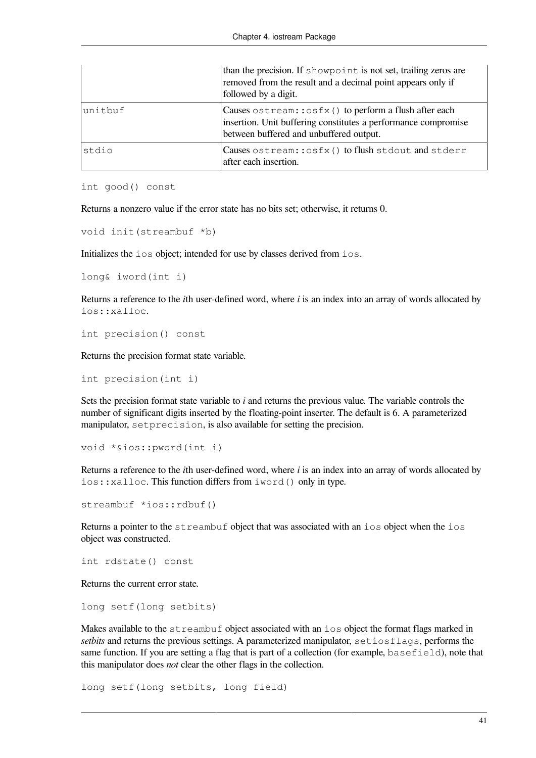|  | than the precision. If `showpoint` is not set, trailing zeros are removed from the result and a decimal point appears only if followed by a digit. |
| --- | --- |
| `unitbuf` | Causes `ostream::osfx()` to perform a flush after each insertion. Unit buffering constitutes a performance compromise between buffered and unbuffered output. |
| `stdio` | Causes `ostream::osfx()` to flush `stdout` and `stderr` after each insertion. |

```
int good() const
```

Returns a nonzero value if the error state has no bits set; otherwise, it returns 0.

```
void init(streambuf *b)
```

Initializes the `ios` object; intended for use by classes derived from `ios`.

```
long& iword(int i)
```

Returns a reference to the *i*th user-defined word, where *i* is an index into an array of words allocated by `ios::xalloc`.

```
int precision() const
```

Returns the precision format state variable.

```
int precision(int i)
```

Sets the precision format state variable to *i* and returns the previous value. The variable controls the number of significant digits inserted by the floating-point inserter. The default is 6. A parameterized manipulator, `setprecision`, is also available for setting the precision.

```
void *&ios::pword(int i)
```

Returns a reference to the *i*th user-defined word, where *i* is an index into an array of words allocated by `ios::xalloc`. This function differs from `iword()` only in type.

```
streambuf *ios::rdbuf()
```

Returns a pointer to the `streambuf` object that was associated with an `ios` object when the `ios` object was constructed.

```
int rdstate() const
```

Returns the current error state.

```
long setf(long setbits)
```

Makes available to the `streambuf` object associated with an `ios` object the format flags marked in *setbits* and returns the previous settings. A parameterized manipulator, `setiosflags`, performs the same function. If you are setting a flag that is part of a collection (for example, `basefield`), note that this manipulator does *not* clear the other flags in the collection.

```
long setf(long setbits, long field)
```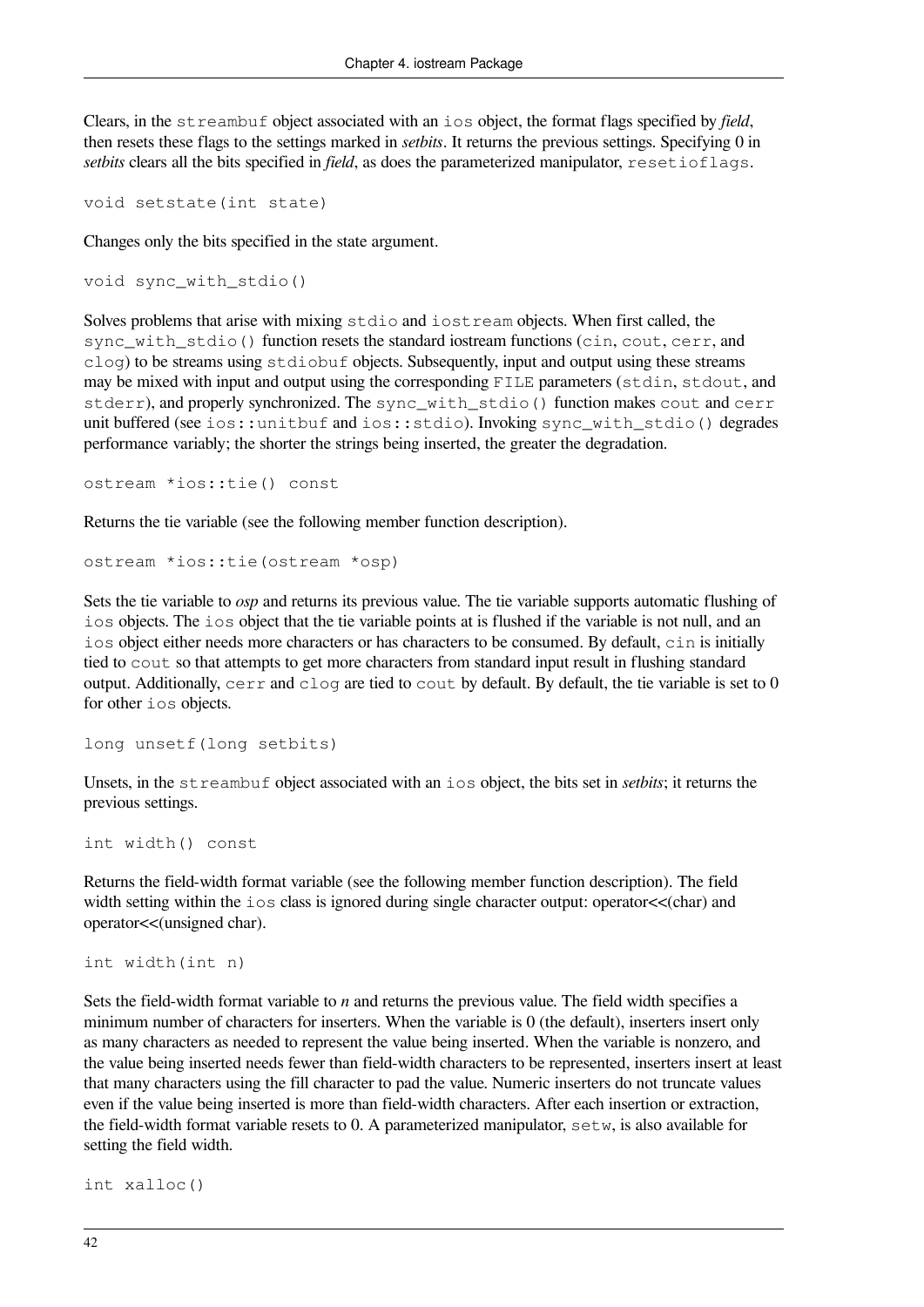Clears, in the `streambuf` object associated with an `ios` object, the format flags specified by ***field***, then resets these flags to the settings marked in *setbits*. It returns the previous settings. Specifying 0 in *setbits* clears all the bits specified in ***field***, as does the parameterized manipulator, `resetioflags`.

```
void setstate(int state)
```

Changes only the bits specified in the state argument.

```
void sync_with_stdio()
```

Solves problems that arise with mixing `stdio` and `iostream` objects. When first called, the `sync_with_stdio()` function resets the standard iostream functions (`cin`, `cout`, `cerr`, and `clog`) to be streams using `stdiobuf` objects. Subsequently, input and output using these streams may be mixed with input and output using the corresponding `FILE` parameters (`stdin`, `stdout`, and `stderr`), and properly synchronized. The `sync_with_stdio()` function makes `cout` and `cerr` unit buffered (see `ios::unitbuf` and `ios::stdio`). Invoking `sync_with_stdio()` degrades performance variably; the shorter the strings being inserted, the greater the degradation.

```
ostream *ios::tie() const
```

Returns the tie variable (see the following member function description).

```
ostream *ios::tie(ostream *osp)
```

Sets the tie variable to *osp* and returns its previous value. The tie variable supports automatic flushing of `ios` objects. The `ios` object that the tie variable points at is flushed if the variable is not null, and an `ios` object either needs more characters or has characters to be consumed. By default, `cin` is initially tied to `cout` so that attempts to get more characters from standard input result in flushing standard output. Additionally, `cerr` and `clog` are tied to `cout` by default. By default, the tie variable is set to 0 for other `ios` objects.

```
long unsetf(long setbits)
```

Unsets, in the `streambuf` object associated with an `ios` object, the bits set in *setbits*; it returns the previous settings.

```
int width() const
```

Returns the field-width format variable (see the following member function description). The field width setting within the `ios` class is ignored during single character output: operator<<(char) and operator<<(unsigned char).

```
int width(int n)
```

Sets the field-width format variable to *n* and returns the previous value. The field width specifies a minimum number of characters for inserters. When the variable is 0 (the default), inserters insert only as many characters as needed to represent the value being inserted. When the variable is nonzero, and the value being inserted needs fewer than field-width characters to be represented, inserters insert at least that many characters using the fill character to pad the value. Numeric inserters do not truncate values even if the value being inserted is more than field-width characters. After each insertion or extraction, the field-width format variable resets to 0. A parameterized manipulator, `setw`, is also available for setting the field width.

```
int xalloc()
```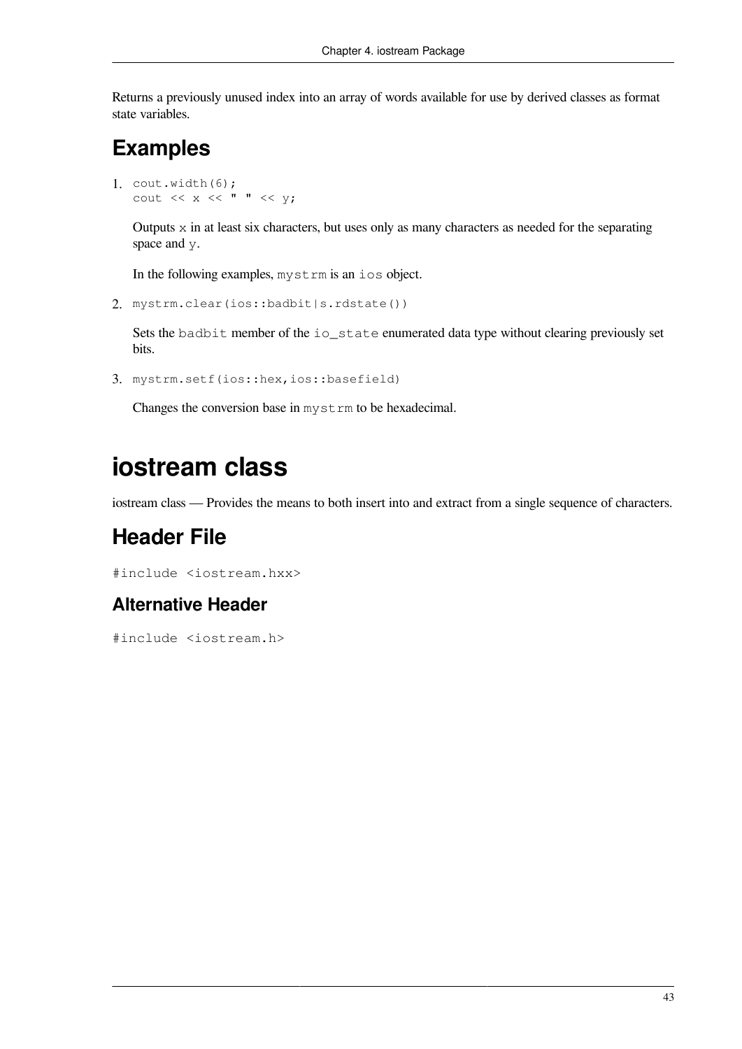Returns a previously unused index into an array of words available for use by derived classes as format state variables.

## Examples

1. 
```
cout.width(6);
cout << x << " " << y;
```

   Outputs `x` in at least six characters, but uses only as many characters as needed for the separating space and `y`.

   In the following examples, `mystrm` is an `ios` object.

2. 
```
mystrm.clear(ios::badbit|s.rdstate())
```

   Sets the `badbit` member of the `io_state` enumerated data type without clearing previously set bits.

3. 
```
mystrm.setf(ios::hex,ios::basefield)
```

   Changes the conversion base in `mystrm` to be hexadecimal.

# iostream class

iostream class — Provides the means to both insert into and extract from a single sequence of characters.

## Header File

```
#include <iostream.hxx>
```

### Alternative Header

```
#include <iostream.h>
```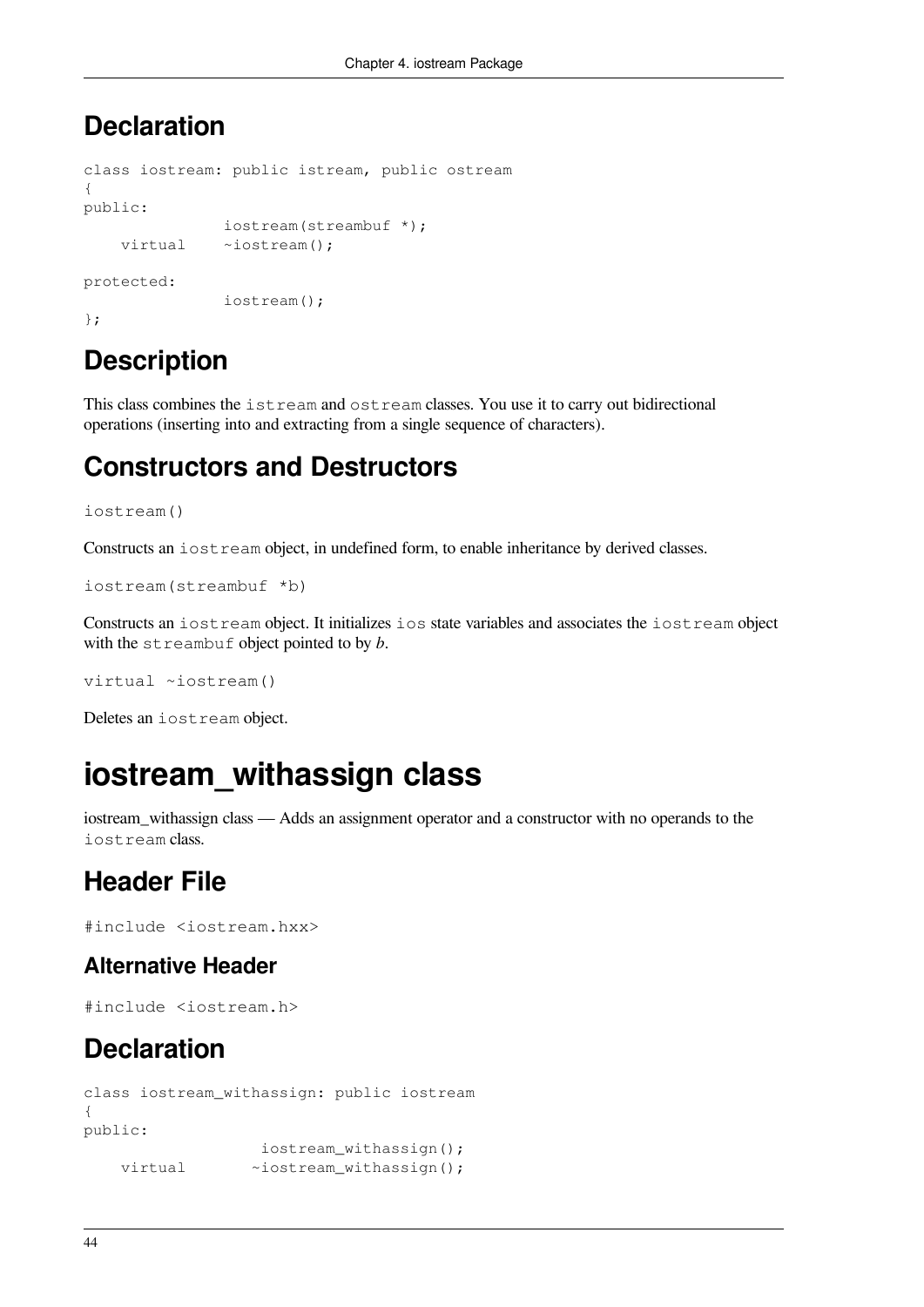## Declaration

```
class iostream: public istream, public ostream
{
public:
               iostream(streambuf *);
    virtual    ~iostream();

protected:
               iostream();
};
```

## Description

This class combines the `istream` and `ostream` classes. You use it to carry out bidirectional operations (inserting into and extracting from a single sequence of characters).

## Constructors and Destructors

```
iostream()
```

Constructs an `iostream` object, in undefined form, to enable inheritance by derived classes.

```
iostream(streambuf *b)
```

Constructs an `iostream` object. It initializes `ios` state variables and associates the `iostream` object with the `streambuf` object pointed to by *b*.

```
virtual ~iostream()
```

Deletes an `iostream` object.

# iostream_withassign class

iostream_withassign class — Adds an assignment operator and a constructor with no operands to the `iostream` class.

## Header File

```
#include <iostream.hxx>
```

### Alternative Header

```
#include <iostream.h>
```

## Declaration

```
class iostream_withassign: public iostream
{
public:
                   iostream_withassign();
    virtual       ~iostream_withassign();
```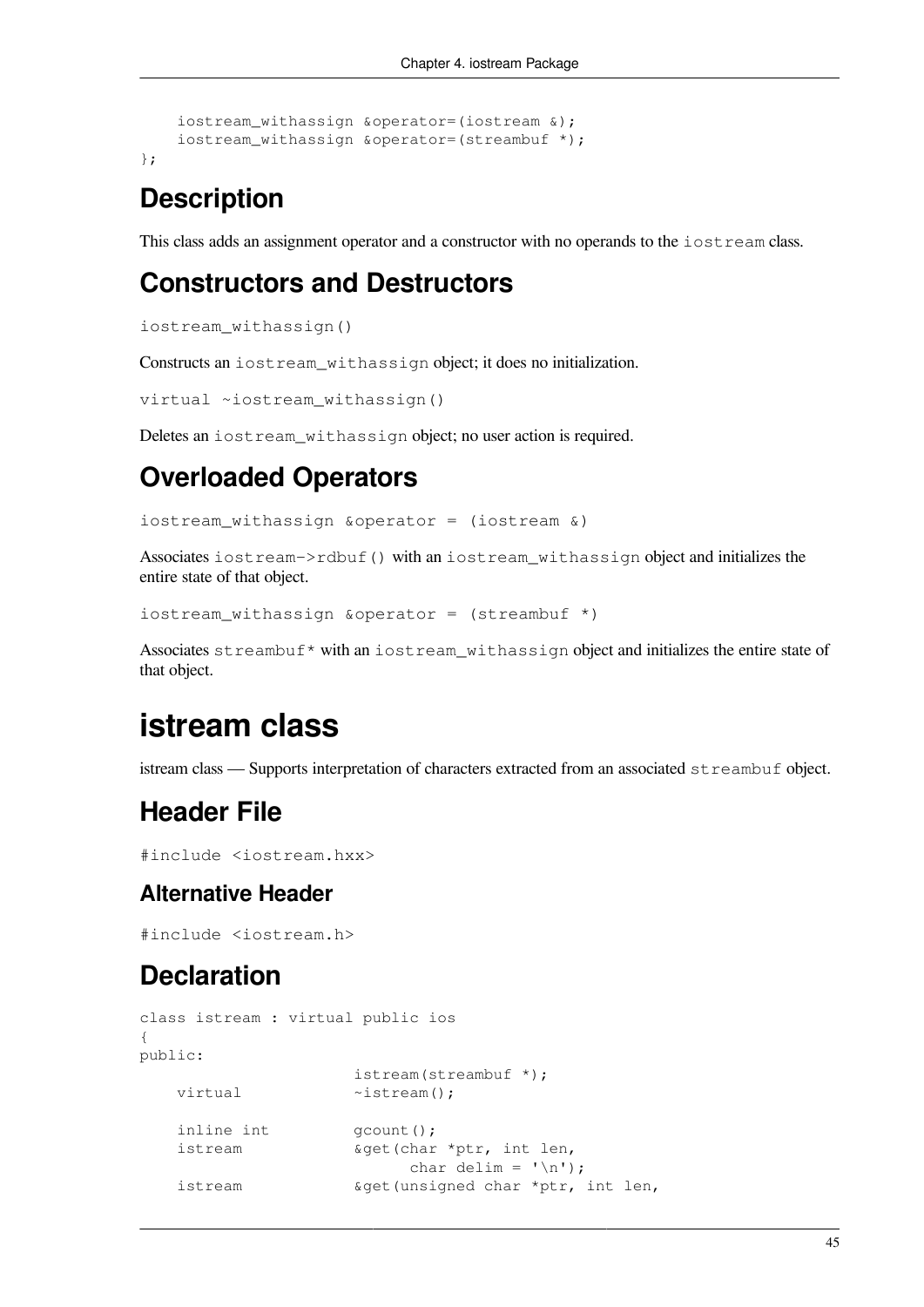```
    iostream_withassign &operator=(iostream &);
    iostream_withassign &operator=(streambuf *);
};
```

## Description

This class adds an assignment operator and a constructor with no operands to the `iostream` class.

## Constructors and Destructors

`iostream_withassign()`

Constructs an `iostream_withassign` object; it does no initialization.

`virtual ~iostream_withassign()`

Deletes an `iostream_withassign` object; no user action is required.

## Overloaded Operators

`iostream_withassign &operator = (iostream &)`

Associates `iostream->rdbuf()` with an `iostream_withassign` object and initializes the entire state of that object.

`iostream_withassign &operator = (streambuf *)`

Associates `streambuf*` with an `iostream_withassign` object and initializes the entire state of that object.

# istream class

istream class — Supports interpretation of characters extracted from an associated `streambuf` object.

## Header File

`#include <iostream.hxx>`

### Alternative Header

`#include <iostream.h>`

## Declaration

```
class istream : virtual public ios
{
public:
                        istream(streambuf *);
    virtual             ~istream();

    inline int          gcount();
    istream             &get(char *ptr, int len,
                              char delim = '\n');
    istream             &get(unsigned char *ptr, int len,
```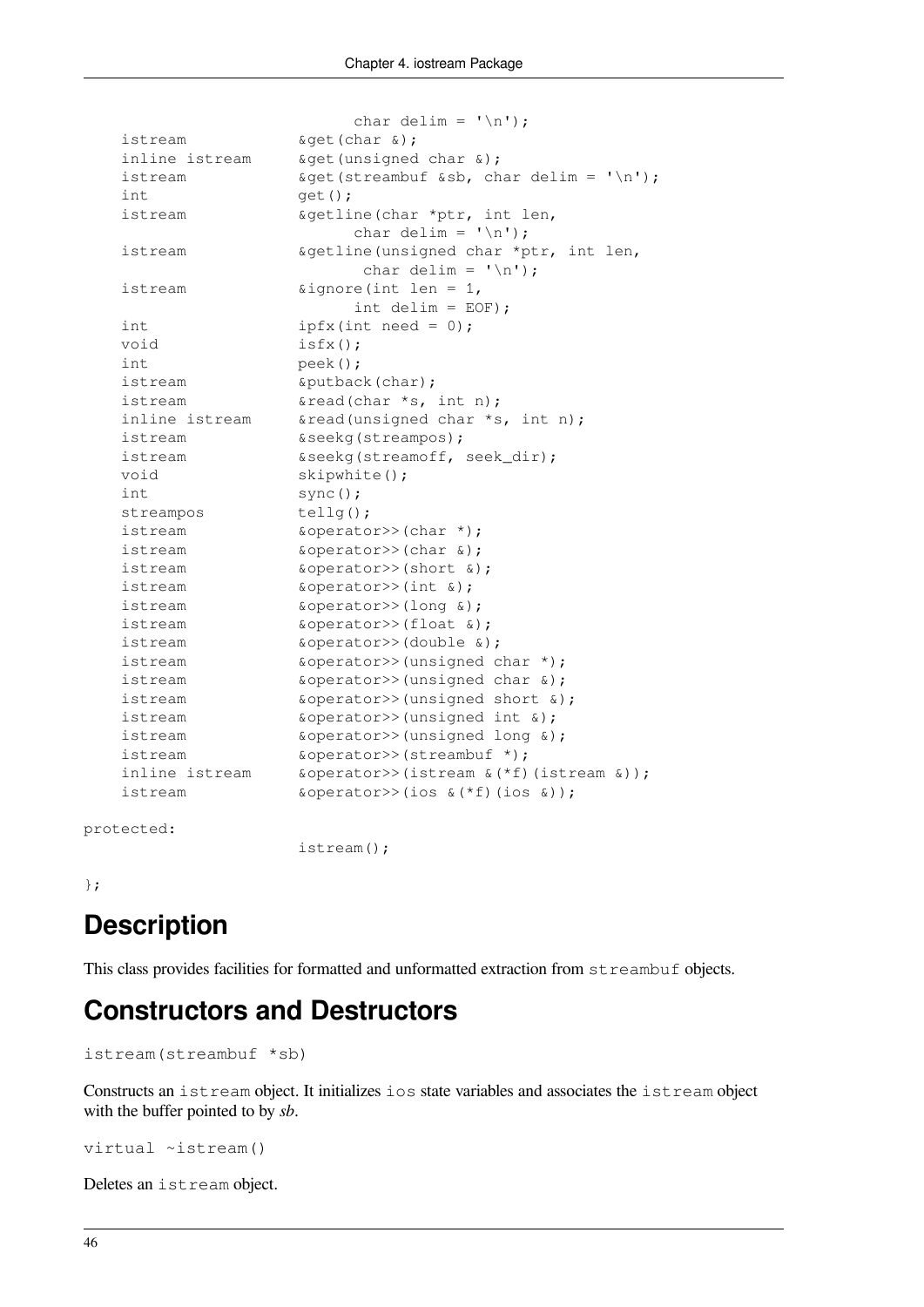```
                        char delim = '\n');
    istream             &get(char &);
    inline istream      &get(unsigned char &);
    istream             &get(streambuf &sb, char delim = '\n');
    int                 get();
    istream             &getline(char *ptr, int len,
                        char delim = '\n');
    istream             &getline(unsigned char *ptr, int len,
                         char delim = '\n');
    istream             &ignore(int len = 1,
                        int delim = EOF);
    int                 ipfx(int need = 0);
    void                isfx();
    int                 peek();
    istream             &putback(char);
    istream             &read(char *s, int n);
    inline istream      &read(unsigned char *s, int n);
    istream             &seekg(streampos);
    istream             &seekg(streamoff, seek_dir);
    void                skipwhite();
    int                 sync();
    streampos           tellg();
    istream             &operator>>(char *);
    istream             &operator>>(char &);
    istream             &operator>>(short &);
    istream             &operator>>(int &);
    istream             &operator>>(long &);
    istream             &operator>>(float &);
    istream             &operator>>(double &);
    istream             &operator>>(unsigned char *);
    istream             &operator>>(unsigned char &);
    istream             &operator>>(unsigned short &);
    istream             &operator>>(unsigned int &);
    istream             &operator>>(unsigned long &);
    istream             &operator>>(streambuf *);
    inline istream      &operator>>(istream &(*f)(istream &));
    istream             &operator>>(ios &(*f)(ios &));

protected:
                        istream();

};
```

## Description

This class provides facilities for formatted and unformatted extraction from `streambuf` objects.

## Constructors and Destructors

```
istream(streambuf *sb)
```

Constructs an `istream` object. It initializes `ios` state variables and associates the `istream` object with the buffer pointed to by *sb*.

```
virtual ~istream()
```

Deletes an `istream` object.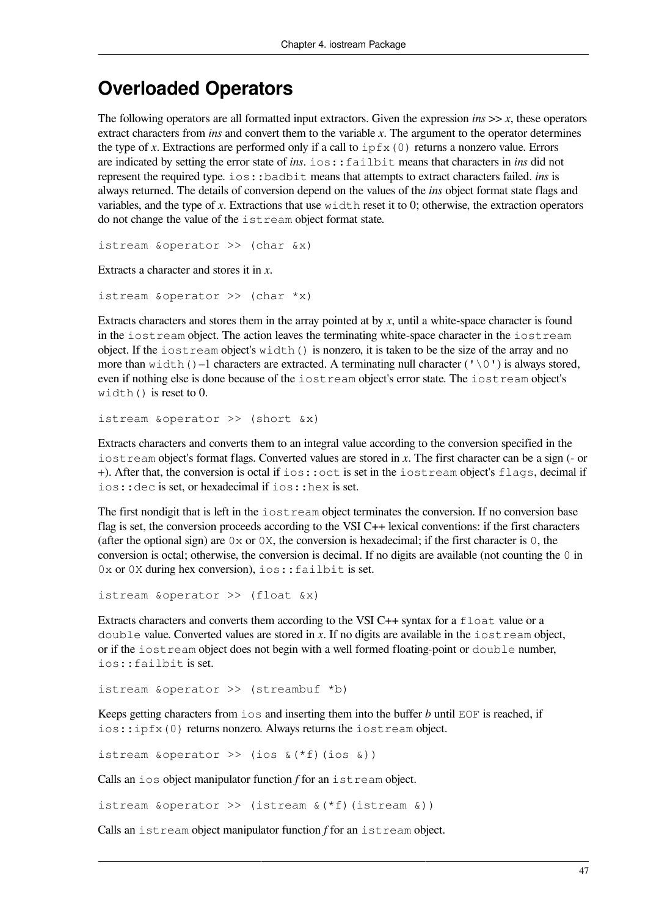## Overloaded Operators

The following operators are all formatted input extractors. Given the expression *ins* >> *x*, these operators extract characters from *ins* and convert them to the variable *x*. The argument to the operator determines the type of *x*. Extractions are performed only if a call to `ipfx(0)` returns a nonzero value. Errors are indicated by setting the error state of *ins*. `ios::failbit` means that characters in *ins* did not represent the required type. `ios::badbit` means that attempts to extract characters failed. *ins* is always returned. The details of conversion depend on the values of the *ins* object format state flags and variables, and the type of *x*. Extractions that use `width` reset it to 0; otherwise, the extraction operators do not change the value of the `istream` object format state.

```
istream &operator >> (char &x)
```

Extracts a character and stores it in *x*.

```
istream &operator >> (char *x)
```

Extracts characters and stores them in the array pointed at by *x*, until a white-space character is found in the `iostream` object. The action leaves the terminating white-space character in the `iostream` object. If the `iostream` object's `width()` is nonzero, it is taken to be the size of the array and no more than `width()`–1 characters are extracted. A terminating null character (`'\0'`) is always stored, even if nothing else is done because of the `iostream` object's error state. The `iostream` object's `width()` is reset to 0.

```
istream &operator >> (short &x)
```

Extracts characters and converts them to an integral value according to the conversion specified in the `iostream` object's format flags. Converted values are stored in *x*. The first character can be a sign (- or +). After that, the conversion is octal if `ios::oct` is set in the `iostream` object's `flags`, decimal if `ios::dec` is set, or hexadecimal if `ios::hex` is set.

The first nondigit that is left in the `iostream` object terminates the conversion. If no conversion base flag is set, the conversion proceeds according to the VSI C++ lexical conventions: if the first characters (after the optional sign) are `0x` or `0X`, the conversion is hexadecimal; if the first character is `0`, the conversion is octal; otherwise, the conversion is decimal. If no digits are available (not counting the `0` in `0x` or `0X` during hex conversion), `ios::failbit` is set.

```
istream &operator >> (float &x)
```

Extracts characters and converts them according to the VSI C++ syntax for a `float` value or a `double` value. Converted values are stored in *x*. If no digits are available in the `iostream` object, or if the `iostream` object does not begin with a well formed floating-point or `double` number, `ios::failbit` is set.

```
istream &operator >> (streambuf *b)
```

Keeps getting characters from `ios` and inserting them into the buffer *b* until `EOF` is reached, if `ios::ipfx(0)` returns nonzero. Always returns the `iostream` object.

```
istream &operator >> (ios &(*f)(ios &))
```

Calls an `ios` object manipulator function *f* for an `istream` object.

```
istream &operator >> (istream &(*f)(istream &))
```

Calls an `istream` object manipulator function *f* for an `istream` object.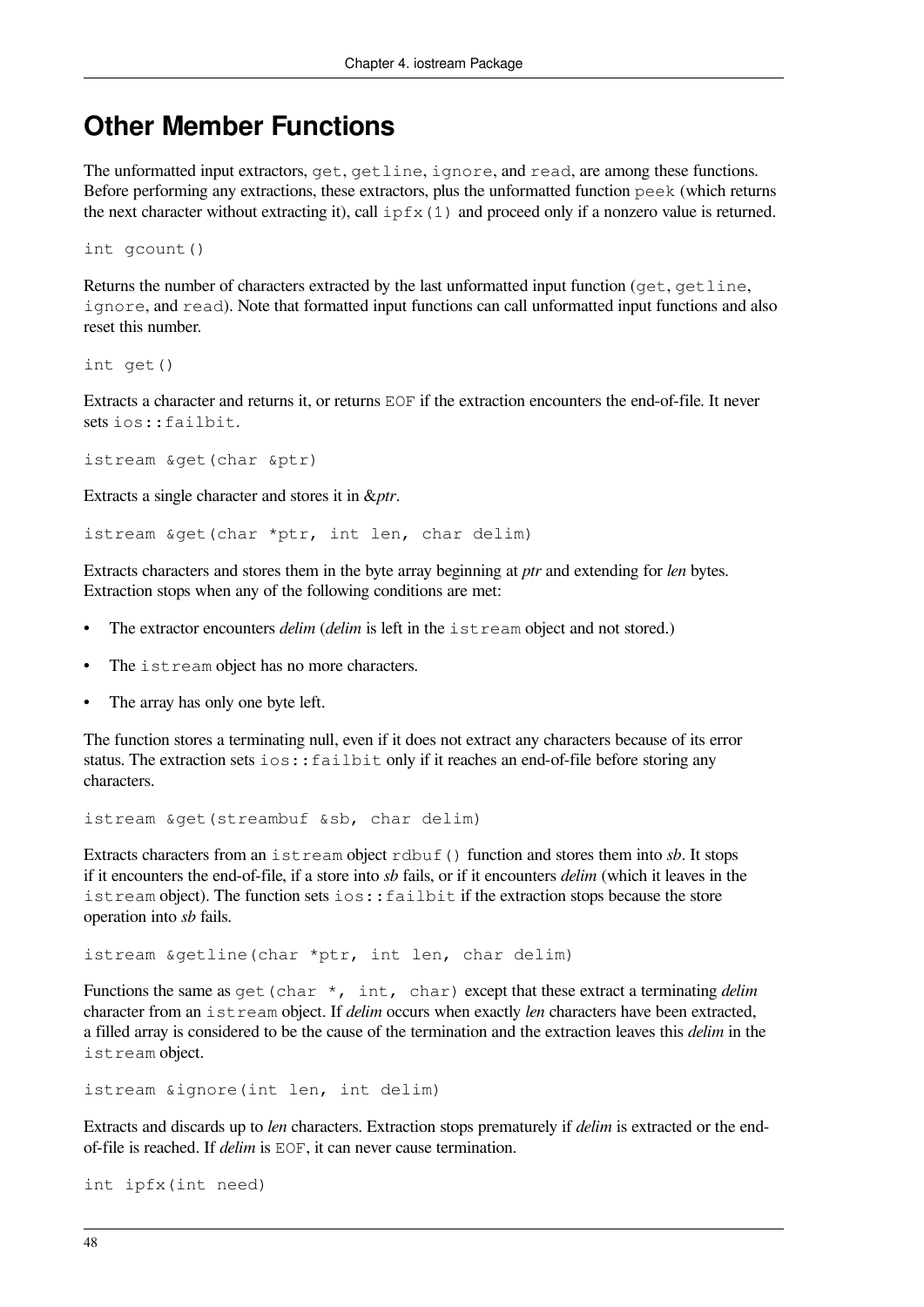## Other Member Functions

The unformatted input extractors, `get`, `getline`, `ignore`, and `read`, are among these functions. Before performing any extractions, these extractors, plus the unformatted function `peek` (which returns the next character without extracting it), call `ipfx(1)` and proceed only if a nonzero value is returned.

```
int gcount()
```

Returns the number of characters extracted by the last unformatted input function (`get`, `getline`, `ignore`, and `read`). Note that formatted input functions can call unformatted input functions and also reset this number.

```
int get()
```

Extracts a character and returns it, or returns `EOF` if the extraction encounters the end-of-file. It never sets `ios::failbit`.

```
istream &get(char &ptr)
```

Extracts a single character and stores it in &*ptr*.

```
istream &get(char *ptr, int len, char delim)
```

Extracts characters and stores them in the byte array beginning at *ptr* and extending for *len* bytes. Extraction stops when any of the following conditions are met:

- The extractor encounters *delim* (*delim* is left in the `istream` object and not stored.)
- The `istream` object has no more characters.
- The array has only one byte left.

The function stores a terminating null, even if it does not extract any characters because of its error status. The extraction sets `ios::failbit` only if it reaches an end-of-file before storing any characters.

```
istream &get(streambuf &sb, char delim)
```

Extracts characters from an `istream` object `rdbuf()` function and stores them into *sb*. It stops if it encounters the end-of-file, if a store into *sb* fails, or if it encounters *delim* (which it leaves in the `istream` object). The function sets `ios::failbit` if the extraction stops because the store operation into *sb* fails.

```
istream &getline(char *ptr, int len, char delim)
```

Functions the same as `get(char *, int, char)` except that these extract a terminating *delim* character from an `istream` object. If *delim* occurs when exactly *len* characters have been extracted, a filled array is considered to be the cause of the termination and the extraction leaves this *delim* in the `istream` object.

```
istream &ignore(int len, int delim)
```

Extracts and discards up to *len* characters. Extraction stops prematurely if *delim* is extracted or the end-of-file is reached. If *delim* is `EOF`, it can never cause termination.

```
int ipfx(int need)
```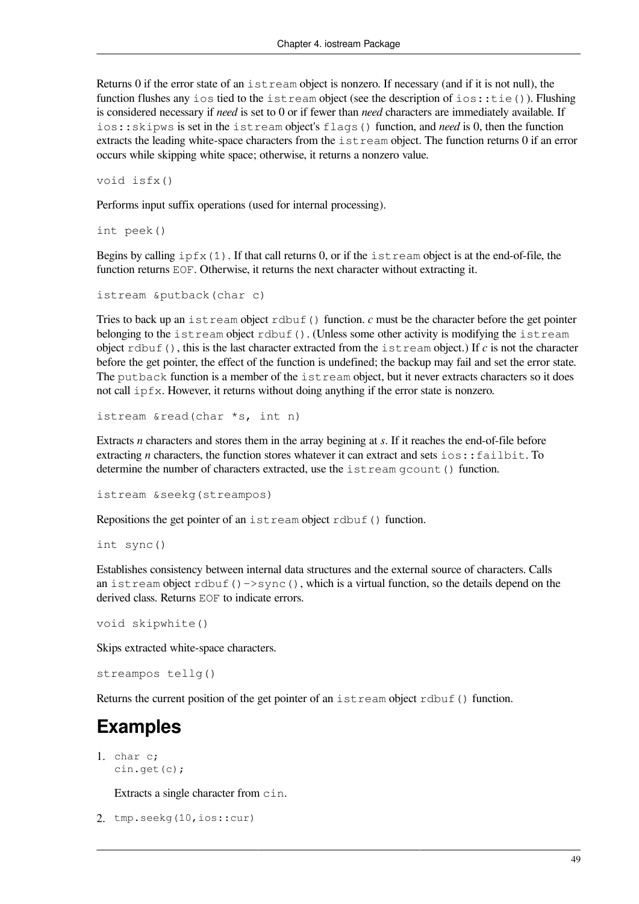Returns 0 if the error state of an `istream` object is nonzero. If necessary (and if it is not null), the function flushes any `ios` tied to the `istream` object (see the description of `ios::tie()`). Flushing is considered necessary if *need* is set to 0 or if fewer than *need* characters are immediately available. If `ios::skipws` is set in the `istream` object's `flags()` function, and *need* is 0, then the function extracts the leading white-space characters from the `istream` object. The function returns 0 if an error occurs while skipping white space; otherwise, it returns a nonzero value.

```
void isfx()
```

Performs input suffix operations (used for internal processing).

```
int peek()
```

Begins by calling `ipfx(1)`. If that call returns 0, or if the `istream` object is at the end-of-file, the function returns `EOF`. Otherwise, it returns the next character without extracting it.

```
istream &putback(char c)
```

Tries to back up an `istream` object `rdbuf()` function. *c* must be the character before the get pointer belonging to the `istream` object `rdbuf()`. (Unless some other activity is modifying the `istream` object `rdbuf()`, this is the last character extracted from the `istream` object.) If *c* is not the character before the get pointer, the effect of the function is undefined; the backup may fail and set the error state. The `putback` function is a member of the `istream` object, but it never extracts characters so it does not call `ipfx`. However, it returns without doing anything if the error state is nonzero.

```
istream &read(char *s, int n)
```

Extracts *n* characters and stores them in the array begining at *s*. If it reaches the end-of-file before extracting *n* characters, the function stores whatever it can extract and sets `ios::failbit`. To determine the number of characters extracted, use the `istream` `gcount()` function.

```
istream &seekg(streampos)
```

Repositions the get pointer of an `istream` object `rdbuf()` function.

```
int sync()
```

Establishes consistency between internal data structures and the external source of characters. Calls an `istream` object `rdbuf()->sync()`, which is a virtual function, so the details depend on the derived class. Returns `EOF` to indicate errors.

```
void skipwhite()
```

Skips extracted white-space characters.

```
streampos tellg()
```

Returns the current position of the get pointer of an `istream` object `rdbuf()` function.

## Examples

1. 
```
char c;
cin.get(c);
```

   Extracts a single character from `cin`.

2. 
```
tmp.seekg(10,ios::cur)
```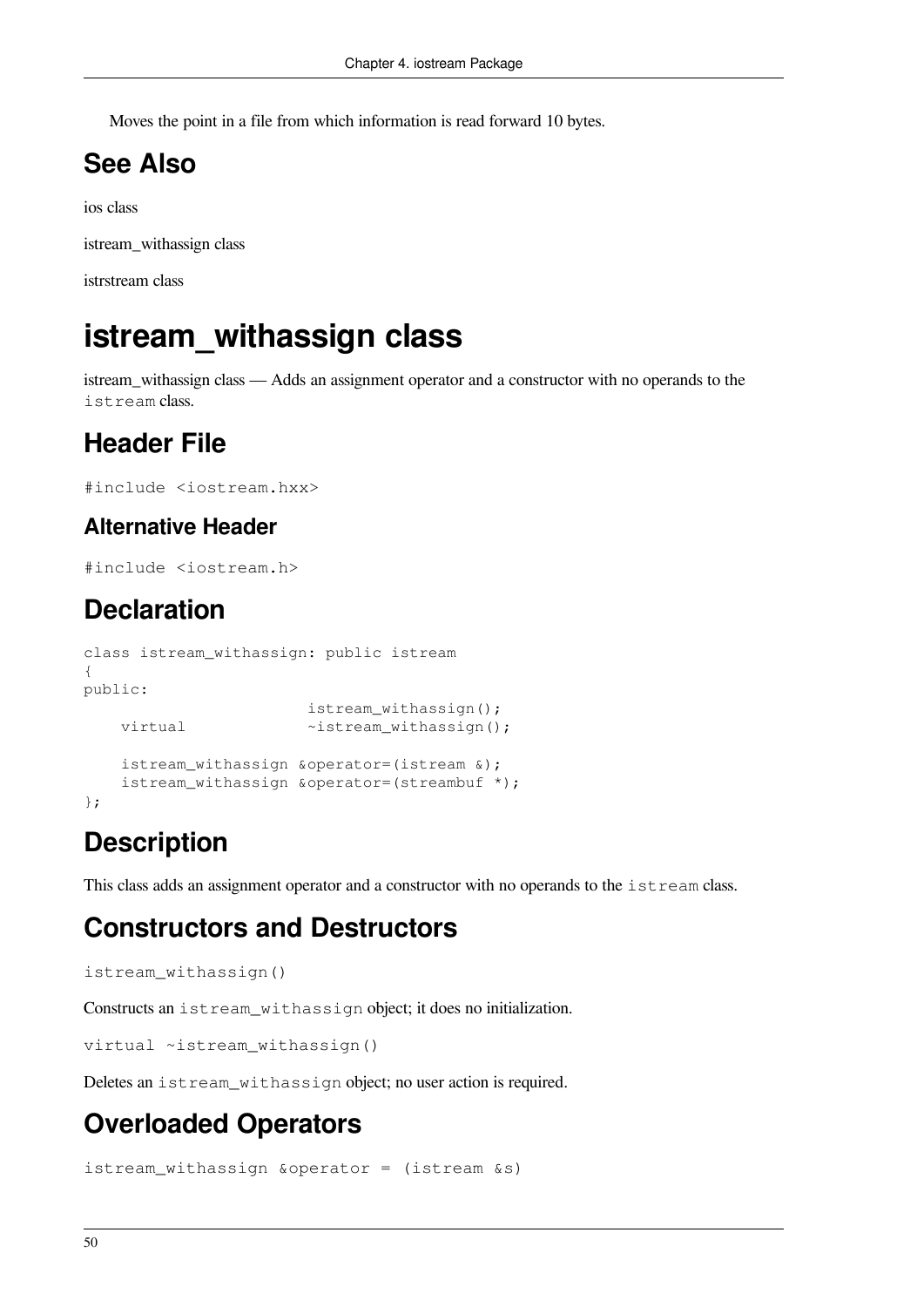Moves the point in a file from which information is read forward 10 bytes.

## See Also

ios class

istream_withassign class

istrstream class

# istream_withassign class

istream_withassign class — Adds an assignment operator and a constructor with no operands to the `istream` class.

## Header File

```
#include <iostream.hxx>
```

### Alternative Header

```
#include <iostream.h>
```

## Declaration

```
class istream_withassign: public istream
{
public:
                        istream_withassign();
    virtual             ~istream_withassign();

    istream_withassign &operator=(istream &);
    istream_withassign &operator=(streambuf *);
};
```

## Description

This class adds an assignment operator and a constructor with no operands to the `istream` class.

## Constructors and Destructors

```
istream_withassign()
```

Constructs an `istream_withassign` object; it does no initialization.

```
virtual ~istream_withassign()
```

Deletes an `istream_withassign` object; no user action is required.

## Overloaded Operators

```
istream_withassign &operator = (istream &s)
```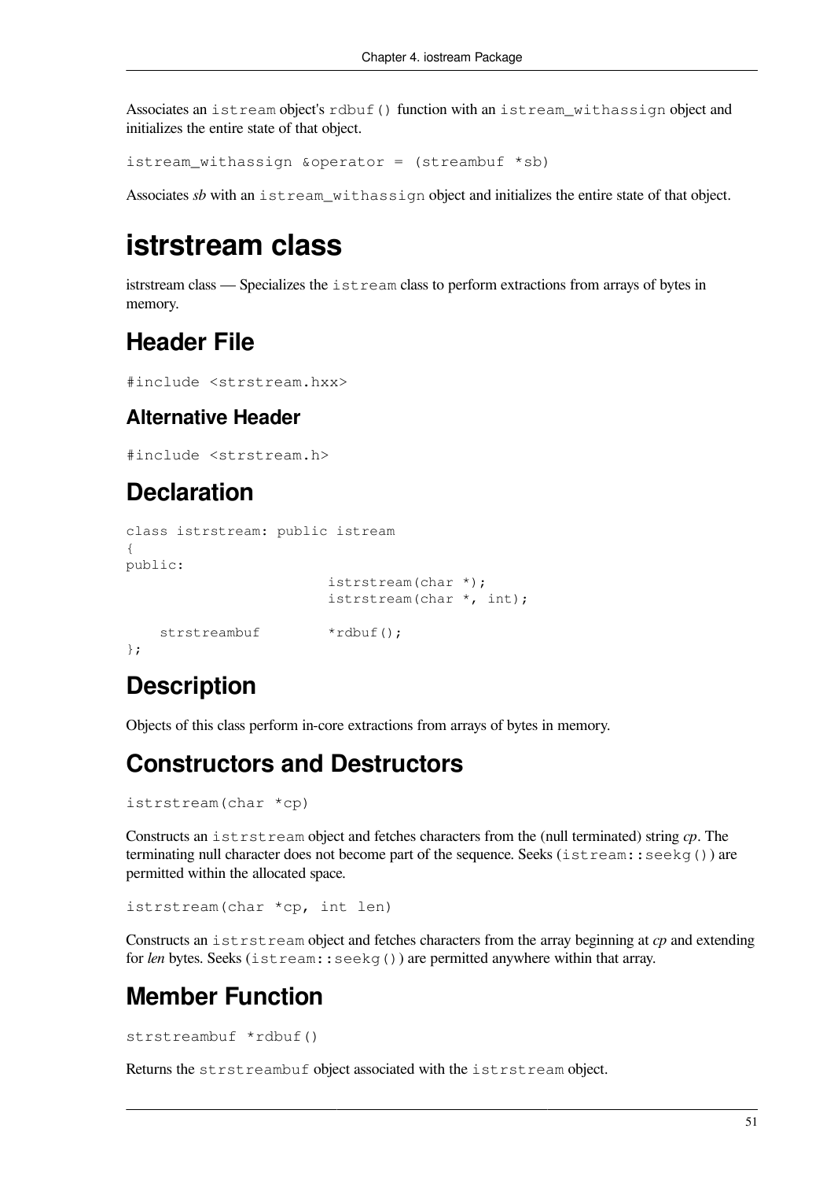Associates an `istream` object's `rdbuf()` function with an `istream_withassign` object and initializes the entire state of that object.

```
istream_withassign &operator = (streambuf *sb)
```

Associates *sb* with an `istream_withassign` object and initializes the entire state of that object.

# istrstream class

istrstream class — Specializes the `istream` class to perform extractions from arrays of bytes in memory.

## Header File

```
#include <strstream.hxx>
```

### Alternative Header

```
#include <strstream.h>
```

## Declaration

```
class istrstream: public istream
{
public:
                        istrstream(char *);
                        istrstream(char *, int);

    strstreambuf        *rdbuf();
};
```

## Description

Objects of this class perform in-core extractions from arrays of bytes in memory.

## Constructors and Destructors

```
istrstream(char *cp)
```

Constructs an `istrstream` object and fetches characters from the (null terminated) string *cp*. The terminating null character does not become part of the sequence. Seeks (`istream::seekg()`) are permitted within the allocated space.

```
istrstream(char *cp, int len)
```

Constructs an `istrstream` object and fetches characters from the array beginning at *cp* and extending for *len* bytes. Seeks (`istream::seekg()`) are permitted anywhere within that array.

## Member Function

```
strstreambuf *rdbuf()
```

Returns the `strstreambuf` object associated with the `istrstream` object.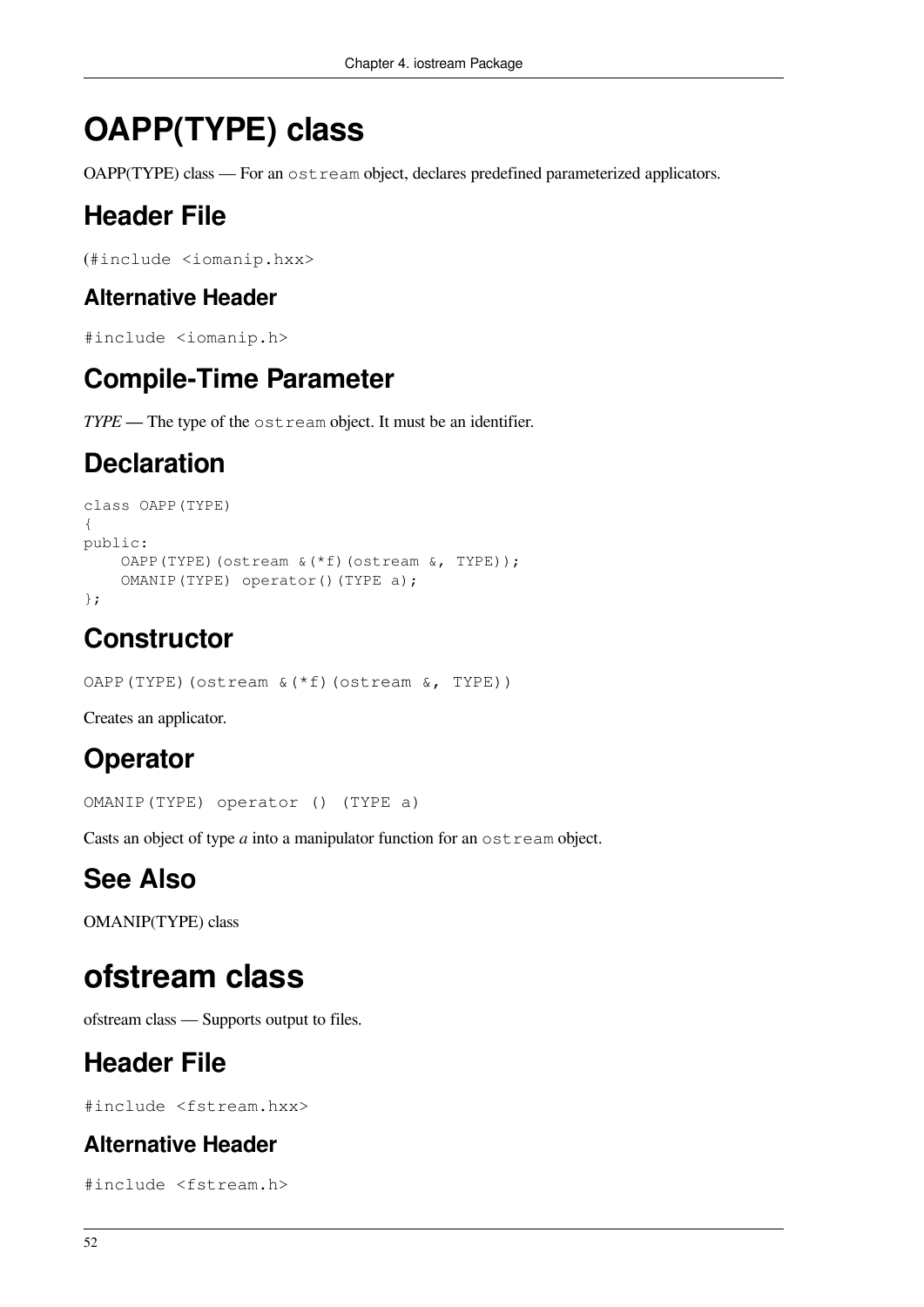# OAPP(TYPE) class

OAPP(TYPE) class — For an `ostream` object, declares predefined parameterized applicators.

## Header File

```
(#include <iomanip.hxx>
```

### Alternative Header

```
#include <iomanip.h>
```

## Compile-Time Parameter

***TYPE*** **—** The type of the `ostream` object. It must be an identifier.

## Declaration

```
class OAPP(TYPE)
{
public:
    OAPP(TYPE)(ostream &(*f)(ostream &, TYPE));
    OMANIP(TYPE) operator()(TYPE a);
};
```

## Constructor

```
OAPP(TYPE)(ostream &(*f)(ostream &, TYPE))
```

Creates an applicator.

## Operator

```
OMANIP(TYPE) operator () (TYPE a)
```

Casts an object of type *a* into a manipulator function for an `ostream` object.

## See Also

OMANIP(TYPE) class

# ofstream class

ofstream class — Supports output to files.

## Header File

```
#include <fstream.hxx>
```

### Alternative Header

```
#include <fstream.h>
```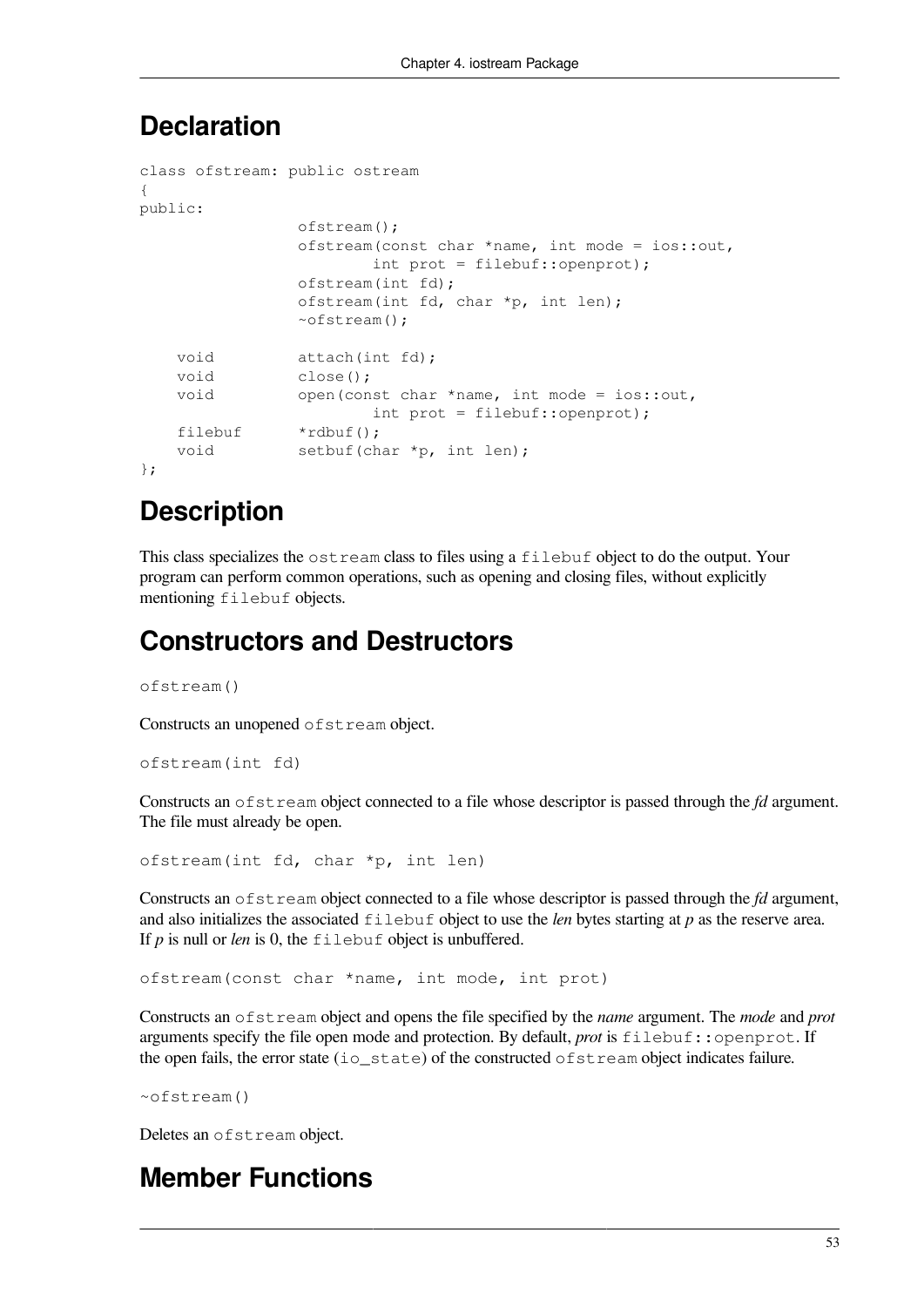## Declaration

```
class ofstream: public ostream
{
public:
                ofstream();
                ofstream(const char *name, int mode = ios::out,
                        int prot = filebuf::openprot);
                ofstream(int fd);
                ofstream(int fd, char *p, int len);
                ~ofstream();

    void        attach(int fd);
    void        close();
    void        open(const char *name, int mode = ios::out,
                        int prot = filebuf::openprot);
    filebuf     *rdbuf();
    void        setbuf(char *p, int len);
};
```

## Description

This class specializes the `ostream` class to files using a `filebuf` object to do the output. Your program can perform common operations, such as opening and closing files, without explicitly mentioning `filebuf` objects.

## Constructors and Destructors

```
ofstream()
```

Constructs an unopened `ofstream` object.

```
ofstream(int fd)
```

Constructs an `ofstream` object connected to a file whose descriptor is passed through the *fd* argument. The file must already be open.

```
ofstream(int fd, char *p, int len)
```

Constructs an `ofstream` object connected to a file whose descriptor is passed through the *fd* argument, and also initializes the associated `filebuf` object to use the *len* bytes starting at *p* as the reserve area. If *p* is null or *len* is 0, the `filebuf` object is unbuffered.

```
ofstream(const char *name, int mode, int prot)
```

Constructs an `ofstream` object and opens the file specified by the *name* argument. The *mode* and *prot* arguments specify the file open mode and protection. By default, *prot* is `filebuf::openprot`. If the open fails, the error state (`io_state`) of the constructed `ofstream` object indicates failure.

```
~ofstream()
```

Deletes an `ofstream` object.

## Member Functions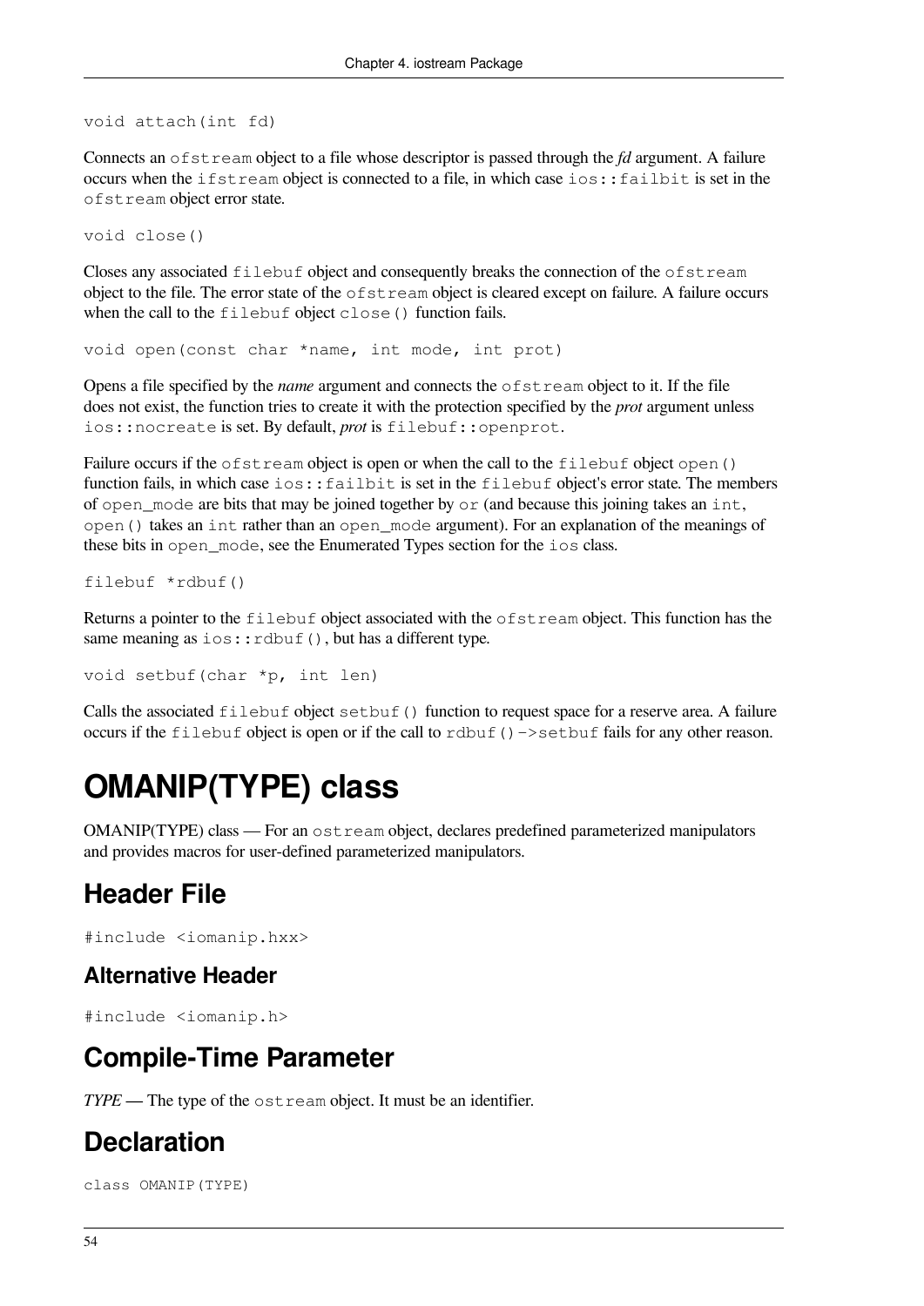```
void attach(int fd)
```

Connects an `ofstream` object to a file whose descriptor is passed through the *fd* argument. A failure occurs when the `ifstream` object is connected to a file, in which case `ios::failbit` is set in the `ofstream` object error state.

```
void close()
```

Closes any associated `filebuf` object and consequently breaks the connection of the `ofstream` object to the file. The error state of the `ofstream` object is cleared except on failure. A failure occurs when the call to the `filebuf` object `close()` function fails.

```
void open(const char *name, int mode, int prot)
```

Opens a file specified by the *name* argument and connects the `ofstream` object to it. If the file does not exist, the function tries to create it with the protection specified by the *prot* argument unless `ios::nocreate` is set. By default, *prot* is `filebuf::openprot`.

Failure occurs if the `ofstream` object is open or when the call to the `filebuf` object `open()` function fails, in which case `ios::failbit` is set in the `filebuf` object's error state. The members of `open_mode` are bits that may be joined together by `or` (and because this joining takes an `int`, `open()` takes an `int` rather than an `open_mode` argument). For an explanation of the meanings of these bits in `open_mode`, see the Enumerated Types section for the `ios` class.

```
filebuf *rdbuf()
```

Returns a pointer to the `filebuf` object associated with the `ofstream` object. This function has the same meaning as `ios::rdbuf()`, but has a different type.

```
void setbuf(char *p, int len)
```

Calls the associated `filebuf` object `setbuf()` function to request space for a reserve area. A failure occurs if the `filebuf` object is open or if the call to `rdbuf()->setbuf` fails for any other reason.

# OMANIP(TYPE) class

OMANIP(TYPE) class — For an `ostream` object, declares predefined parameterized manipulators and provides macros for user-defined parameterized manipulators.

## Header File

```
#include <iomanip.hxx>
```

### Alternative Header

```
#include <iomanip.h>
```

## Compile-Time Parameter

*TYPE* — The type of the `ostream` object. It must be an identifier.

## Declaration

```
class OMANIP(TYPE)
```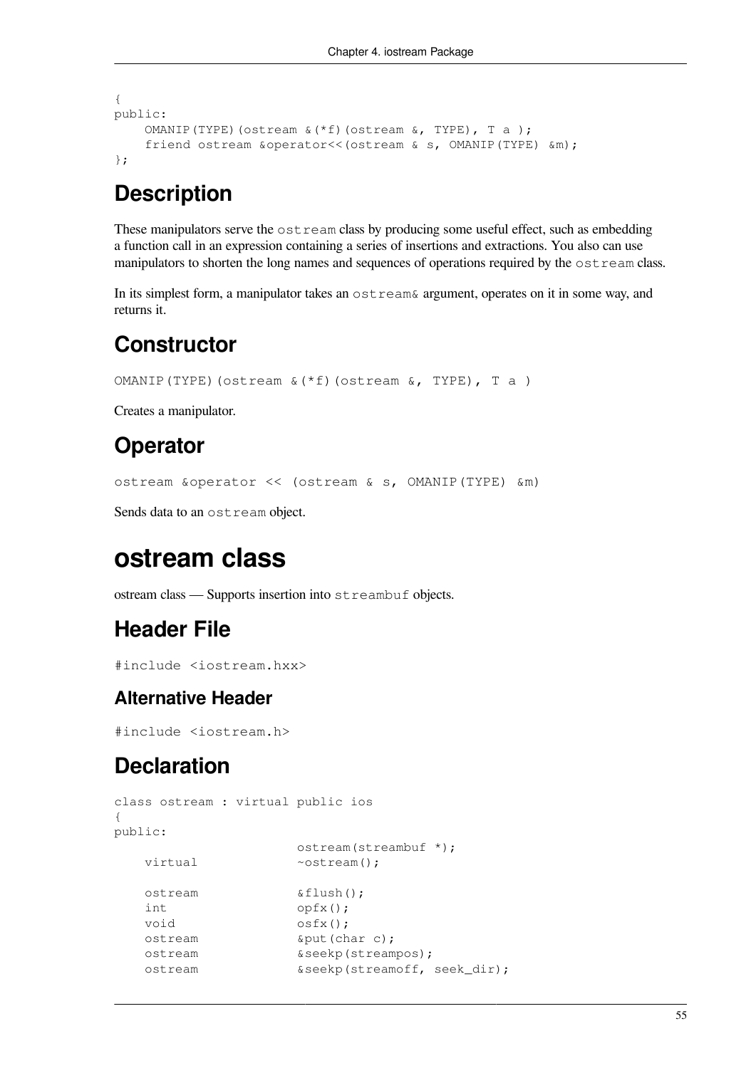```
{
public:
    OMANIP(TYPE)(ostream &(*f)(ostream &, TYPE), T a );
    friend ostream &operator<<(ostream & s, OMANIP(TYPE) &m);
};
```

## Description

These manipulators serve the `ostream` class by producing some useful effect, such as embedding a function call in an expression containing a series of insertions and extractions. You also can use manipulators to shorten the long names and sequences of operations required by the `ostream` class.

In its simplest form, a manipulator takes an `ostream&` argument, operates on it in some way, and returns it.

## Constructor

`OMANIP(TYPE)(ostream &(*f)(ostream &, TYPE), T a )`

Creates a manipulator.

## Operator

`ostream &operator << (ostream & s, OMANIP(TYPE) &m)`

Sends data to an `ostream` object.

# ostream class

ostream class — Supports insertion into `streambuf` objects.

## Header File

`#include <iostream.hxx>`

### Alternative Header

`#include <iostream.h>`

## Declaration

```
class ostream : virtual public ios
{
public:
                        ostream(streambuf *);
    virtual             ~ostream();

    ostream             &flush();
    int                 opfx();
    void                osfx();
    ostream             &put(char c);
    ostream             &seekp(streampos);
    ostream             &seekp(streamoff, seek_dir);
```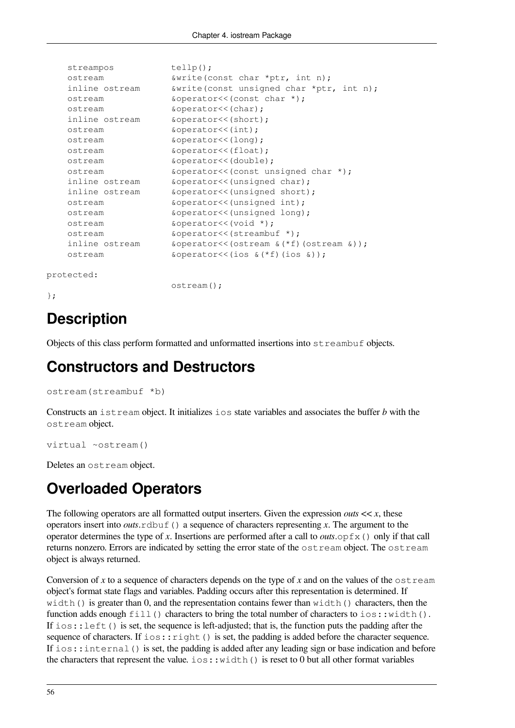```
    streampos           tellp();
    ostream             &write(const char *ptr, int n);
    inline ostream      &write(const unsigned char *ptr, int n);
    ostream             &operator<<(const char *);
    ostream             &operator<<(char);
    inline ostream      &operator<<(short);
    ostream             &operator<<(int);
    ostream             &operator<<(long);
    ostream             &operator<<(float);
    ostream             &operator<<(double);
    ostream             &operator<<(const unsigned char *);
    inline ostream      &operator<<(unsigned char);
    inline ostream      &operator<<(unsigned short);
    ostream             &operator<<(unsigned int);
    ostream             &operator<<(unsigned long);
    ostream             &operator<<(void *);
    ostream             &operator<<(streambuf *);
    inline ostream      &operator<<(ostream &(*f)(ostream &));
    ostream             &operator<<(ios &(*f)(ios &));

protected:
                        ostream();
};
```

## Description

Objects of this class perform formatted and unformatted insertions into `streambuf` objects.

## Constructors and Destructors

```
ostream(streambuf *b)
```

Constructs an `istream` object. It initializes `ios` state variables and associates the buffer *b* with the `ostream` object.

```
virtual ~ostream()
```

Deletes an `ostream` object.

## Overloaded Operators

The following operators are all formatted output inserters. Given the expression *outs* **<<** *x*, these operators insert into *outs*.`rdbuf()` a sequence of characters representing *x*. The argument to the operator determines the type of *x*. Insertions are performed after a call to *outs*.`opfx()` only if that call returns nonzero. Errors are indicated by setting the error state of the `ostream` object. The `ostream` object is always returned.

Conversion of *x* to a sequence of characters depends on the type of *x* and on the values of the `ostream` object's format state flags and variables. Padding occurs after this representation is determined. If `width()` is greater than 0, and the representation contains fewer than `width()` characters, then the function adds enough `fill()` characters to bring the total number of characters to `ios::width()`. If `ios::left()` is set, the sequence is left-adjusted; that is, the function puts the padding after the sequence of characters. If `ios::right()` is set, the padding is added before the character sequence. If `ios::internal()` is set, the padding is added after any leading sign or base indication and before the characters that represent the value. `ios::width()` is reset to 0 but all other format variables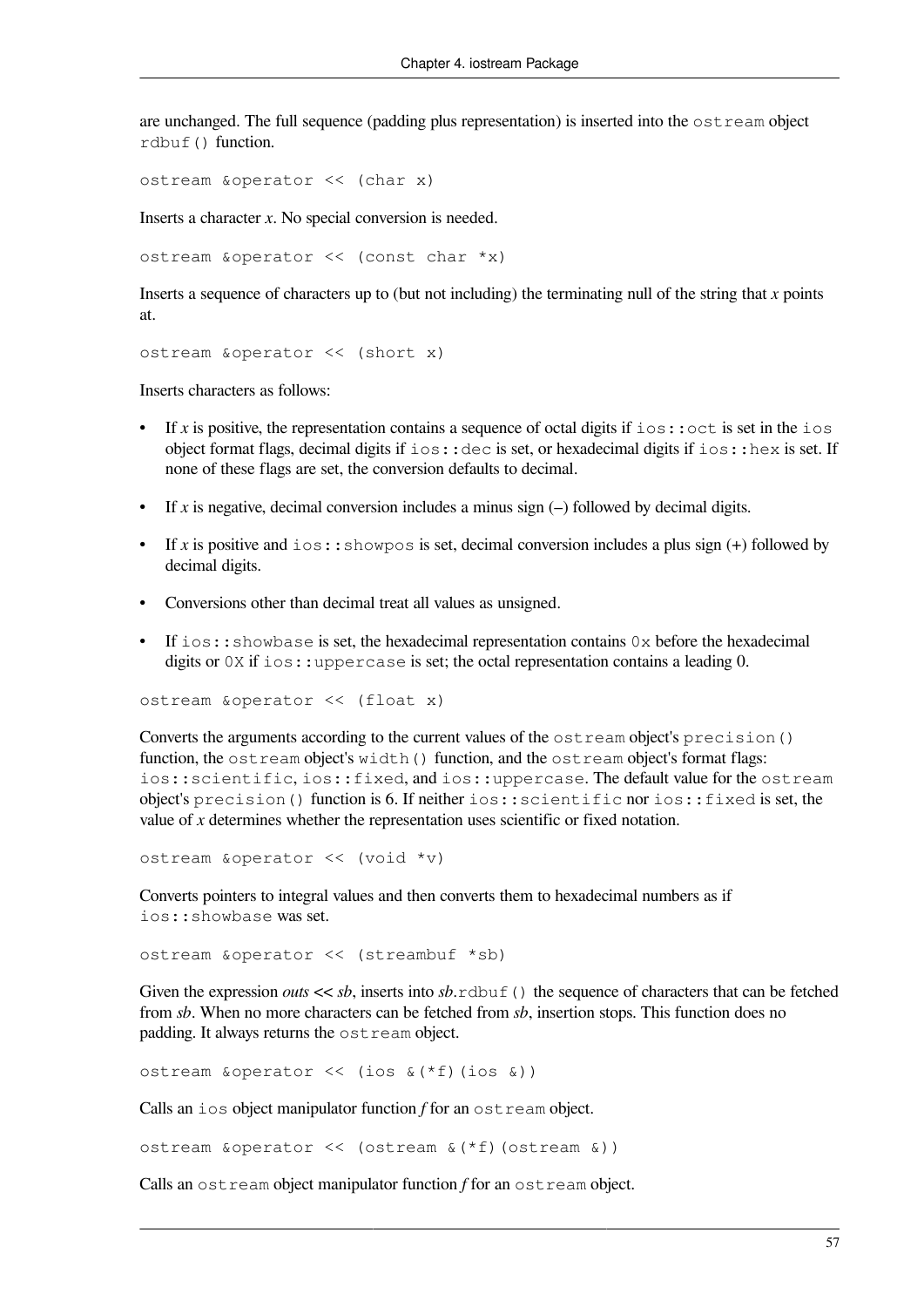are unchanged. The full sequence (padding plus representation) is inserted into the `ostream` object `rdbuf()` function.

```
ostream &operator << (char x)
```

Inserts a character *x*. No special conversion is needed.

```
ostream &operator << (const char *x)
```

Inserts a sequence of characters up to (but not including) the terminating null of the string that *x* points at.

```
ostream &operator << (short x)
```

Inserts characters as follows:

- If *x* is positive, the representation contains a sequence of octal digits if `ios::oct` is set in the `ios` object format flags, decimal digits if `ios::dec` is set, or hexadecimal digits if `ios::hex` is set. If none of these flags are set, the conversion defaults to decimal.
- If *x* is negative, decimal conversion includes a minus sign (–) followed by decimal digits.
- If *x* is positive and `ios::showpos` is set, decimal conversion includes a plus sign (+) followed by decimal digits.
- Conversions other than decimal treat all values as unsigned.
- If `ios::showbase` is set, the hexadecimal representation contains `0x` before the hexadecimal digits or `0X` if `ios::uppercase` is set; the octal representation contains a leading 0.

```
ostream &operator << (float x)
```

Converts the arguments according to the current values of the `ostream` object's `precision()` function, the `ostream` object's `width()` function, and the `ostream` object's format flags: `ios::scientific`, `ios::fixed`, and `ios::uppercase`. The default value for the `ostream` object's `precision()` function is 6. If neither `ios::scientific` nor `ios::fixed` is set, the value of *x* determines whether the representation uses scientific or fixed notation.

```
ostream &operator << (void *v)
```

Converts pointers to integral values and then converts them to hexadecimal numbers as if `ios::showbase` was set.

```
ostream &operator << (streambuf *sb)
```

Given the expression *outs* **<<** *sb*, inserts into *sb*.`rdbuf()` the sequence of characters that can be fetched from *sb*. When no more characters can be fetched from *sb*, insertion stops. This function does no padding. It always returns the `ostream` object.

```
ostream &operator << (ios &(*f)(ios &))
```

Calls an `ios` object manipulator function *f* for an `ostream` object.

```
ostream &operator << (ostream &(*f)(ostream &))
```

Calls an `ostream` object manipulator function *f* for an `ostream` object.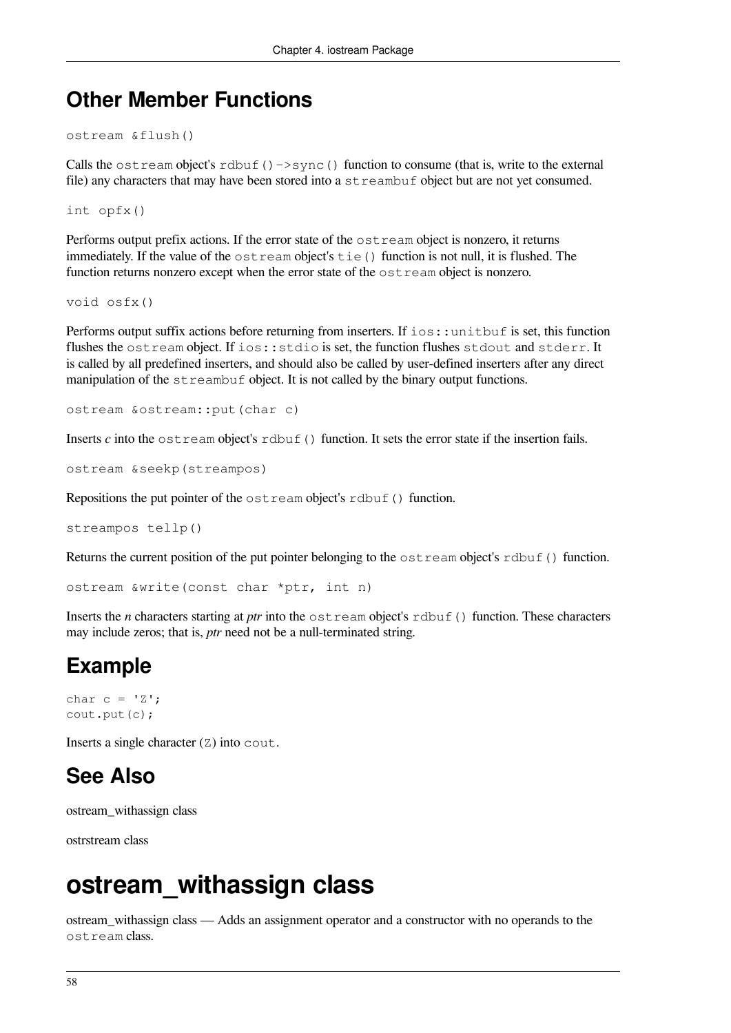## Other Member Functions

```
ostream &flush()
```

Calls the `ostream` object's `rdbuf()->sync()` function to consume (that is, write to the external file) any characters that may have been stored into a `streambuf` object but are not yet consumed.

```
int opfx()
```

Performs output prefix actions. If the error state of the `ostream` object is nonzero, it returns immediately. If the value of the `ostream` object's `tie()` function is not null, it is flushed. The function returns nonzero except when the error state of the `ostream` object is nonzero.

```
void osfx()
```

Performs output suffix actions before returning from inserters. If `ios::unitbuf` is set, this function flushes the `ostream` object. If `ios::stdio` is set, the function flushes `stdout` and `stderr`. It is called by all predefined inserters, and should also be called by user-defined inserters after any direct manipulation of the `streambuf` object. It is not called by the binary output functions.

```
ostream &ostream::put(char c)
```

Inserts *c* into the `ostream` object's `rdbuf()` function. It sets the error state if the insertion fails.

```
ostream &seekp(streampos)
```

Repositions the put pointer of the `ostream` object's `rdbuf()` function.

```
streampos tellp()
```

Returns the current position of the put pointer belonging to the `ostream` object's `rdbuf()` function.

```
ostream &write(const char *ptr, int n)
```

Inserts the *n* characters starting at *ptr* into the `ostream` object's `rdbuf()` function. These characters may include zeros; that is, *ptr* need not be a null-terminated string.

## Example

```
char c = 'Z';
cout.put(c);
```

Inserts a single character (`Z`) into `cout`.

## See Also

ostream_withassign class

ostrstream class

# ostream_withassign class

ostream_withassign class — Adds an assignment operator and a constructor with no operands to the `ostream` class.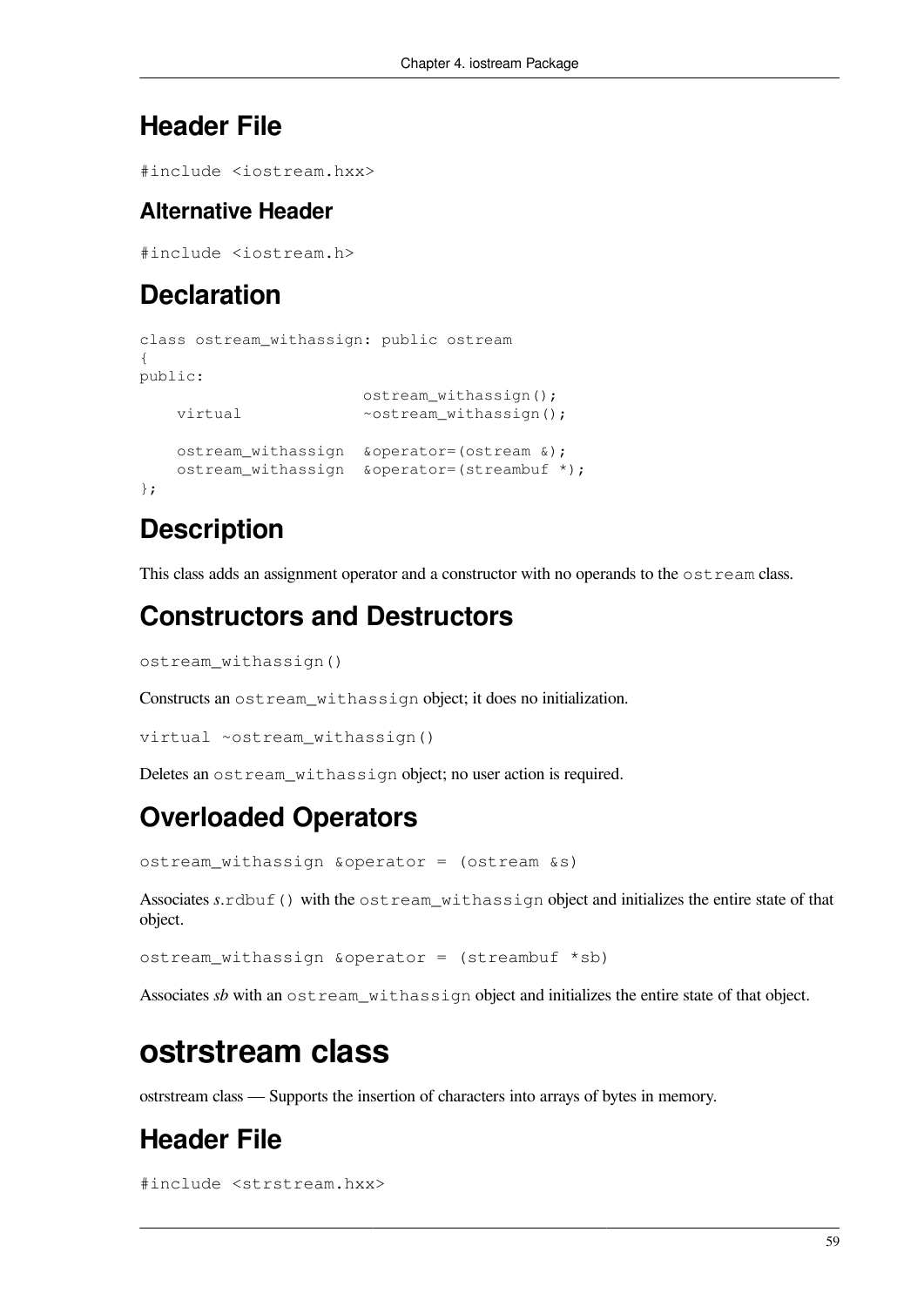## Header File

```
#include <iostream.hxx>
```

### Alternative Header

```
#include <iostream.h>
```

## Declaration

```
class ostream_withassign: public ostream
{
public:
                        ostream_withassign();
    virtual             ~ostream_withassign();

    ostream_withassign  &operator=(ostream &);
    ostream_withassign  &operator=(streambuf *);
};
```

## Description

This class adds an assignment operator and a constructor with no operands to the `ostream` class.

## Constructors and Destructors

```
ostream_withassign()
```

Constructs an `ostream_withassign` object; it does no initialization.

```
virtual ~ostream_withassign()
```

Deletes an `ostream_withassign` object; no user action is required.

## Overloaded Operators

```
ostream_withassign &operator = (ostream &s)
```

Associates *s*.`rdbuf()` with the `ostream_withassign` object and initializes the entire state of that object.

```
ostream_withassign &operator = (streambuf *sb)
```

Associates *sb* with an `ostream_withassign` object and initializes the entire state of that object.

# ostrstream class

ostrstream class — Supports the insertion of characters into arrays of bytes in memory.

## Header File

```
#include <strstream.hxx>
```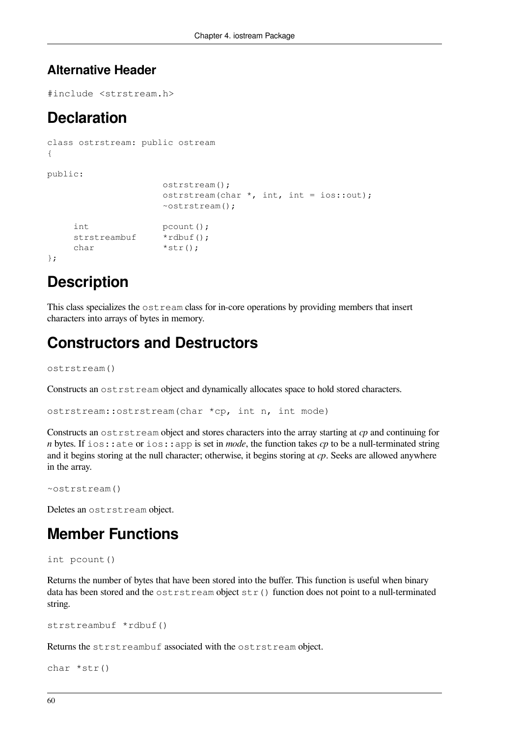## Alternative Header

```
#include <strstream.h>
```

# Declaration

```
class ostrstream: public ostream
{

public:
                      ostrstream();
                      ostrstream(char *, int, int = ios::out);
                      ~ostrstream();

     int              pcount();
     strstreambuf     *rdbuf();
     char             *str();
};
```

# Description

This class specializes the `ostream` class for in-core operations by providing members that insert characters into arrays of bytes in memory.

# Constructors and Destructors

```
ostrstream()
```

Constructs an `ostrstream` object and dynamically allocates space to hold stored characters.

```
ostrstream::ostrstream(char *cp, int n, int mode)
```

Constructs an `ostrstream` object and stores characters into the array starting at *cp* and continuing for *n* bytes. If `ios::ate` or `ios::app` is set in *mode*, the function takes *cp* to be a null-terminated string and it begins storing at the null character; otherwise, it begins storing at *cp*. Seeks are allowed anywhere in the array.

```
~ostrstream()
```

Deletes an `ostrstream` object.

# Member Functions

```
int pcount()
```

Returns the number of bytes that have been stored into the buffer. This function is useful when binary data has been stored and the `ostrstream` object `str()` function does not point to a null-terminated string.

```
strstreambuf *rdbuf()
```

Returns the `strstreambuf` associated with the `ostrstream` object.

```
char *str()
```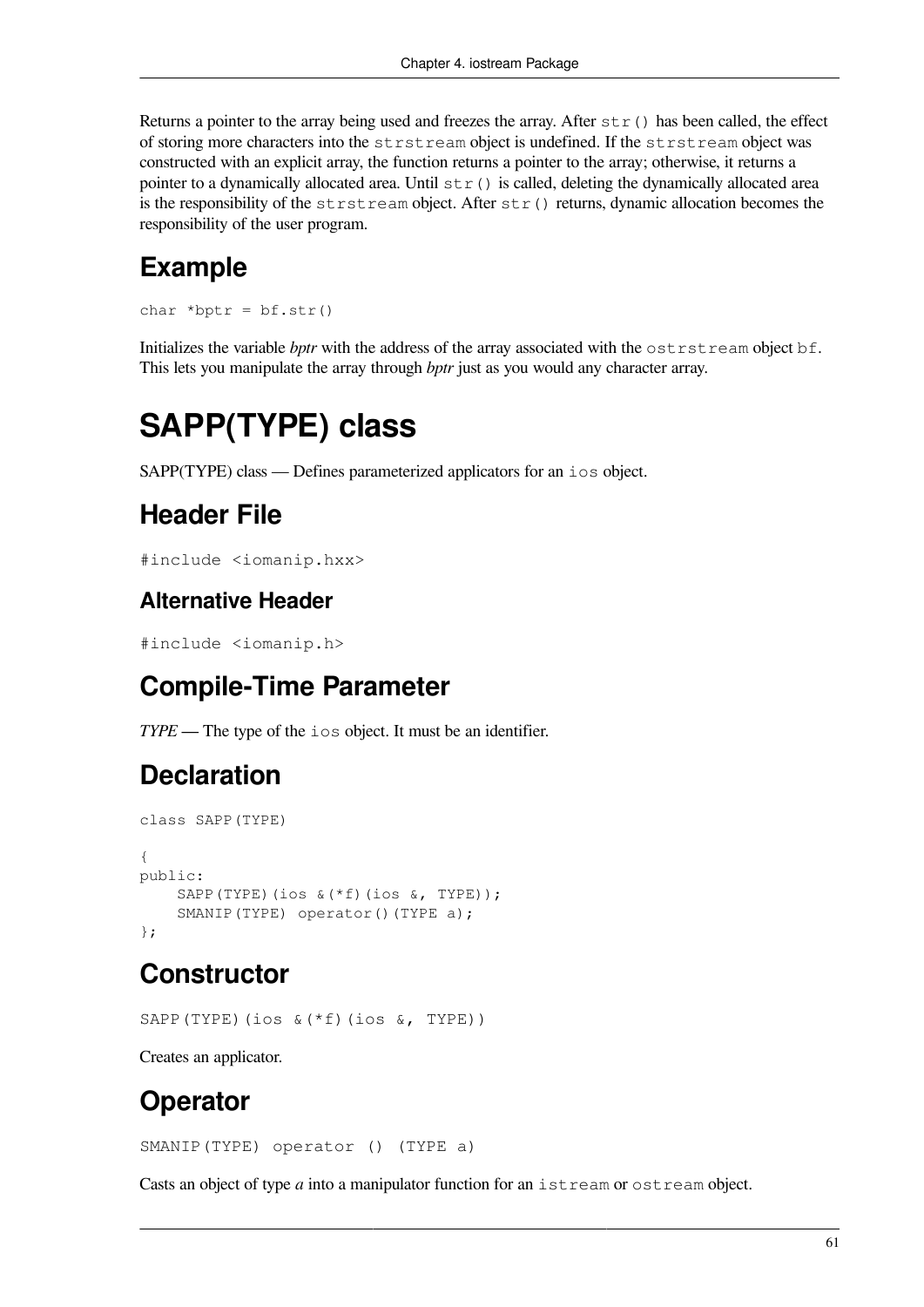Returns a pointer to the array being used and freezes the array. After `str()` has been called, the effect of storing more characters into the `strstream` object is undefined. If the `strstream` object was constructed with an explicit array, the function returns a pointer to the array; otherwise, it returns a pointer to a dynamically allocated area. Until `str()` is called, deleting the dynamically allocated area is the responsibility of the `strstream` object. After `str()` returns, dynamic allocation becomes the responsibility of the user program.

## Example

```
char *bptr = bf.str()
```

Initializes the variable *bptr* with the address of the array associated with the `ostrstream` object `bf`. This lets you manipulate the array through *bptr* just as you would any character array.

# SAPP(TYPE) class

SAPP(TYPE) class — Defines parameterized applicators for an `ios` object.

## Header File

```
#include <iomanip.hxx>
```

### Alternative Header

```
#include <iomanip.h>
```

## Compile-Time Parameter

*TYPE* — The type of the `ios` object. It must be an identifier.

## Declaration

```
class SAPP(TYPE)

{
public:
    SAPP(TYPE)(ios &(*f)(ios &, TYPE));
    SMANIP(TYPE) operator()(TYPE a);
};
```

## Constructor

```
SAPP(TYPE)(ios &(*f)(ios &, TYPE))
```

Creates an applicator.

## Operator

```
SMANIP(TYPE) operator () (TYPE a)
```

Casts an object of type *a* into a manipulator function for an `istream` or `ostream` object.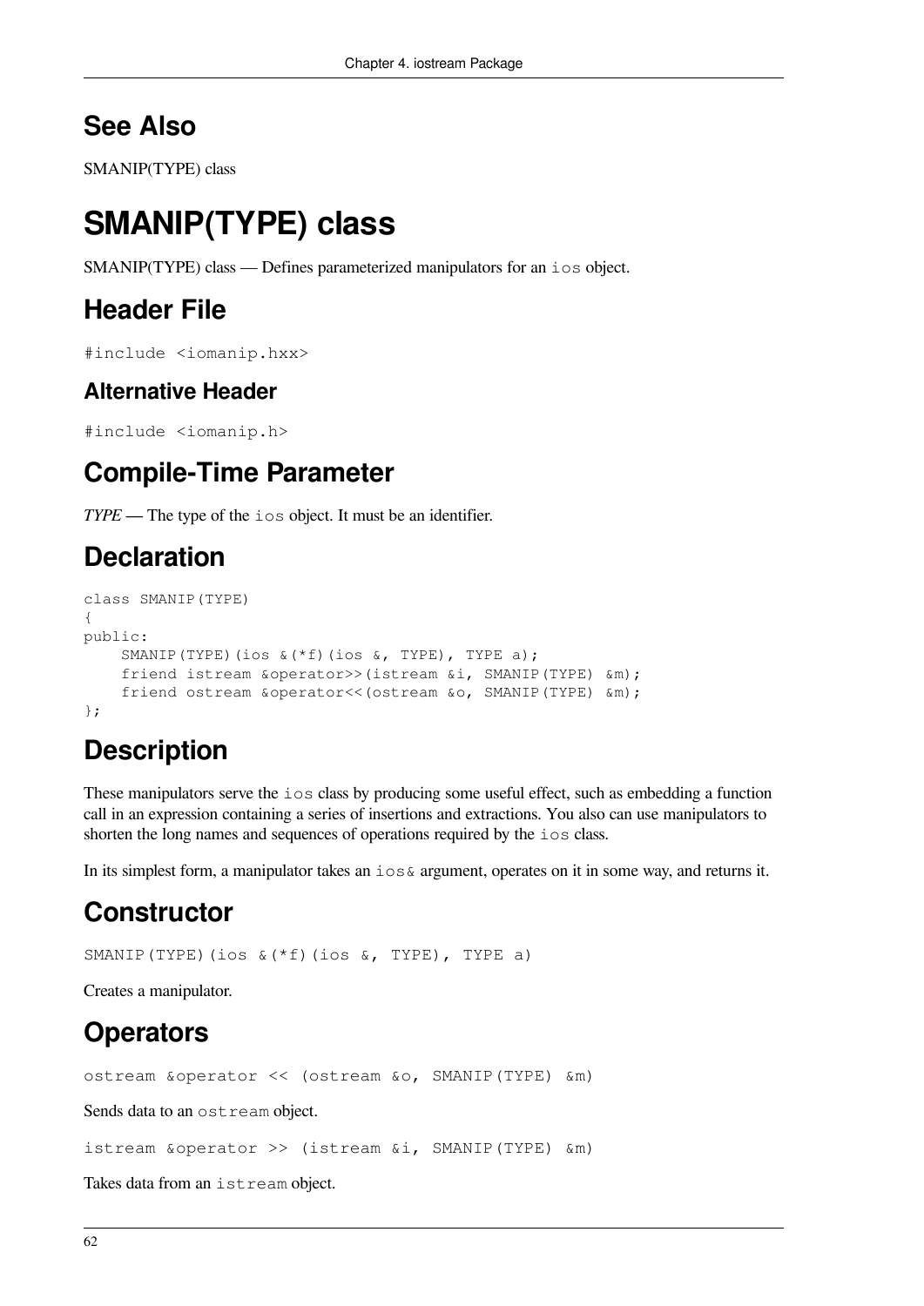## See Also

SMANIP(TYPE) class

# SMANIP(TYPE) class

SMANIP(TYPE) class — Defines parameterized manipulators for an `ios` object.

## Header File

```
#include <iomanip.hxx>
```

### Alternative Header

```
#include <iomanip.h>
```

## Compile-Time Parameter

*TYPE* — The type of the `ios` object. It must be an identifier.

## Declaration

```
class SMANIP(TYPE)
{
public:
    SMANIP(TYPE)(ios &(*f)(ios &, TYPE), TYPE a);
    friend istream &operator>>(istream &i, SMANIP(TYPE) &m);
    friend ostream &operator<<(ostream &o, SMANIP(TYPE) &m);
};
```

## Description

These manipulators serve the `ios` class by producing some useful effect, such as embedding a function call in an expression containing a series of insertions and extractions. You also can use manipulators to shorten the long names and sequences of operations required by the `ios` class.

In its simplest form, a manipulator takes an `ios&` argument, operates on it in some way, and returns it.

## Constructor

```
SMANIP(TYPE)(ios &(*f)(ios &, TYPE), TYPE a)
```

Creates a manipulator.

## Operators

```
ostream &operator << (ostream &o, SMANIP(TYPE) &m)
```

Sends data to an `ostream` object.

```
istream &operator >> (istream &i, SMANIP(TYPE) &m)
```

Takes data from an `istream` object.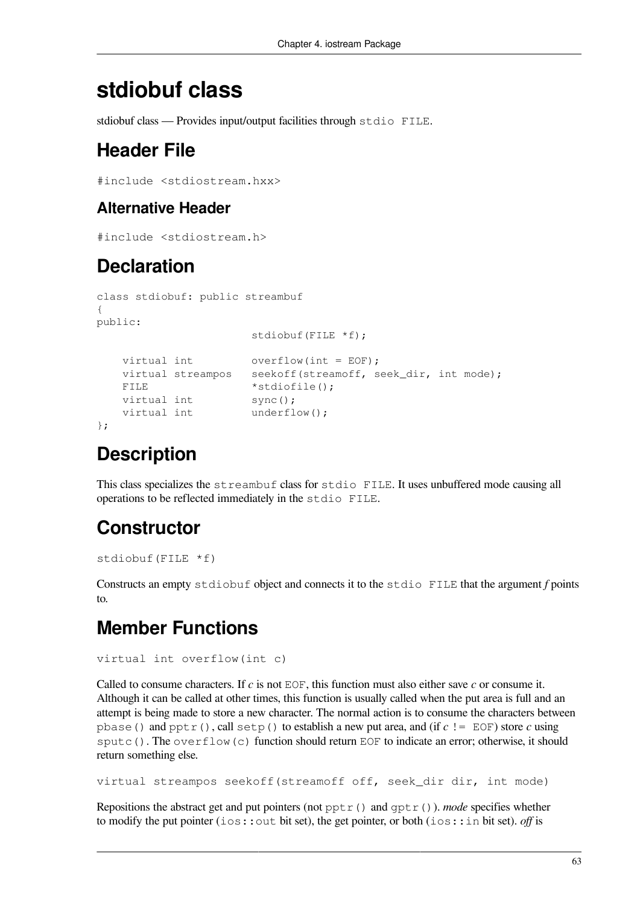# stdiobuf class

stdiobuf class — Provides input/output facilities through `stdio FILE`.

## Header File

```
#include <stdiostream.hxx>
```

### Alternative Header

```
#include <stdiostream.h>
```

## Declaration

```
class stdiobuf: public streambuf
{
public:
                        stdiobuf(FILE *f);

    virtual int         overflow(int = EOF);
    virtual streampos   seekoff(streamoff, seek_dir, int mode);
    FILE                *stdiofile();
    virtual int         sync();
    virtual int         underflow();
};
```

## Description

This class specializes the `streambuf` class for `stdio FILE`. It uses unbuffered mode causing all operations to be reflected immediately in the `stdio FILE`.

## Constructor

```
stdiobuf(FILE *f)
```

Constructs an empty `stdiobuf` object and connects it to the `stdio FILE` that the argument *f* points to.

## Member Functions

```
virtual int overflow(int c)
```

Called to consume characters. If *c* is not `EOF`, this function must also either save *c* or consume it. Although it can be called at other times, this function is usually called when the put area is full and an attempt is being made to store a new character. The normal action is to consume the characters between `pbase()` and `pptr()`, call `setp()` to establish a new put area, and (if *c* `!= EOF`) store *c* using `sputc()`. The `overflow(c)` function should return `EOF` to indicate an error; otherwise, it should return something else.

```
virtual streampos seekoff(streamoff off, seek_dir dir, int mode)
```

Repositions the abstract get and put pointers (not `pptr()` and `gptr()`). *mode* specifies whether to modify the put pointer (`ios::out` bit set), the get pointer, or both (`ios::in` bit set). *off* is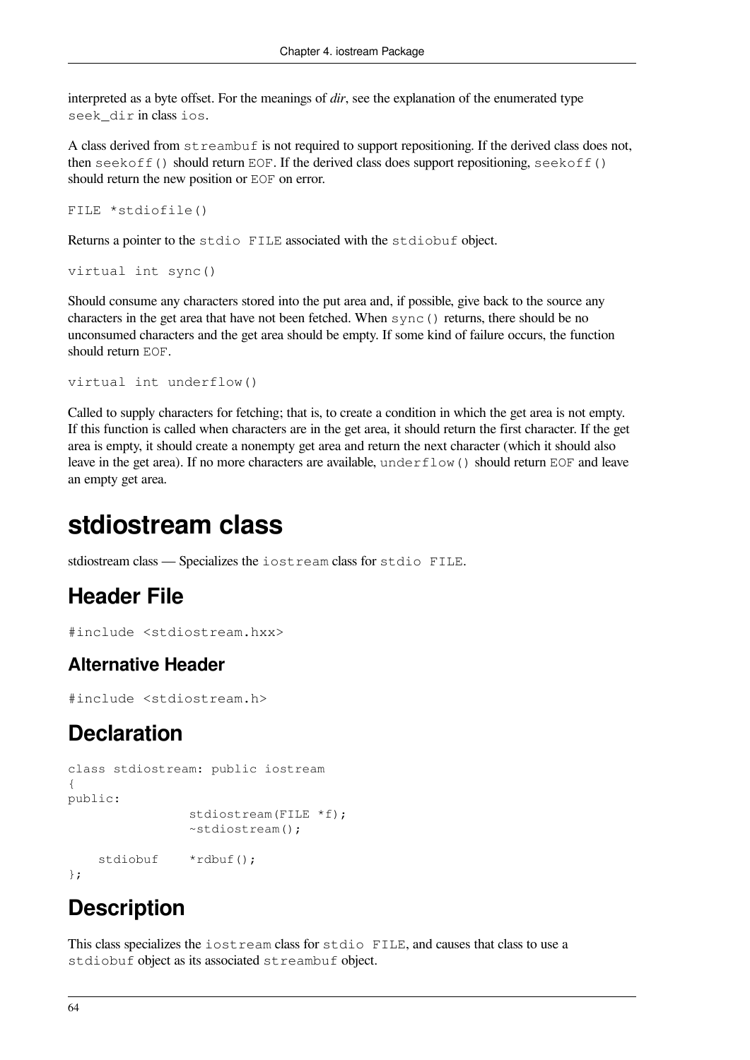interpreted as a byte offset. For the meanings of *dir*, see the explanation of the enumerated type `seek_dir` in class `ios`.

A class derived from `streambuf` is not required to support repositioning. If the derived class does not, then `seekoff()` should return `EOF`. If the derived class does support repositioning, `seekoff()` should return the new position or `EOF` on error.

```
FILE *stdiofile()
```

Returns a pointer to the `stdio FILE` associated with the `stdiobuf` object.

```
virtual int sync()
```

Should consume any characters stored into the put area and, if possible, give back to the source any characters in the get area that have not been fetched. When `sync()` returns, there should be no unconsumed characters and the get area should be empty. If some kind of failure occurs, the function should return `EOF`.

```
virtual int underflow()
```

Called to supply characters for fetching; that is, to create a condition in which the get area is not empty. If this function is called when characters are in the get area, it should return the first character. If the get area is empty, it should create a nonempty get area and return the next character (which it should also leave in the get area). If no more characters are available, `underflow()` should return `EOF` and leave an empty get area.

# stdiostream class

stdiostream class — Specializes the `iostream` class for `stdio FILE`.

## Header File

```
#include <stdiostream.hxx>
```

### Alternative Header

```
#include <stdiostream.h>
```

## Declaration

```
class stdiostream: public iostream
{
public:
                stdiostream(FILE *f);
                ~stdiostream();

    stdiobuf    *rdbuf();
};
```

## Description

This class specializes the `iostream` class for `stdio FILE`, and causes that class to use a `stdiobuf` object as its associated `streambuf` object.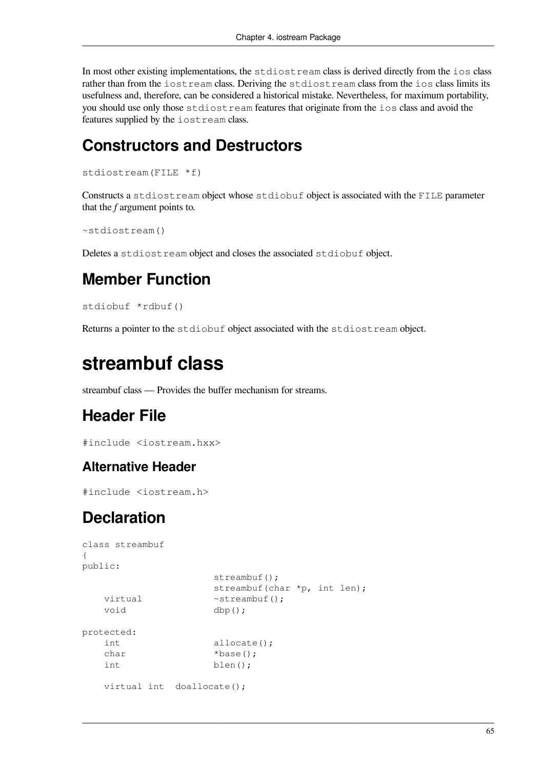In most other existing implementations, the `stdiostream` class is derived directly from the `ios` class rather than from the `iostream` class. Deriving the `stdiostream` class from the `ios` class limits its usefulness and, therefore, can be considered a historical mistake. Nevertheless, for maximum portability, you should use only those `stdiostream` features that originate from the `ios` class and avoid the features supplied by the `iostream` class.

## Constructors and Destructors

```
stdiostream(FILE *f)
```

Constructs a `stdiostream` object whose `stdiobuf` object is associated with the `FILE` parameter that the *f* argument points to.

```
~stdiostream()
```

Deletes a `stdiostream` object and closes the associated `stdiobuf` object.

## Member Function

```
stdiobuf *rdbuf()
```

Returns a pointer to the `stdiobuf` object associated with the `stdiostream` object.

# streambuf class

streambuf class — Provides the buffer mechanism for streams.

## Header File

```
#include <iostream.hxx>
```

### Alternative Header

```
#include <iostream.h>
```

## Declaration

```
class streambuf
{
public:
                        streambuf();
                        streambuf(char *p, int len);
    virtual             ~streambuf();
    void                dbp();

protected:
    int                 allocate();
    char                *base();
    int                 blen();

    virtual int  doallocate();
```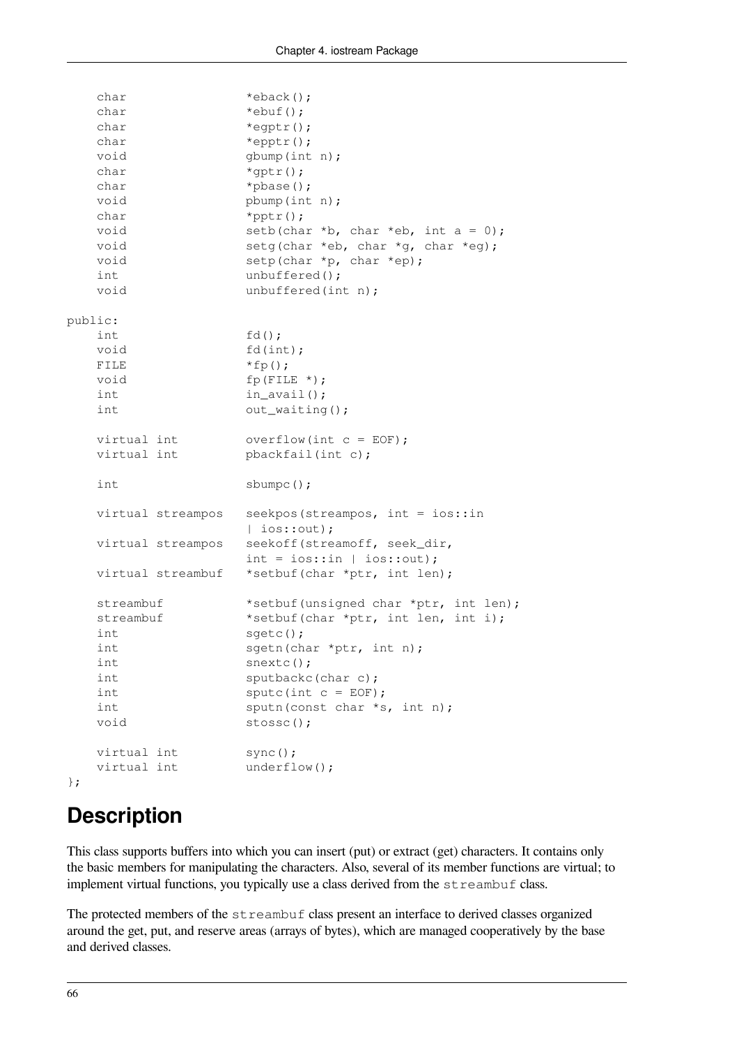```
    char                *eback();
    char                *ebuf();
    char                *egptr();
    char                *epptr();
    void                gbump(int n);
    char                *gptr();
    char                *pbase();
    void                pbump(int n);
    char                *pptr();
    void                setb(char *b, char *eb, int a = 0);
    void                setg(char *eb, char *g, char *eg);
    void                setp(char *p, char *ep);
    int                 unbuffered();
    void                unbuffered(int n);

public:
    int                 fd();
    void                fd(int);
    FILE                *fp();
    void                fp(FILE *);
    int                 in_avail();
    int                 out_waiting();

    virtual int         overflow(int c = EOF);
    virtual int         pbackfail(int c);

    int                 sbumpc();

    virtual streampos   seekpos(streampos, int = ios::in
                        | ios::out);
    virtual streampos   seekoff(streamoff, seek_dir,
                        int = ios::in | ios::out);
    virtual streambuf   *setbuf(char *ptr, int len);

    streambuf           *setbuf(unsigned char *ptr, int len);
    streambuf           *setbuf(char *ptr, int len, int i);
    int                 sgetc();
    int                 sgetn(char *ptr, int n);
    int                 snextc();
    int                 sputbackc(char c);
    int                 sputc(int c = EOF);
    int                 sputn(const char *s, int n);
    void                stossc();

    virtual int         sync();
    virtual int         underflow();
};
```

## Description

This class supports buffers into which you can insert (put) or extract (get) characters. It contains only the basic members for manipulating the characters. Also, several of its member functions are virtual; to implement virtual functions, you typically use a class derived from the `streambuf` class.

The protected members of the `streambuf` class present an interface to derived classes organized around the get, put, and reserve areas (arrays of bytes), which are managed cooperatively by the base and derived classes.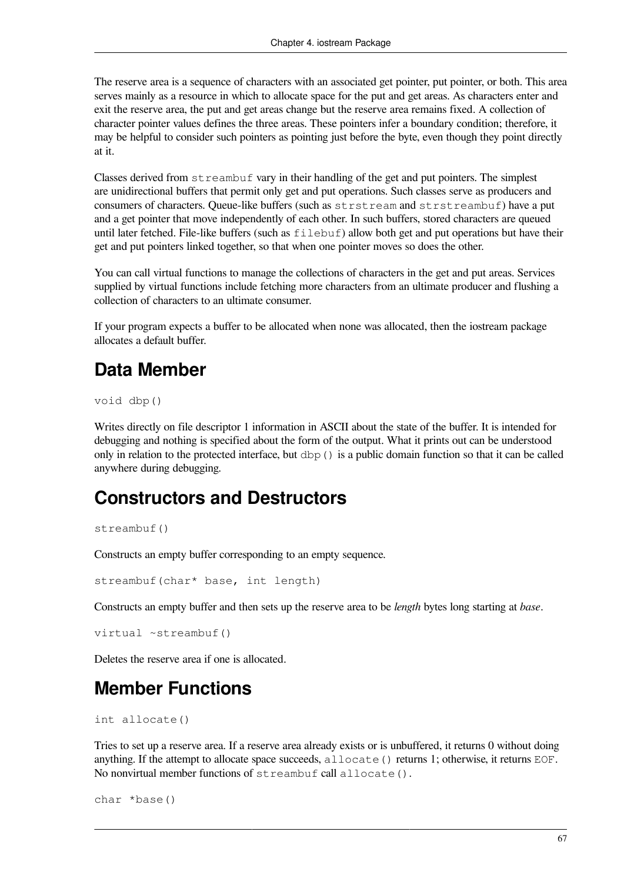The reserve area is a sequence of characters with an associated get pointer, put pointer, or both. This area serves mainly as a resource in which to allocate space for the put and get areas. As characters enter and exit the reserve area, the put and get areas change but the reserve area remains fixed. A collection of character pointer values defines the three areas. These pointers infer a boundary condition; therefore, it may be helpful to consider such pointers as pointing just before the byte, even though they point directly at it.

Classes derived from `streambuf` vary in their handling of the get and put pointers. The simplest are unidirectional buffers that permit only get and put operations. Such classes serve as producers and consumers of characters. Queue-like buffers (such as `strstream` and `strstreambuf`) have a put and a get pointer that move independently of each other. In such buffers, stored characters are queued until later fetched. File-like buffers (such as `filebuf`) allow both get and put operations but have their get and put pointers linked together, so that when one pointer moves so does the other.

You can call virtual functions to manage the collections of characters in the get and put areas. Services supplied by virtual functions include fetching more characters from an ultimate producer and flushing a collection of characters to an ultimate consumer.

If your program expects a buffer to be allocated when none was allocated, then the iostream package allocates a default buffer.

## Data Member

```
void dbp()
```

Writes directly on file descriptor 1 information in ASCII about the state of the buffer. It is intended for debugging and nothing is specified about the form of the output. What it prints out can be understood only in relation to the protected interface, but `dbp()` is a public domain function so that it can be called anywhere during debugging.

## Constructors and Destructors

```
streambuf()
```

Constructs an empty buffer corresponding to an empty sequence.

```
streambuf(char* base, int length)
```

Constructs an empty buffer and then sets up the reserve area to be *length* bytes long starting at *base*.

```
virtual ~streambuf()
```

Deletes the reserve area if one is allocated.

## Member Functions

```
int allocate()
```

Tries to set up a reserve area. If a reserve area already exists or is unbuffered, it returns 0 without doing anything. If the attempt to allocate space succeeds, `allocate()` returns 1; otherwise, it returns `EOF`. No nonvirtual member functions of `streambuf` call `allocate()`.

```
char *base()
```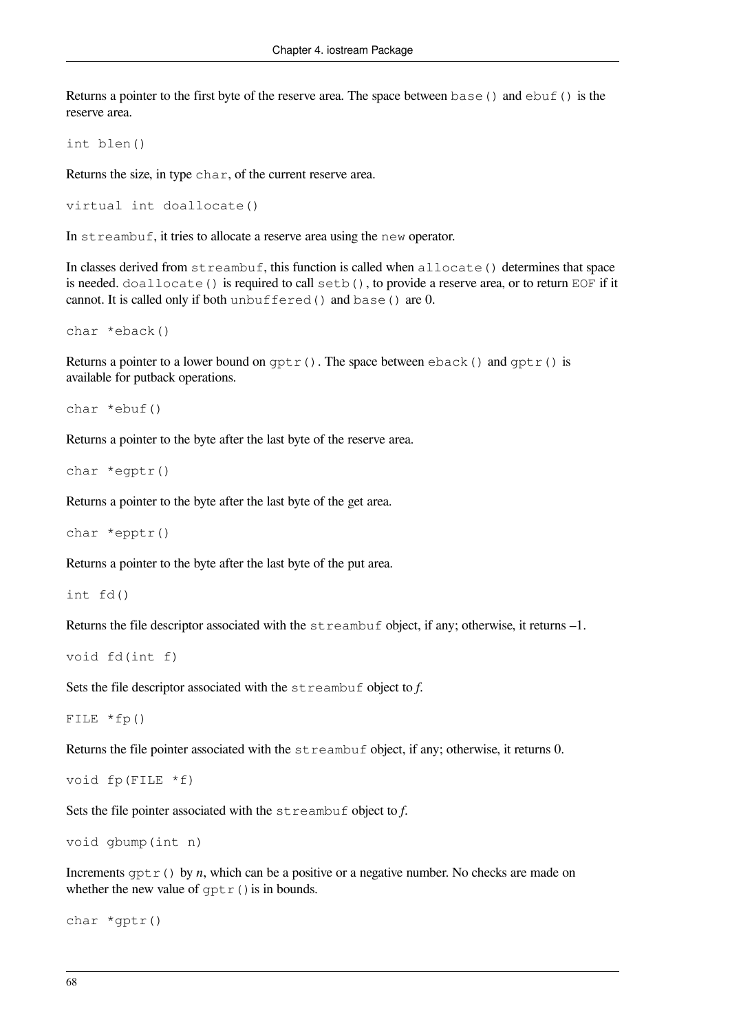Returns a pointer to the first byte of the reserve area. The space between `base()` and `ebuf()` is the reserve area.

```
int blen()
```

Returns the size, in type `char`, of the current reserve area.

```
virtual int doallocate()
```

In `streambuf`, it tries to allocate a reserve area using the `new` operator.

In classes derived from `streambuf`, this function is called when `allocate()` determines that space is needed. `doallocate()` is required to call `setb()`, to provide a reserve area, or to return `EOF` if it cannot. It is called only if both `unbuffered()` and `base()` are 0.

```
char *eback()
```

Returns a pointer to a lower bound on `gptr()`. The space between `eback()` and `gptr()` is available for putback operations.

```
char *ebuf()
```

Returns a pointer to the byte after the last byte of the reserve area.

```
char *egptr()
```

Returns a pointer to the byte after the last byte of the get area.

```
char *epptr()
```

Returns a pointer to the byte after the last byte of the put area.

```
int fd()
```

Returns the file descriptor associated with the `streambuf` object, if any; otherwise, it returns –1.

```
void fd(int f)
```

Sets the file descriptor associated with the `streambuf` object to *f*.

```
FILE *fp()
```

Returns the file pointer associated with the `streambuf` object, if any; otherwise, it returns 0.

```
void fp(FILE *f)
```

Sets the file pointer associated with the `streambuf` object to *f*.

```
void gbump(int n)
```

Increments `gptr()` by *n*, which can be a positive or a negative number. No checks are made on whether the new value of `gptr()` is in bounds.

```
char *gptr()
```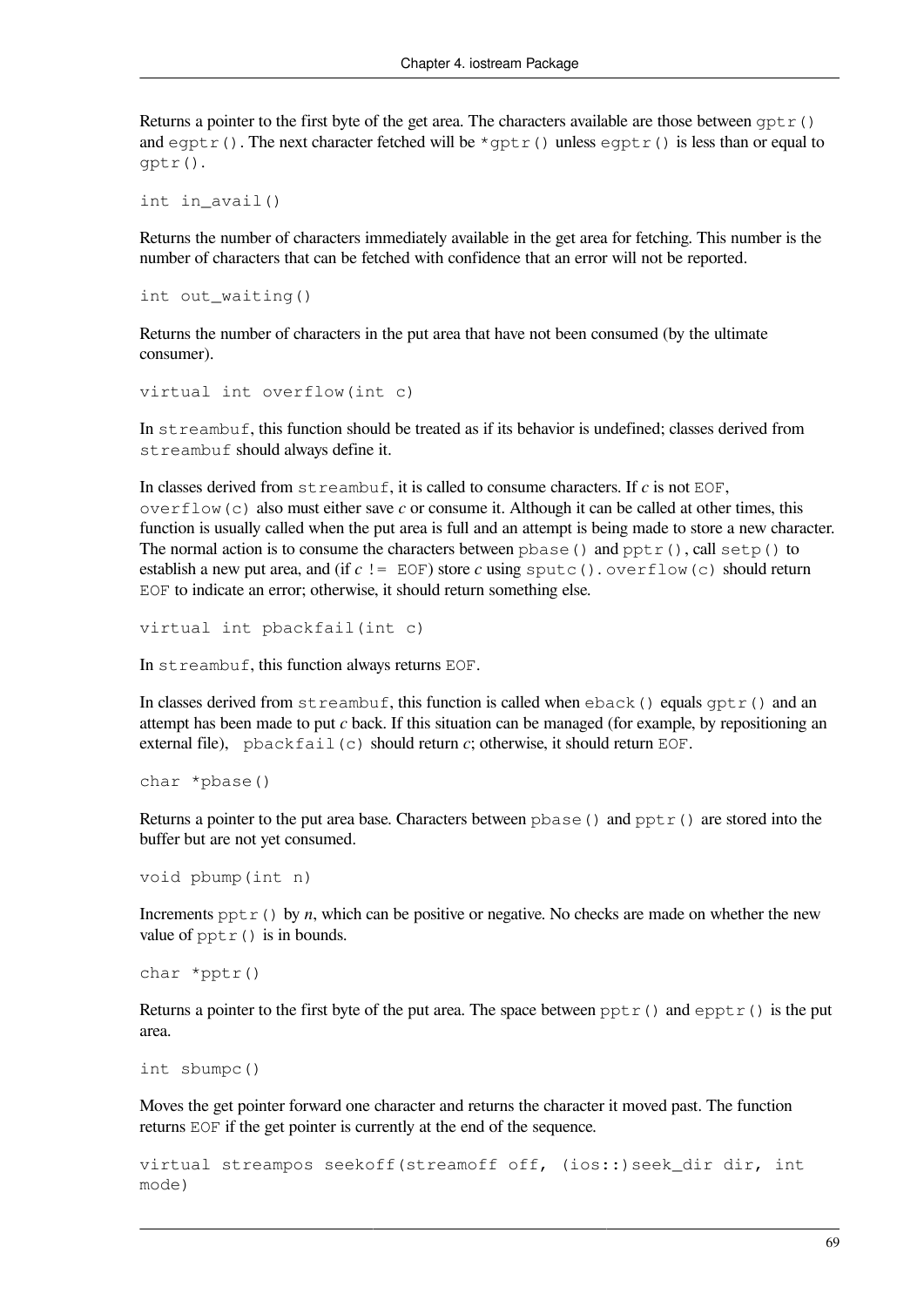Returns a pointer to the first byte of the get area. The characters available are those between `gptr()` and `egptr()`. The next character fetched will be `*gptr()` unless `egptr()` is less than or equal to `gptr()`.

```
int in_avail()
```

Returns the number of characters immediately available in the get area for fetching. This number is the number of characters that can be fetched with confidence that an error will not be reported.

```
int out_waiting()
```

Returns the number of characters in the put area that have not been consumed (by the ultimate consumer).

```
virtual int overflow(int c)
```

In `streambuf`, this function should be treated as if its behavior is undefined; classes derived from `streambuf` should always define it.

In classes derived from `streambuf`, it is called to consume characters. If *c* is not `EOF`, `overflow(c)` also must either save *c* or consume it. Although it can be called at other times, this function is usually called when the put area is full and an attempt is being made to store a new character. The normal action is to consume the characters between `pbase()` and `pptr()`, call `setp()` to establish a new put area, and (if *c* `!= EOF`) store *c* using `sputc()`. `overflow(c)` should return `EOF` to indicate an error; otherwise, it should return something else.

```
virtual int pbackfail(int c)
```

In `streambuf`, this function always returns `EOF`.

In classes derived from `streambuf`, this function is called when `eback()` equals `gptr()` and an attempt has been made to put *c* back. If this situation can be managed (for example, by repositioning an external file), `pbackfail(c)` should return *c*; otherwise, it should return `EOF`.

```
char *pbase()
```

Returns a pointer to the put area base. Characters between `pbase()` and `pptr()` are stored into the buffer but are not yet consumed.

```
void pbump(int n)
```

Increments `pptr()` by *n*, which can be positive or negative. No checks are made on whether the new value of `pptr()` is in bounds.

```
char *pptr()
```

Returns a pointer to the first byte of the put area. The space between `pptr()` and `epptr()` is the put area.

```
int sbumpc()
```

Moves the get pointer forward one character and returns the character it moved past. The function returns `EOF` if the get pointer is currently at the end of the sequence.

```
virtual streampos seekoff(streamoff off, (ios::)seek_dir dir, int
mode)
```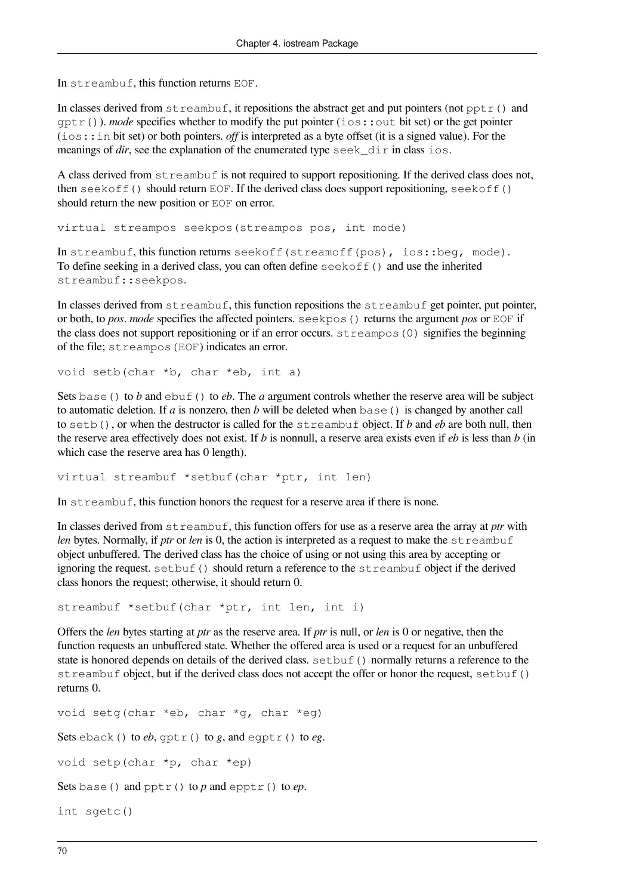In `streambuf`, this function returns `EOF`.

In classes derived from `streambuf`, it repositions the abstract get and put pointers (not `pptr()` and `gptr()`). *mode* specifies whether to modify the put pointer (`ios::out` bit set) or the get pointer (`ios::in` bit set) or both pointers. *off* is interpreted as a byte offset (it is a signed value). For the meanings of *dir*, see the explanation of the enumerated type `seek_dir` in class `ios`.

A class derived from `streambuf` is not required to support repositioning. If the derived class does not, then `seekoff()` should return `EOF`. If the derived class does support repositioning, `seekoff()` should return the new position or `EOF` on error.

```
virtual streampos seekpos(streampos pos, int mode)
```

In `streambuf`, this function returns `seekoff(streamoff(pos), ios::beg, mode)`. To define seeking in a derived class, you can often define `seekoff()` and use the inherited `streambuf::seekpos`.

In classes derived from `streambuf`, this function repositions the `streambuf` get pointer, put pointer, or both, to *pos*. *mode* specifies the affected pointers. `seekpos()` returns the argument *pos* or `EOF` if the class does not support repositioning or if an error occurs. `streampos(0)` signifies the beginning of the file; `streampos(EOF)` indicates an error.

```
void setb(char *b, char *eb, int a)
```

Sets `base()` to *b* and `ebuf()` to *eb*. The *a* argument controls whether the reserve area will be subject to automatic deletion. If *a* is nonzero, then *b* will be deleted when `base()` is changed by another call to `setb()`, or when the destructor is called for the `streambuf` object. If *b* and *eb* are both null, then the reserve area effectively does not exist. If *b* is nonnull, a reserve area exists even if *eb* is less than *b* (in which case the reserve area has 0 length).

```
virtual streambuf *setbuf(char *ptr, int len)
```

In `streambuf`, this function honors the request for a reserve area if there is none.

In classes derived from `streambuf`, this function offers for use as a reserve area the array at *ptr* with *len* bytes. Normally, if *ptr* or *len* is 0, the action is interpreted as a request to make the `streambuf` object unbuffered. The derived class has the choice of using or not using this area by accepting or ignoring the request. `setbuf()` should return a reference to the `streambuf` object if the derived class honors the request; otherwise, it should return 0.

```
streambuf *setbuf(char *ptr, int len, int i)
```

Offers the *len* bytes starting at *ptr* as the reserve area. If *ptr* is null, or *len* is 0 or negative, then the function requests an unbuffered state. Whether the offered area is used or a request for an unbuffered state is honored depends on details of the derived class. `setbuf()` normally returns a reference to the `streambuf` object, but if the derived class does not accept the offer or honor the request, `setbuf()` returns 0.

```
void setg(char *eb, char *g, char *eg)
```

Sets `eback()` to *eb*, `gptr()` to *g*, and `egptr()` to *eg*.

```
void setp(char *p, char *ep)
```

Sets `base()` and `pptr()` to *p* and `epptr()` to *ep*.

```
int sgetc()
```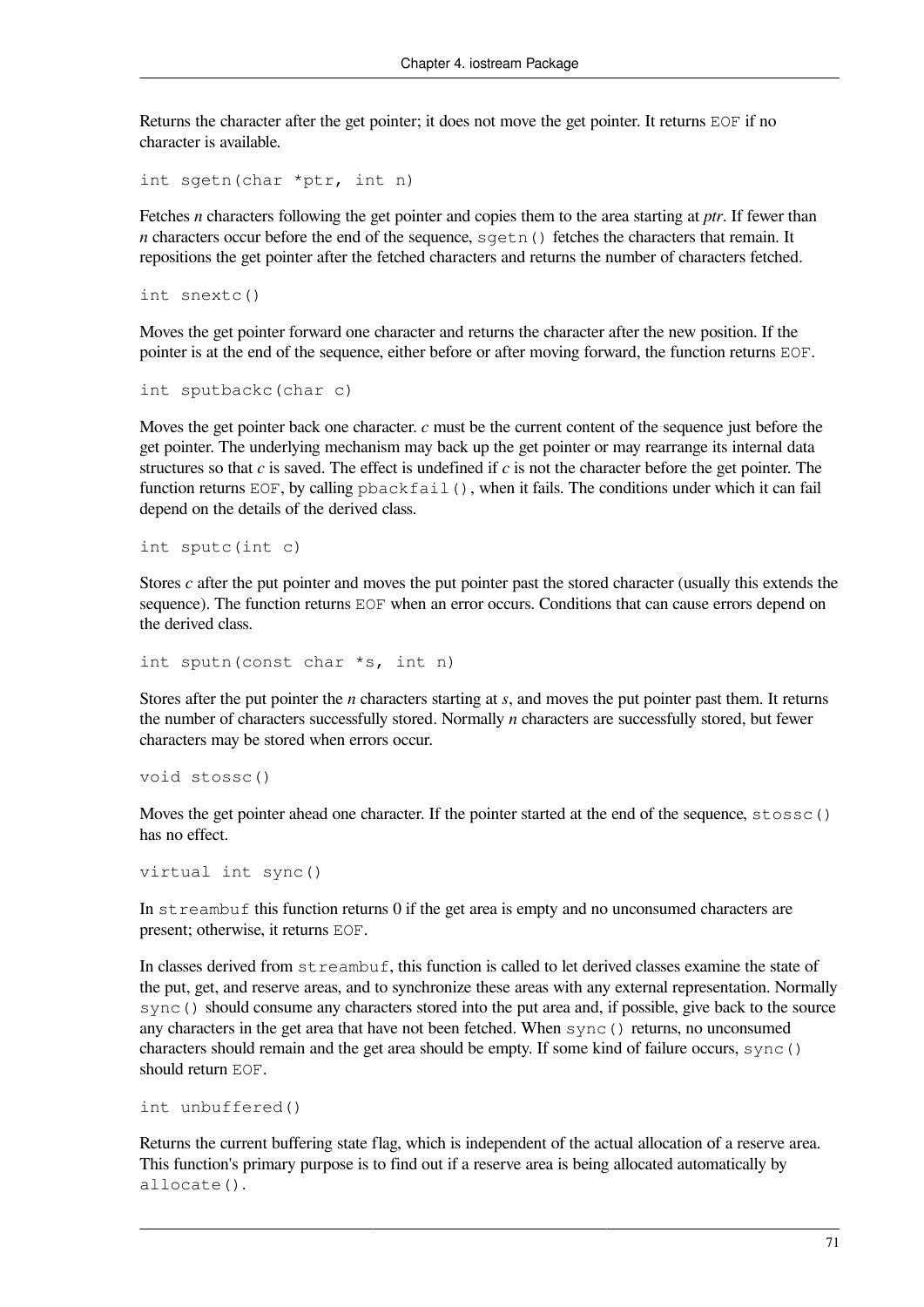Returns the character after the get pointer; it does not move the get pointer. It returns `EOF` if no character is available.

```
int sgetn(char *ptr, int n)
```

Fetches *n* characters following the get pointer and copies them to the area starting at *ptr*. If fewer than *n* characters occur before the end of the sequence, `sgetn()` fetches the characters that remain. It repositions the get pointer after the fetched characters and returns the number of characters fetched.

```
int snextc()
```

Moves the get pointer forward one character and returns the character after the new position. If the pointer is at the end of the sequence, either before or after moving forward, the function returns `EOF`.

```
int sputbackc(char c)
```

Moves the get pointer back one character. *c* must be the current content of the sequence just before the get pointer. The underlying mechanism may back up the get pointer or may rearrange its internal data structures so that *c* is saved. The effect is undefined if *c* is not the character before the get pointer. The function returns `EOF`, by calling `pbackfail()`, when it fails. The conditions under which it can fail depend on the details of the derived class.

```
int sputc(int c)
```

Stores *c* after the put pointer and moves the put pointer past the stored character (usually this extends the sequence). The function returns `EOF` when an error occurs. Conditions that can cause errors depend on the derived class.

```
int sputn(const char *s, int n)
```

Stores after the put pointer the *n* characters starting at *s*, and moves the put pointer past them. It returns the number of characters successfully stored. Normally *n* characters are successfully stored, but fewer characters may be stored when errors occur.

```
void stossc()
```

Moves the get pointer ahead one character. If the pointer started at the end of the sequence, `stossc()` has no effect.

```
virtual int sync()
```

In `streambuf` this function returns 0 if the get area is empty and no unconsumed characters are present; otherwise, it returns `EOF`.

In classes derived from `streambuf`, this function is called to let derived classes examine the state of the put, get, and reserve areas, and to synchronize these areas with any external representation. Normally `sync()` should consume any characters stored into the put area and, if possible, give back to the source any characters in the get area that have not been fetched. When `sync()` returns, no unconsumed characters should remain and the get area should be empty. If some kind of failure occurs, `sync()` should return `EOF`.

```
int unbuffered()
```

Returns the current buffering state flag, which is independent of the actual allocation of a reserve area. This function's primary purpose is to find out if a reserve area is being allocated automatically by `allocate()`.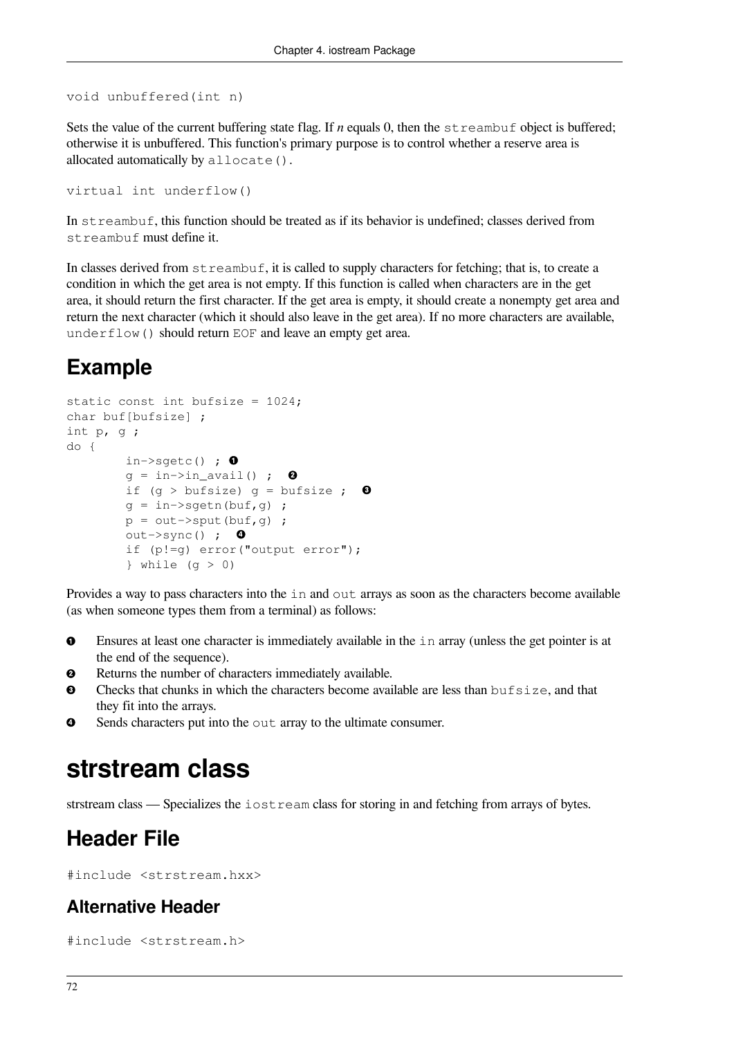```
void unbuffered(int n)
```

Sets the value of the current buffering state flag. If *n* equals 0, then the `streambuf` object is buffered; otherwise it is unbuffered. This function's primary purpose is to control whether a reserve area is allocated automatically by `allocate()`.

```
virtual int underflow()
```

In `streambuf`, this function should be treated as if its behavior is undefined; classes derived from `streambuf` must define it.

In classes derived from `streambuf`, it is called to supply characters for fetching; that is, to create a condition in which the get area is not empty. If this function is called when characters are in the get area, it should return the first character. If the get area is empty, it should create a nonempty get area and return the next character (which it should also leave in the get area). If no more characters are available, `underflow()` should return `EOF` and leave an empty get area.

## Example

```
static const int bufsize = 1024;
char buf[bufsize] ;
int p, g ;
do {
        in->sgetc() ; ❶
        g = in->in_avail() ;  ❷
        if (g > bufsize) g = bufsize ;  ❸
        g = in->sgetn(buf,g) ;
        p = out->sput(buf,g) ;
        out->sync() ;  ❹
        if (p!=g) error("output error");
        } while (g > 0)
```

Provides a way to pass characters into the `in` and `out` arrays as soon as the characters become available (as when someone types them from a terminal) as follows:

❶ Ensures at least one character is immediately available in the `in` array (unless the get pointer is at the end of the sequence).

❷ Returns the number of characters immediately available.

❸ Checks that chunks in which the characters become available are less than `bufsize`, and that they fit into the arrays.

❹ Sends characters put into the `out` array to the ultimate consumer.

# strstream class

strstream class — Specializes the `iostream` class for storing in and fetching from arrays of bytes.

## Header File

```
#include <strstream.hxx>
```

### Alternative Header

```
#include <strstream.h>
```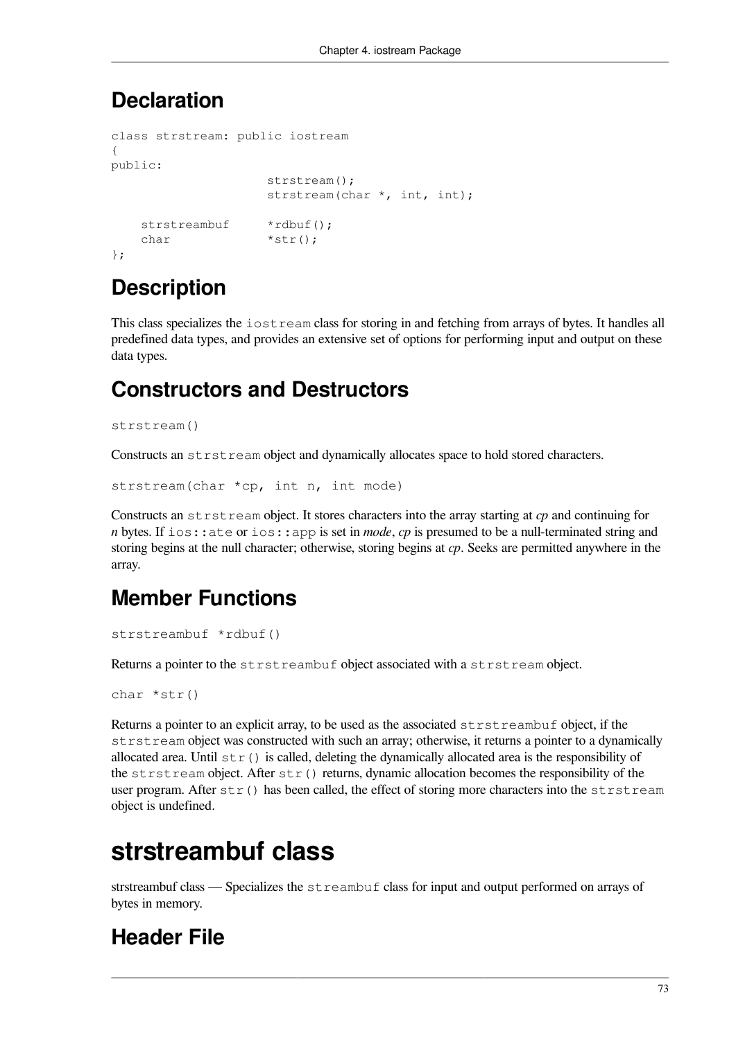## Declaration

```
class strstream: public iostream
{
public:
                     strstream();
                     strstream(char *, int, int);

    strstreambuf     *rdbuf();
    char             *str();
};
```

## Description

This class specializes the `iostream` class for storing in and fetching from arrays of bytes. It handles all predefined data types, and provides an extensive set of options for performing input and output on these data types.

## Constructors and Destructors

```
strstream()
```

Constructs an `strstream` object and dynamically allocates space to hold stored characters.

```
strstream(char *cp, int n, int mode)
```

Constructs an `strstream` object. It stores characters into the array starting at *cp* and continuing for *n* bytes. If `ios::ate` or `ios::app` is set in *mode*, *cp* is presumed to be a null-terminated string and storing begins at the null character; otherwise, storing begins at *cp*. Seeks are permitted anywhere in the array.

## Member Functions

```
strstreambuf *rdbuf()
```

Returns a pointer to the `strstreambuf` object associated with a `strstream` object.

```
char *str()
```

Returns a pointer to an explicit array, to be used as the associated `strstreambuf` object, if the `strstream` object was constructed with such an array; otherwise, it returns a pointer to a dynamically allocated area. Until `str()` is called, deleting the dynamically allocated area is the responsibility of the `strstream` object. After `str()` returns, dynamic allocation becomes the responsibility of the user program. After `str()` has been called, the effect of storing more characters into the `strstream` object is undefined.

# strstreambuf class

strstreambuf class — Specializes the `streambuf` class for input and output performed on arrays of bytes in memory.

## Header File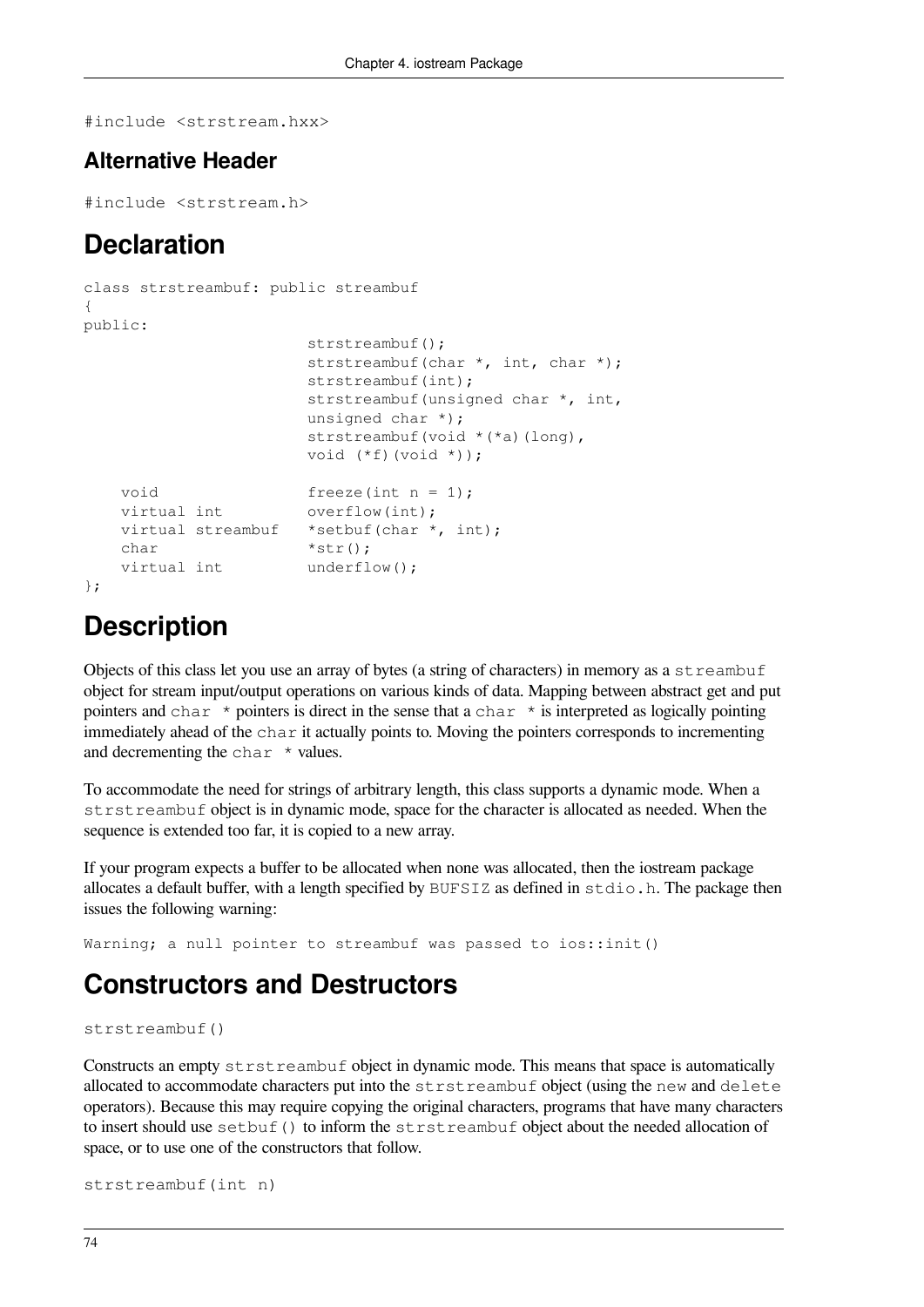```
#include <strstream.hxx>
```

## Alternative Header

```
#include <strstream.h>
```

# Declaration

```
class strstreambuf: public streambuf
{
public:
                        strstreambuf();
                        strstreambuf(char *, int, char *);
                        strstreambuf(int);
                        strstreambuf(unsigned char *, int,
                        unsigned char *);
                        strstreambuf(void *(*a)(long),
                        void (*f)(void *));

    void                freeze(int n = 1);
    virtual int         overflow(int);
    virtual streambuf   *setbuf(char *, int);
    char                *str();
    virtual int         underflow();
};
```

# Description

Objects of this class let you use an array of bytes (a string of characters) in memory as a `streambuf` object for stream input/output operations on various kinds of data. Mapping between abstract get and put pointers and `char *` pointers is direct in the sense that a `char *` is interpreted as logically pointing immediately ahead of the `char` it actually points to. Moving the pointers corresponds to incrementing and decrementing the `char *` values.

To accommodate the need for strings of arbitrary length, this class supports a dynamic mode. When a `strstreambuf` object is in dynamic mode, space for the character is allocated as needed. When the sequence is extended too far, it is copied to a new array.

If your program expects a buffer to be allocated when none was allocated, then the iostream package allocates a default buffer, with a length specified by `BUFSIZ` as defined in `stdio.h`. The package then issues the following warning:

```
Warning; a null pointer to streambuf was passed to ios::init()
```

# Constructors and Destructors

```
strstreambuf()
```

Constructs an empty `strstreambuf` object in dynamic mode. This means that space is automatically allocated to accommodate characters put into the `strstreambuf` object (using the `new` and `delete` operators). Because this may require copying the original characters, programs that have many characters to insert should use `setbuf()` to inform the `strstreambuf` object about the needed allocation of space, or to use one of the constructors that follow.

```
strstreambuf(int n)
```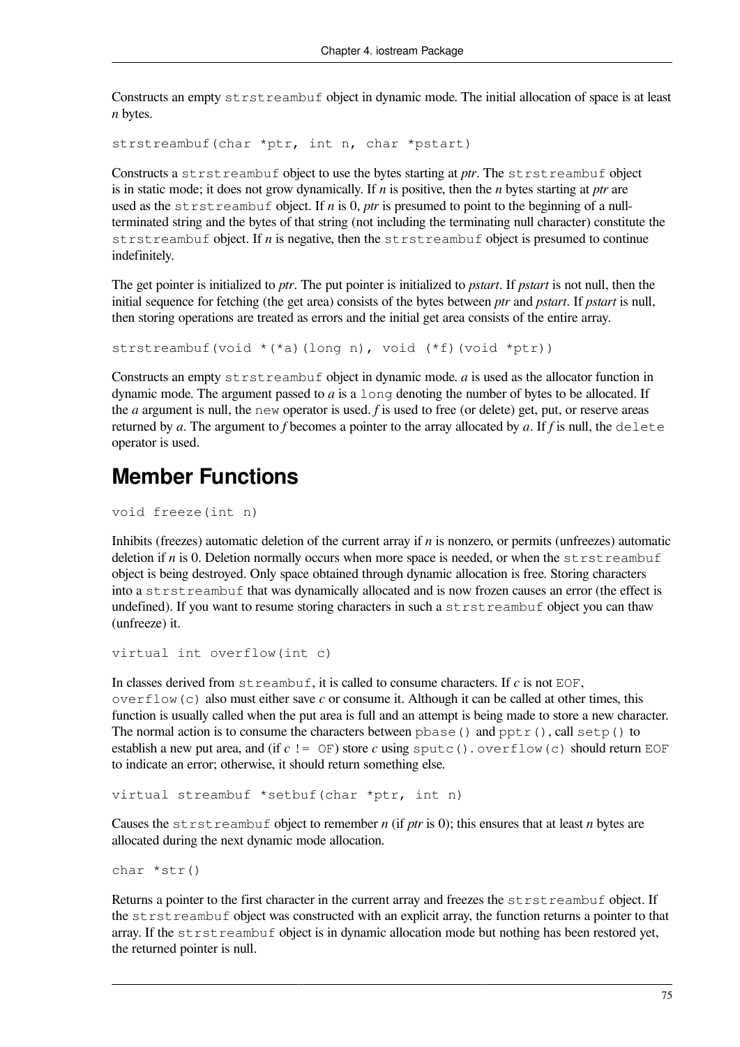Constructs an empty `strstreambuf` object in dynamic mode. The initial allocation of space is at least *n* bytes.

```
strstreambuf(char *ptr, int n, char *pstart)
```

Constructs a `strstreambuf` object to use the bytes starting at *ptr*. The `strstreambuf` object is in static mode; it does not grow dynamically. If *n* is positive, then the *n* bytes starting at *ptr* are used as the `strstreambuf` object. If *n* is 0, *ptr* is presumed to point to the beginning of a null-terminated string and the bytes of that string (not including the terminating null character) constitute the `strstreambuf` object. If *n* is negative, then the `strstreambuf` object is presumed to continue indefinitely.

The get pointer is initialized to *ptr*. The put pointer is initialized to *pstart*. If *pstart* is not null, then the initial sequence for fetching (the get area) consists of the bytes between *ptr* and *pstart*. If *pstart* is null, then storing operations are treated as errors and the initial get area consists of the entire array.

```
strstreambuf(void *(*a)(long n), void (*f)(void *ptr))
```

Constructs an empty `strstreambuf` object in dynamic mode. *a* is used as the allocator function in dynamic mode. The argument passed to *a* is a `long` denoting the number of bytes to be allocated. If the *a* argument is null, the `new` operator is used. *f* is used to free (or delete) get, put, or reserve areas returned by *a*. The argument to *f* becomes a pointer to the array allocated by *a*. If *f* is null, the `delete` operator is used.

## Member Functions

```
void freeze(int n)
```

Inhibits (freezes) automatic deletion of the current array if *n* is nonzero, or permits (unfreezes) automatic deletion if *n* is 0. Deletion normally occurs when more space is needed, or when the `strstreambuf` object is being destroyed. Only space obtained through dynamic allocation is free. Storing characters into a `strstreambuf` that was dynamically allocated and is now frozen causes an error (the effect is undefined). If you want to resume storing characters in such a `strstreambuf` object you can thaw (unfreeze) it.

```
virtual int overflow(int c)
```

In classes derived from `streambuf`, it is called to consume characters. If *c* is not `EOF`, `overflow(c)` also must either save *c* or consume it. Although it can be called at other times, this function is usually called when the put area is full and an attempt is being made to store a new character. The normal action is to consume the characters between `pbase()` and `pptr()`, call `setp()` to establish a new put area, and (if *c* `!= OF`) store *c* using `sputc()`. `overflow(c)` should return `EOF` to indicate an error; otherwise, it should return something else.

```
virtual streambuf *setbuf(char *ptr, int n)
```

Causes the `strstreambuf` object to remember *n* (if *ptr* is 0); this ensures that at least *n* bytes are allocated during the next dynamic mode allocation.

```
char *str()
```

Returns a pointer to the first character in the current array and freezes the `strstreambuf` object. If the `strstreambuf` object was constructed with an explicit array, the function returns a pointer to that array. If the `strstreambuf` object is in dynamic allocation mode but nothing has been restored yet, the returned pointer is null.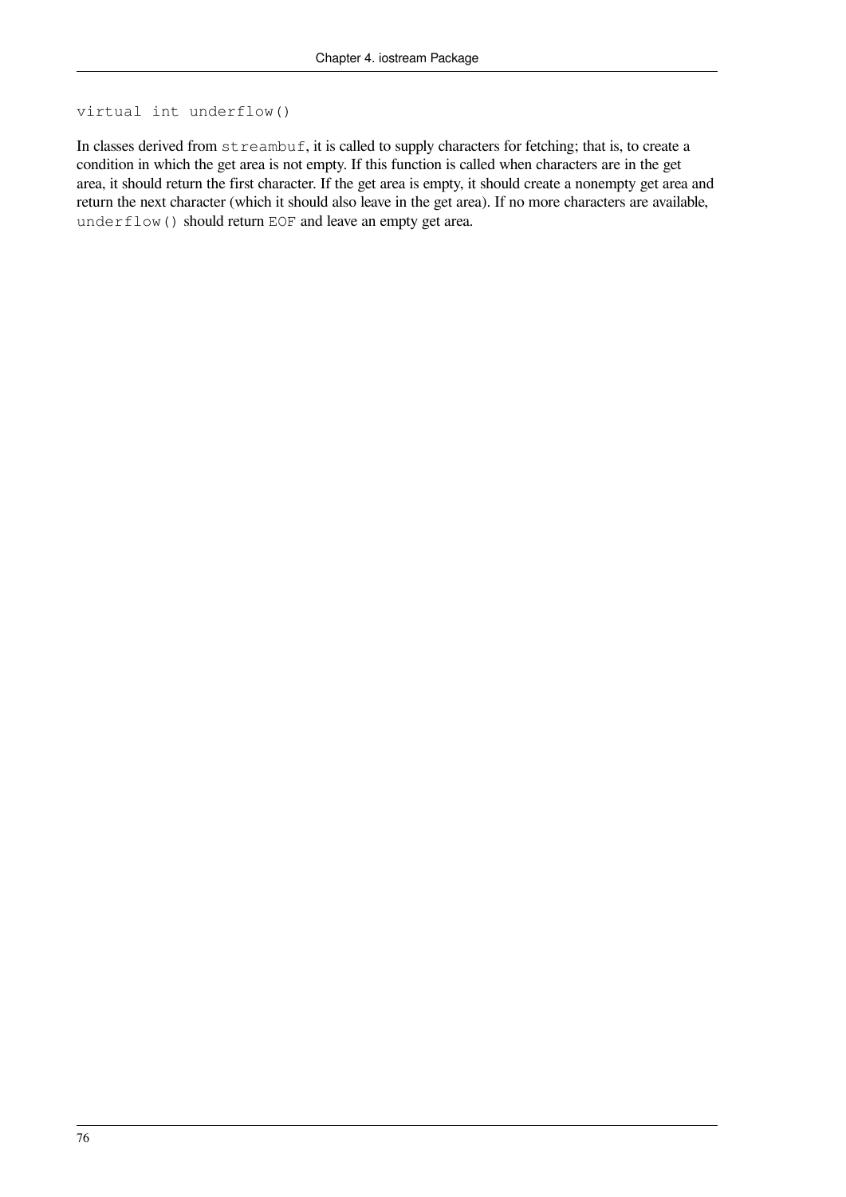```
virtual int underflow()
```

In classes derived from `streambuf`, it is called to supply characters for fetching; that is, to create a condition in which the get area is not empty. If this function is called when characters are in the get area, it should return the first character. If the get area is empty, it should create a nonempty get area and return the next character (which it should also leave in the get area). If no more characters are available, `underflow()` should return `EOF` and leave an empty get area.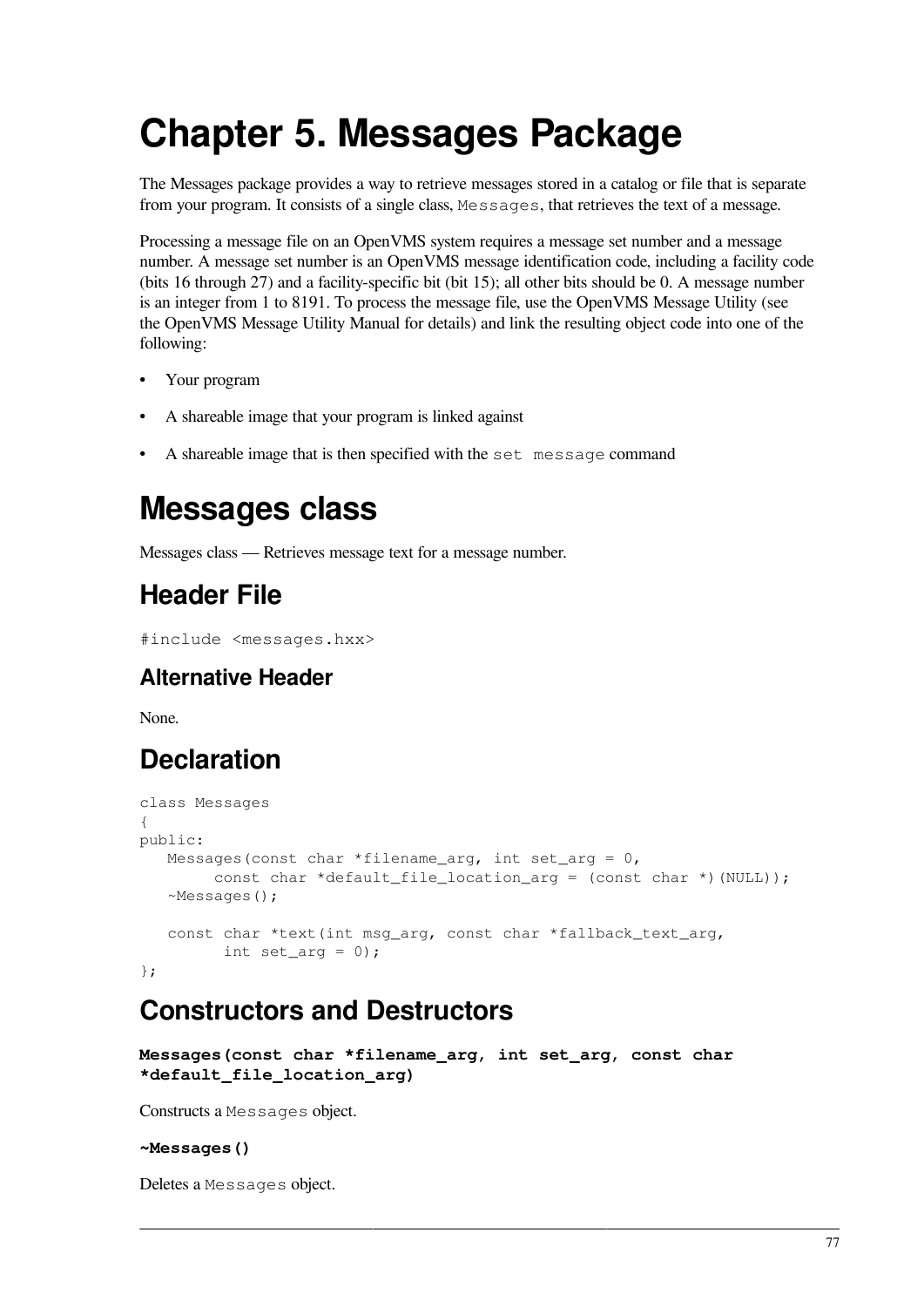# Chapter 5. Messages Package

The Messages package provides a way to retrieve messages stored in a catalog or file that is separate from your program. It consists of a single class, `Messages`, that retrieves the text of a message.

Processing a message file on an OpenVMS system requires a message set number and a message number. A message set number is an OpenVMS message identification code, including a facility code (bits 16 through 27) and a facility-specific bit (bit 15); all other bits should be 0. A message number is an integer from 1 to 8191. To process the message file, use the OpenVMS Message Utility (see the OpenVMS Message Utility Manual for details) and link the resulting object code into one of the following:

- Your program
- A shareable image that your program is linked against
- A shareable image that is then specified with the `set message` command

# Messages class

Messages class — Retrieves message text for a message number.

## Header File

`#include <messages.hxx>`

### Alternative Header

None.

## Declaration

```
class Messages
{
public:
   Messages(const char *filename_arg, int set_arg = 0,
        const char *default_file_location_arg = (const char *)(NULL));
   ~Messages();

   const char *text(int msg_arg, const char *fallback_text_arg,
         int set_arg = 0);
};
```

## Constructors and Destructors

**`Messages(const char *filename_arg, int set_arg, const char *default_file_location_arg)`**

Constructs a `Messages` object.

**`~Messages()`**

Deletes a `Messages` object.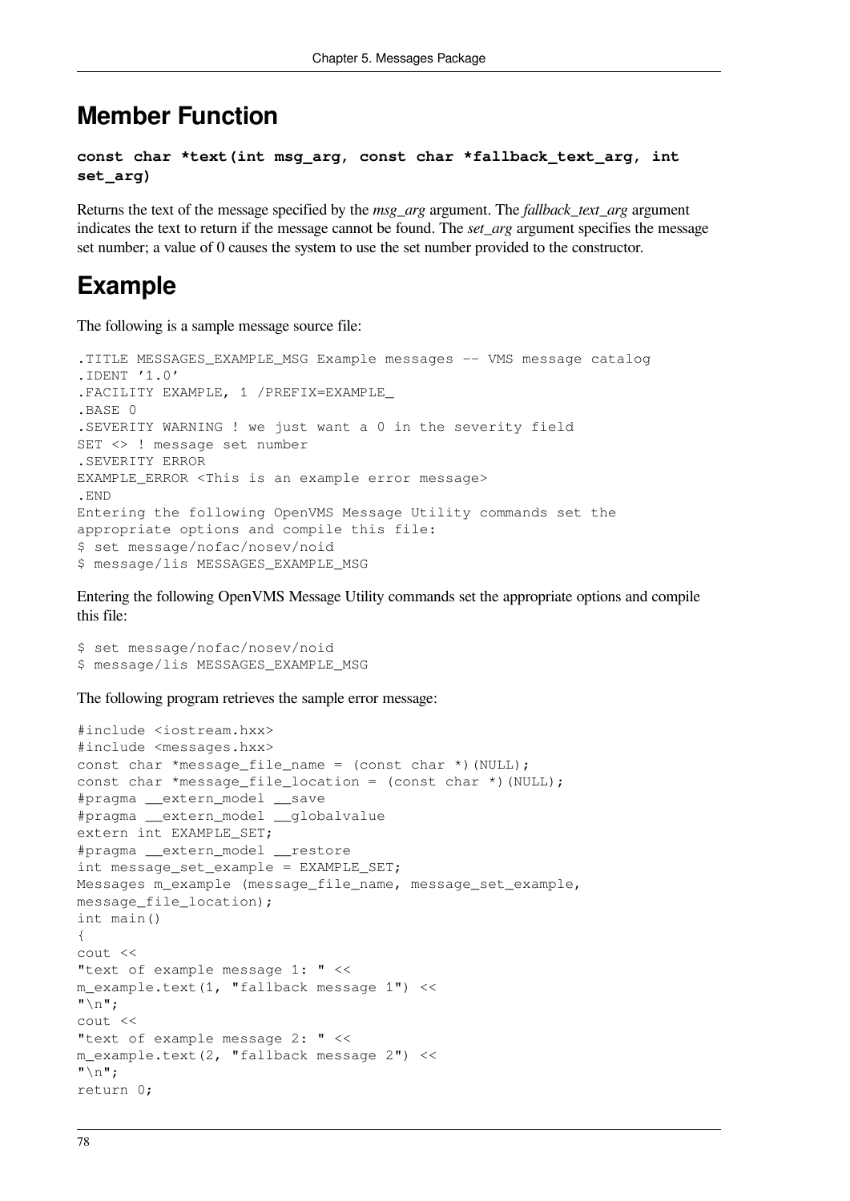## Member Function

**`const char *text(int msg_arg, const char *fallback_text_arg, int set_arg)`**

Returns the text of the message specified by the *msg_arg* argument. The *fallback_text_arg* argument indicates the text to return if the message cannot be found. The *set_arg* argument specifies the message set number; a value of 0 causes the system to use the set number provided to the constructor.

## Example

The following is a sample message source file:

```
.TITLE MESSAGES_EXAMPLE_MSG Example messages -- VMS message catalog
.IDENT '1.0'
.FACILITY EXAMPLE, 1 /PREFIX=EXAMPLE_
.BASE 0
.SEVERITY WARNING ! we just want a 0 in the severity field
SET <> ! message set number
.SEVERITY ERROR
EXAMPLE_ERROR <This is an example error message>
.END
Entering the following OpenVMS Message Utility commands set the
appropriate options and compile this file:
$ set message/nofac/nosev/noid
$ message/lis MESSAGES_EXAMPLE_MSG
```

Entering the following OpenVMS Message Utility commands set the appropriate options and compile this file:

```
$ set message/nofac/nosev/noid
$ message/lis MESSAGES_EXAMPLE_MSG
```

The following program retrieves the sample error message:

```
#include <iostream.hxx>
#include <messages.hxx>
const char *message_file_name = (const char *)(NULL);
const char *message_file_location = (const char *)(NULL);
#pragma __extern_model __save
#pragma __extern_model __globalvalue
extern int EXAMPLE_SET;
#pragma __extern_model __restore
int message_set_example = EXAMPLE_SET;
Messages m_example (message_file_name, message_set_example,
message_file_location);
int main()
{
cout <<
"text of example message 1: " <<
m_example.text(1, "fallback message 1") <<
"\n";
cout <<
"text of example message 2: " <<
m_example.text(2, "fallback message 2") <<
"\n";
return 0;
```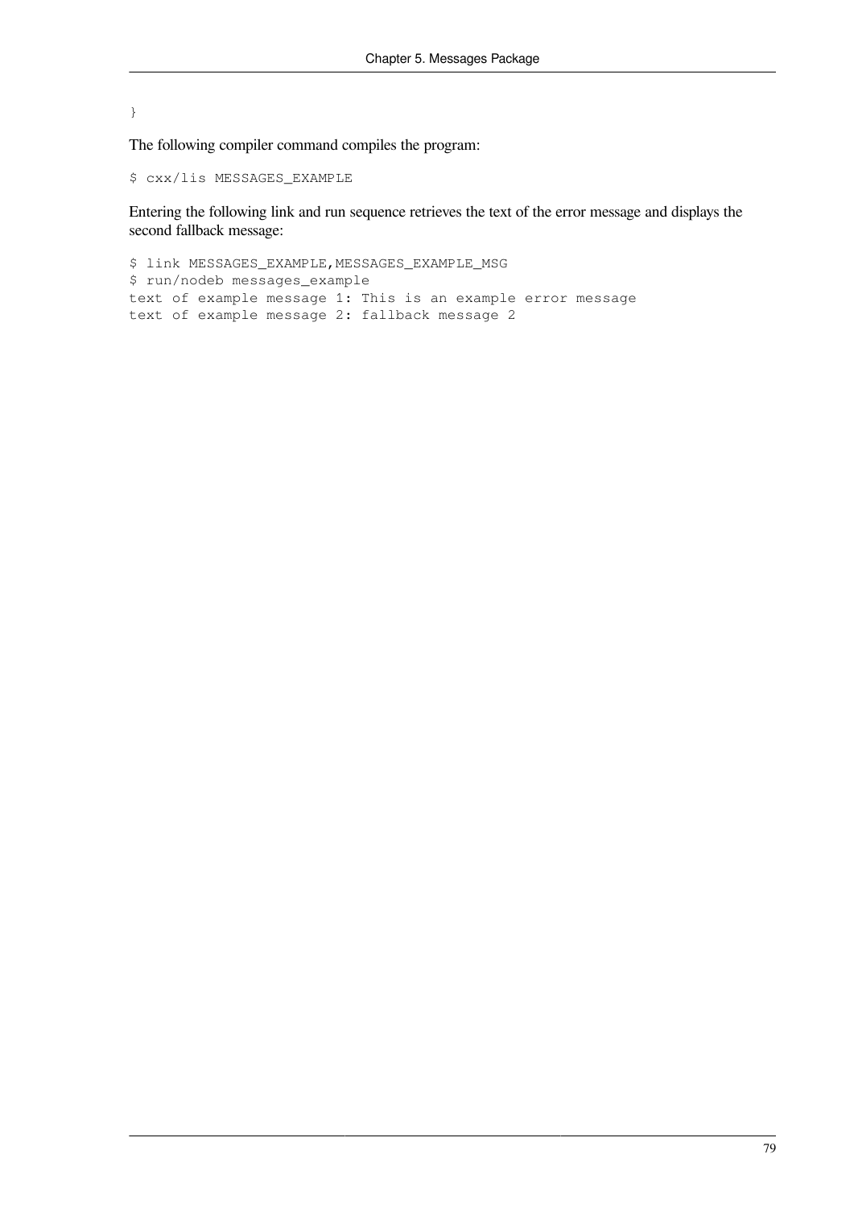```
}
```

The following compiler command compiles the program:

```
$ cxx/lis MESSAGES_EXAMPLE
```

Entering the following link and run sequence retrieves the text of the error message and displays the second fallback message:

```
$ link MESSAGES_EXAMPLE,MESSAGES_EXAMPLE_MSG
$ run/nodeb messages_example
text of example message 1: This is an example error message
text of example message 2: fallback message 2
```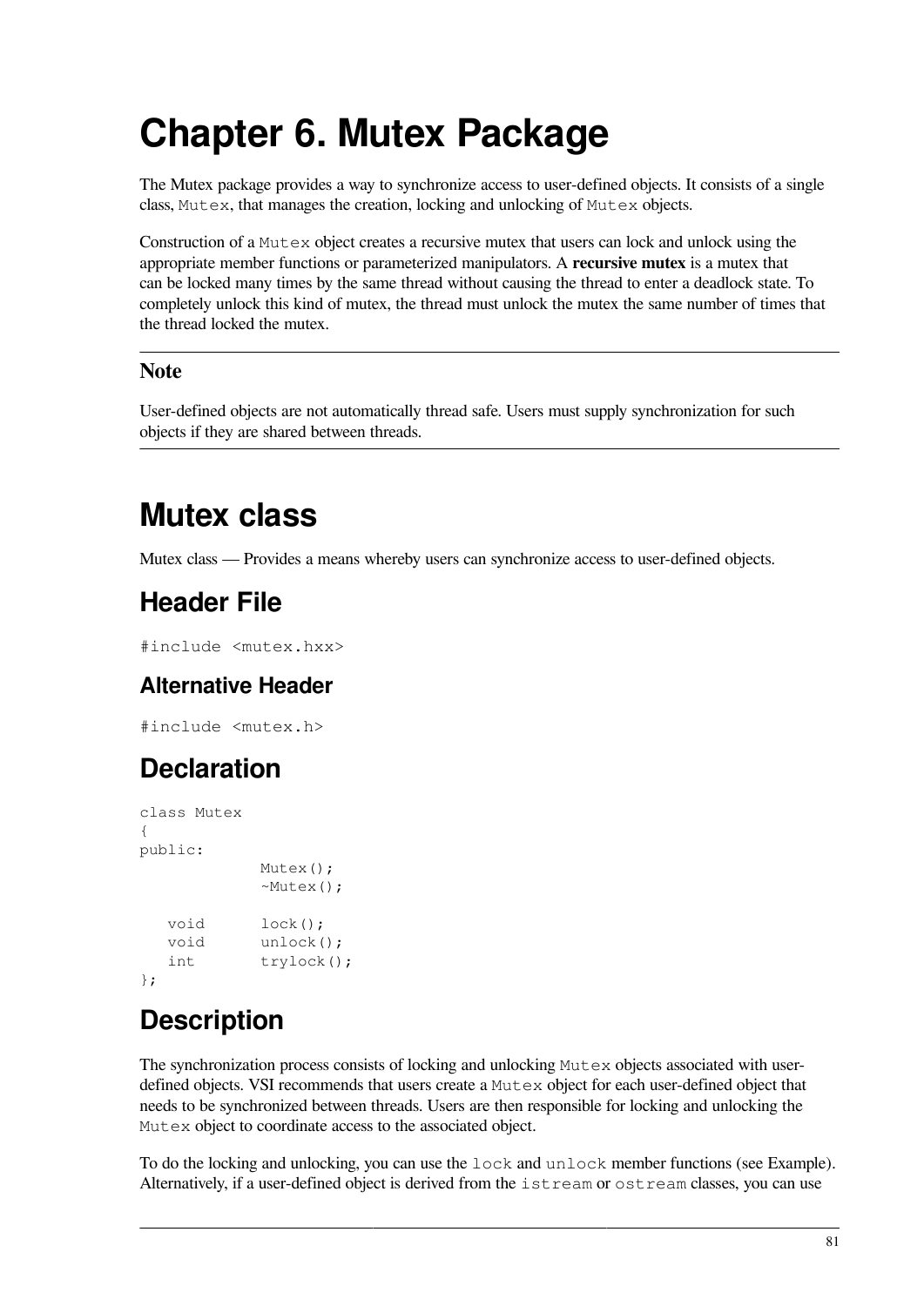# Chapter 6. Mutex Package

The Mutex package provides a way to synchronize access to user-defined objects. It consists of a single class, `Mutex`, that manages the creation, locking and unlocking of `Mutex` objects.

Construction of a `Mutex` object creates a recursive mutex that users can lock and unlock using the appropriate member functions or parameterized manipulators. A **recursive mutex** is a mutex that can be locked many times by the same thread without causing the thread to enter a deadlock state. To completely unlock this kind of mutex, the thread must unlock the mutex the same number of times that the thread locked the mutex.

---

### Note

User-defined objects are not automatically thread safe. Users must supply synchronization for such objects if they are shared between threads.

---

# Mutex class

Mutex class — Provides a means whereby users can synchronize access to user-defined objects.

## Header File

```
#include <mutex.hxx>
```

### Alternative Header

```
#include <mutex.h>
```

## Declaration

```
class Mutex
{
public:
             Mutex();
             ~Mutex();

   void      lock();
   void      unlock();
   int       trylock();
};
```

## Description

The synchronization process consists of locking and unlocking `Mutex` objects associated with user-defined objects. VSI recommends that users create a `Mutex` object for each user-defined object that needs to be synchronized between threads. Users are then responsible for locking and unlocking the `Mutex` object to coordinate access to the associated object.

To do the locking and unlocking, you can use the `lock` and `unlock` member functions (see Example). Alternatively, if a user-defined object is derived from the `istream` or `ostream` classes, you can use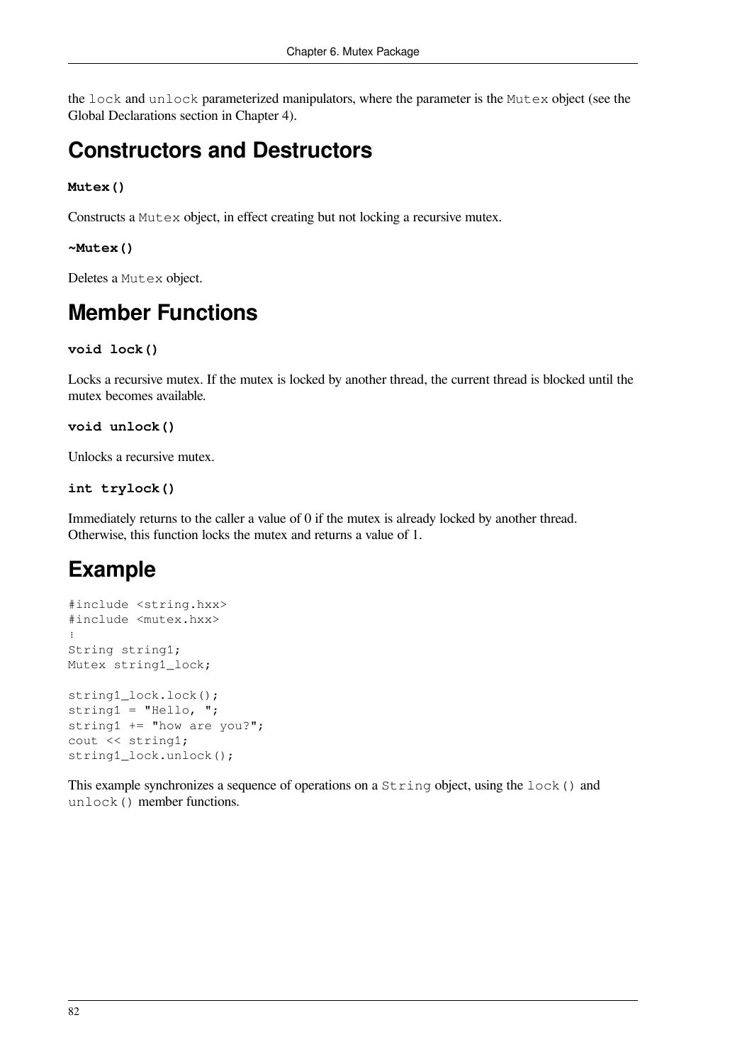the lock and unlock parameterized manipulators, where the parameter is the Mutex object (see the Global Declarations section in Chapter 4).

## Constructors and Destructors

**Mutex()**

Constructs a Mutex object, in effect creating but not locking a recursive mutex.

**~Mutex()**

Deletes a Mutex object.

## Member Functions

**void lock()**

Locks a recursive mutex. If the mutex is locked by another thread, the current thread is blocked until the mutex becomes available.

**void unlock()**

Unlocks a recursive mutex.

**int trylock()**

Immediately returns to the caller a value of 0 if the mutex is already locked by another thread. Otherwise, this function locks the mutex and returns a value of 1.

## Example

```
#include <string.hxx>
#include <mutex.hxx>
⋮
String string1;
Mutex string1_lock;

string1_lock.lock();
string1 = "Hello, ";
string1 += "how are you?";
cout << string1;
string1_lock.unlock();
```

This example synchronizes a sequence of operations on a String object, using the lock() and unlock() member functions.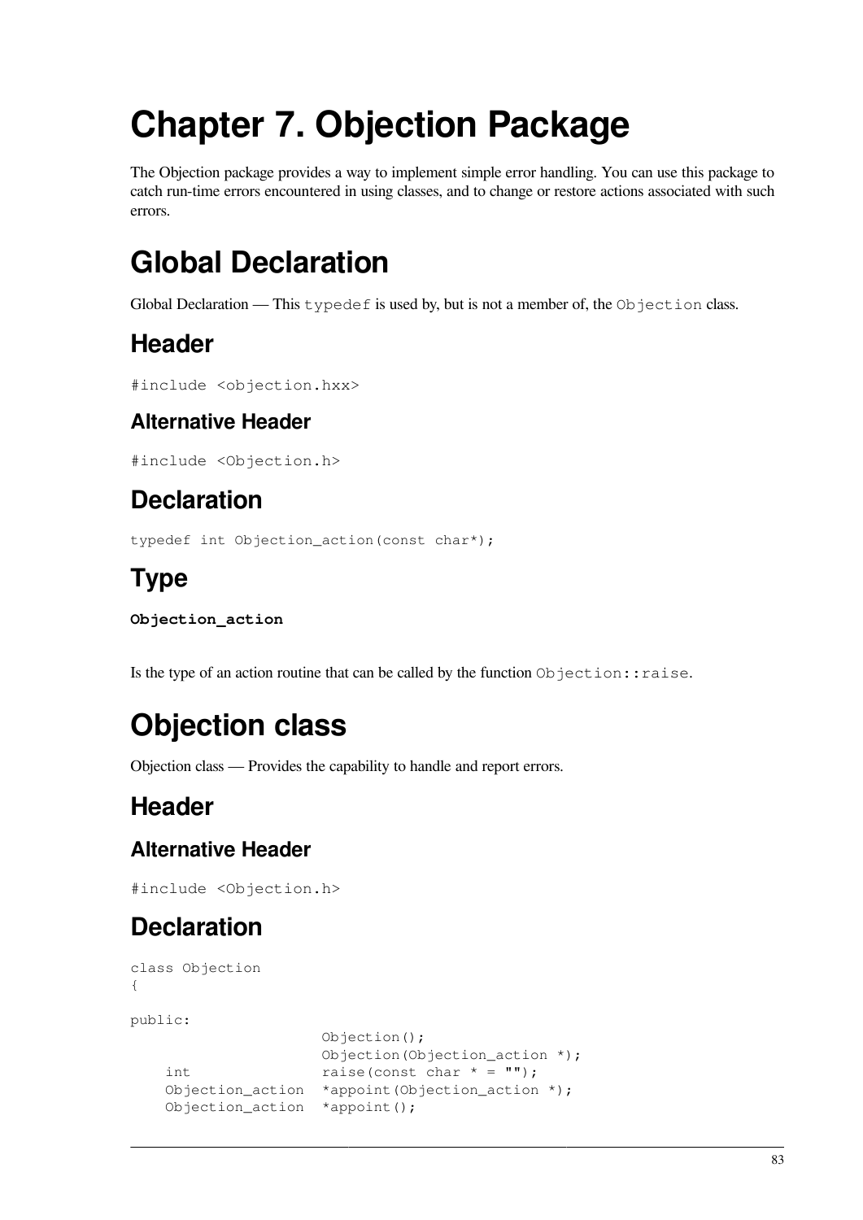# Chapter 7. Objection Package

The Objection package provides a way to implement simple error handling. You can use this package to catch run-time errors encountered in using classes, and to change or restore actions associated with such errors.

# Global Declaration

Global Declaration — This `typedef` is used by, but is not a member of, the `Objection` class.

## Header

```
#include <objection.hxx>
```

### Alternative Header

```
#include <Objection.h>
```

## Declaration

```
typedef int Objection_action(const char*);
```

## Type

**`Objection_action`**

Is the type of an action routine that can be called by the function `Objection::raise`.

# Objection class

Objection class — Provides the capability to handle and report errors.

## Header

### Alternative Header

```
#include <Objection.h>
```

## Declaration

```
class Objection
{

public:
                      Objection();
                      Objection(Objection_action *);
    int               raise(const char * = "");
    Objection_action  *appoint(Objection_action *);
    Objection_action  *appoint();
```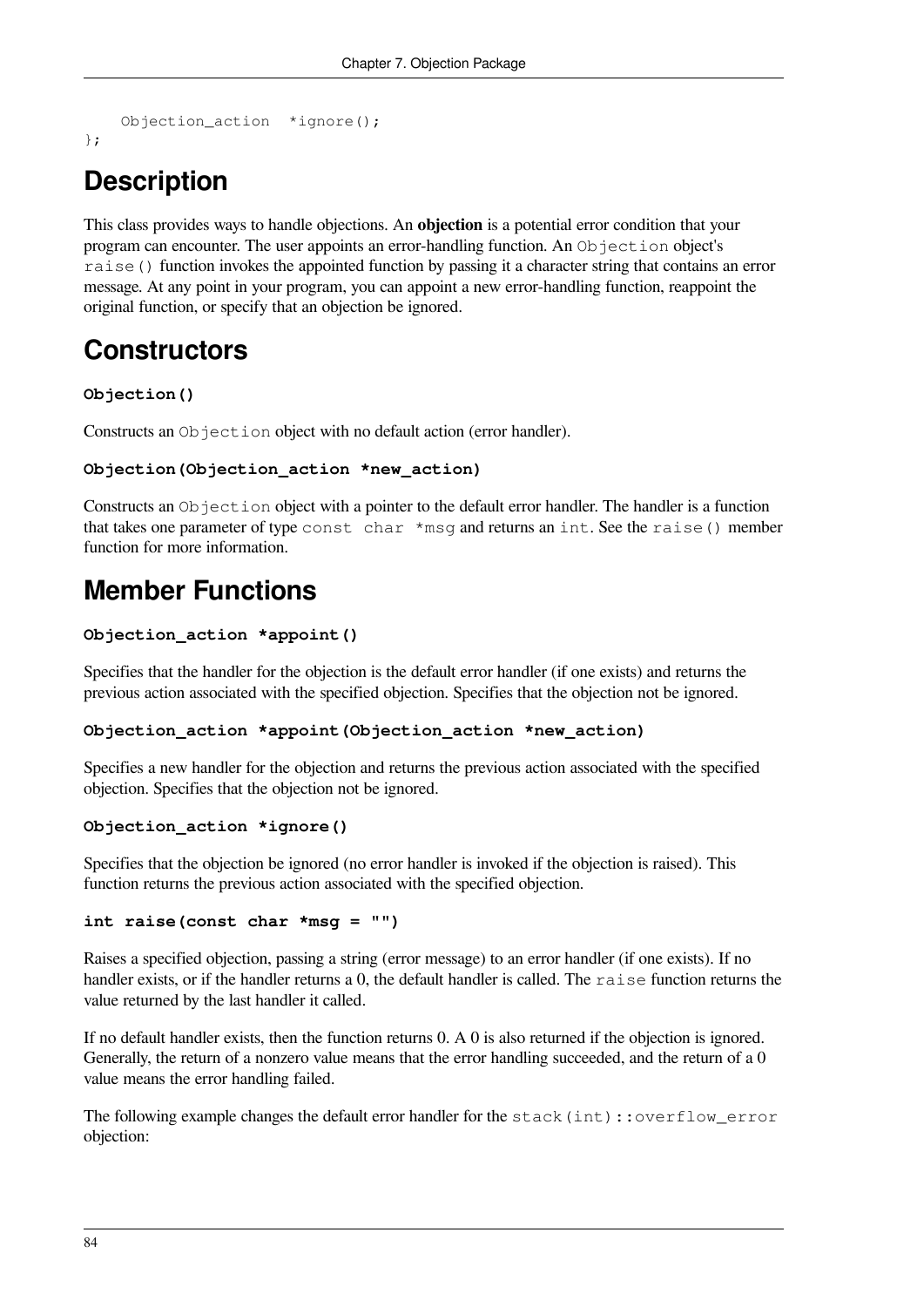```
    Objection_action  *ignore();
};
```

## Description

This class provides ways to handle objections. An **objection** is a potential error condition that your program can encounter. The user appoints an error-handling function. An `Objection` object's `raise()` function invokes the appointed function by passing it a character string that contains an error message. At any point in your program, you can appoint a new error-handling function, reappoint the original function, or specify that an objection be ignored.

## Constructors

**`Objection()`**

Constructs an `Objection` object with no default action (error handler).

**`Objection(Objection_action *new_action)`**

Constructs an `Objection` object with a pointer to the default error handler. The handler is a function that takes one parameter of type `const char *msg` and returns an `int`. See the `raise()` member function for more information.

## Member Functions

**`Objection_action *appoint()`**

Specifies that the handler for the objection is the default error handler (if one exists) and returns the previous action associated with the specified objection. Specifies that the objection not be ignored.

**`Objection_action *appoint(Objection_action *new_action)`**

Specifies a new handler for the objection and returns the previous action associated with the specified objection. Specifies that the objection not be ignored.

**`Objection_action *ignore()`**

Specifies that the objection be ignored (no error handler is invoked if the objection is raised). This function returns the previous action associated with the specified objection.

**`int raise(const char *msg = "")`**

Raises a specified objection, passing a string (error message) to an error handler (if one exists). If no handler exists, or if the handler returns a 0, the default handler is called. The `raise` function returns the value returned by the last handler it called.

If no default handler exists, then the function returns 0. A 0 is also returned if the objection is ignored. Generally, the return of a nonzero value means that the error handling succeeded, and the return of a 0 value means the error handling failed.

The following example changes the default error handler for the `stack(int)::overflow_error` objection: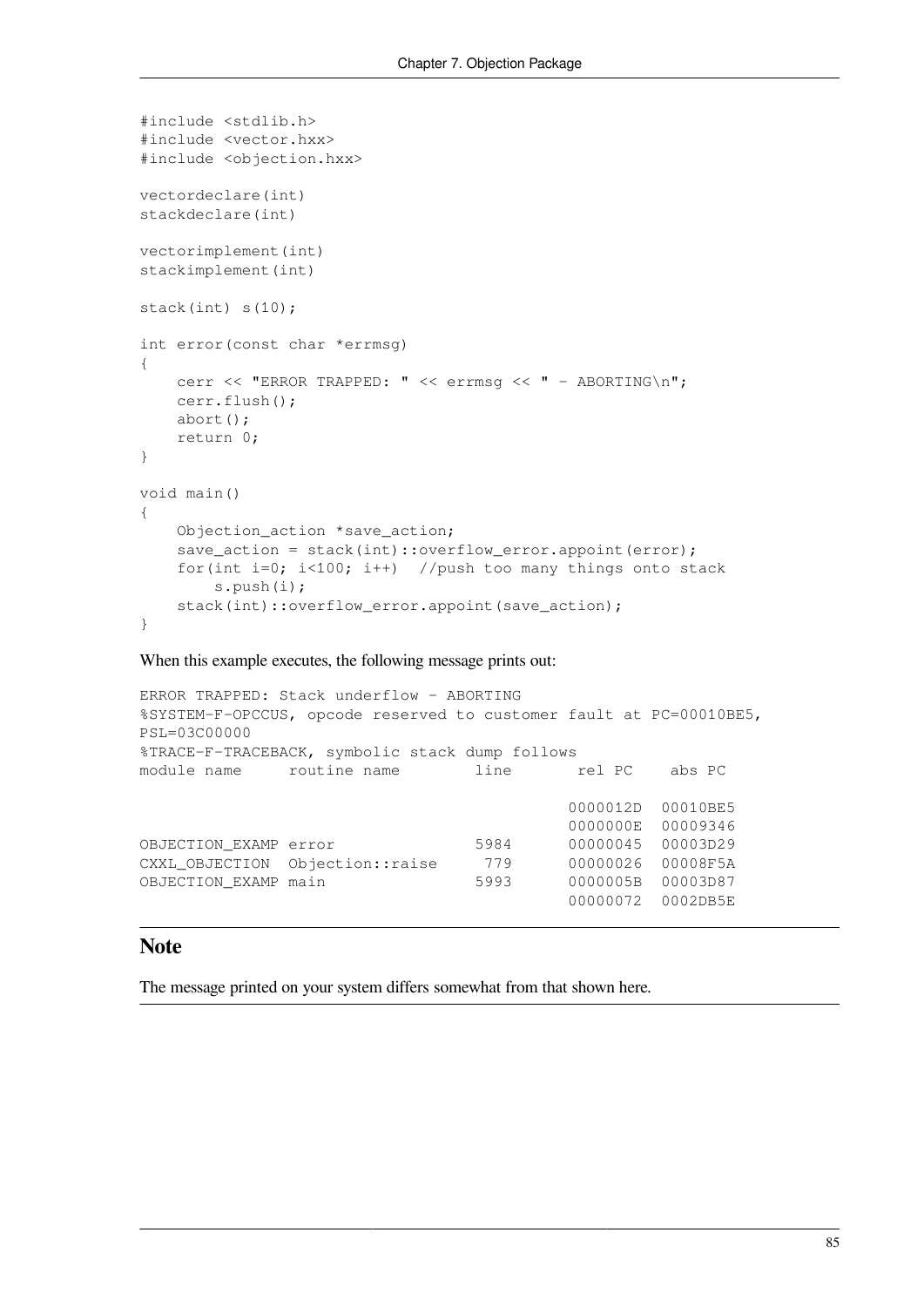```
#include <stdlib.h>
#include <vector.hxx>
#include <objection.hxx>

vectordeclare(int)
stackdeclare(int)

vectorimplement(int)
stackimplement(int)

stack(int) s(10);

int error(const char *errmsg)
{
    cerr << "ERROR TRAPPED: " << errmsg << " - ABORTING\n";
    cerr.flush();
    abort();
    return 0;
}

void main()
{
    Objection_action *save_action;
    save_action = stack(int)::overflow_error.appoint(error);
    for(int i=0; i<100; i++)  //push too many things onto stack
        s.push(i);
    stack(int)::overflow_error.appoint(save_action);
}
```

When this example executes, the following message prints out:

```
ERROR TRAPPED: Stack underflow - ABORTING
%SYSTEM-F-OPCCUS, opcode reserved to customer fault at PC=00010BE5,
PSL=03C00000
%TRACE-F-TRACEBACK, symbolic stack dump follows
module name     routine name        line       rel PC    abs PC

                                              0000012D  00010BE5
                                              0000000E  00009346
OBJECTION_EXAMP error               5984      00000045  00003D29
CXXL_OBJECTION  Objection::raise     779      00000026  00008F5A
OBJECTION_EXAMP main                5993      0000005B  00003D87
                                              00000072  0002DB5E
```

## Note

The message printed on your system differs somewhat from that shown here.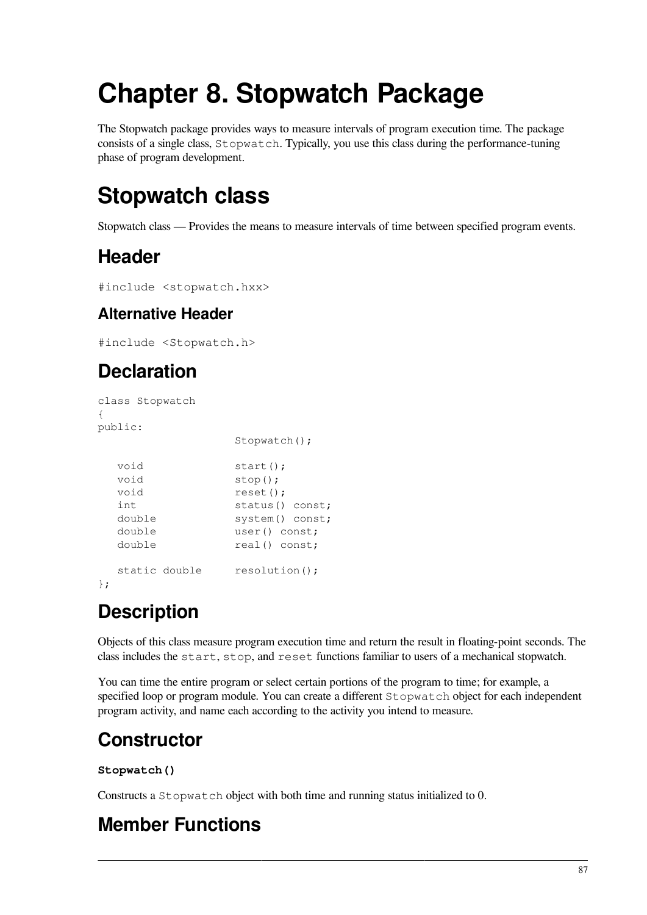# Chapter 8. Stopwatch Package

The Stopwatch package provides ways to measure intervals of program execution time. The package consists of a single class, `Stopwatch`. Typically, you use this class during the performance-tuning phase of program development.

# Stopwatch class

Stopwatch class — Provides the means to measure intervals of time between specified program events.

## Header

```
#include <stopwatch.hxx>
```

### Alternative Header

```
#include <Stopwatch.h>
```

## Declaration

```
class Stopwatch
{
public:
                    Stopwatch();

   void             start();
   void             stop();
   void             reset();
   int              status() const;
   double           system() const;
   double           user() const;
   double           real() const;

   static double    resolution();
};
```

## Description

Objects of this class measure program execution time and return the result in floating-point seconds. The class includes the `start`, `stop`, and `reset` functions familiar to users of a mechanical stopwatch.

You can time the entire program or select certain portions of the program to time; for example, a specified loop or program module. You can create a different `Stopwatch` object for each independent program activity, and name each according to the activity you intend to measure.

## Constructor

**`Stopwatch()`**

Constructs a `Stopwatch` object with both time and running status initialized to 0.

## Member Functions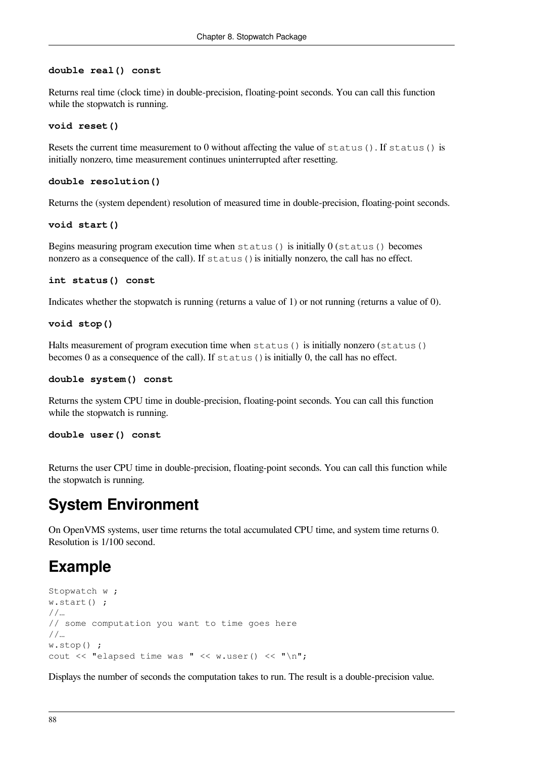**double real() const**

Returns real time (clock time) in double-precision, floating-point seconds. You can call this function while the stopwatch is running.

**void reset()**

Resets the current time measurement to 0 without affecting the value of `status()`. If `status()` is initially nonzero, time measurement continues uninterrupted after resetting.

**double resolution()**

Returns the (system dependent) resolution of measured time in double-precision, floating-point seconds.

**void start()**

Begins measuring program execution time when `status()` is initially 0 (`status()` becomes nonzero as a consequence of the call). If `status()` is initially nonzero, the call has no effect.

**int status() const**

Indicates whether the stopwatch is running (returns a value of 1) or not running (returns a value of 0).

**void stop()**

Halts measurement of program execution time when `status()` is initially nonzero (`status()` becomes 0 as a consequence of the call). If `status()` is initially 0, the call has no effect.

**double system() const**

Returns the system CPU time in double-precision, floating-point seconds. You can call this function while the stopwatch is running.

**double user() const**

Returns the user CPU time in double-precision, floating-point seconds. You can call this function while the stopwatch is running.

## System Environment

On OpenVMS systems, user time returns the total accumulated CPU time, and system time returns 0. Resolution is 1/100 second.

## Example

```
Stopwatch w ;
w.start() ;
//…
// some computation you want to time goes here
//…
w.stop() ;
cout << "elapsed time was " << w.user() << "\n";
```

Displays the number of seconds the computation takes to run. The result is a double-precision value.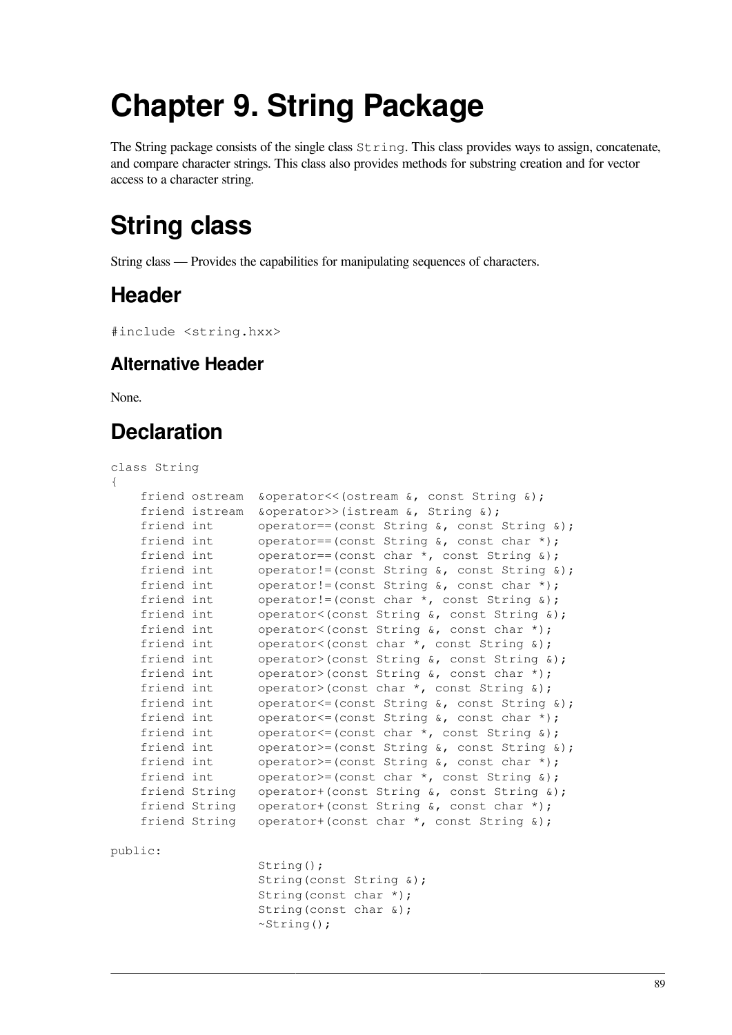# Chapter 9. String Package

The String package consists of the single class `String`. This class provides ways to assign, concatenate, and compare character strings. This class also provides methods for substring creation and for vector access to a character string.

# String class

String class — Provides the capabilities for manipulating sequences of characters.

## Header

```
#include <string.hxx>
```

### Alternative Header

None.

## Declaration

```
class String
{
    friend ostream  &operator<<(ostream &, const String &);
    friend istream  &operator>>(istream &, String &);
    friend int      operator==(const String &, const String &);
    friend int      operator==(const String &, const char *);
    friend int      operator==(const char *, const String &);
    friend int      operator!=(const String &, const String &);
    friend int      operator!=(const String &, const char *);
    friend int      operator!=(const char *, const String &);
    friend int      operator<(const String &, const String &);
    friend int      operator<(const String &, const char *);
    friend int      operator<(const char *, const String &);
    friend int      operator>(const String &, const String &);
    friend int      operator>(const String &, const char *);
    friend int      operator>(const char *, const String &);
    friend int      operator<=(const String &, const String &);
    friend int      operator<=(const String &, const char *);
    friend int      operator<=(const char *, const String &);
    friend int      operator>=(const String &, const String &);
    friend int      operator>=(const String &, const char *);
    friend int      operator>=(const char *, const String &);
    friend String   operator+(const String &, const String &);
    friend String   operator+(const String &, const char *);
    friend String   operator+(const char *, const String &);

public:
                    String();
                    String(const String &);
                    String(const char *);
                    String(const char &);
                    ~String();
```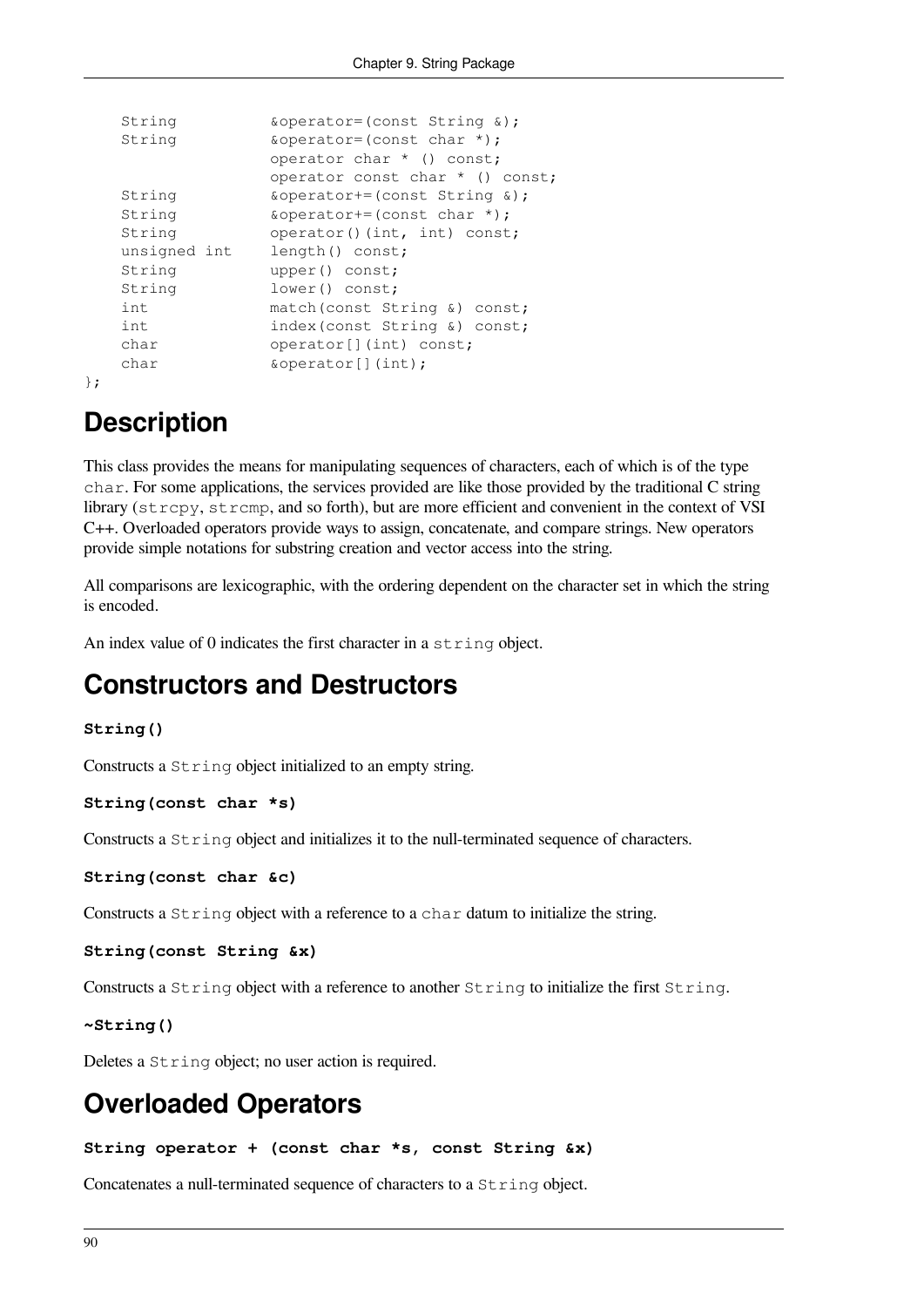```
    String          &operator=(const String &);
    String          &operator=(const char *);
                    operator char * () const;
                    operator const char * () const;
    String          &operator+=(const String &);
    String          &operator+=(const char *);
    String          operator()(int, int) const;
    unsigned int    length() const;
    String          upper() const;
    String          lower() const;
    int             match(const String &) const;
    int             index(const String &) const;
    char            operator[](int) const;
    char            &operator[](int);
};
```

## Description

This class provides the means for manipulating sequences of characters, each of which is of the type `char`. For some applications, the services provided are like those provided by the traditional C string library (`strcpy`, `strcmp`, and so forth), but are more efficient and convenient in the context of VSI C++. Overloaded operators provide ways to assign, concatenate, and compare strings. New operators provide simple notations for substring creation and vector access into the string.

All comparisons are lexicographic, with the ordering dependent on the character set in which the string is encoded.

An index value of 0 indicates the first character in a `string` object.

## Constructors and Destructors

**`String()`**

Constructs a `String` object initialized to an empty string.

**`String(const char *s)`**

Constructs a `String` object and initializes it to the null-terminated sequence of characters.

**`String(const char &c)`**

Constructs a `String` object with a reference to a `char` datum to initialize the string.

**`String(const String &x)`**

Constructs a `String` object with a reference to another `String` to initialize the first `String`.

**`~String()`**

Deletes a `String` object; no user action is required.

## Overloaded Operators

**`String operator + (const char *s, const String &x)`**

Concatenates a null-terminated sequence of characters to a `String` object.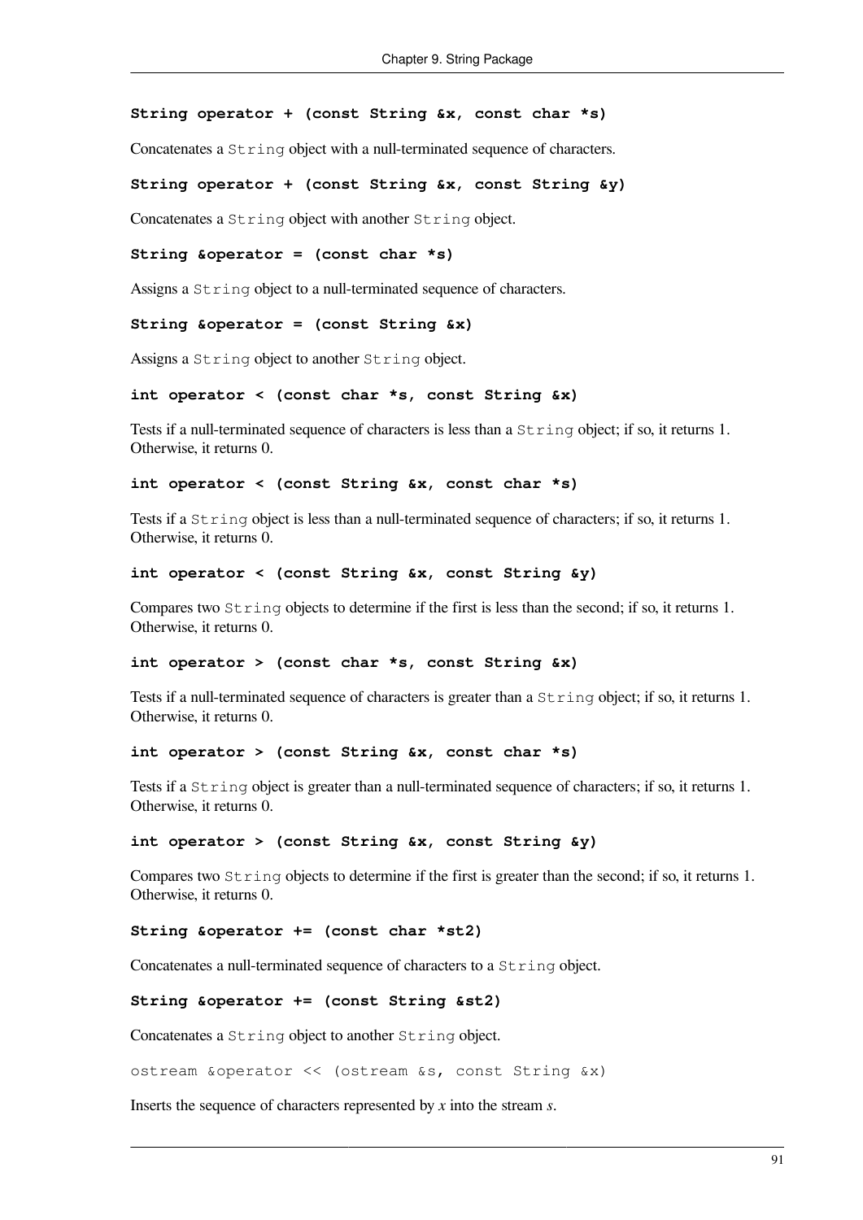**String operator + (const String &x, const char *s)**

Concatenates a `String` object with a null-terminated sequence of characters.

**String operator + (const String &x, const String &y)**

Concatenates a `String` object with another `String` object.

**String &operator = (const char *s)**

Assigns a `String` object to a null-terminated sequence of characters.

**String &operator = (const String &x)**

Assigns a `String` object to another `String` object.

**int operator < (const char *s, const String &x)**

Tests if a null-terminated sequence of characters is less than a `String` object; if so, it returns 1. Otherwise, it returns 0.

**int operator < (const String &x, const char *s)**

Tests if a `String` object is less than a null-terminated sequence of characters; if so, it returns 1. Otherwise, it returns 0.

**int operator < (const String &x, const String &y)**

Compares two `String` objects to determine if the first is less than the second; if so, it returns 1. Otherwise, it returns 0.

**int operator > (const char *s, const String &x)**

Tests if a null-terminated sequence of characters is greater than a `String` object; if so, it returns 1. Otherwise, it returns 0.

**int operator > (const String &x, const char *s)**

Tests if a `String` object is greater than a null-terminated sequence of characters; if so, it returns 1. Otherwise, it returns 0.

**int operator > (const String &x, const String &y)**

Compares two `String` objects to determine if the first is greater than the second; if so, it returns 1. Otherwise, it returns 0.

**String &operator += (const char *st2)**

Concatenates a null-terminated sequence of characters to a `String` object.

**String &operator += (const String &st2)**

Concatenates a `String` object to another `String` object.

`ostream &operator << (ostream &s, const String &x)`

Inserts the sequence of characters represented by *x* into the stream *s*.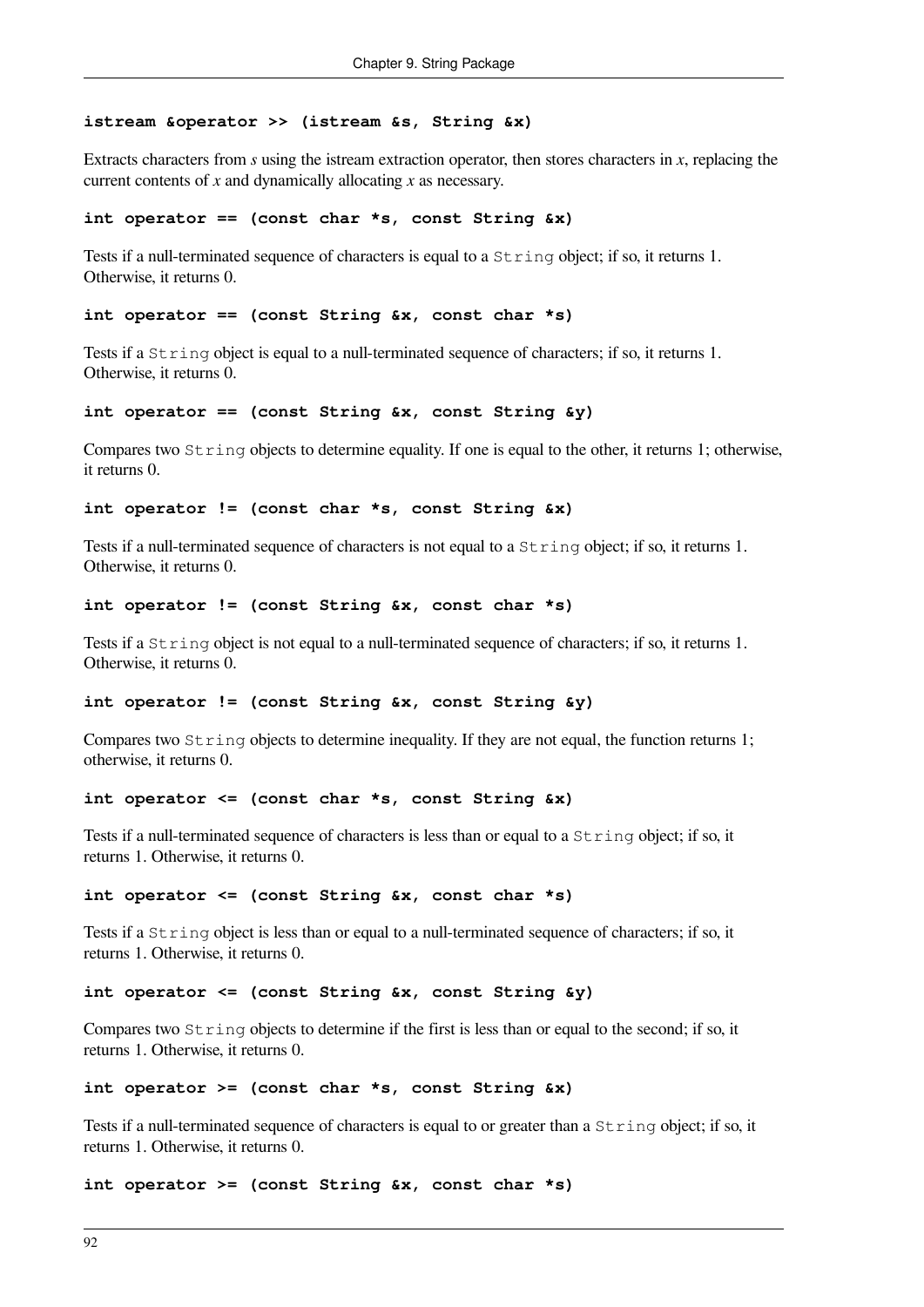**istream &operator >> (istream &s, String &x)**

Extracts characters from *s* using the istream extraction operator, then stores characters in *x*, replacing the current contents of *x* and dynamically allocating *x* as necessary.

**int operator == (const char *s, const String &x)**

Tests if a null-terminated sequence of characters is equal to a `String` object; if so, it returns 1. Otherwise, it returns 0.

**int operator == (const String &x, const char *s)**

Tests if a `String` object is equal to a null-terminated sequence of characters; if so, it returns 1. Otherwise, it returns 0.

**int operator == (const String &x, const String &y)**

Compares two `String` objects to determine equality. If one is equal to the other, it returns 1; otherwise, it returns 0.

**int operator != (const char *s, const String &x)**

Tests if a null-terminated sequence of characters is not equal to a `String` object; if so, it returns 1. Otherwise, it returns 0.

**int operator != (const String &x, const char *s)**

Tests if a `String` object is not equal to a null-terminated sequence of characters; if so, it returns 1. Otherwise, it returns 0.

**int operator != (const String &x, const String &y)**

Compares two `String` objects to determine inequality. If they are not equal, the function returns 1; otherwise, it returns 0.

**int operator <= (const char *s, const String &x)**

Tests if a null-terminated sequence of characters is less than or equal to a `String` object; if so, it returns 1. Otherwise, it returns 0.

**int operator <= (const String &x, const char *s)**

Tests if a `String` object is less than or equal to a null-terminated sequence of characters; if so, it returns 1. Otherwise, it returns 0.

**int operator <= (const String &x, const String &y)**

Compares two `String` objects to determine if the first is less than or equal to the second; if so, it returns 1. Otherwise, it returns 0.

**int operator >= (const char *s, const String &x)**

Tests if a null-terminated sequence of characters is equal to or greater than a `String` object; if so, it returns 1. Otherwise, it returns 0.

**int operator >= (const String &x, const char *s)**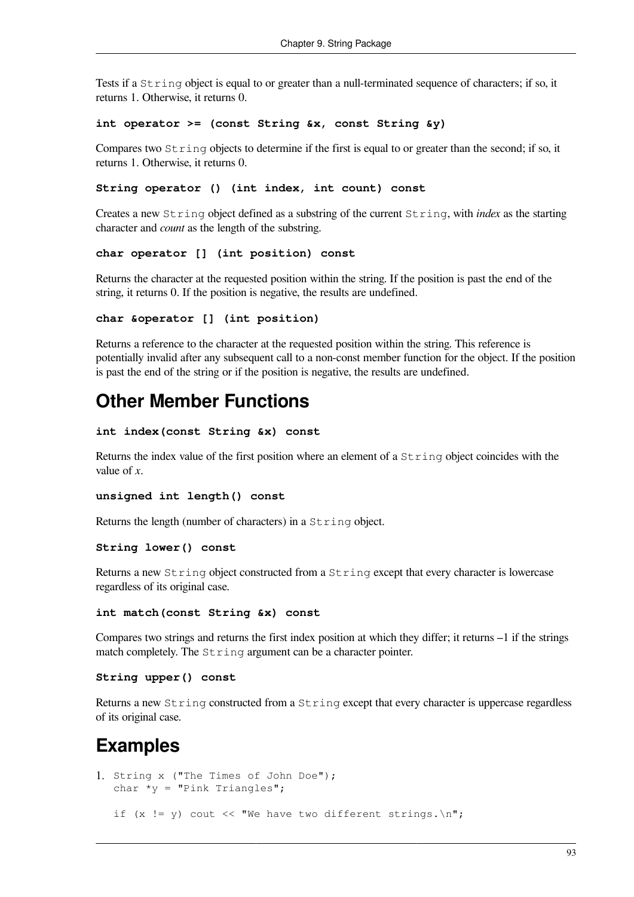Tests if a `String` object is equal to or greater than a null-terminated sequence of characters; if so, it returns 1. Otherwise, it returns 0.

**`int operator >= (const String &x, const String &y)`**

Compares two `String` objects to determine if the first is equal to or greater than the second; if so, it returns 1. Otherwise, it returns 0.

**`String operator () (int index, int count) const`**

Creates a new `String` object defined as a substring of the current `String`, with *index* as the starting character and *count* as the length of the substring.

**`char operator [] (int position) const`**

Returns the character at the requested position within the string. If the position is past the end of the string, it returns 0. If the position is negative, the results are undefined.

**`char &operator [] (int position)`**

Returns a reference to the character at the requested position within the string. This reference is potentially invalid after any subsequent call to a non-const member function for the object. If the position is past the end of the string or if the position is negative, the results are undefined.

## Other Member Functions

**`int index(const String &x) const`**

Returns the index value of the first position where an element of a `String` object coincides with the value of *x*.

**`unsigned int length() const`**

Returns the length (number of characters) in a `String` object.

**`String lower() const`**

Returns a new `String` object constructed from a `String` except that every character is lowercase regardless of its original case.

**`int match(const String &x) const`**

Compares two strings and returns the first index position at which they differ; it returns –1 if the strings match completely. The `String` argument can be a character pointer.

**`String upper() const`**

Returns a new `String` constructed from a `String` except that every character is uppercase regardless of its original case.

## Examples

1.
```
String x ("The Times of John Doe");
char *y = "Pink Triangles";

if (x != y) cout << "We have two different strings.\n";
```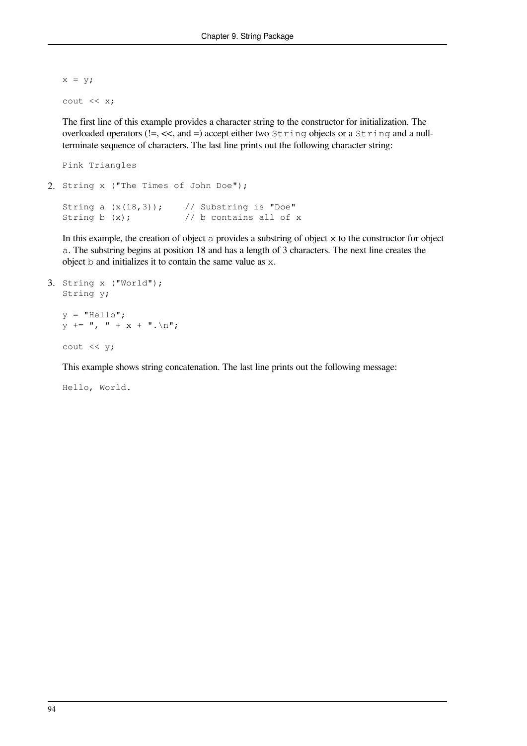```
x = y;

cout << x;
```

The first line of this example provides a character string to the constructor for initialization. The overloaded operators (!=, <<, and =) accept either two `String` objects or a `String` and a null-terminate sequence of characters. The last line prints out the following character string:

```
Pink Triangles
```

2. ```
   String x ("The Times of John Doe");

   String a (x(18,3));     // Substring is "Doe"
   String b (x);           // b contains all of x
   ```

   In this example, the creation of object `a` provides a substring of object `x` to the constructor for object `a`. The substring begins at position 18 and has a length of 3 characters. The next line creates the object `b` and initializes it to contain the same value as `x`.

3. ```
   String x ("World");
   String y;

   y = "Hello";
   y += ", " + x + ".\n";

   cout << y;
   ```

   This example shows string concatenation. The last line prints out the following message:

   ```
   Hello, World.
   ```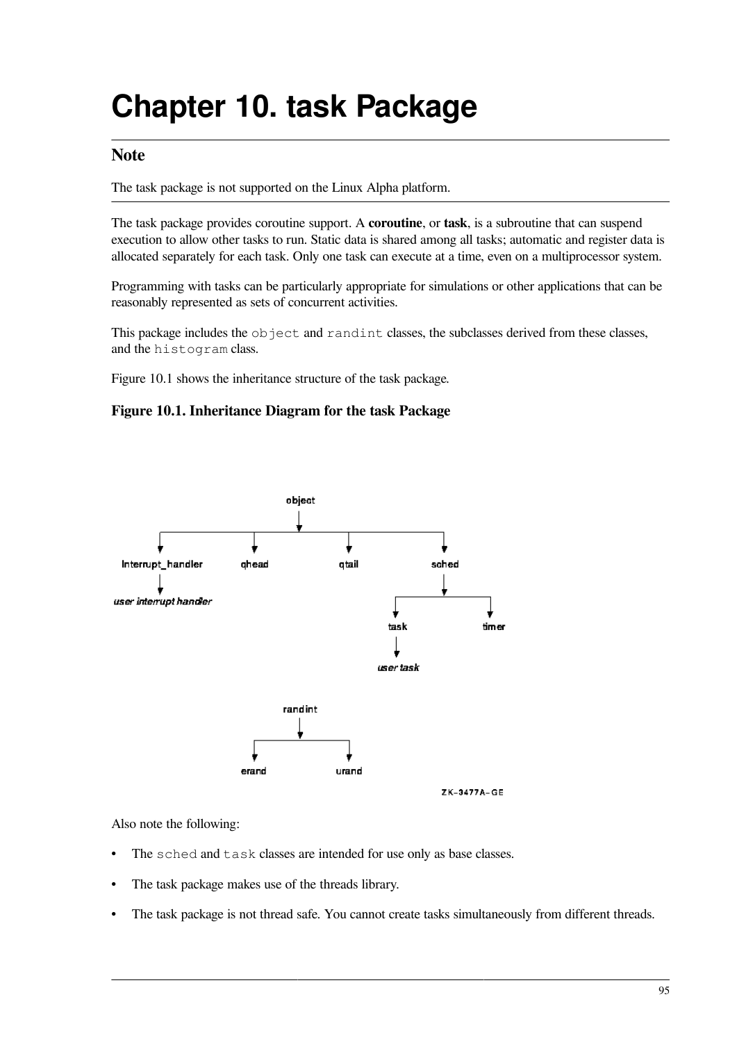# Chapter 10. task Package

## Note

The task package is not supported on the Linux Alpha platform.

The task package provides coroutine support. A **coroutine**, or **task**, is a subroutine that can suspend execution to allow other tasks to run. Static data is shared among all tasks; automatic and register data is allocated separately for each task. Only one task can execute at a time, even on a multiprocessor system.

Programming with tasks can be particularly appropriate for simulations or other applications that can be reasonably represented as sets of concurrent activities.

This package includes the `object` and `randint` classes, the subclasses derived from these classes, and the `histogram` class.

Figure 10.1 shows the inheritance structure of the task package.

### Figure 10.1. Inheritance Diagram for the task Package

```
                         object
                           |
     +--------------+------+-------+-------------+
     |              |              |             |
Interrupt_handler  qhead         qtail         sched
     |                                           |
user interrupt handler                   +-------+-------+
                                         |               |
                                        task           timer
                                         |
                                     user task

                  randint
                     |
             +-------+-------+
             |               |
           erand           urand
                                        ZK-3477A-GE
```

Also note the following:

- The `sched` and `task` classes are intended for use only as base classes.
- The task package makes use of the threads library.
- The task package is not thread safe. You cannot create tasks simultaneously from different threads.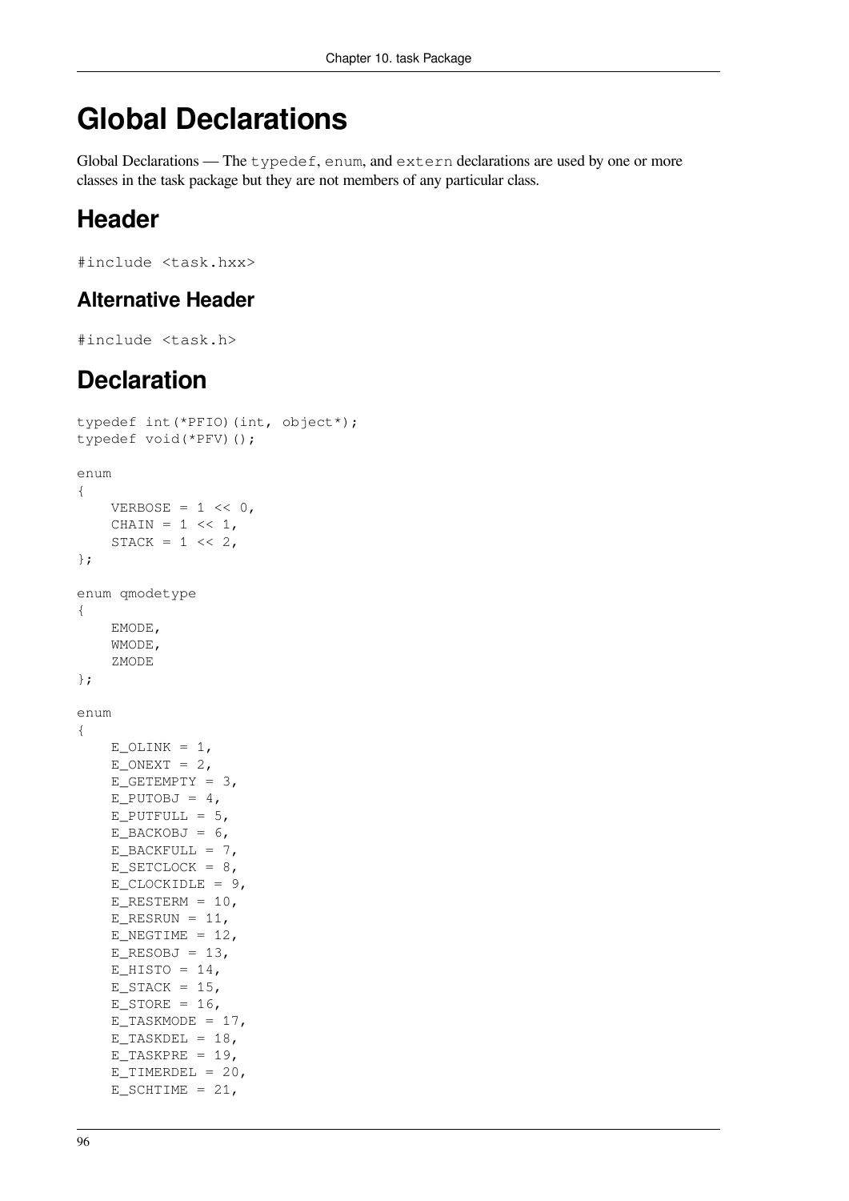# Global Declarations

Global Declarations — The `typedef`, `enum`, and `extern` declarations are used by one or more classes in the task package but they are not members of any particular class.

## Header

```
#include <task.hxx>
```

### Alternative Header

```
#include <task.h>
```

## Declaration

```
typedef int(*PFIO)(int, object*);
typedef void(*PFV)();

enum
{
    VERBOSE = 1 << 0,
    CHAIN = 1 << 1,
    STACK = 1 << 2,
};

enum qmodetype
{
    EMODE,
    WMODE,
    ZMODE
};

enum
{
    E_OLINK = 1,
    E_ONEXT = 2,
    E_GETEMPTY = 3,
    E_PUTOBJ = 4,
    E_PUTFULL = 5,
    E_BACKOBJ = 6,
    E_BACKFULL = 7,
    E_SETCLOCK = 8,
    E_CLOCKIDLE = 9,
    E_RESTERM = 10,
    E_RESRUN = 11,
    E_NEGTIME = 12,
    E_RESOBJ = 13,
    E_HISTO = 14,
    E_STACK = 15,
    E_STORE = 16,
    E_TASKMODE = 17,
    E_TASKDEL = 18,
    E_TASKPRE = 19,
    E_TIMERDEL = 20,
    E_SCHTIME = 21,
```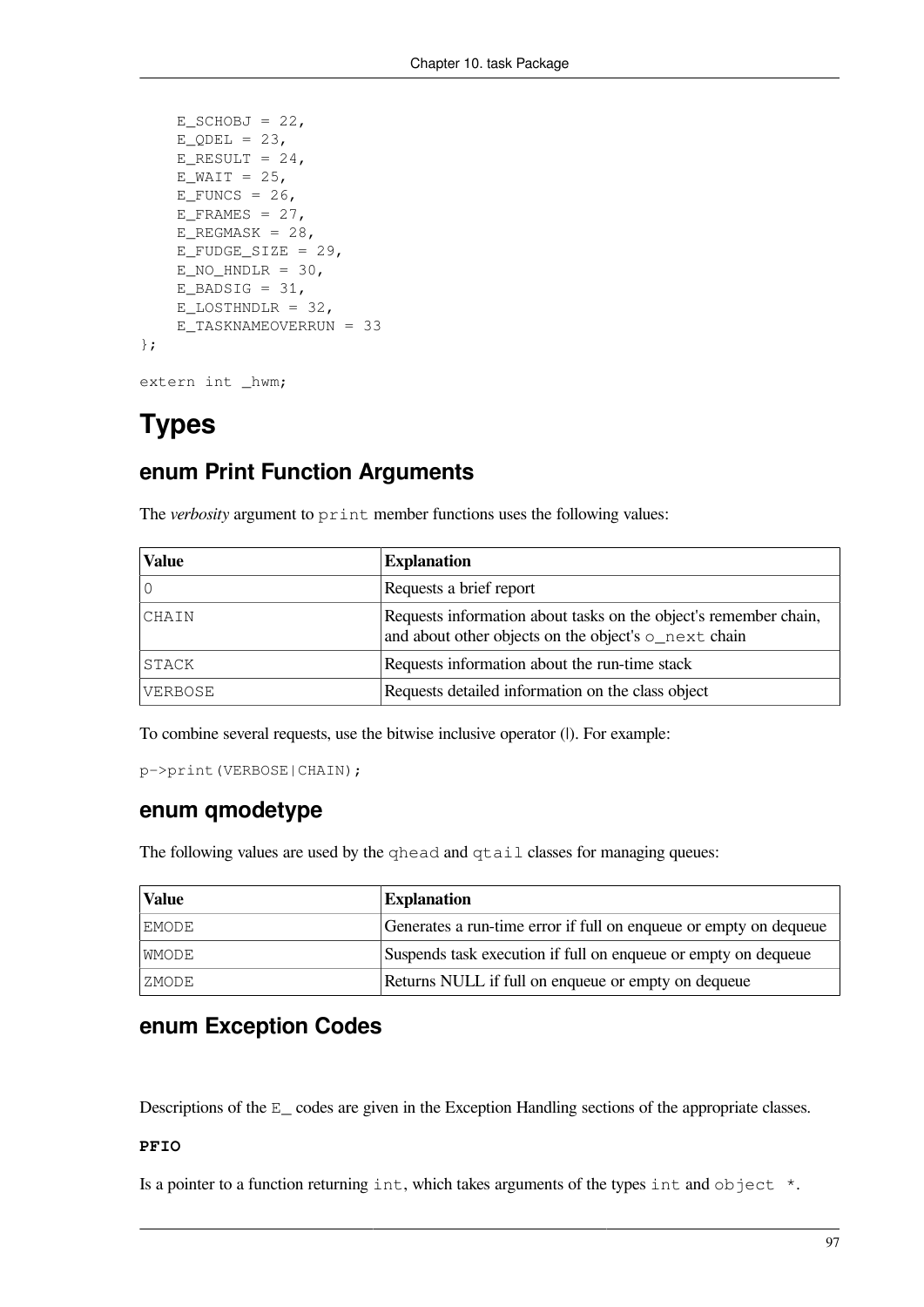```
    E_SCHOBJ = 22,
    E_QDEL = 23,
    E_RESULT = 24,
    E_WAIT = 25,
    E_FUNCS = 26,
    E_FRAMES = 27,
    E_REGMASK = 28,
    E_FUDGE_SIZE = 29,
    E_NO_HNDLR = 30,
    E_BADSIG = 31,
    E_LOSTHNDLR = 32,
    E_TASKNAMEOVERRUN = 33
};

extern int _hwm;
```

# Types

## enum Print Function Arguments

The *verbosity* argument to `print` member functions uses the following values:

| Value | Explanation |
| --- | --- |
| `0` | Requests a brief report |
| `CHAIN` | Requests information about tasks on the object's remember chain, and about other objects on the object's `o_next` chain |
| `STACK` | Requests information about the run-time stack |
| `VERBOSE` | Requests detailed information on the class object |

To combine several requests, use the bitwise inclusive operator (|). For example:

```
p->print(VERBOSE|CHAIN);
```

## enum qmodetype

The following values are used by the `qhead` and `qtail` classes for managing queues:

| Value | Explanation |
| --- | --- |
| `EMODE` | Generates a run-time error if full on enqueue or empty on dequeue |
| `WMODE` | Suspends task execution if full on enqueue or empty on dequeue |
| `ZMODE` | Returns NULL if full on enqueue or empty on dequeue |

## enum Exception Codes

Descriptions of the `E_` codes are given in the Exception Handling sections of the appropriate classes.

**PFIO**

Is a pointer to a function returning `int`, which takes arguments of the types `int` and `object *`.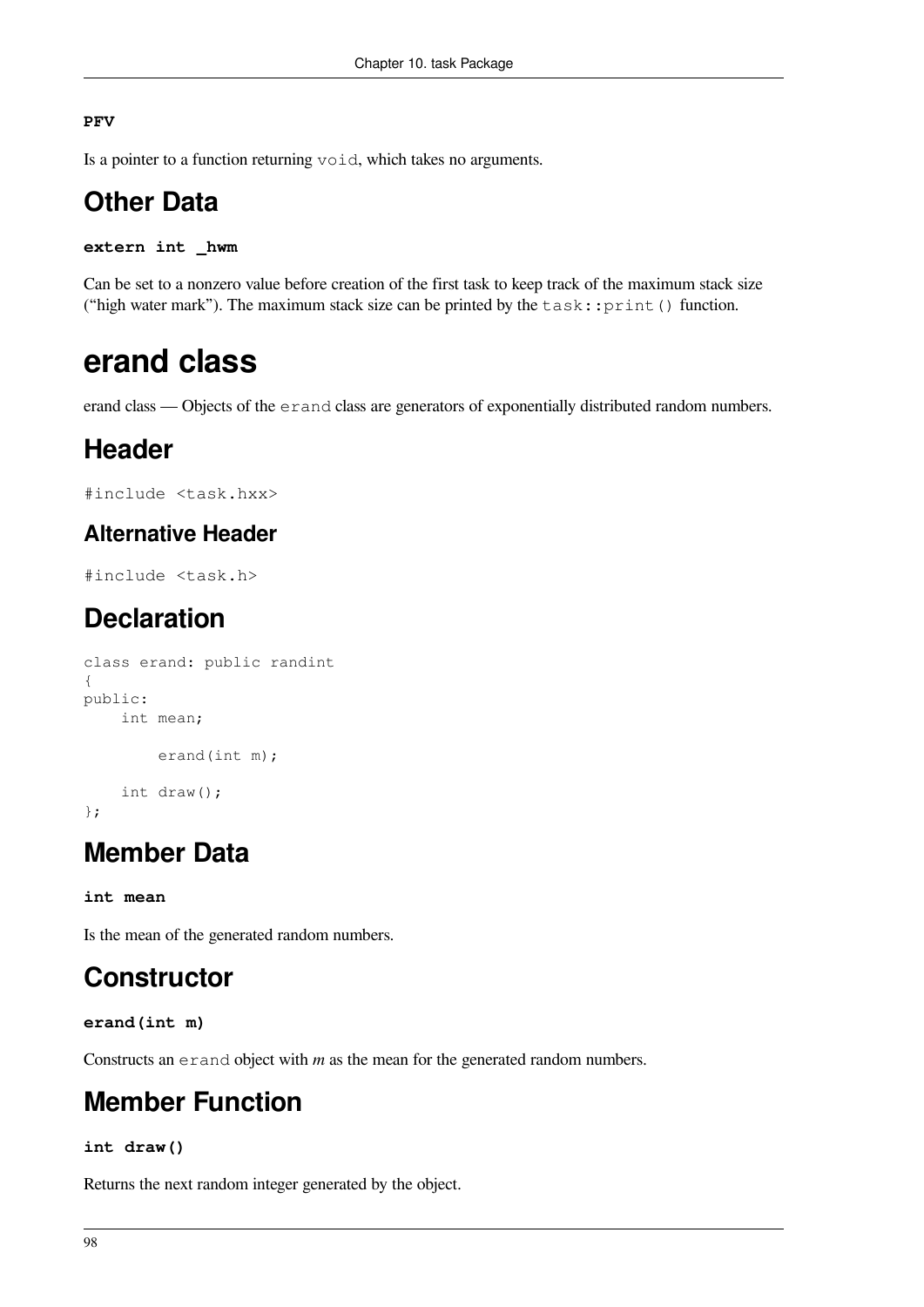**PFV**

Is a pointer to a function returning `void`, which takes no arguments.

## Other Data

**extern int _hwm**

Can be set to a nonzero value before creation of the first task to keep track of the maximum stack size ("high water mark"). The maximum stack size can be printed by the `task::print()` function.

# erand class

erand class — Objects of the `erand` class are generators of exponentially distributed random numbers.

## Header

```
#include <task.hxx>
```

### Alternative Header

```
#include <task.h>
```

## Declaration

```
class erand: public randint
{
public:
    int mean;

        erand(int m);

    int draw();
};
```

## Member Data

**int mean**

Is the mean of the generated random numbers.

## Constructor

**erand(int m)**

Constructs an `erand` object with *m* as the mean for the generated random numbers.

## Member Function

**int draw()**

Returns the next random integer generated by the object.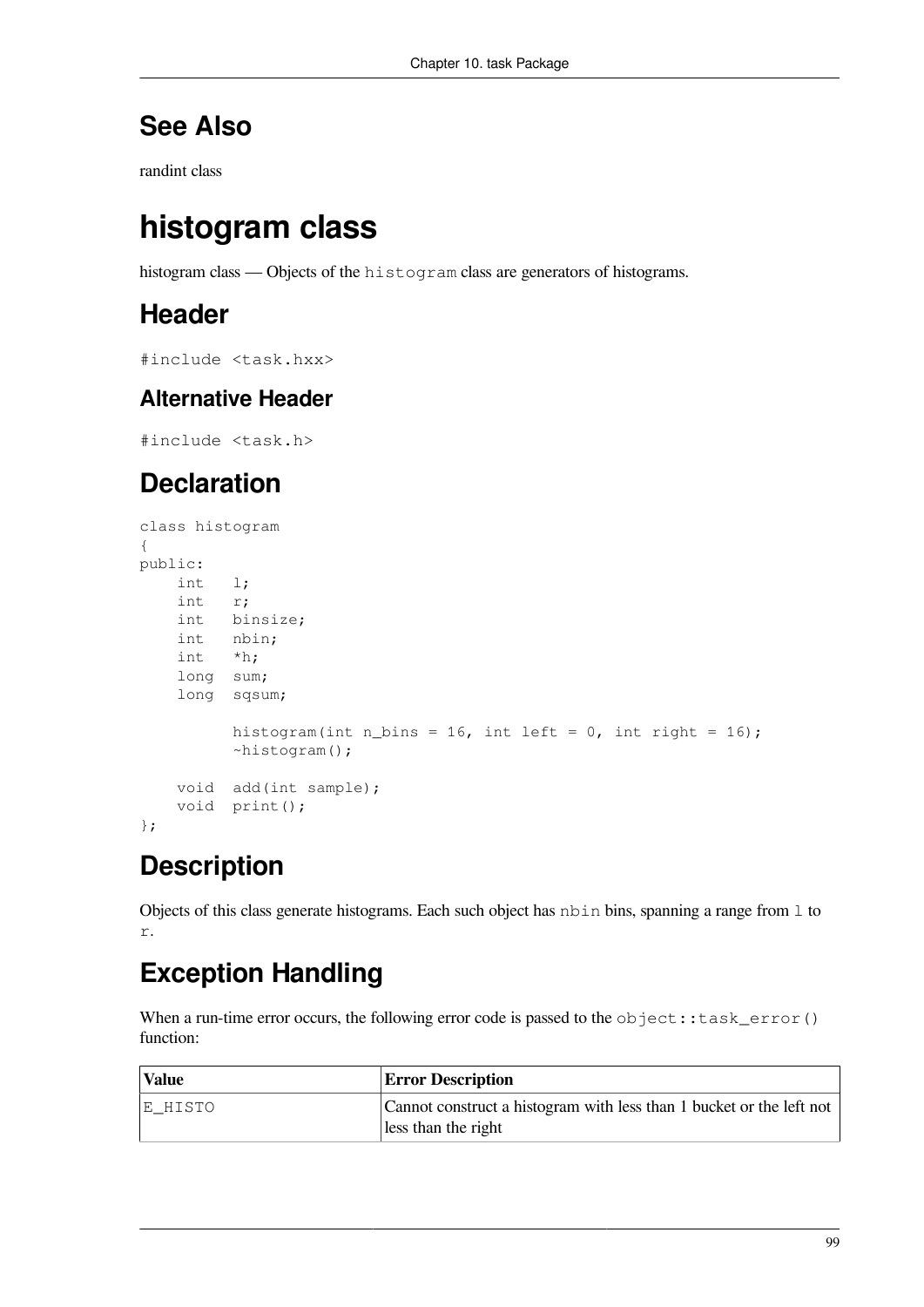## See Also

randint class

# histogram class

histogram class — Objects of the `histogram` class are generators of histograms.

## Header

```
#include <task.hxx>
```

### Alternative Header

```
#include <task.h>
```

## Declaration

```
class histogram
{
public:
    int   l;
    int   r;
    int   binsize;
    int   nbin;
    int   *h;
    long  sum;
    long  sqsum;

          histogram(int n_bins = 16, int left = 0, int right = 16);
          ~histogram();

    void  add(int sample);
    void  print();
};
```

## Description

Objects of this class generate histograms. Each such object has `nbin` bins, spanning a range from `l` to `r`.

## Exception Handling

When a run-time error occurs, the following error code is passed to the `object::task_error()` function:

| Value | Error Description |
|---|---|
| E_HISTO | Cannot construct a histogram with less than 1 bucket or the left not less than the right |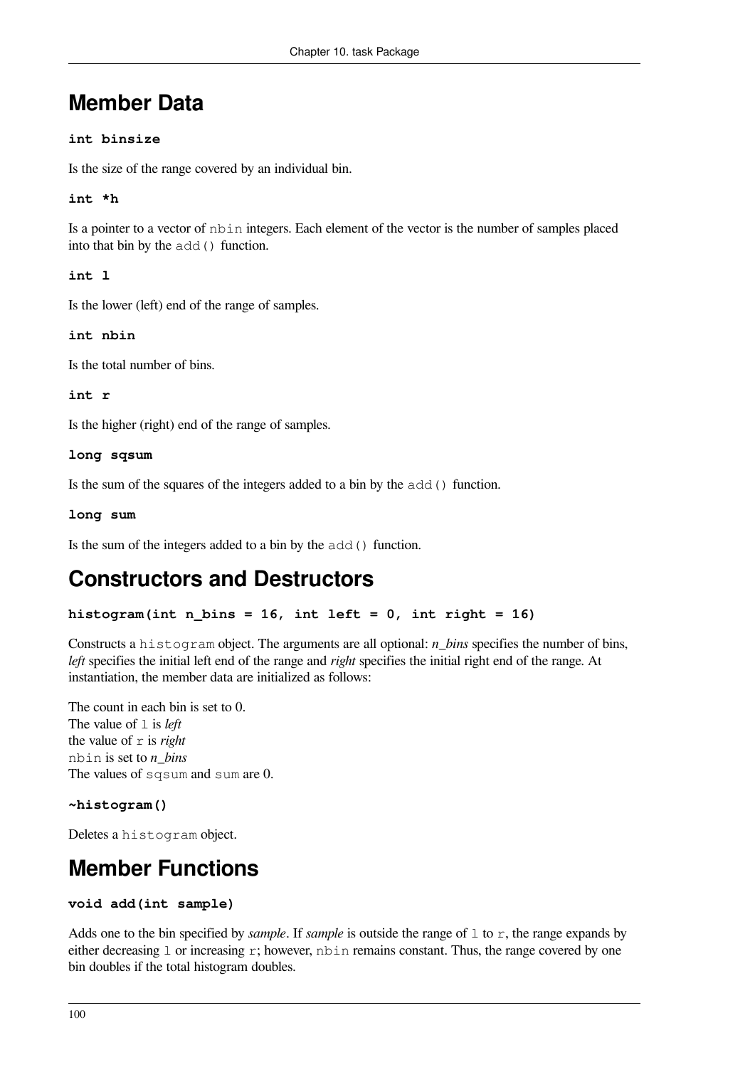## Member Data

**int binsize**

Is the size of the range covered by an individual bin.

**int *h**

Is a pointer to a vector of `nbin` integers. Each element of the vector is the number of samples placed into that bin by the `add()` function.

**int l**

Is the lower (left) end of the range of samples.

**int nbin**

Is the total number of bins.

**int r**

Is the higher (right) end of the range of samples.

**long sqsum**

Is the sum of the squares of the integers added to a bin by the `add()` function.

**long sum**

Is the sum of the integers added to a bin by the `add()` function.

## Constructors and Destructors

**histogram(int n_bins = 16, int left = 0, int right = 16)**

Constructs a `histogram` object. The arguments are all optional: *n_bins* specifies the number of bins, *left* specifies the initial left end of the range and *right* specifies the initial right end of the range. At instantiation, the member data are initialized as follows:

The count in each bin is set to 0.
The value of `l` is *left*
the value of `r` is *right*
`nbin` is set to *n_bins*
The values of `sqsum` and `sum` are 0.

**~histogram()**

Deletes a `histogram` object.

## Member Functions

**void add(int sample)**

Adds one to the bin specified by *sample*. If *sample* is outside the range of `l` to `r`, the range expands by either decreasing `l` or increasing `r`; however, `nbin` remains constant. Thus, the range covered by one bin doubles if the total histogram doubles.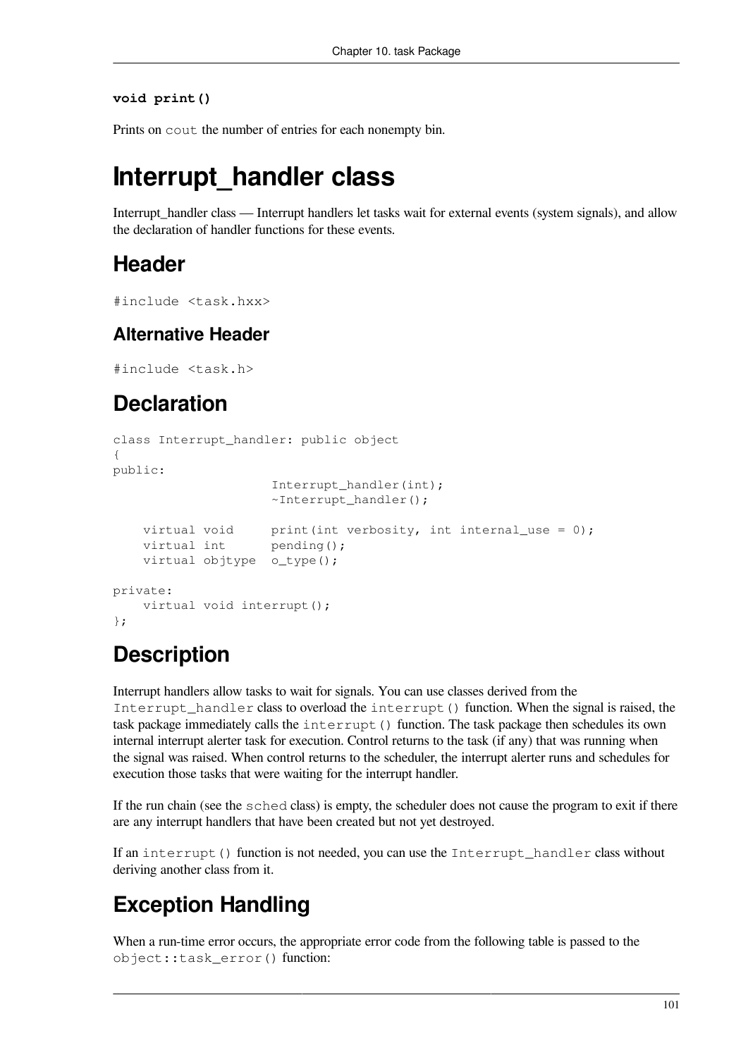**void print()**

Prints on `cout` the number of entries for each nonempty bin.

# Interrupt_handler class

Interrupt_handler class — Interrupt handlers let tasks wait for external events (system signals), and allow the declaration of handler functions for these events.

## Header

```
#include <task.hxx>
```

### Alternative Header

```
#include <task.h>
```

## Declaration

```
class Interrupt_handler: public object
{
public:
                     Interrupt_handler(int);
                     ~Interrupt_handler();

    virtual void     print(int verbosity, int internal_use = 0);
    virtual int      pending();
    virtual objtype  o_type();

private:
    virtual void interrupt();
};
```

## Description

Interrupt handlers allow tasks to wait for signals. You can use classes derived from the `Interrupt_handler` class to overload the `interrupt()` function. When the signal is raised, the task package immediately calls the `interrupt()` function. The task package then schedules its own internal interrupt alerter task for execution. Control returns to the task (if any) that was running when the signal was raised. When control returns to the scheduler, the interrupt alerter runs and schedules for execution those tasks that were waiting for the interrupt handler.

If the run chain (see the `sched` class) is empty, the scheduler does not cause the program to exit if there are any interrupt handlers that have been created but not yet destroyed.

If an `interrupt()` function is not needed, you can use the `Interrupt_handler` class without deriving another class from it.

## Exception Handling

When a run-time error occurs, the appropriate error code from the following table is passed to the `object::task_error()` function: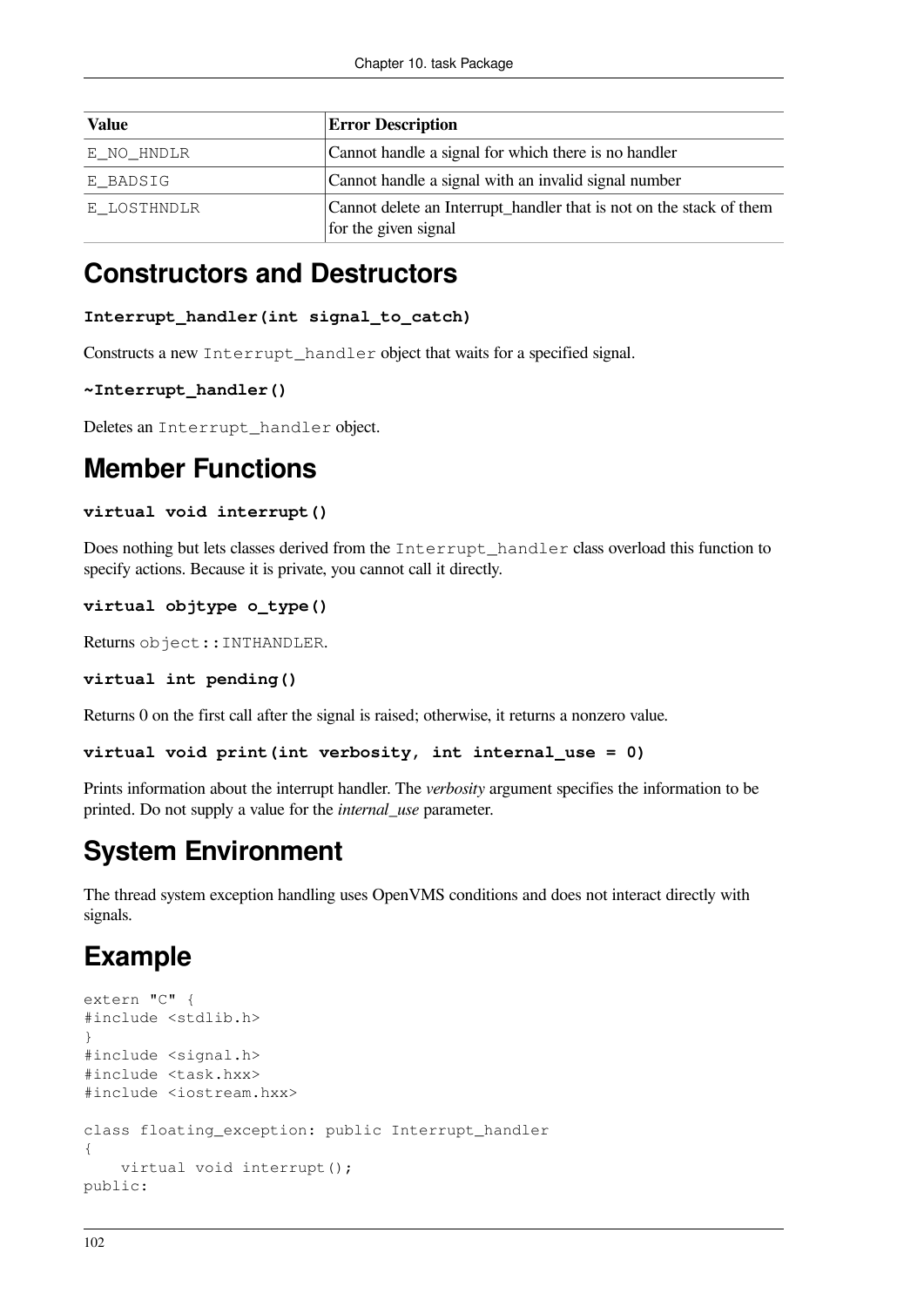| Value | Error Description |
|---|---|
| E_NO_HNDLR | Cannot handle a signal for which there is no handler |
| E_BADSIG | Cannot handle a signal with an invalid signal number |
| E_LOSTHNDLR | Cannot delete an Interrupt_handler that is not on the stack of them for the given signal |

## Constructors and Destructors

**Interrupt_handler(int signal_to_catch)**

Constructs a new `Interrupt_handler` object that waits for a specified signal.

**~Interrupt_handler()**

Deletes an `Interrupt_handler` object.

## Member Functions

**virtual void interrupt()**

Does nothing but lets classes derived from the `Interrupt_handler` class overload this function to specify actions. Because it is private, you cannot call it directly.

**virtual objtype o_type()**

Returns `object::INTHANDLER`.

**virtual int pending()**

Returns 0 on the first call after the signal is raised; otherwise, it returns a nonzero value.

**virtual void print(int verbosity, int internal_use = 0)**

Prints information about the interrupt handler. The *verbosity* argument specifies the information to be printed. Do not supply a value for the *internal_use* parameter.

## System Environment

The thread system exception handling uses OpenVMS conditions and does not interact directly with signals.

## Example

```
extern "C" {
#include <stdlib.h>
}
#include <signal.h>
#include <task.hxx>
#include <iostream.hxx>

class floating_exception: public Interrupt_handler
{
    virtual void interrupt();
public:
```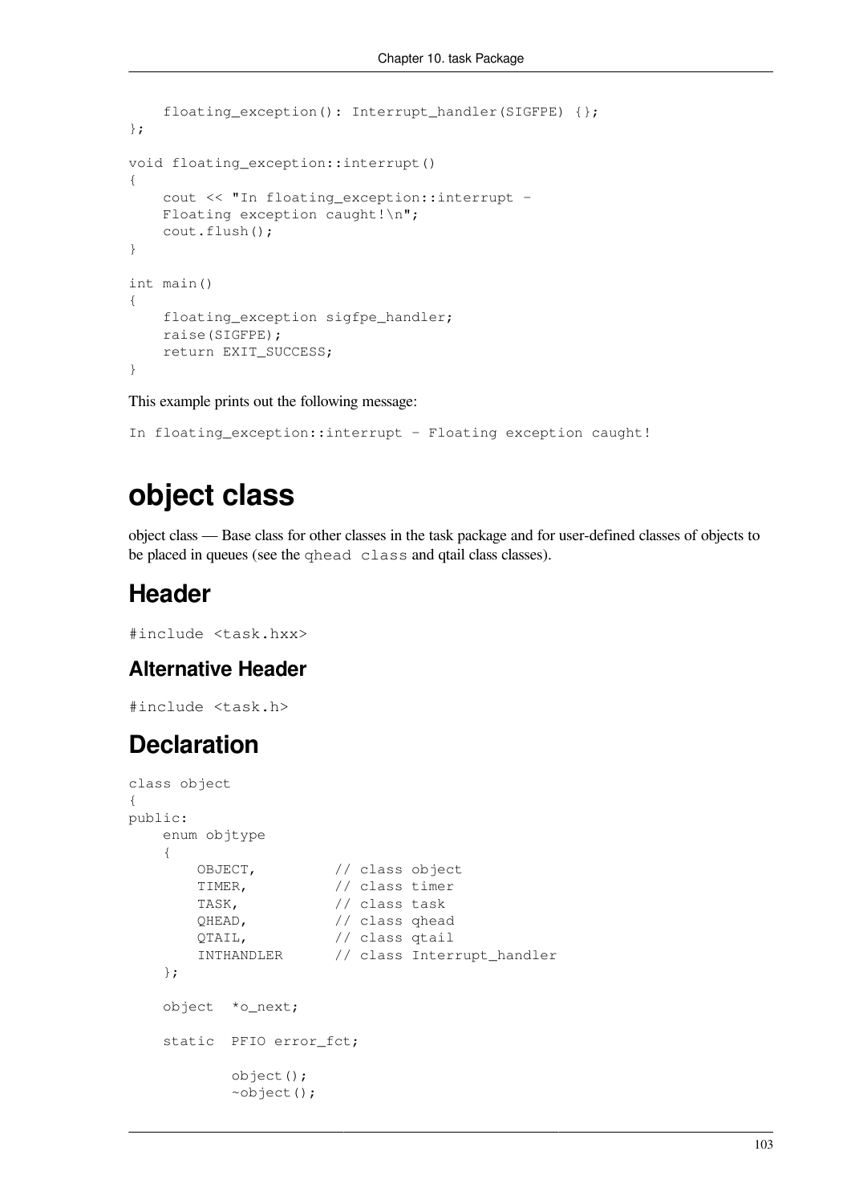```
    floating_exception(): Interrupt_handler(SIGFPE) {};
};

void floating_exception::interrupt()
{
    cout << "In floating_exception::interrupt -
    Floating exception caught!\n";
    cout.flush();
}

int main()
{
    floating_exception sigfpe_handler;
    raise(SIGFPE);
    return EXIT_SUCCESS;
}
```

This example prints out the following message:

```
In floating_exception::interrupt - Floating exception caught!
```

# object class

object class — Base class for other classes in the task package and for user-defined classes of objects to be placed in queues (see the `qhead class` and qtail class classes).

## Header

```
#include <task.hxx>
```

### Alternative Header

```
#include <task.h>
```

## Declaration

```
class object
{
public:
    enum objtype
    {
        OBJECT,         // class object
        TIMER,          // class timer
        TASK,           // class task
        QHEAD,          // class qhead
        QTAIL,          // class qtail
        INTHANDLER      // class Interrupt_handler
    };

    object  *o_next;

    static  PFIO error_fct;

            object();
            ~object();
```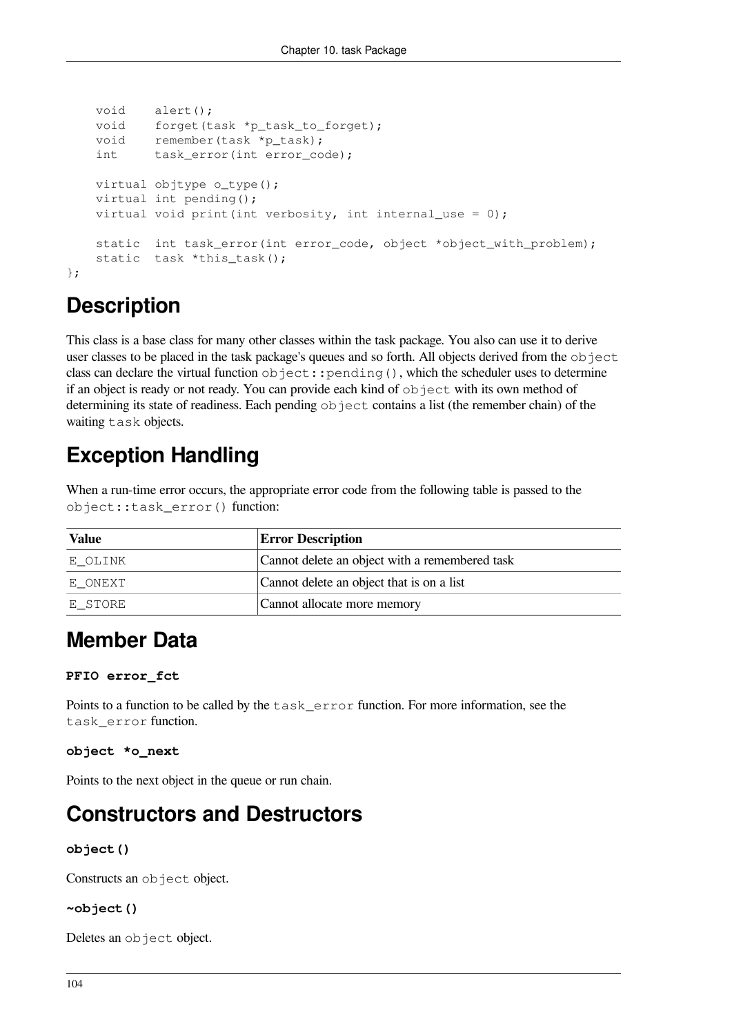```
    void    alert();
    void    forget(task *p_task_to_forget);
    void    remember(task *p_task);
    int     task_error(int error_code);

    virtual objtype o_type();
    virtual int pending();
    virtual void print(int verbosity, int internal_use = 0);

    static  int task_error(int error_code, object *object_with_problem);
    static  task *this_task();
};
```

## Description

This class is a base class for many other classes within the task package. You also can use it to derive user classes to be placed in the task package's queues and so forth. All objects derived from the `object` class can declare the virtual function `object::pending()`, which the scheduler uses to determine if an object is ready or not ready. You can provide each kind of `object` with its own method of determining its state of readiness. Each pending `object` contains a list (the remember chain) of the waiting `task` objects.

## Exception Handling

When a run-time error occurs, the appropriate error code from the following table is passed to the `object::task_error()` function:

| Value | Error Description |
|---|---|
| E_OLINK | Cannot delete an object with a remembered task |
| E_ONEXT | Cannot delete an object that is on a list |
| E_STORE | Cannot allocate more memory |

## Member Data

**`PFIO error_fct`**

Points to a function to be called by the `task_error` function. For more information, see the `task_error` function.

**`object *o_next`**

Points to the next object in the queue or run chain.

## Constructors and Destructors

**`object()`**

Constructs an `object` object.

**`~object()`**

Deletes an `object` object.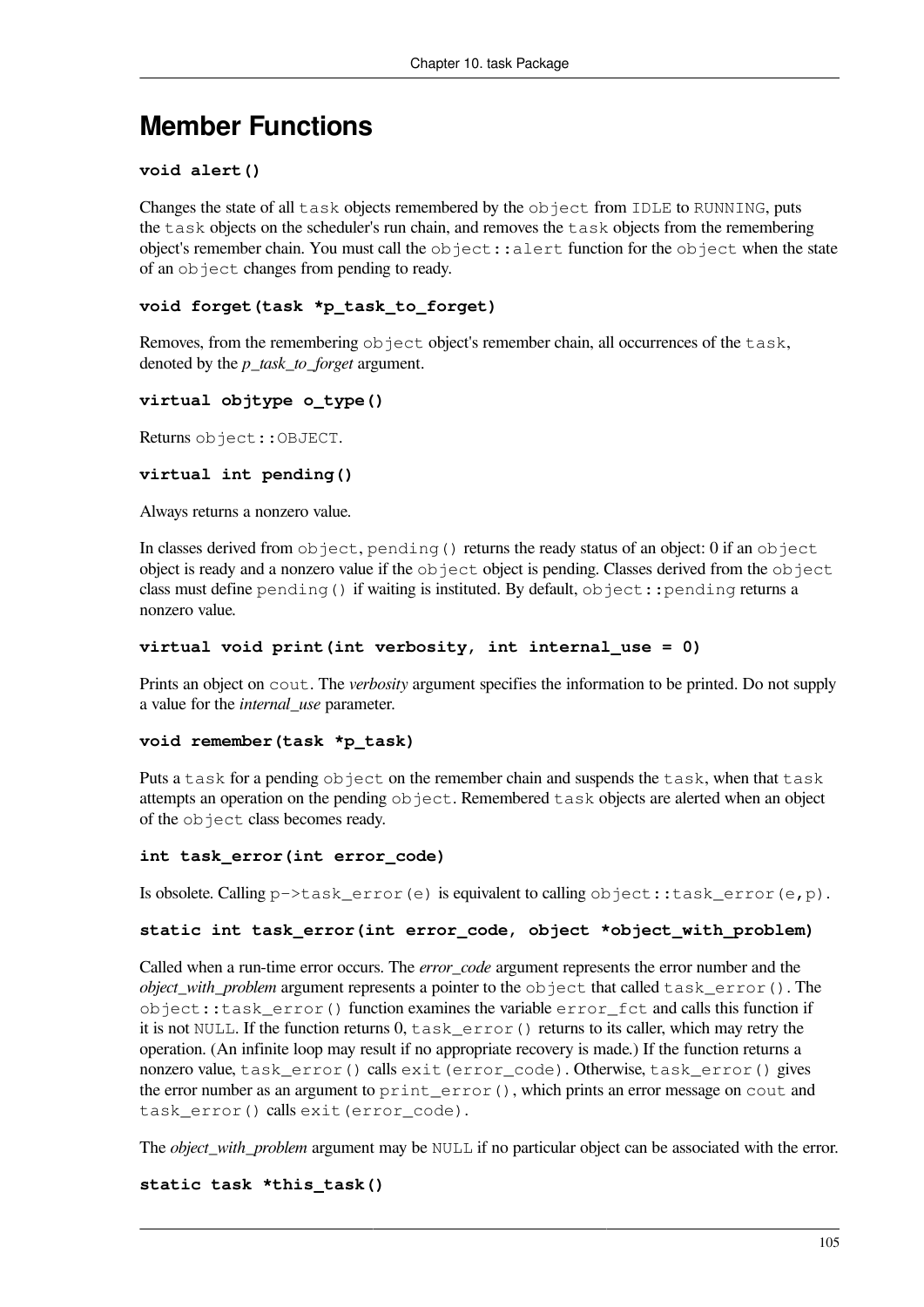## Member Functions

**`void alert()`**

Changes the state of all `task` objects remembered by the `object` from `IDLE` to `RUNNING`, puts the `task` objects on the scheduler's run chain, and removes the `task` objects from the remembering object's remember chain. You must call the `object::alert` function for the `object` when the state of an `object` changes from pending to ready.

**`void forget(task *p_task_to_forget)`**

Removes, from the remembering `object` object's remember chain, all occurrences of the `task`, denoted by the *p_task_to_forget* argument.

**`virtual objtype o_type()`**

Returns `object::OBJECT`.

**`virtual int pending()`**

Always returns a nonzero value.

In classes derived from `object`, `pending()` returns the ready status of an object: 0 if an `object` object is ready and a nonzero value if the `object` object is pending. Classes derived from the `object` class must define `pending()` if waiting is instituted. By default, `object::pending` returns a nonzero value.

**`virtual void print(int verbosity, int internal_use = 0)`**

Prints an object on `cout`. The *verbosity* argument specifies the information to be printed. Do not supply a value for the *internal_use* parameter.

**`void remember(task *p_task)`**

Puts a `task` for a pending `object` on the remember chain and suspends the `task`, when that `task` attempts an operation on the pending `object`. Remembered `task` objects are alerted when an object of the `object` class becomes ready.

**`int task_error(int error_code)`**

Is obsolete. Calling `p->task_error(e)` is equivalent to calling `object::task_error(e,p)`.

**`static int task_error(int error_code, object *object_with_problem)`**

Called when a run-time error occurs. The *error_code* argument represents the error number and the *object_with_problem* argument represents a pointer to the `object` that called `task_error()`. The `object::task_error()` function examines the variable `error_fct` and calls this function if it is not `NULL`. If the function returns 0, `task_error()` returns to its caller, which may retry the operation. (An infinite loop may result if no appropriate recovery is made.) If the function returns a nonzero value, `task_error()` calls `exit(error_code)`. Otherwise, `task_error()` gives the error number as an argument to `print_error()`, which prints an error message on `cout` and `task_error()` calls `exit(error_code)`.

The *object_with_problem* argument may be `NULL` if no particular object can be associated with the error.

**`static task *this_task()`**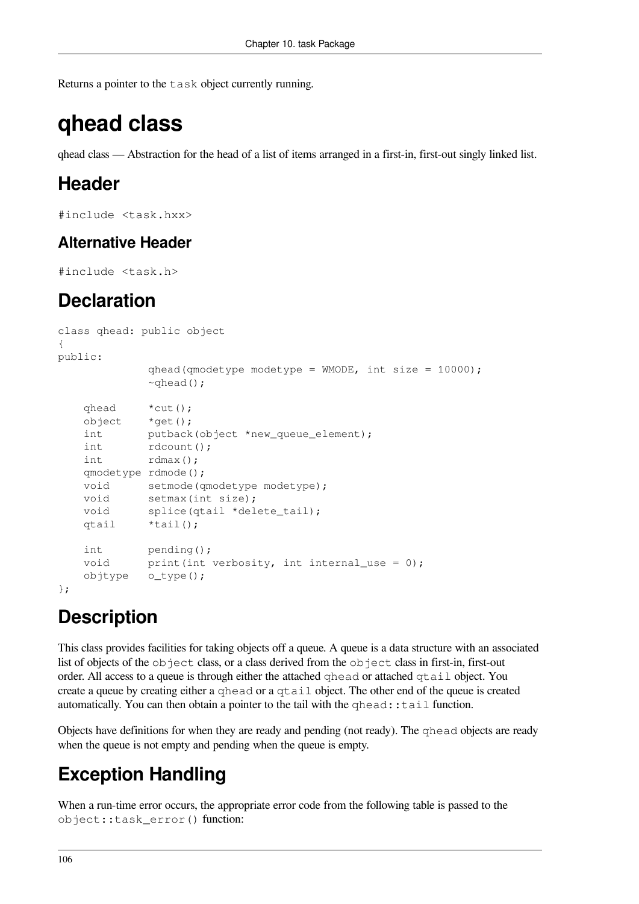Returns a pointer to the `task` object currently running.

# qhead class

qhead class — Abstraction for the head of a list of items arranged in a first-in, first-out singly linked list.

## Header

```
#include <task.hxx>
```

### Alternative Header

```
#include <task.h>
```

## Declaration

```
class qhead: public object
{
public:
              qhead(qmodetype modetype = WMODE, int size = 10000);
              ~qhead();

    qhead     *cut();
    object    *get();
    int       putback(object *new_queue_element);
    int       rdcount();
    int       rdmax();
    qmodetype rdmode();
    void      setmode(qmodetype modetype);
    void      setmax(int size);
    void      splice(qtail *delete_tail);
    qtail     *tail();

    int       pending();
    void      print(int verbosity, int internal_use = 0);
    objtype   o_type();
};
```

## Description

This class provides facilities for taking objects off a queue. A queue is a data structure with an associated list of objects of the `object` class, or a class derived from the `object` class in first-in, first-out order. All access to a queue is through either the attached `qhead` or attached `qtail` object. You create a queue by creating either a `qhead` or a `qtail` object. The other end of the queue is created automatically. You can then obtain a pointer to the tail with the `qhead::tail` function.

Objects have definitions for when they are ready and pending (not ready). The `qhead` objects are ready when the queue is not empty and pending when the queue is empty.

## Exception Handling

When a run-time error occurs, the appropriate error code from the following table is passed to the `object::task_error()` function: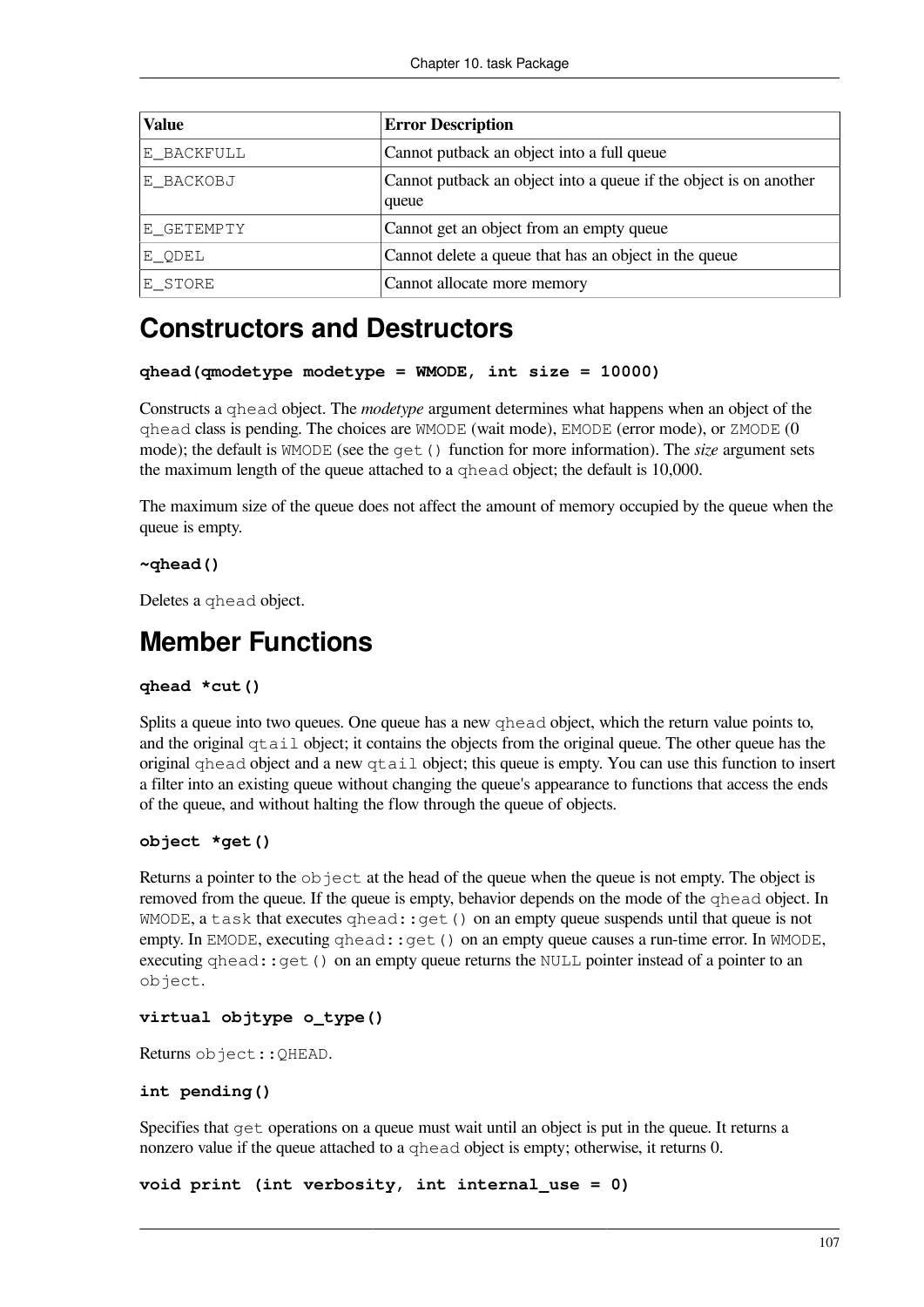| Value | Error Description |
| --- | --- |
| E_BACKFULL | Cannot putback an object into a full queue |
| E_BACKOBJ | Cannot putback an object into a queue if the object is on another queue |
| E_GETEMPTY | Cannot get an object from an empty queue |
| E_QDEL | Cannot delete a queue that has an object in the queue |
| E_STORE | Cannot allocate more memory |

## Constructors and Destructors

**qhead(qmodetype modetype = WMODE, int size = 10000)**

Constructs a `qhead` object. The *modetype* argument determines what happens when an object of the `qhead` class is pending. The choices are `WMODE` (wait mode), `EMODE` (error mode), or `ZMODE` (0 mode); the default is `WMODE` (see the `get()` function for more information). The *size* argument sets the maximum length of the queue attached to a `qhead` object; the default is 10,000.

The maximum size of the queue does not affect the amount of memory occupied by the queue when the queue is empty.

**~qhead()**

Deletes a `qhead` object.

## Member Functions

**qhead *cut()**

Splits a queue into two queues. One queue has a new `qhead` object, which the return value points to, and the original `qtail` object; it contains the objects from the original queue. The other queue has the original `qhead` object and a new `qtail` object; this queue is empty. You can use this function to insert a filter into an existing queue without changing the queue's appearance to functions that access the ends of the queue, and without halting the flow through the queue of objects.

**object *get()**

Returns a pointer to the `object` at the head of the queue when the queue is not empty. The object is removed from the queue. If the queue is empty, behavior depends on the mode of the `qhead` object. In `WMODE`, a `task` that executes `qhead::get()` on an empty queue suspends until that queue is not empty. In `EMODE`, executing `qhead::get()` on an empty queue causes a run-time error. In `WMODE`, executing `qhead::get()` on an empty queue returns the `NULL` pointer instead of a pointer to an `object`.

**virtual objtype o_type()**

Returns `object::QHEAD`.

**int pending()**

Specifies that `get` operations on a queue must wait until an object is put in the queue. It returns a nonzero value if the queue attached to a `qhead` object is empty; otherwise, it returns 0.

**void print (int verbosity, int internal_use = 0)**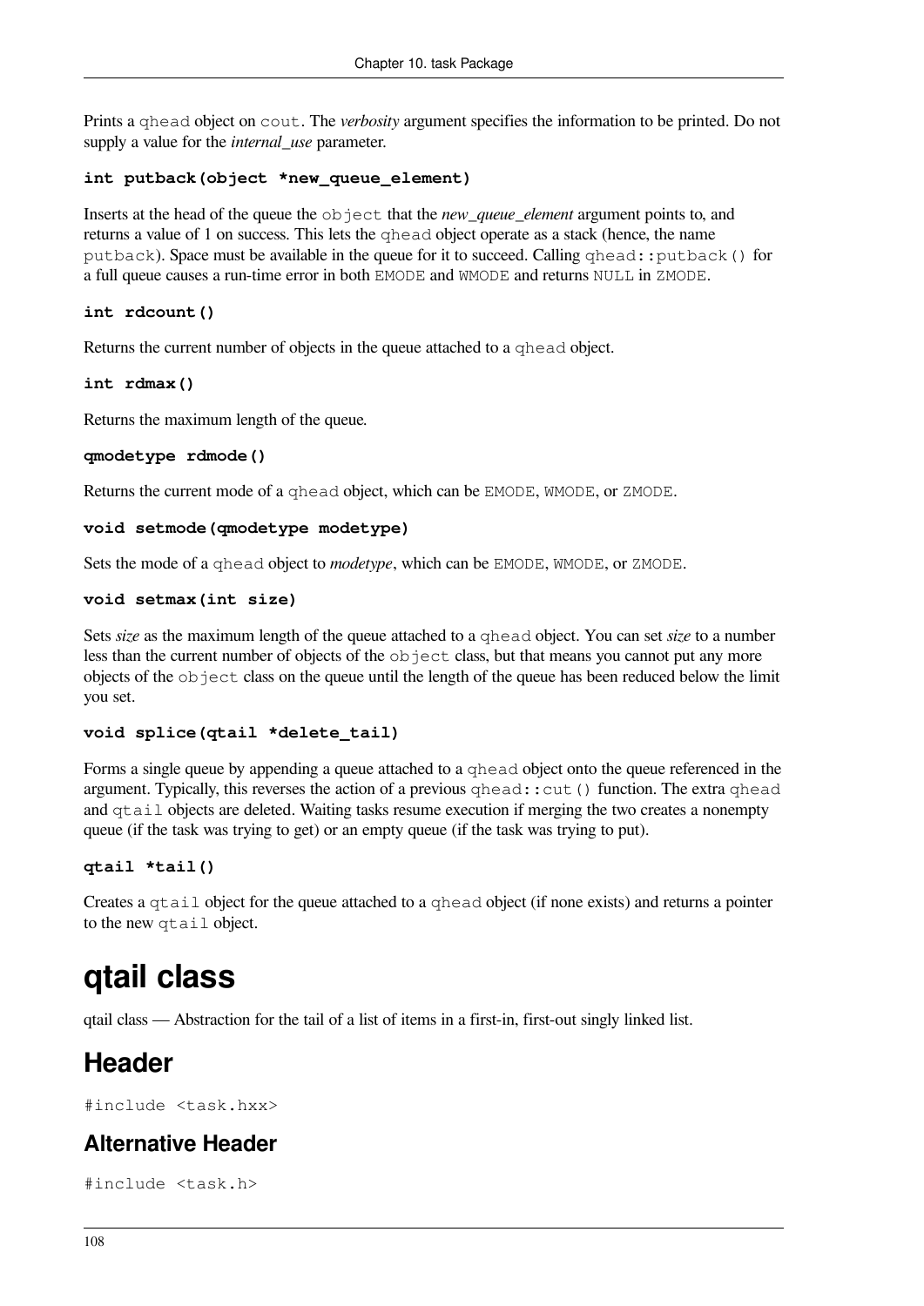Prints a `qhead` object on `cout`. The *verbosity* argument specifies the information to be printed. Do not supply a value for the *internal_use* parameter.

**`int putback(object *new_queue_element)`**

Inserts at the head of the queue the `object` that the *new_queue_element* argument points to, and returns a value of 1 on success. This lets the `qhead` object operate as a stack (hence, the name `putback`). Space must be available in the queue for it to succeed. Calling `qhead::putback()` for a full queue causes a run-time error in both `EMODE` and `WMODE` and returns `NULL` in `ZMODE`.

**`int rdcount()`**

Returns the current number of objects in the queue attached to a `qhead` object.

**`int rdmax()`**

Returns the maximum length of the queue.

**`qmodetype rdmode()`**

Returns the current mode of a `qhead` object, which can be `EMODE`, `WMODE`, or `ZMODE`.

**`void setmode(qmodetype modetype)`**

Sets the mode of a `qhead` object to *modetype*, which can be `EMODE`, `WMODE`, or `ZMODE`.

**`void setmax(int size)`**

Sets *size* as the maximum length of the queue attached to a `qhead` object. You can set *size* to a number less than the current number of objects of the `object` class, but that means you cannot put any more objects of the `object` class on the queue until the length of the queue has been reduced below the limit you set.

**`void splice(qtail *delete_tail)`**

Forms a single queue by appending a queue attached to a `qhead` object onto the queue referenced in the argument. Typically, this reverses the action of a previous `qhead::cut()` function. The extra `qhead` and `qtail` objects are deleted. Waiting tasks resume execution if merging the two creates a nonempty queue (if the task was trying to get) or an empty queue (if the task was trying to put).

**`qtail *tail()`**

Creates a `qtail` object for the queue attached to a `qhead` object (if none exists) and returns a pointer to the new `qtail` object.

# qtail class

qtail class — Abstraction for the tail of a list of items in a first-in, first-out singly linked list.

## Header

```
#include <task.hxx>
```

## Alternative Header

```
#include <task.h>
```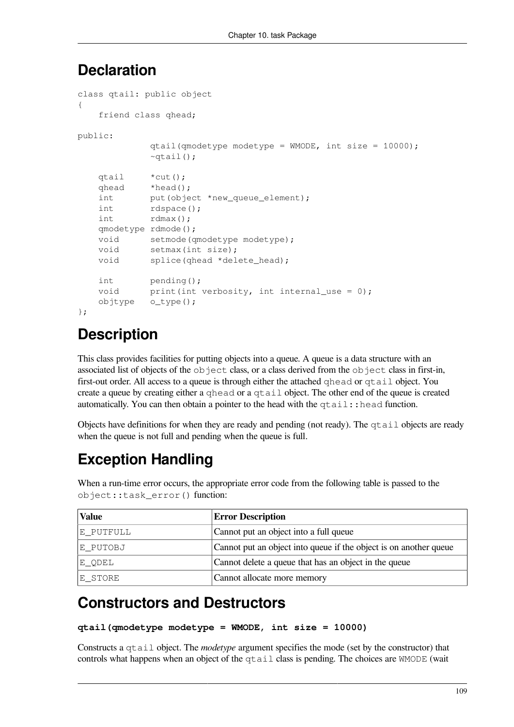## Declaration

```
class qtail: public object
{
    friend class qhead;

public:
              qtail(qmodetype modetype = WMODE, int size = 10000);
              ~qtail();

    qtail     *cut();
    qhead     *head();
    int       put(object *new_queue_element);
    int       rdspace();
    int       rdmax();
    qmodetype rdmode();
    void      setmode(qmodetype modetype);
    void      setmax(int size);
    void      splice(qhead *delete_head);

    int       pending();
    void      print(int verbosity, int internal_use = 0);
    objtype   o_type();
};
```

## Description

This class provides facilities for putting objects into a queue. A queue is a data structure with an associated list of objects of the `object` class, or a class derived from the `object` class in first-in, first-out order. All access to a queue is through either the attached `qhead` or `qtail` object. You create a queue by creating either a `qhead` or a `qtail` object. The other end of the queue is created automatically. You can then obtain a pointer to the head with the `qtail::head` function.

Objects have definitions for when they are ready and pending (not ready). The `qtail` objects are ready when the queue is not full and pending when the queue is full.

## Exception Handling

When a run-time error occurs, the appropriate error code from the following table is passed to the `object::task_error()` function:

| Value | Error Description |
|---|---|
| E_PUTFULL | Cannot put an object into a full queue |
| E_PUTOBJ | Cannot put an object into queue if the object is on another queue |
| E_QDEL | Cannot delete a queue that has an object in the queue |
| E_STORE | Cannot allocate more memory |

## Constructors and Destructors

**`qtail(qmodetype modetype = WMODE, int size = 10000)`**

Constructs a `qtail` object. The *modetype* argument specifies the mode (set by the constructor) that controls what happens when an object of the `qtail` class is pending. The choices are `WMODE` (wait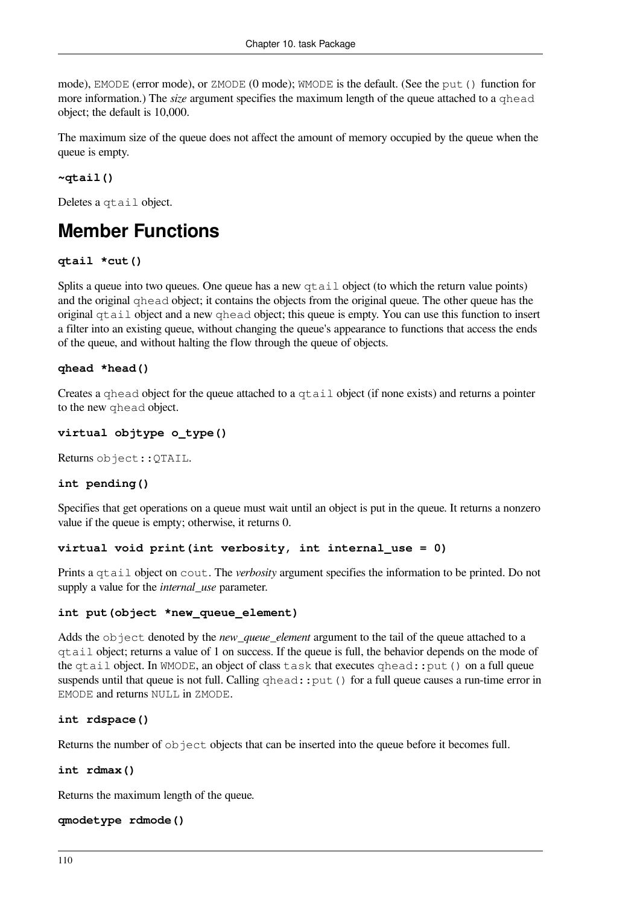mode), `EMODE` (error mode), or `ZMODE` (0 mode); `WMODE` is the default. (See the `put()` function for more information.) The *size* argument specifies the maximum length of the queue attached to a `qhead` object; the default is 10,000.

The maximum size of the queue does not affect the amount of memory occupied by the queue when the queue is empty.

**`~qtail()`**

Deletes a `qtail` object.

## Member Functions

**`qtail *cut()`**

Splits a queue into two queues. One queue has a new `qtail` object (to which the return value points) and the original `qhead` object; it contains the objects from the original queue. The other queue has the original `qtail` object and a new `qhead` object; this queue is empty. You can use this function to insert a filter into an existing queue, without changing the queue's appearance to functions that access the ends of the queue, and without halting the flow through the queue of objects.

**`qhead *head()`**

Creates a `qhead` object for the queue attached to a `qtail` object (if none exists) and returns a pointer to the new `qhead` object.

**`virtual objtype o_type()`**

Returns `object::QTAIL`.

**`int pending()`**

Specifies that get operations on a queue must wait until an object is put in the queue. It returns a nonzero value if the queue is empty; otherwise, it returns 0.

**`virtual void print(int verbosity, int internal_use = 0)`**

Prints a `qtail` object on `cout`. The *verbosity* argument specifies the information to be printed. Do not supply a value for the *internal_use* parameter.

**`int put(object *new_queue_element)`**

Adds the `object` denoted by the *new_queue_element* argument to the tail of the queue attached to a `qtail` object; returns a value of 1 on success. If the queue is full, the behavior depends on the mode of the `qtail` object. In `WMODE`, an object of class `task` that executes `qhead::put()` on a full queue suspends until that queue is not full. Calling `qhead::put()` for a full queue causes a run-time error in `EMODE` and returns `NULL` in `ZMODE`.

**`int rdspace()`**

Returns the number of `object` objects that can be inserted into the queue before it becomes full.

**`int rdmax()`**

Returns the maximum length of the queue.

**`qmodetype rdmode()`**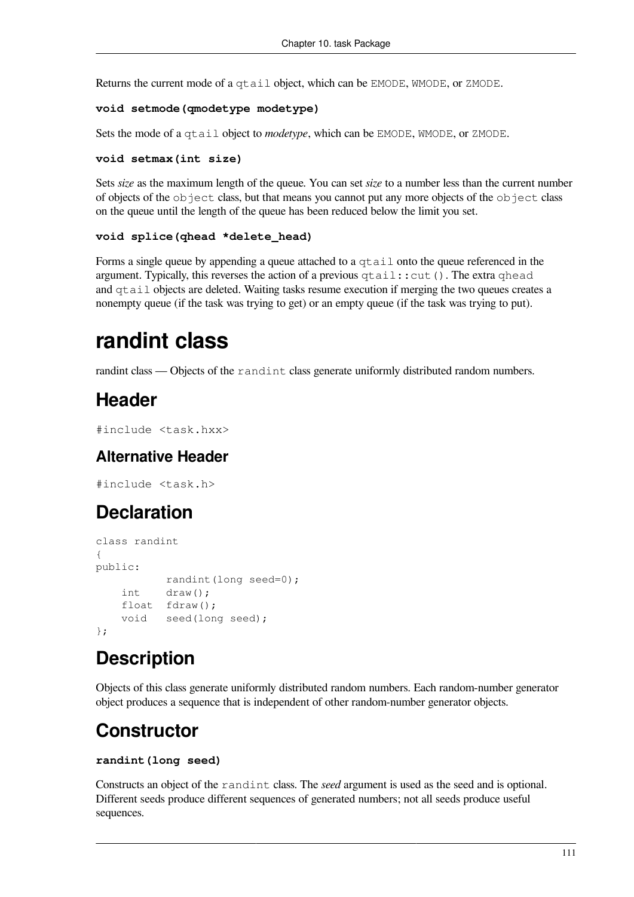Returns the current mode of a `qtail` object, which can be `EMODE`, `WMODE`, or `ZMODE`.

**`void setmode(qmodetype modetype)`**

Sets the mode of a `qtail` object to *modetype*, which can be `EMODE`, `WMODE`, or `ZMODE`.

**`void setmax(int size)`**

Sets *size* as the maximum length of the queue. You can set *size* to a number less than the current number of objects of the `object` class, but that means you cannot put any more objects of the `object` class on the queue until the length of the queue has been reduced below the limit you set.

**`void splice(qhead *delete_head)`**

Forms a single queue by appending a queue attached to a `qtail` onto the queue referenced in the argument. Typically, this reverses the action of a previous `qtail::cut()`. The extra `qhead` and `qtail` objects are deleted. Waiting tasks resume execution if merging the two queues creates a nonempty queue (if the task was trying to get) or an empty queue (if the task was trying to put).

# randint class

randint class — Objects of the `randint` class generate uniformly distributed random numbers.

## Header

```
#include <task.hxx>
```

### Alternative Header

```
#include <task.h>
```

## Declaration

```
class randint
{
public:
           randint(long seed=0);
    int    draw();
    float  fdraw();
    void   seed(long seed);
};
```

## Description

Objects of this class generate uniformly distributed random numbers. Each random-number generator object produces a sequence that is independent of other random-number generator objects.

## Constructor

**`randint(long seed)`**

Constructs an object of the `randint` class. The *seed* argument is used as the seed and is optional. Different seeds produce different sequences of generated numbers; not all seeds produce useful sequences.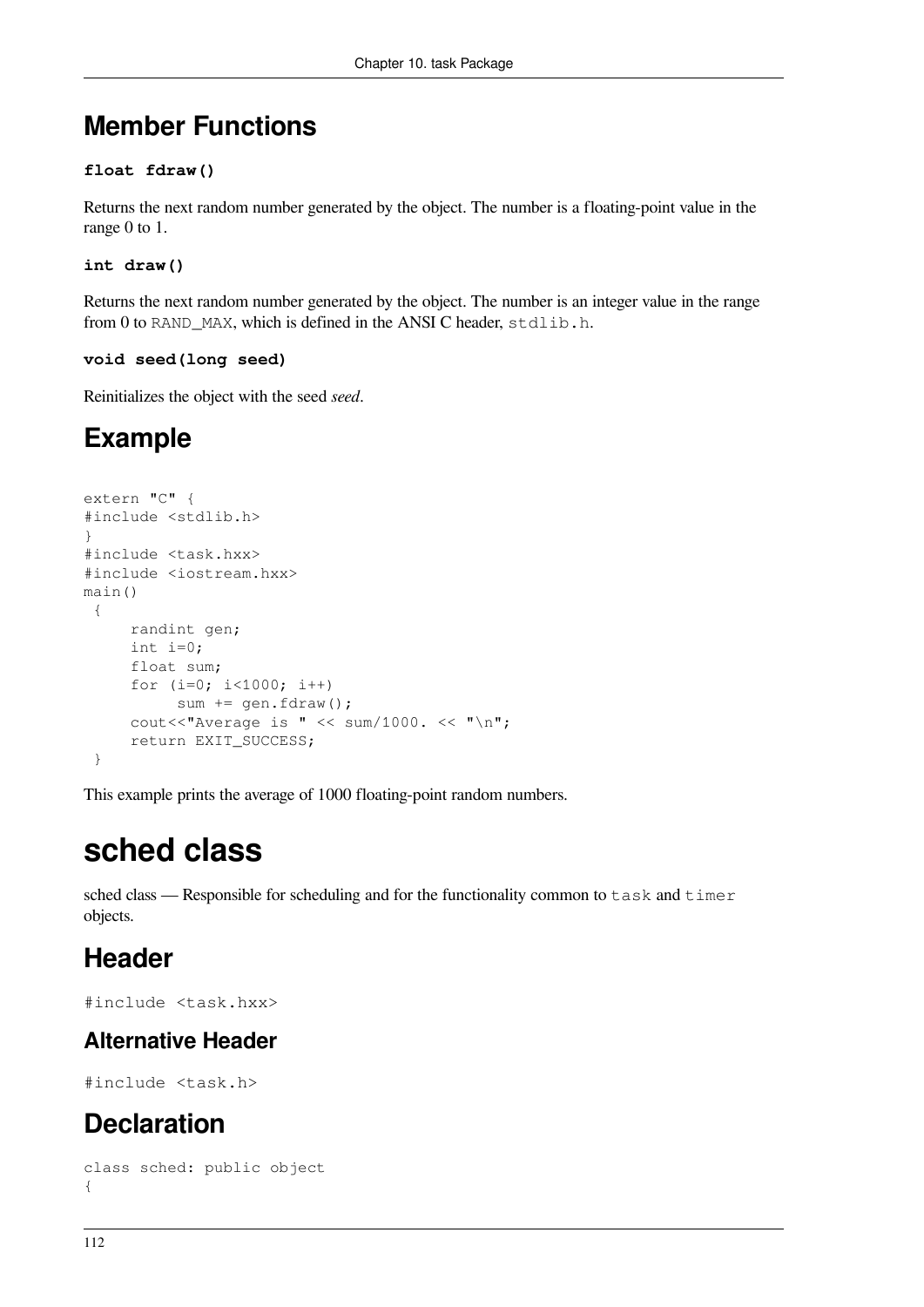## Member Functions

**`float fdraw()`**

Returns the next random number generated by the object. The number is a floating-point value in the range 0 to 1.

**`int draw()`**

Returns the next random number generated by the object. The number is an integer value in the range from 0 to `RAND_MAX`, which is defined in the ANSI C header, `stdlib.h`.

**`void seed(long seed)`**

Reinitializes the object with the seed *seed*.

## Example

```
extern "C" {
#include <stdlib.h>
}
#include <task.hxx>
#include <iostream.hxx>
main()
 {
     randint gen;
     int i=0;
     float sum;
     for (i=0; i<1000; i++)
          sum += gen.fdraw();
     cout<<"Average is " << sum/1000. << "\n";
     return EXIT_SUCCESS;
 }
```

This example prints the average of 1000 floating-point random numbers.

# sched class

sched class — Responsible for scheduling and for the functionality common to `task` and `timer` objects.

## Header

```
#include <task.hxx>
```

### Alternative Header

```
#include <task.h>
```

## Declaration

```
class sched: public object
{
```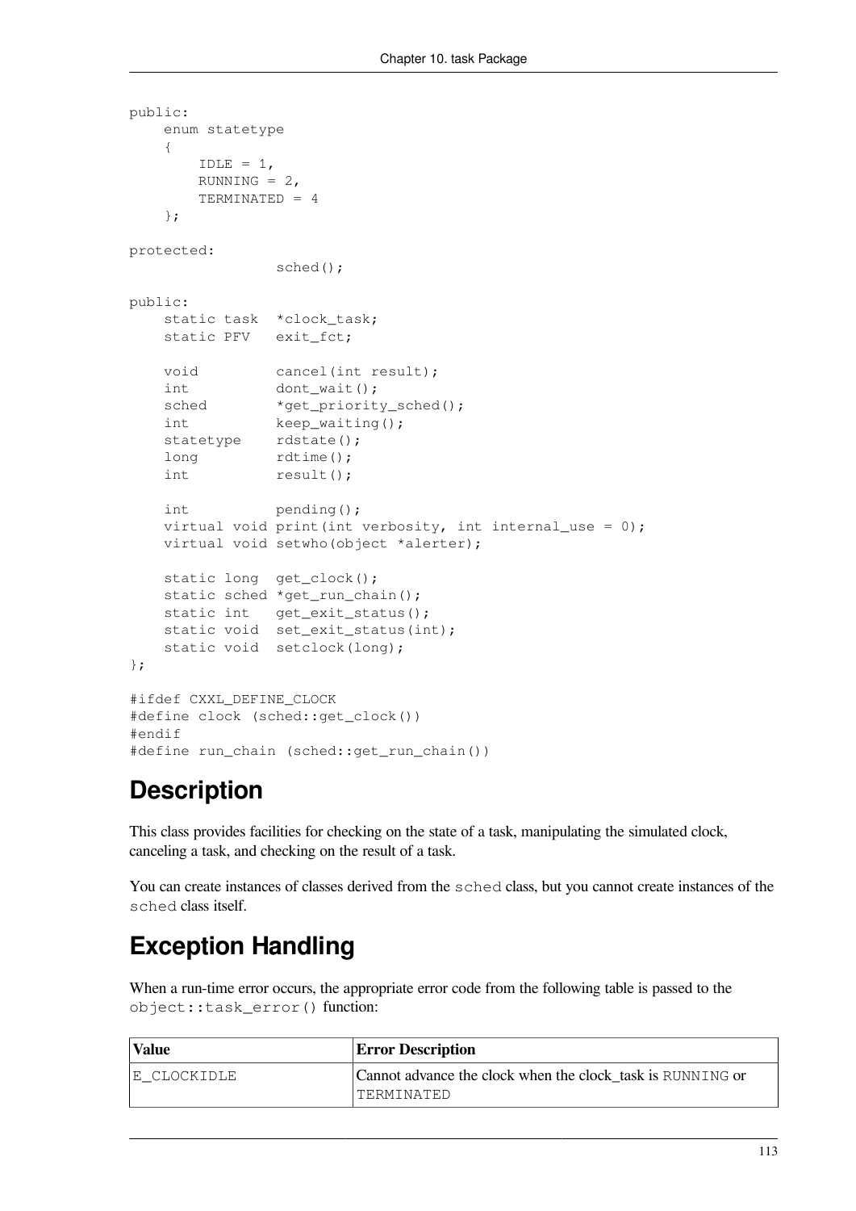```
public:
    enum statetype
    {
        IDLE = 1,
        RUNNING = 2,
        TERMINATED = 4
    };

protected:
                sched();

public:
    static task  *clock_task;
    static PFV   exit_fct;

    void         cancel(int result);
    int          dont_wait();
    sched        *get_priority_sched();
    int          keep_waiting();
    statetype    rdstate();
    long         rdtime();
    int          result();

    int          pending();
    virtual void print(int verbosity, int internal_use = 0);
    virtual void setwho(object *alerter);

    static long  get_clock();
    static sched *get_run_chain();
    static int   get_exit_status();
    static void  set_exit_status(int);
    static void  setclock(long);
};

#ifdef CXXL_DEFINE_CLOCK
#define clock (sched::get_clock())
#endif
#define run_chain (sched::get_run_chain())
```

## Description

This class provides facilities for checking on the state of a task, manipulating the simulated clock, canceling a task, and checking on the result of a task.

You can create instances of classes derived from the `sched` class, but you cannot create instances of the `sched` class itself.

## Exception Handling

When a run-time error occurs, the appropriate error code from the following table is passed to the `object::task_error()` function:

| Value | Error Description |
|---|---|
| E_CLOCKIDLE | Cannot advance the clock when the clock_task is RUNNING or TERMINATED |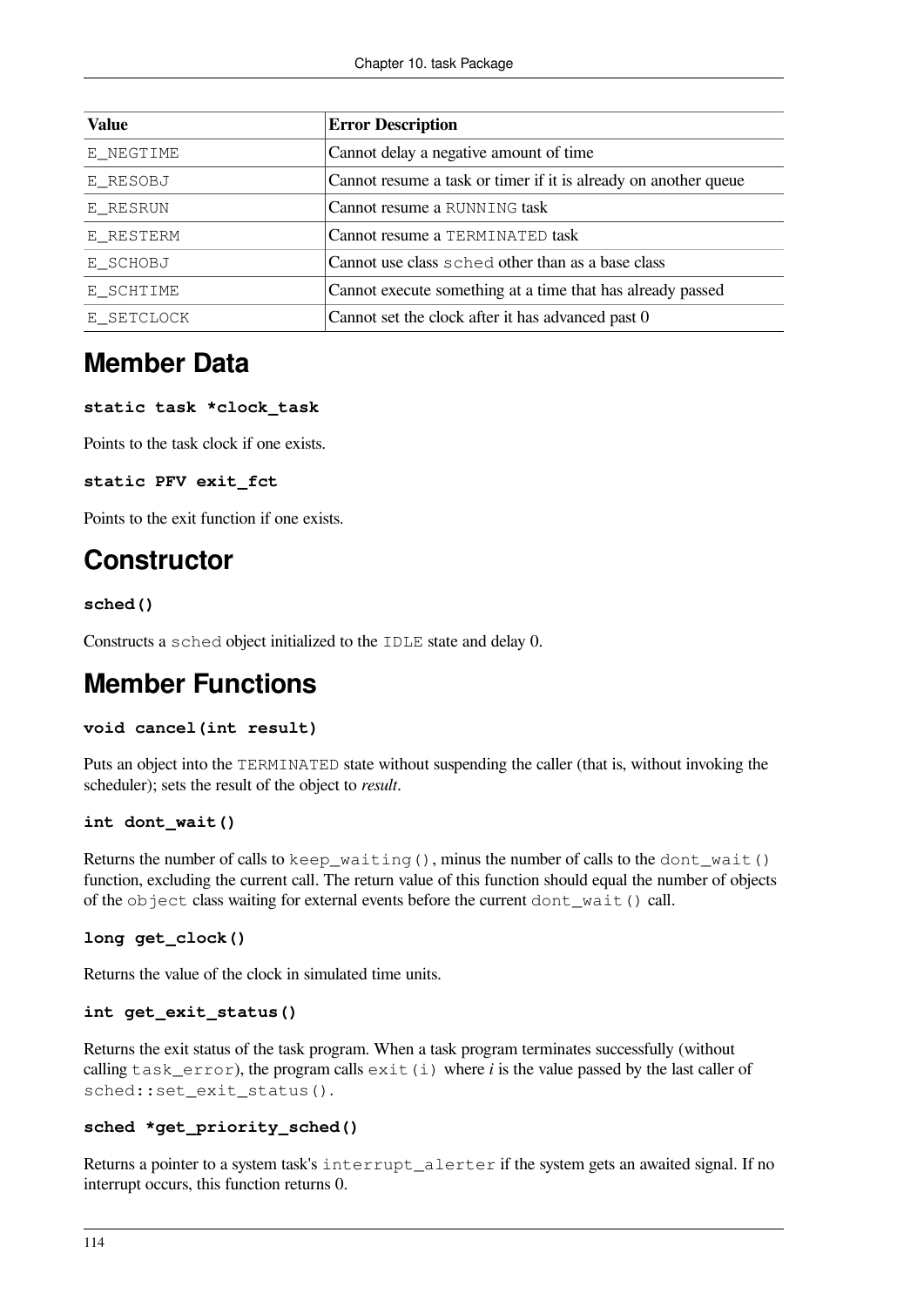| Value | Error Description |
|---|---|
| E_NEGTIME | Cannot delay a negative amount of time |
| E_RESOBJ | Cannot resume a task or timer if it is already on another queue |
| E_RESRUN | Cannot resume a RUNNING task |
| E_RESTERM | Cannot resume a TERMINATED task |
| E_SCHOBJ | Cannot use class sched other than as a base class |
| E_SCHTIME | Cannot execute something at a time that has already passed |
| E_SETCLOCK | Cannot set the clock after it has advanced past 0 |

# Member Data

**static task *clock_task**

Points to the task clock if one exists.

**static PFV exit_fct**

Points to the exit function if one exists.

# Constructor

**sched()**

Constructs a sched object initialized to the IDLE state and delay 0.

# Member Functions

**void cancel(int result)**

Puts an object into the TERMINATED state without suspending the caller (that is, without invoking the scheduler); sets the result of the object to *result*.

**int dont_wait()**

Returns the number of calls to keep_waiting(), minus the number of calls to the dont_wait() function, excluding the current call. The return value of this function should equal the number of objects of the object class waiting for external events before the current dont_wait() call.

**long get_clock()**

Returns the value of the clock in simulated time units.

**int get_exit_status()**

Returns the exit status of the task program. When a task program terminates successfully (without calling task_error), the program calls exit(i) where *i* is the value passed by the last caller of sched::set_exit_status().

**sched *get_priority_sched()**

Returns a pointer to a system task's interrupt_alerter if the system gets an awaited signal. If no interrupt occurs, this function returns 0.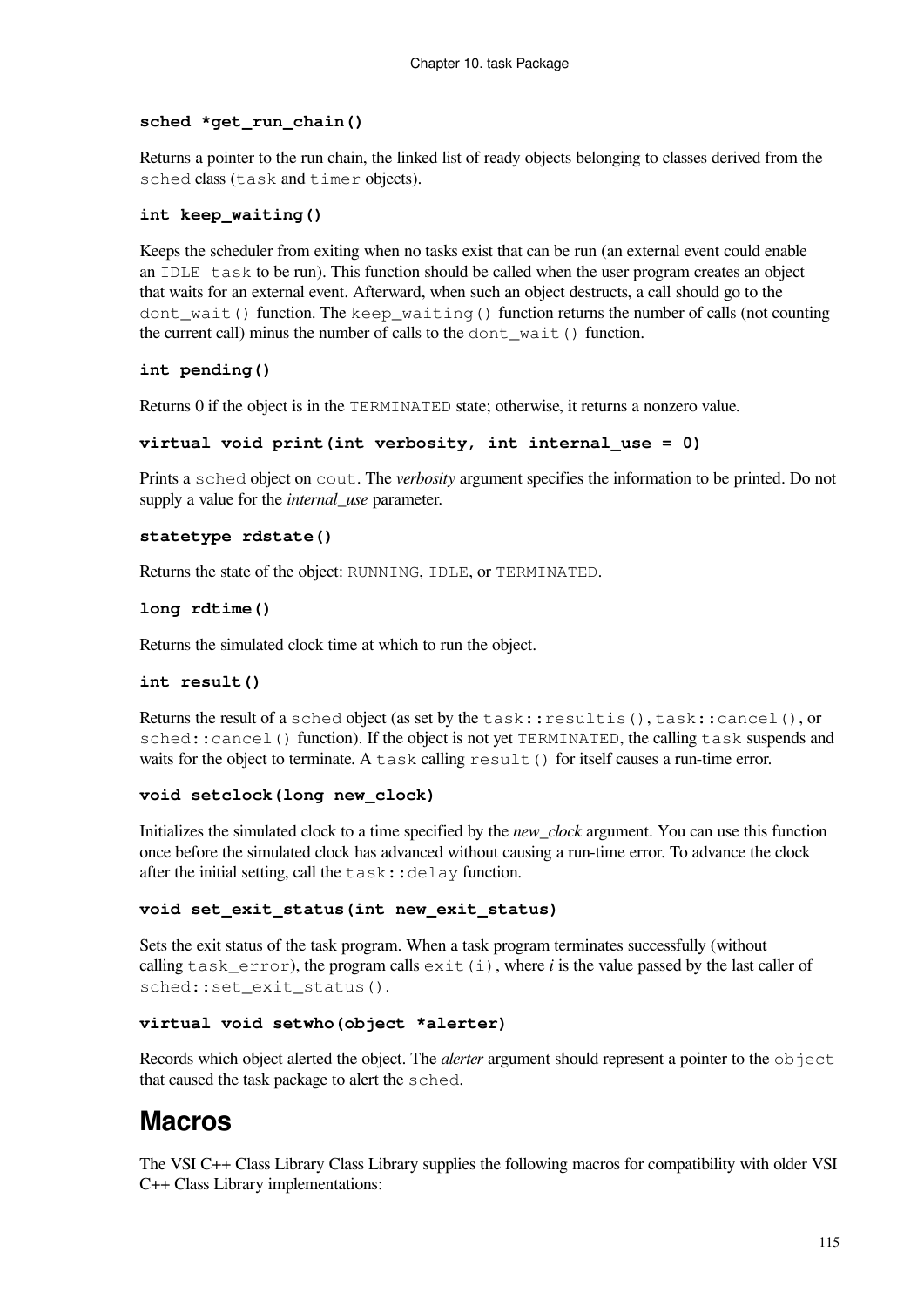**sched *get_run_chain()**

Returns a pointer to the run chain, the linked list of ready objects belonging to classes derived from the `sched` class (`task` and `timer` objects).

**int keep_waiting()**

Keeps the scheduler from exiting when no tasks exist that can be run (an external event could enable an `IDLE task` to be run). This function should be called when the user program creates an object that waits for an external event. Afterward, when such an object destructs, a call should go to the `dont_wait()` function. The `keep_waiting()` function returns the number of calls (not counting the current call) minus the number of calls to the `dont_wait()` function.

**int pending()**

Returns 0 if the object is in the `TERMINATED` state; otherwise, it returns a nonzero value.

**virtual void print(int verbosity, int internal_use = 0)**

Prints a `sched` object on `cout`. The *verbosity* argument specifies the information to be printed. Do not supply a value for the *internal_use* parameter.

**statetype rdstate()**

Returns the state of the object: `RUNNING`, `IDLE`, or `TERMINATED`.

**long rdtime()**

Returns the simulated clock time at which to run the object.

**int result()**

Returns the result of a `sched` object (as set by the `task::resultis()`, `task::cancel()`, or `sched::cancel()` function). If the object is not yet `TERMINATED`, the calling `task` suspends and waits for the object to terminate. A `task` calling `result()` for itself causes a run-time error.

**void setclock(long new_clock)**

Initializes the simulated clock to a time specified by the *new_clock* argument. You can use this function once before the simulated clock has advanced without causing a run-time error. To advance the clock after the initial setting, call the `task::delay` function.

**void set_exit_status(int new_exit_status)**

Sets the exit status of the task program. When a task program terminates successfully (without calling `task_error`), the program calls `exit(i)`, where *i* is the value passed by the last caller of `sched::set_exit_status()`.

**virtual void setwho(object *alerter)**

Records which object alerted the object. The *alerter* argument should represent a pointer to the `object` that caused the task package to alert the `sched`.

## Macros

The VSI C++ Class Library Class Library supplies the following macros for compatibility with older VSI C++ Class Library implementations: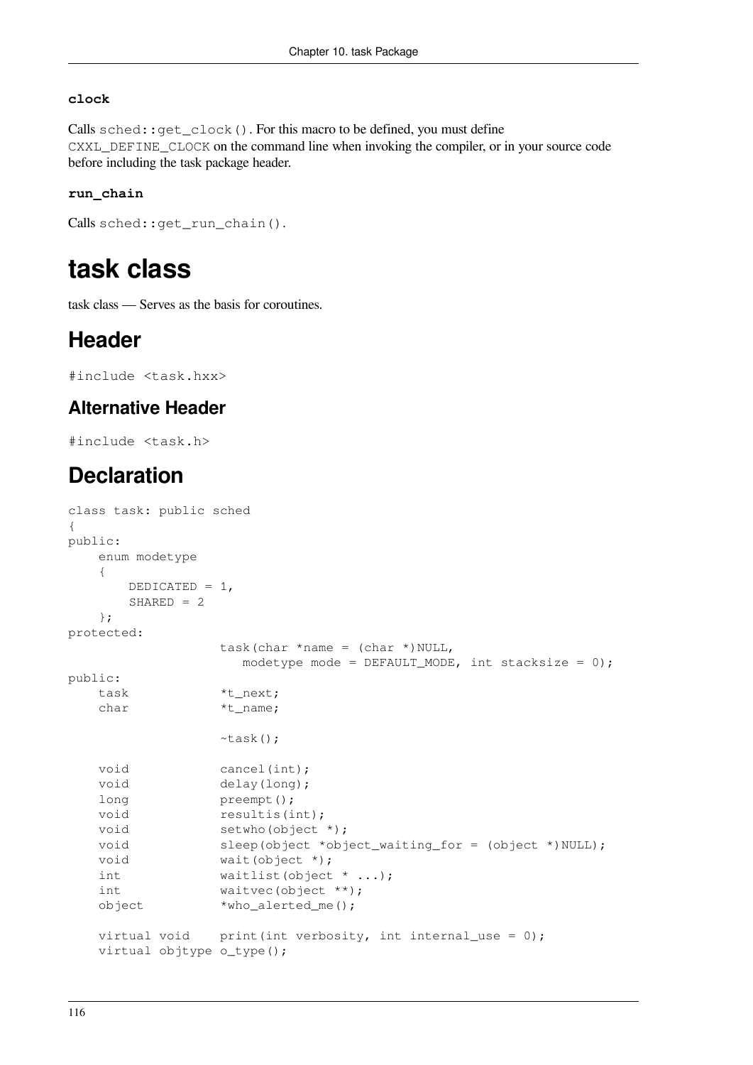**clock**

Calls `sched::get_clock()`. For this macro to be defined, you must define `CXXL_DEFINE_CLOCK` on the command line when invoking the compiler, or in your source code before including the task package header.

**run_chain**

Calls `sched::get_run_chain()`.

# task class

task class — Serves as the basis for coroutines.

## Header

```
#include <task.hxx>
```

### Alternative Header

```
#include <task.h>
```

## Declaration

```
class task: public sched
{
public:
    enum modetype
    {
        DEDICATED = 1,
        SHARED = 2
    };
protected:
                    task(char *name = (char *)NULL,
                       modetype mode = DEFAULT_MODE, int stacksize = 0);
public:
    task            *t_next;
    char            *t_name;

                    ~task();

    void            cancel(int);
    void            delay(long);
    long            preempt();
    void            resultis(int);
    void            setwho(object *);
    void            sleep(object *object_waiting_for = (object *)NULL);
    void            wait(object *);
    int             waitlist(object * ...);
    int             waitvec(object **);
    object          *who_alerted_me();

    virtual void    print(int verbosity, int internal_use = 0);
    virtual objtype o_type();
```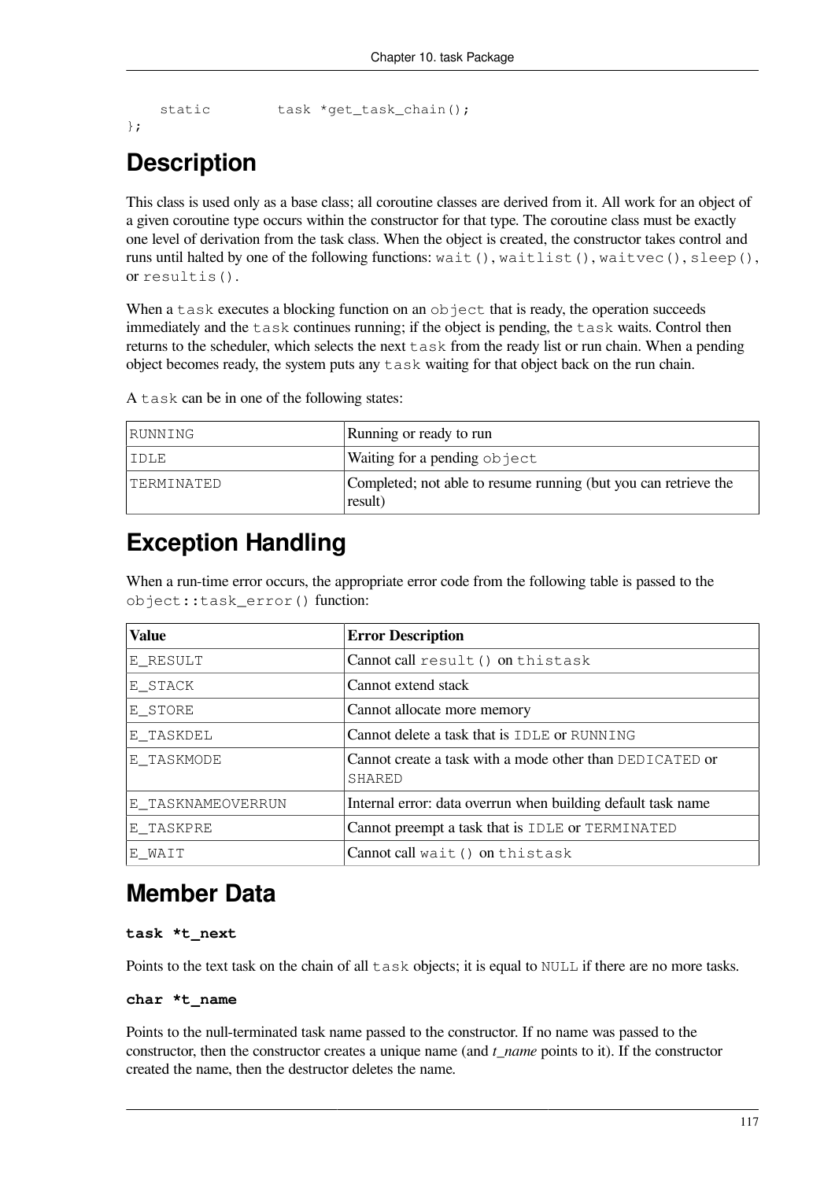```
    static          task *get_task_chain();
};
```

## Description

This class is used only as a base class; all coroutine classes are derived from it. All work for an object of a given coroutine type occurs within the constructor for that type. The coroutine class must be exactly one level of derivation from the task class. When the object is created, the constructor takes control and runs until halted by one of the following functions: `wait()`, `waitlist()`, `waitvec()`, `sleep()`, or `resultis()`.

When a `task` executes a blocking function on an `object` that is ready, the operation succeeds immediately and the `task` continues running; if the object is pending, the `task` waits. Control then returns to the scheduler, which selects the next `task` from the ready list or run chain. When a pending object becomes ready, the system puts any `task` waiting for that object back on the run chain.

A `task` can be in one of the following states:

| | |
|---|---|
| `RUNNING` | Running or ready to run |
| `IDLE` | Waiting for a pending `object` |
| `TERMINATED` | Completed; not able to resume running (but you can retrieve the result) |

## Exception Handling

When a run-time error occurs, the appropriate error code from the following table is passed to the `object::task_error()` function:

| Value | Error Description |
|---|---|
| `E_RESULT` | Cannot call `result()` on `thistask` |
| `E_STACK` | Cannot extend stack |
| `E_STORE` | Cannot allocate more memory |
| `E_TASKDEL` | Cannot delete a task that is `IDLE` or `RUNNING` |
| `E_TASKMODE` | Cannot create a task with a mode other than `DEDICATED` or `SHARED` |
| `E_TASKNAMEOVERRUN` | Internal error: data overrun when building default task name |
| `E_TASKPRE` | Cannot preempt a task that is `IDLE` or `TERMINATED` |
| `E_WAIT` | Cannot call `wait()` on `thistask` |

## Member Data

**`task *t_next`**

Points to the text task on the chain of all `task` objects; it is equal to `NULL` if there are no more tasks.

**`char *t_name`**

Points to the null-terminated task name passed to the constructor. If no name was passed to the constructor, then the constructor creates a unique name (and *t_name* points to it). If the constructor created the name, then the destructor deletes the name.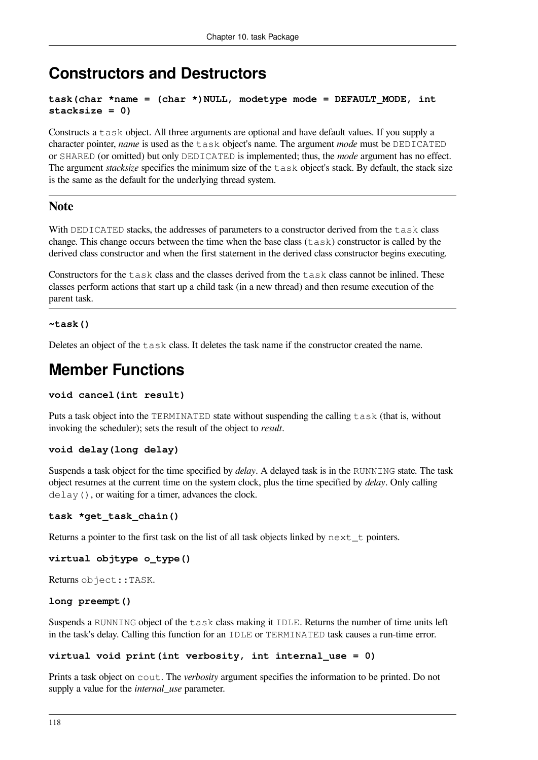## Constructors and Destructors

**task(char *name = (char *)NULL, modetype mode = DEFAULT_MODE, int stacksize = 0)**

Constructs a `task` object. All three arguments are optional and have default values. If you supply a character pointer, *name* is used as the `task` object's name. The argument *mode* must be `DEDICATED` or `SHARED` (or omitted) but only `DEDICATED` is implemented; thus, the *mode* argument has no effect. The argument *stacksize* specifies the minimum size of the `task` object's stack. By default, the stack size is the same as the default for the underlying thread system.

### Note

With `DEDICATED` stacks, the addresses of parameters to a constructor derived from the `task` class change. This change occurs between the time when the base class (`task`) constructor is called by the derived class constructor and when the first statement in the derived class constructor begins executing.

Constructors for the `task` class and the classes derived from the `task` class cannot be inlined. These classes perform actions that start up a child task (in a new thread) and then resume execution of the parent task.

**~task()**

Deletes an object of the `task` class. It deletes the task name if the constructor created the name.

## Member Functions

**void cancel(int result)**

Puts a task object into the `TERMINATED` state without suspending the calling `task` (that is, without invoking the scheduler); sets the result of the object to *result*.

**void delay(long delay)**

Suspends a task object for the time specified by *delay*. A delayed task is in the `RUNNING` state. The task object resumes at the current time on the system clock, plus the time specified by *delay*. Only calling `delay()`, or waiting for a timer, advances the clock.

**task *get_task_chain()**

Returns a pointer to the first task on the list of all task objects linked by `next_t` pointers.

**virtual objtype o_type()**

Returns `object::TASK`.

**long preempt()**

Suspends a `RUNNING` object of the `task` class making it `IDLE`. Returns the number of time units left in the task's delay. Calling this function for an `IDLE` or `TERMINATED` task causes a run-time error.

**virtual void print(int verbosity, int internal_use = 0)**

Prints a task object on `cout`. The *verbosity* argument specifies the information to be printed. Do not supply a value for the *internal_use* parameter.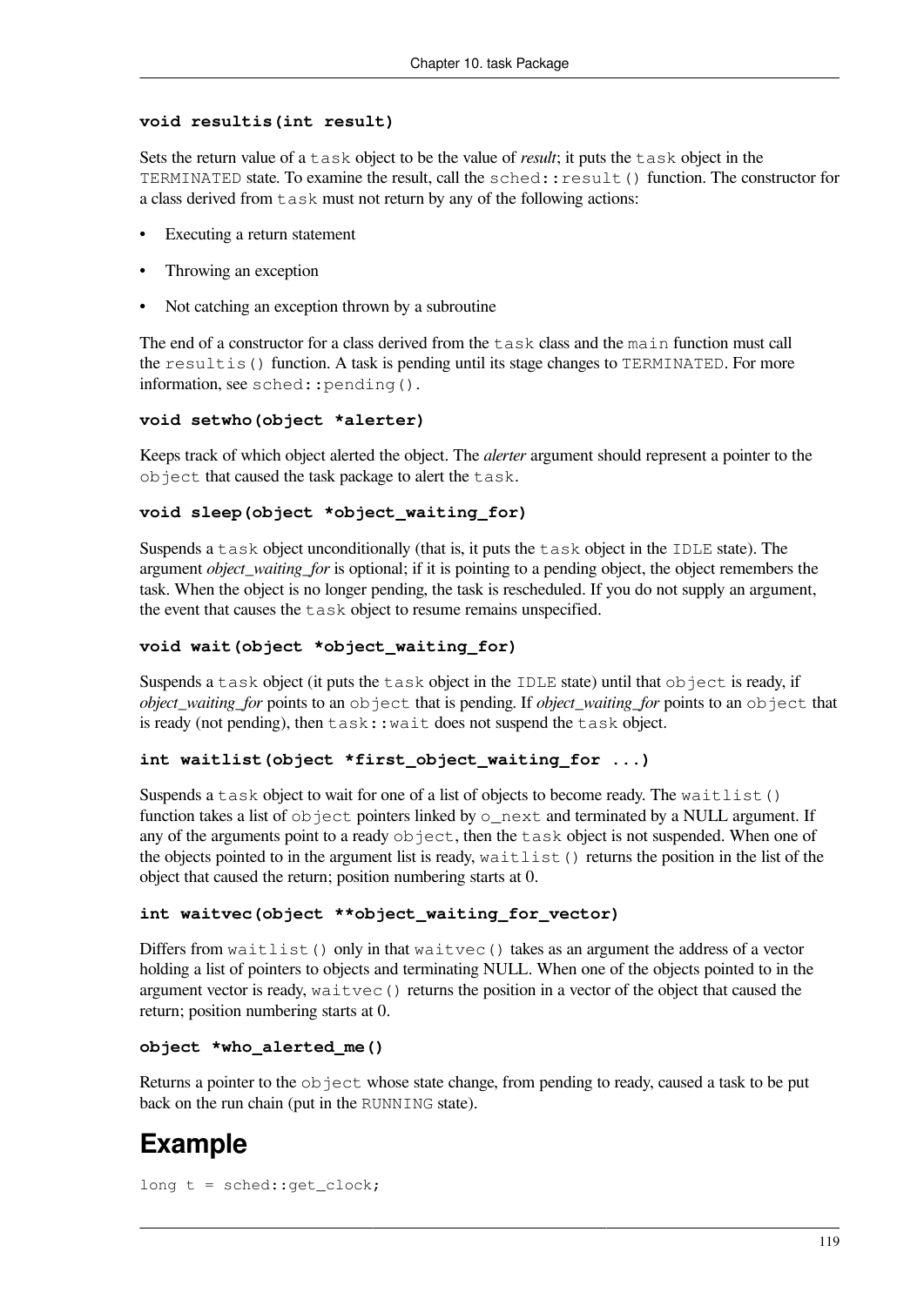**`void resultis(int result)`**

Sets the return value of a `task` object to be the value of *result*; it puts the `task` object in the `TERMINATED` state. To examine the result, call the `sched::result()` function. The constructor for a class derived from `task` must not return by any of the following actions:

- Executing a return statement
- Throwing an exception
- Not catching an exception thrown by a subroutine

The end of a constructor for a class derived from the `task` class and the `main` function must call the `resultis()` function. A task is pending until its stage changes to `TERMINATED`. For more information, see `sched::pending()`.

**`void setwho(object *alerter)`**

Keeps track of which object alerted the object. The *alerter* argument should represent a pointer to the `object` that caused the task package to alert the `task`.

**`void sleep(object *object_waiting_for)`**

Suspends a `task` object unconditionally (that is, it puts the `task` object in the `IDLE` state). The argument *object_waiting_for* is optional; if it is pointing to a pending object, the object remembers the task. When the object is no longer pending, the task is rescheduled. If you do not supply an argument, the event that causes the `task` object to resume remains unspecified.

**`void wait(object *object_waiting_for)`**

Suspends a `task` object (it puts the `task` object in the `IDLE` state) until that `object` is ready, if *object_waiting_for* points to an `object` that is pending. If *object_waiting_for* points to an `object` that is ready (not pending), then `task::wait` does not suspend the `task` object.

**`int waitlist(object *first_object_waiting_for ...)`**

Suspends a `task` object to wait for one of a list of objects to become ready. The `waitlist()` function takes a list of `object` pointers linked by `o_next` and terminated by a NULL argument. If any of the arguments point to a ready `object`, then the `task` object is not suspended. When one of the objects pointed to in the argument list is ready, `waitlist()` returns the position in the list of the object that caused the return; position numbering starts at 0.

**`int waitvec(object **object_waiting_for_vector)`**

Differs from `waitlist()` only in that `waitvec()` takes as an argument the address of a vector holding a list of pointers to objects and terminating NULL. When one of the objects pointed to in the argument vector is ready, `waitvec()` returns the position in a vector of the object that caused the return; position numbering starts at 0.

**`object *who_alerted_me()`**

Returns a pointer to the `object` whose state change, from pending to ready, caused a task to be put back on the run chain (put in the `RUNNING` state).

# Example

```
long t = sched::get_clock;
```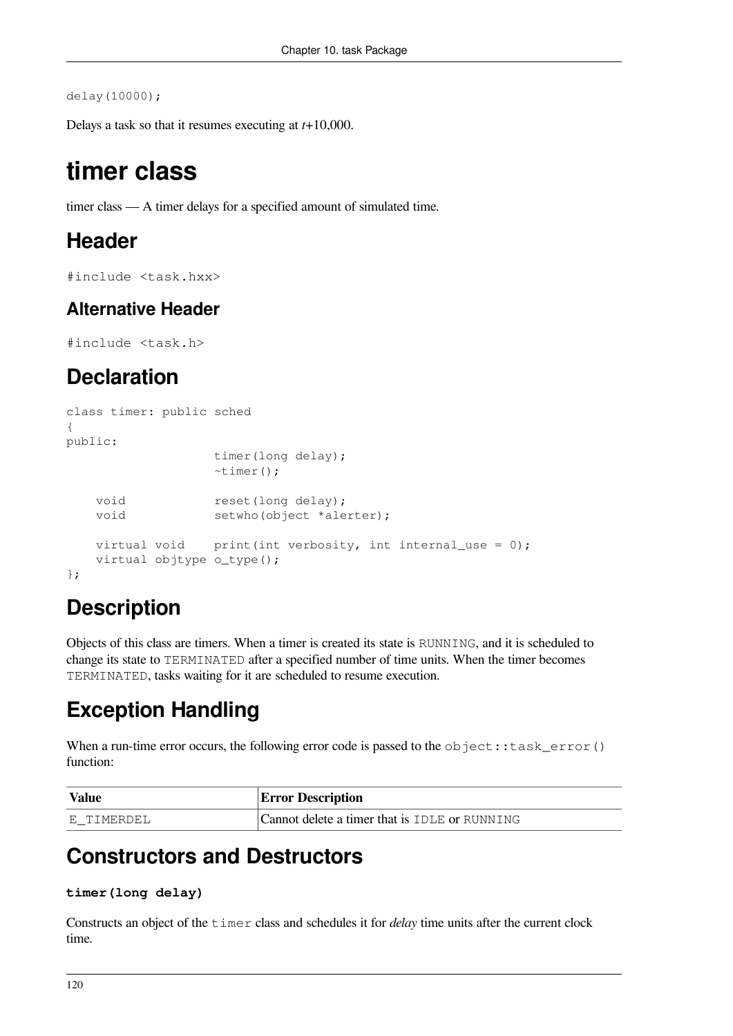```
delay(10000);
```

Delays a task so that it resumes executing at *t*+10,000.

# timer class

timer class — A timer delays for a specified amount of simulated time.

## Header

```
#include <task.hxx>
```

### Alternative Header

```
#include <task.h>
```

## Declaration

```
class timer: public sched
{
public:
                    timer(long delay);
                    ~timer();

    void            reset(long delay);
    void            setwho(object *alerter);

    virtual void    print(int verbosity, int internal_use = 0);
    virtual objtype o_type();
};
```

## Description

Objects of this class are timers. When a timer is created its state is `RUNNING`, and it is scheduled to change its state to `TERMINATED` after a specified number of time units. When the timer becomes `TERMINATED`, tasks waiting for it are scheduled to resume execution.

## Exception Handling

When a run-time error occurs, the following error code is passed to the `object::task_error()` function:

| Value | Error Description |
| --- | --- |
| `E_TIMERDEL` | Cannot delete a timer that is `IDLE` or `RUNNING` |

## Constructors and Destructors

**`timer(long delay)`**

Constructs an object of the `timer` class and schedules it for *delay* time units after the current clock time.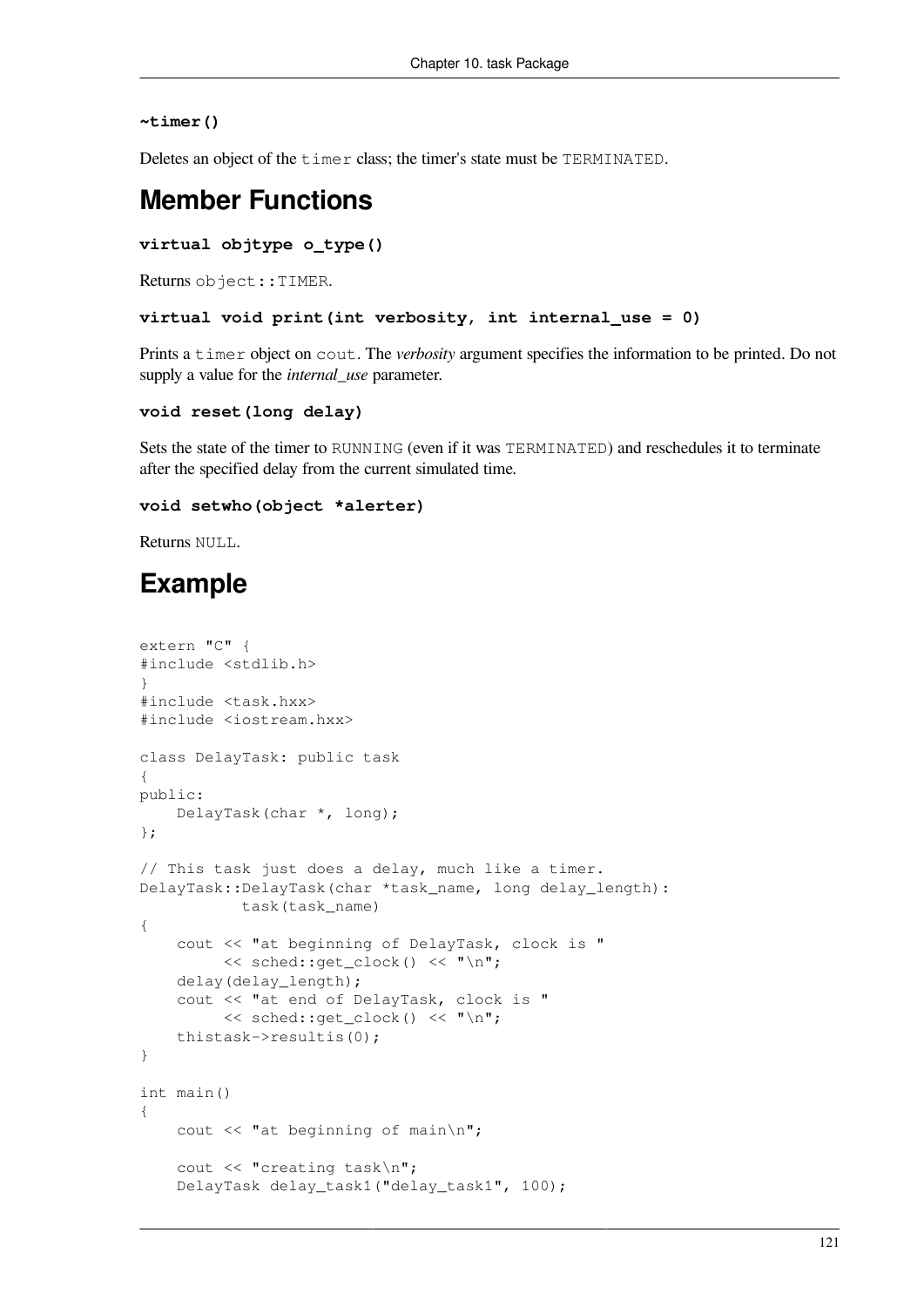**~timer()**

Deletes an object of the `timer` class; the timer's state must be `TERMINATED`.

## Member Functions

**virtual objtype o_type()**

Returns `object::TIMER`.

**virtual void print(int verbosity, int internal_use = 0)**

Prints a `timer` object on `cout`. The *verbosity* argument specifies the information to be printed. Do not supply a value for the *internal_use* parameter.

**void reset(long delay)**

Sets the state of the timer to `RUNNING` (even if it was `TERMINATED`) and reschedules it to terminate after the specified delay from the current simulated time.

**void setwho(object *alerter)**

Returns `NULL`.

## Example

```
extern "C" {
#include <stdlib.h>
}
#include <task.hxx>
#include <iostream.hxx>

class DelayTask: public task
{
public:
    DelayTask(char *, long);
};

// This task just does a delay, much like a timer.
DelayTask::DelayTask(char *task_name, long delay_length):
           task(task_name)
{
    cout << "at beginning of DelayTask, clock is "
         << sched::get_clock() << "\n";
    delay(delay_length);
    cout << "at end of DelayTask, clock is "
         << sched::get_clock() << "\n";
    thistask->resultis(0);
}

int main()
{
    cout << "at beginning of main\n";

    cout << "creating task\n";
    DelayTask delay_task1("delay_task1", 100);
```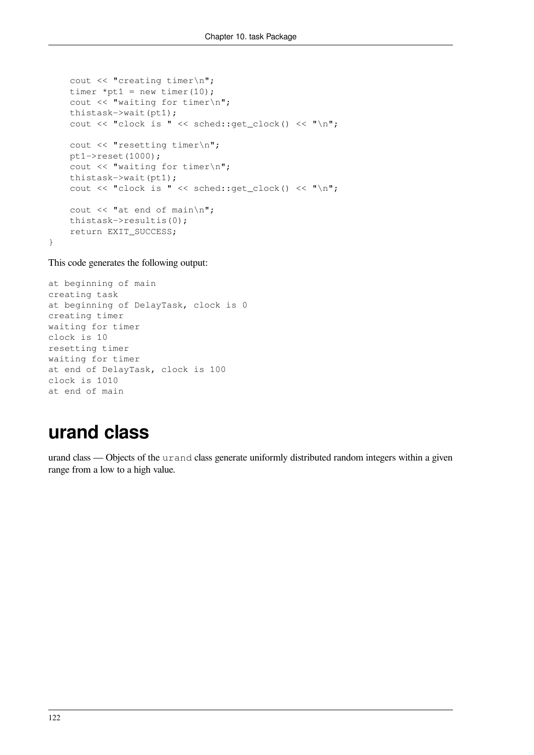```
    cout << "creating timer\n";
    timer *pt1 = new timer(10);
    cout << "waiting for timer\n";
    thistask->wait(pt1);
    cout << "clock is " << sched::get_clock() << "\n";

    cout << "resetting timer\n";
    pt1->reset(1000);
    cout << "waiting for timer\n";
    thistask->wait(pt1);
    cout << "clock is " << sched::get_clock() << "\n";

    cout << "at end of main\n";
    thistask->resultis(0);
    return EXIT_SUCCESS;
}
```

This code generates the following output:

```
at beginning of main
creating task
at beginning of DelayTask, clock is 0
creating timer
waiting for timer
clock is 10
resetting timer
waiting for timer
at end of DelayTask, clock is 100
clock is 1010
at end of main
```

# urand class

urand class — Objects of the `urand` class generate uniformly distributed random integers within a given range from a low to a high value.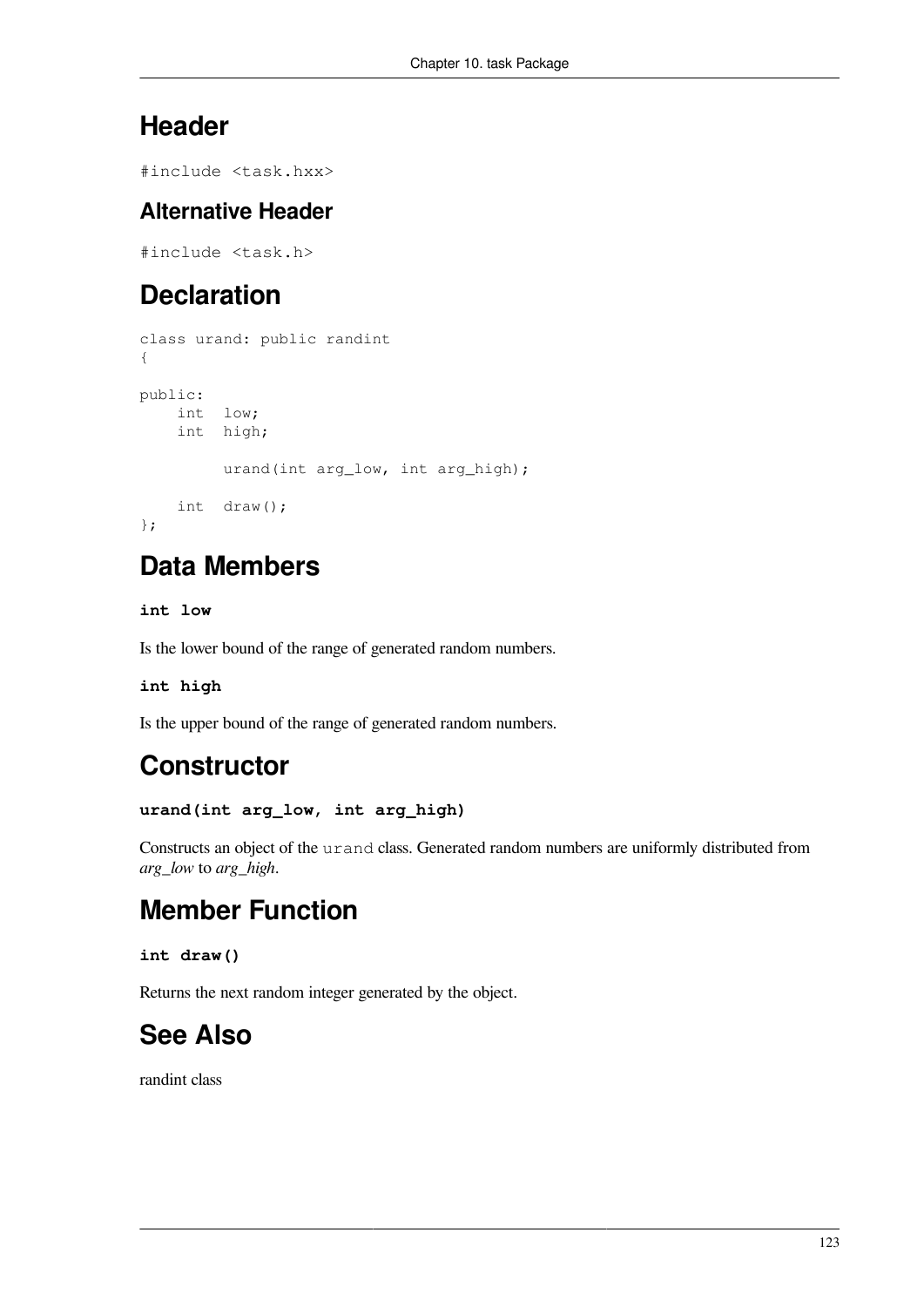## Header

```
#include <task.hxx>
```

### Alternative Header

```
#include <task.h>
```

## Declaration

```
class urand: public randint
{

public:
    int  low;
    int  high;

         urand(int arg_low, int arg_high);

    int  draw();
};
```

## Data Members

**int low**

Is the lower bound of the range of generated random numbers.

**int high**

Is the upper bound of the range of generated random numbers.

## Constructor

**urand(int arg_low, int arg_high)**

Constructs an object of the `urand` class. Generated random numbers are uniformly distributed from *arg_low* to *arg_high*.

## Member Function

**int draw()**

Returns the next random integer generated by the object.

## See Also

randint class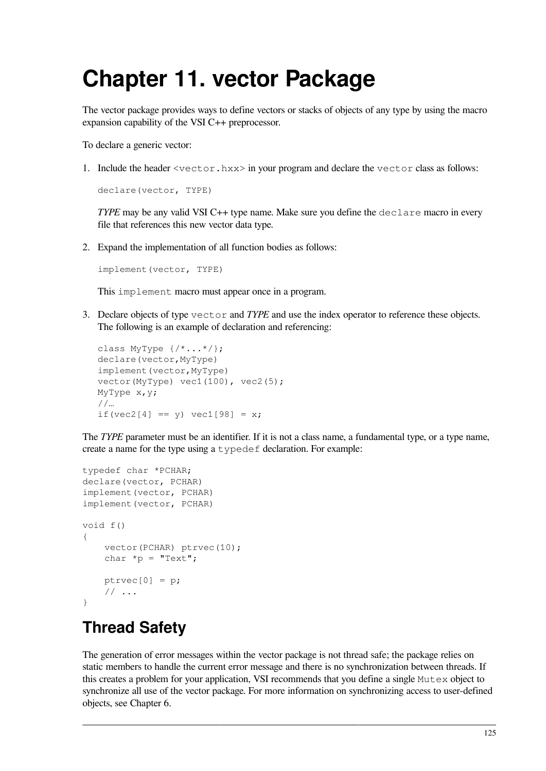# Chapter 11. vector Package

The vector package provides ways to define vectors or stacks of objects of any type by using the macro expansion capability of the VSI C++ preprocessor.

To declare a generic vector:

1. Include the header `<vector.hxx>` in your program and declare the `vector` class as follows:

   ```
   declare(vector, TYPE)
   ```

   *TYPE* may be any valid VSI C++ type name. Make sure you define the `declare` macro in every file that references this new vector data type.

2. Expand the implementation of all function bodies as follows:

   ```
   implement(vector, TYPE)
   ```

   This `implement` macro must appear once in a program.

3. Declare objects of type `vector` and *TYPE* and use the index operator to reference these objects. The following is an example of declaration and referencing:

   ```
   class MyType {/*...*/};
   declare(vector,MyType)
   implement(vector,MyType)
   vector(MyType) vec1(100), vec2(5);
   MyType x,y;
   //…
   if(vec2[4] == y) vec1[98] = x;
   ```

The *TYPE* parameter must be an identifier. If it is not a class name, a fundamental type, or a type name, create a name for the type using a `typedef` declaration. For example:

```
typedef char *PCHAR;
declare(vector, PCHAR)
implement(vector, PCHAR)
implement(vector, PCHAR)

void f()
{
    vector(PCHAR) ptrvec(10);
    char *p = "Text";

    ptrvec[0] = p;
    // ...
}
```

## Thread Safety

The generation of error messages within the vector package is not thread safe; the package relies on static members to handle the current error message and there is no synchronization between threads. If this creates a problem for your application, VSI recommends that you define a single `Mutex` object to synchronize all use of the vector package. For more information on synchronizing access to user-defined objects, see Chapter 6.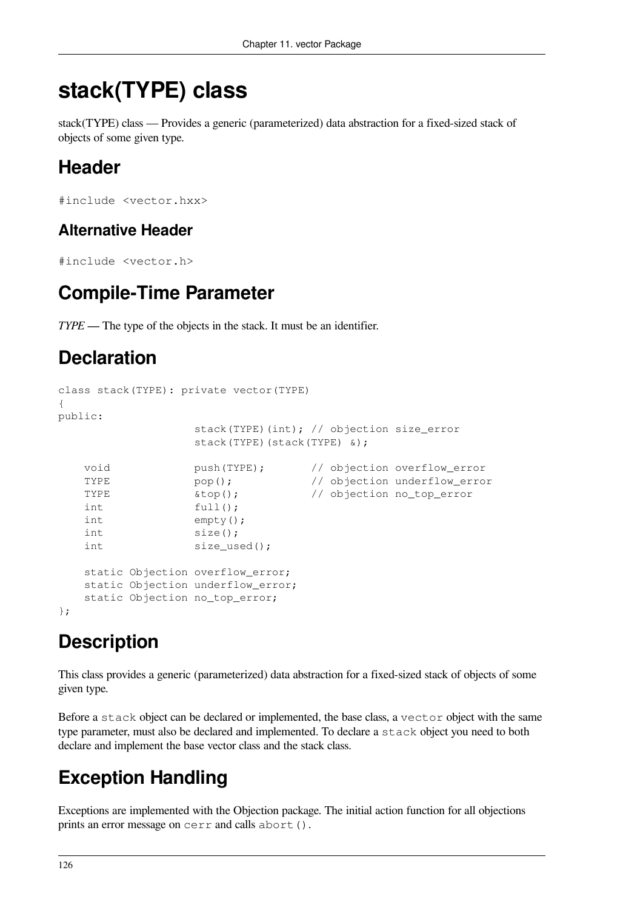# stack(TYPE) class

stack(TYPE) class — Provides a generic (parameterized) data abstraction for a fixed-sized stack of objects of some given type.

## Header

```
#include <vector.hxx>
```

### Alternative Header

```
#include <vector.h>
```

## Compile-Time Parameter

*TYPE* — The type of the objects in the stack. It must be an identifier.

## Declaration

```
class stack(TYPE): private vector(TYPE)
{
public:
                    stack(TYPE)(int); // objection size_error
                    stack(TYPE)(stack(TYPE) &);

    void            push(TYPE);       // objection overflow_error
    TYPE            pop();            // objection underflow_error
    TYPE            &top();           // objection no_top_error
    int             full();
    int             empty();
    int             size();
    int             size_used();

    static Objection overflow_error;
    static Objection underflow_error;
    static Objection no_top_error;
};
```

## Description

This class provides a generic (parameterized) data abstraction for a fixed-sized stack of objects of some given type.

Before a `stack` object can be declared or implemented, the base class, a `vector` object with the same type parameter, must also be declared and implemented. To declare a `stack` object you need to both declare and implement the base vector class and the stack class.

## Exception Handling

Exceptions are implemented with the Objection package. The initial action function for all objections prints an error message on `cerr` and calls `abort()`.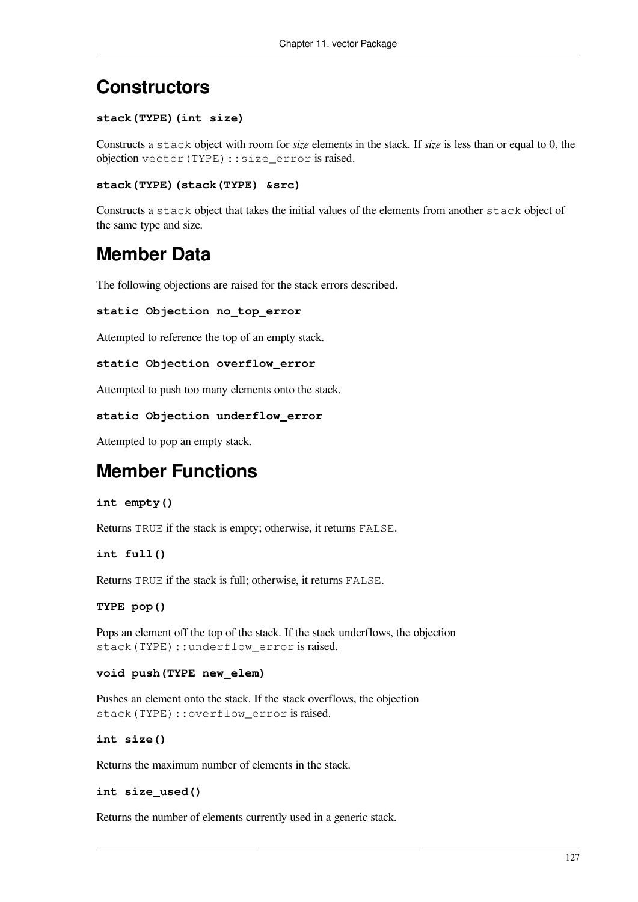## Constructors

**stack(TYPE)(int size)**

Constructs a `stack` object with room for *size* elements in the stack. If *size* is less than or equal to 0, the objection `vector(TYPE)::size_error` is raised.

**stack(TYPE)(stack(TYPE) &src)**

Constructs a `stack` object that takes the initial values of the elements from another `stack` object of the same type and size.

## Member Data

The following objections are raised for the stack errors described.

**static Objection no_top_error**

Attempted to reference the top of an empty stack.

**static Objection overflow_error**

Attempted to push too many elements onto the stack.

**static Objection underflow_error**

Attempted to pop an empty stack.

## Member Functions

**int empty()**

Returns `TRUE` if the stack is empty; otherwise, it returns `FALSE`.

**int full()**

Returns `TRUE` if the stack is full; otherwise, it returns `FALSE`.

**TYPE pop()**

Pops an element off the top of the stack. If the stack underflows, the objection `stack(TYPE)::underflow_error` is raised.

**void push(TYPE new_elem)**

Pushes an element onto the stack. If the stack overflows, the objection `stack(TYPE)::overflow_error` is raised.

**int size()**

Returns the maximum number of elements in the stack.

**int size_used()**

Returns the number of elements currently used in a generic stack.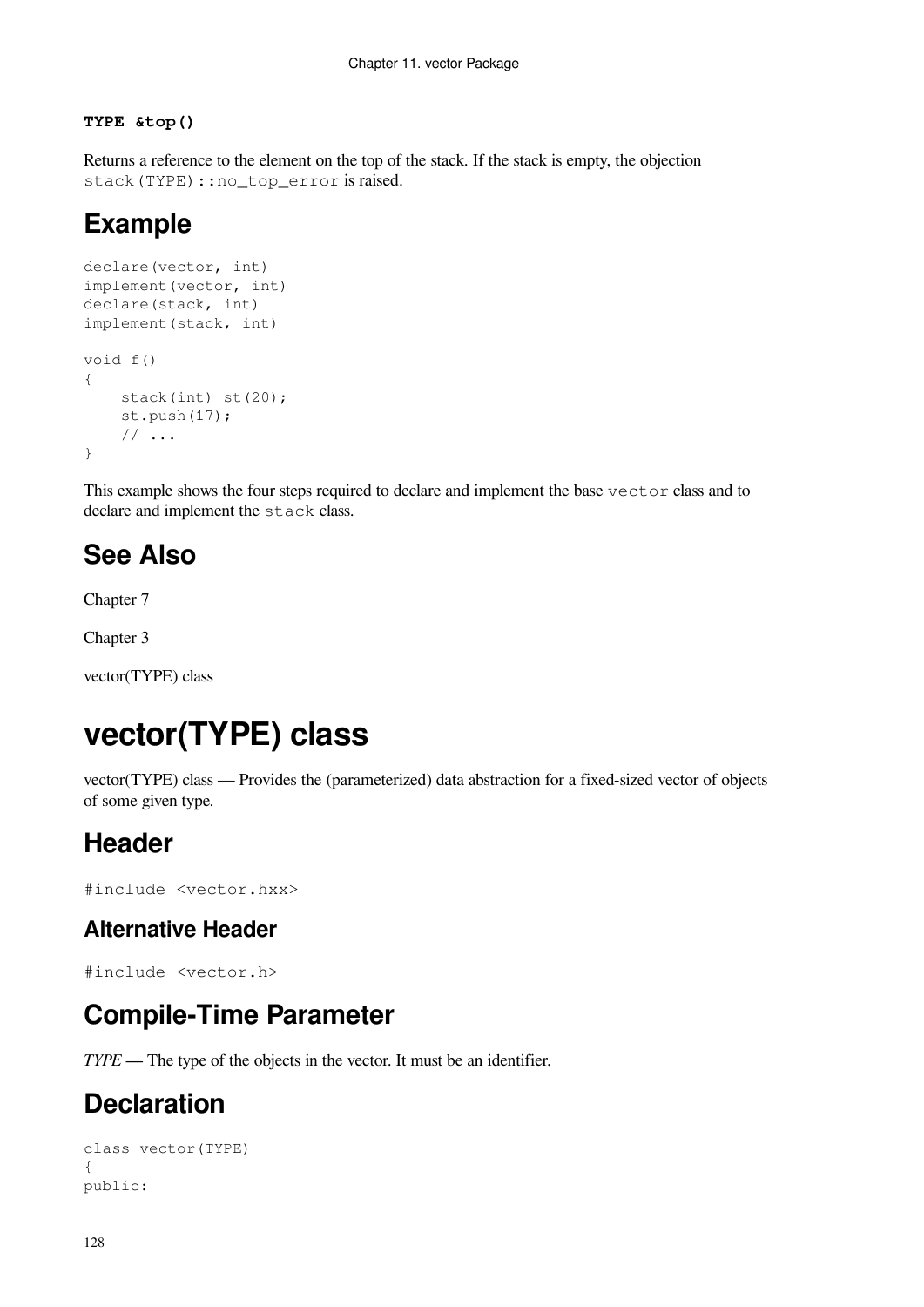**`TYPE &top()`**

Returns a reference to the element on the top of the stack. If the stack is empty, the objection `stack(TYPE)::no_top_error` is raised.

## Example

```
declare(vector, int)
implement(vector, int)
declare(stack, int)
implement(stack, int)

void f()
{
    stack(int) st(20);
    st.push(17);
    // ...
}
```

This example shows the four steps required to declare and implement the base `vector` class and to declare and implement the `stack` class.

## See Also

Chapter 7

Chapter 3

vector(TYPE) class

# vector(TYPE) class

vector(TYPE) class — Provides the (parameterized) data abstraction for a fixed-sized vector of objects of some given type.

## Header

```
#include <vector.hxx>
```

### Alternative Header

```
#include <vector.h>
```

## Compile-Time Parameter

*TYPE* — The type of the objects in the vector. It must be an identifier.

## Declaration

```
class vector(TYPE)
{
public:
```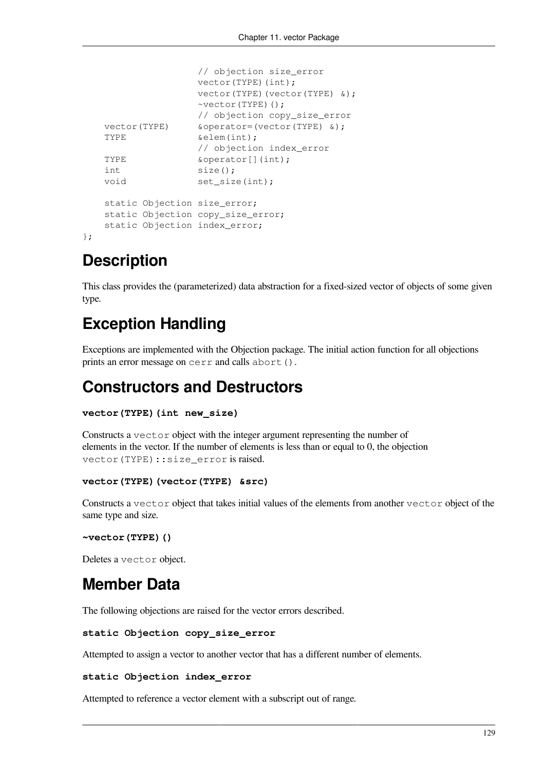```
                    // objection size_error
                    vector(TYPE)(int);
                    vector(TYPE)(vector(TYPE) &);
                    ~vector(TYPE)();
                    // objection copy_size_error
    vector(TYPE)    &operator=(vector(TYPE) &);
    TYPE            &elem(int);
                    // objection index_error
    TYPE            &operator[](int);
    int             size();
    void            set_size(int);

    static Objection size_error;
    static Objection copy_size_error;
    static Objection index_error;
};
```

## Description

This class provides the (parameterized) data abstraction for a fixed-sized vector of objects of some given type.

## Exception Handling

Exceptions are implemented with the Objection package. The initial action function for all objections prints an error message on `cerr` and calls `abort()`.

## Constructors and Destructors

**`vector(TYPE)(int new_size)`**

Constructs a `vector` object with the integer argument representing the number of elements in the vector. If the number of elements is less than or equal to 0, the objection `vector(TYPE)::size_error` is raised.

**`vector(TYPE)(vector(TYPE) &src)`**

Constructs a `vector` object that takes initial values of the elements from another `vector` object of the same type and size.

**`~vector(TYPE)()`**

Deletes a `vector` object.

## Member Data

The following objections are raised for the vector errors described.

**`static Objection copy_size_error`**

Attempted to assign a vector to another vector that has a different number of elements.

**`static Objection index_error`**

Attempted to reference a vector element with a subscript out of range.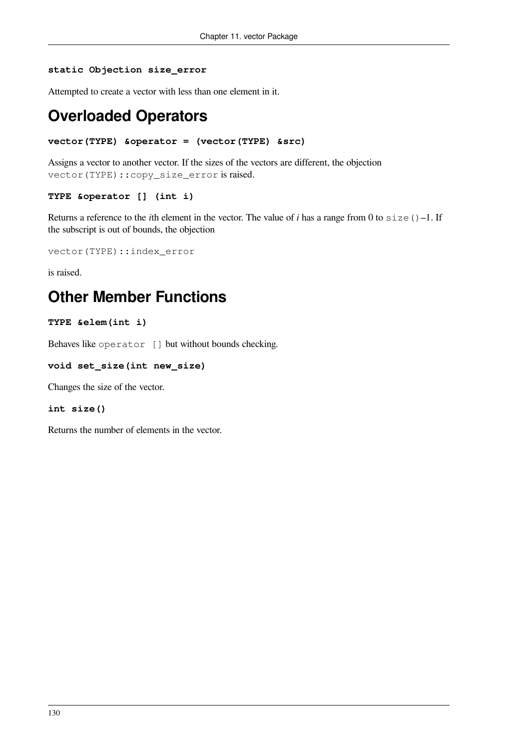**static Objection size_error**

Attempted to create a vector with less than one element in it.

## Overloaded Operators

**vector(TYPE) &operator = (vector(TYPE) &src)**

Assigns a vector to another vector. If the sizes of the vectors are different, the objection `vector(TYPE)::copy_size_error` is raised.

**TYPE &operator [] (int i)**

Returns a reference to the *i*th element in the vector. The value of *i* has a range from 0 to `size()`−1. If the subscript is out of bounds, the objection

```
vector(TYPE)::index_error
```

is raised.

## Other Member Functions

**TYPE &elem(int i)**

Behaves like `operator []` but without bounds checking.

**void set_size(int new_size)**

Changes the size of the vector.

**int size()**

Returns the number of elements in the vector.